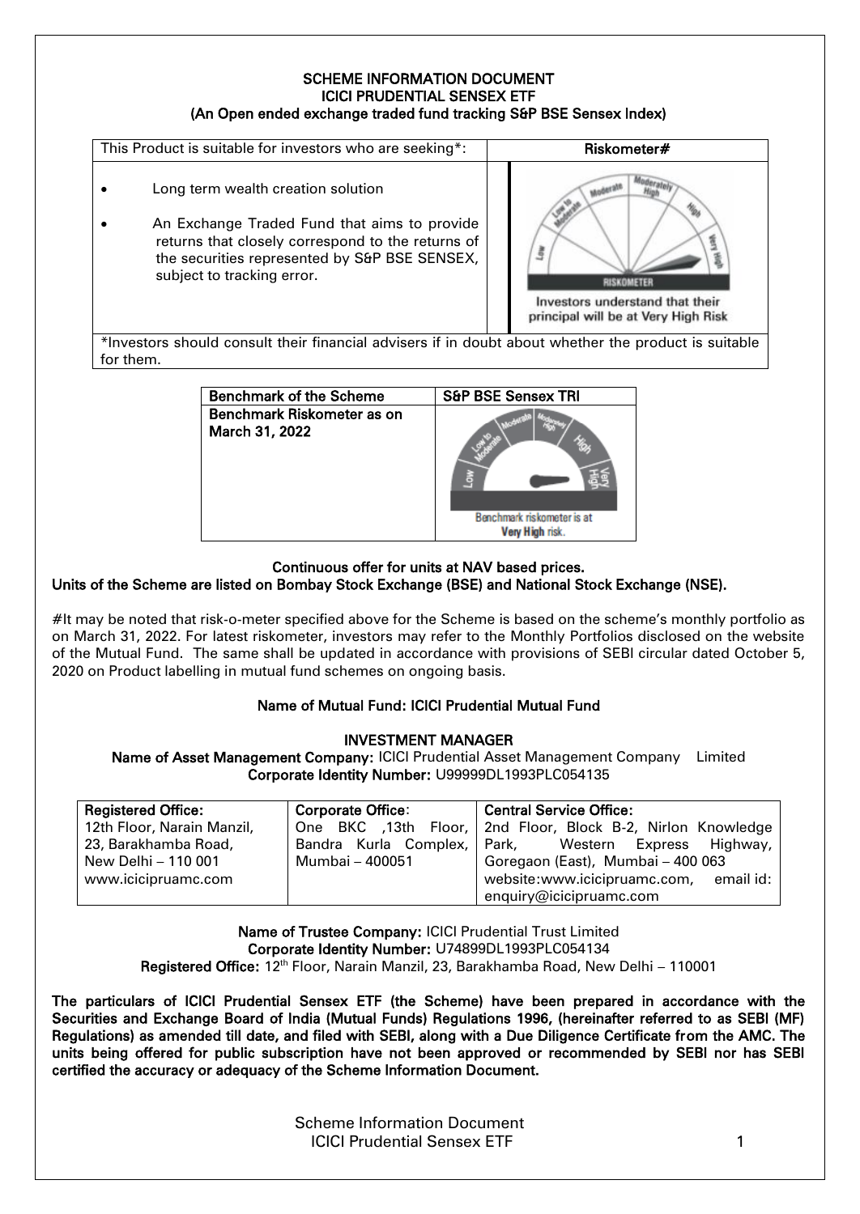# SCHEME INFORMATION DOCUMENT
## ICICI PRUDENTIAL SENSEX ETF
### (An Open ended exchange traded fund tracking S&P BSE Sensex Index)

| This Product is suitable for investors who are seeking*: | Riskometer# |
|---|---|
| • Long term wealth creation solution<br>• An Exchange Traded Fund that aims to provide returns that closely correspond to the returns of the securities represented by S&P BSE SENSEX, subject to tracking error. | RISKOMETER<br>Investors understand that their principal will be at Very High Risk |

*Investors should consult their financial advisers if in doubt about whether the product is suitable for them.

| Benchmark of the Scheme | S&P BSE Sensex TRI |
|---|---|
| Benchmark Riskometer as on March 31, 2022 | Benchmark riskometer is at **Very High** risk. |

**Continuous offer for units at NAV based prices.**
**Units of the Scheme are listed on Bombay Stock Exchange (BSE) and National Stock Exchange (NSE).**

#It may be noted that risk-o-meter specified above for the Scheme is based on the scheme's monthly portfolio as on March 31, 2022. For latest riskometer, investors may refer to the Monthly Portfolios disclosed on the website of the Mutual Fund. The same shall be updated in accordance with provisions of SEBI circular dated October 5, 2020 on Product labelling in mutual fund schemes on ongoing basis.

**Name of Mutual Fund: ICICI Prudential Mutual Fund**

**INVESTMENT MANAGER**
**Name of Asset Management Company:** ICICI Prudential Asset Management Company Limited
**Corporate Identity Number:** U99999DL1993PLC054135

| Registered Office: | Corporate Office: | Central Service Office: |
|---|---|---|
| 12th Floor, Narain Manzil, 23, Barakhamba Road, New Delhi – 110 001 www.icicipruamc.com | One BKC ,13th Floor, Bandra Kurla Complex, Mumbai – 400051 | 2nd Floor, Block B-2, Nirlon Knowledge Park, Western Express Highway, Goregaon (East), Mumbai – 400 063 website:www.icicipruamc.com, email id: enquiry@icicipruamc.com |

**Name of Trustee Company:** ICICI Prudential Trust Limited
**Corporate Identity Number:** U74899DL1993PLC054134
**Registered Office:** 12th Floor, Narain Manzil, 23, Barakhamba Road, New Delhi – 110001

**The particulars of ICICI Prudential Sensex ETF (the Scheme) have been prepared in accordance with the Securities and Exchange Board of India (Mutual Funds) Regulations 1996, (hereinafter referred to as SEBI (MF) Regulations) as amended till date, and filed with SEBI, along with a Due Diligence Certificate from the AMC. The units being offered for public subscription have not been approved or recommended by SEBI nor has SEBI certified the accuracy or adequacy of the Scheme Information Document.**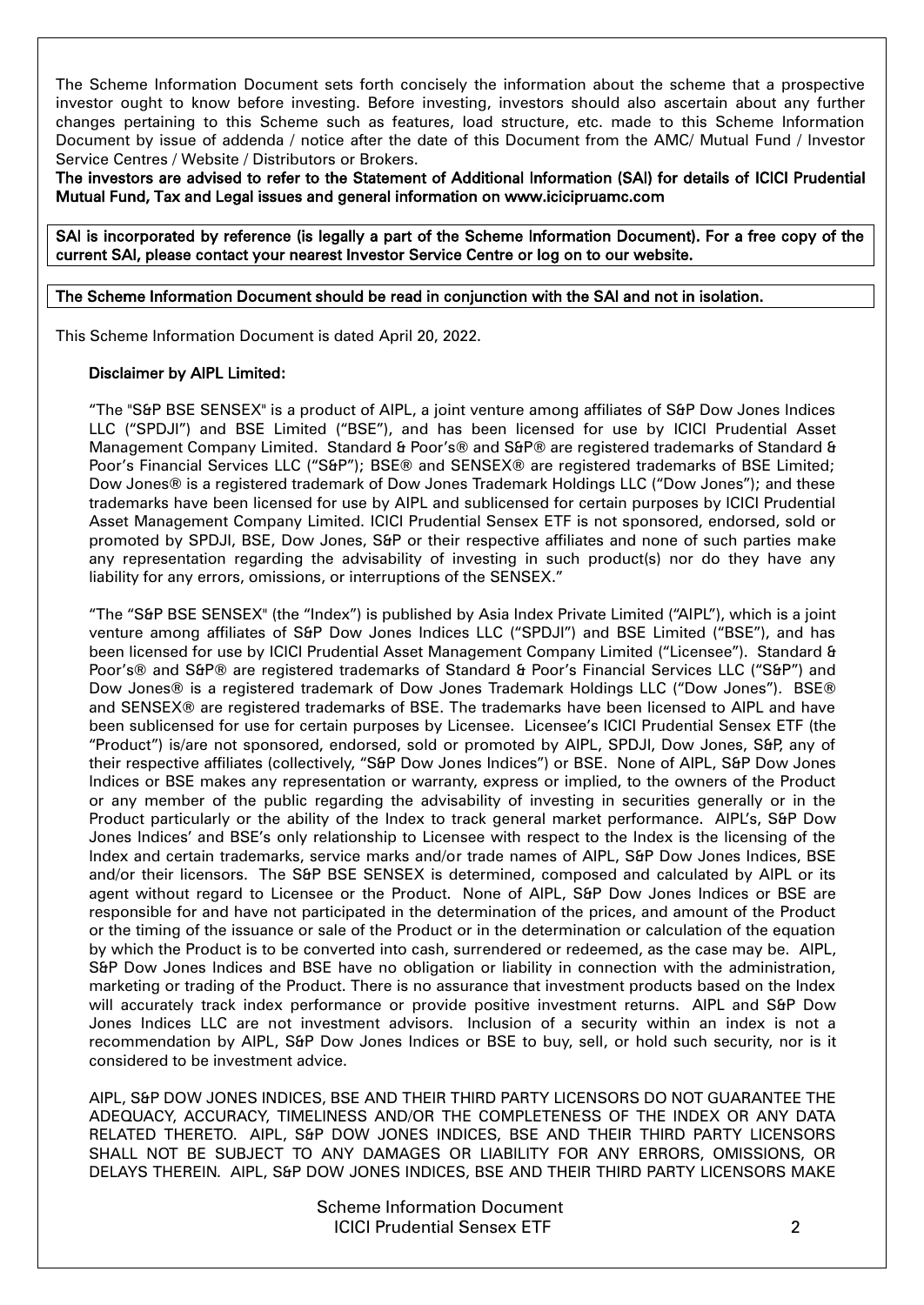The Scheme Information Document sets forth concisely the information about the scheme that a prospective investor ought to know before investing. Before investing, investors should also ascertain about any further changes pertaining to this Scheme such as features, load structure, etc. made to this Scheme Information Document by issue of addenda / notice after the date of this Document from the AMC/ Mutual Fund / Investor Service Centres / Website / Distributors or Brokers.

**The investors are advised to refer to the Statement of Additional Information (SAI) for details of ICICI Prudential Mutual Fund, Tax and Legal issues and general information on www.icicipruamc.com**

**SAI is incorporated by reference (is legally a part of the Scheme Information Document). For a free copy of the current SAI, please contact your nearest Investor Service Centre or log on to our website.**

**The Scheme Information Document should be read in conjunction with the SAI and not in isolation.**

This Scheme Information Document is dated April 20, 2022.

**Disclaimer by AIPL Limited:**

"The "S&P BSE SENSEX" is a product of AIPL, a joint venture among affiliates of S&P Dow Jones Indices LLC ("SPDJI") and BSE Limited ("BSE"), and has been licensed for use by ICICI Prudential Asset Management Company Limited. Standard & Poor's® and S&P® are registered trademarks of Standard & Poor's Financial Services LLC ("S&P"); BSE® and SENSEX® are registered trademarks of BSE Limited; Dow Jones® is a registered trademark of Dow Jones Trademark Holdings LLC ("Dow Jones"); and these trademarks have been licensed for use by AIPL and sublicensed for certain purposes by ICICI Prudential Asset Management Company Limited. ICICI Prudential Sensex ETF is not sponsored, endorsed, sold or promoted by SPDJI, BSE, Dow Jones, S&P or their respective affiliates and none of such parties make any representation regarding the advisability of investing in such product(s) nor do they have any liability for any errors, omissions, or interruptions of the SENSEX."

"The "S&P BSE SENSEX" (the "Index") is published by Asia Index Private Limited ("AIPL"), which is a joint venture among affiliates of S&P Dow Jones Indices LLC ("SPDJI") and BSE Limited ("BSE"), and has been licensed for use by ICICI Prudential Asset Management Company Limited ("Licensee"). Standard & Poor's® and S&P® are registered trademarks of Standard & Poor's Financial Services LLC ("S&P") and Dow Jones® is a registered trademark of Dow Jones Trademark Holdings LLC ("Dow Jones"). BSE® and SENSEX® are registered trademarks of BSE. The trademarks have been licensed to AIPL and have been sublicensed for use for certain purposes by Licensee. Licensee's ICICI Prudential Sensex ETF (the "Product") is/are not sponsored, endorsed, sold or promoted by AIPL, SPDJI, Dow Jones, S&P, any of their respective affiliates (collectively, "S&P Dow Jones Indices") or BSE. None of AIPL, S&P Dow Jones Indices or BSE makes any representation or warranty, express or implied, to the owners of the Product or any member of the public regarding the advisability of investing in securities generally or in the Product particularly or the ability of the Index to track general market performance. AIPL's, S&P Dow Jones Indices' and BSE's only relationship to Licensee with respect to the Index is the licensing of the Index and certain trademarks, service marks and/or trade names of AIPL, S&P Dow Jones Indices, BSE and/or their licensors. The S&P BSE SENSEX is determined, composed and calculated by AIPL or its agent without regard to Licensee or the Product. None of AIPL, S&P Dow Jones Indices or BSE are responsible for and have not participated in the determination of the prices, and amount of the Product or the timing of the issuance or sale of the Product or in the determination or calculation of the equation by which the Product is to be converted into cash, surrendered or redeemed, as the case may be. AIPL, S&P Dow Jones Indices and BSE have no obligation or liability in connection with the administration, marketing or trading of the Product. There is no assurance that investment products based on the Index will accurately track index performance or provide positive investment returns. AIPL and S&P Dow Jones Indices LLC are not investment advisors. Inclusion of a security within an index is not a recommendation by AIPL, S&P Dow Jones Indices or BSE to buy, sell, or hold such security, nor is it considered to be investment advice.

AIPL, S&P DOW JONES INDICES, BSE AND THEIR THIRD PARTY LICENSORS DO NOT GUARANTEE THE ADEQUACY, ACCURACY, TIMELINESS AND/OR THE COMPLETENESS OF THE INDEX OR ANY DATA RELATED THERETO. AIPL, S&P DOW JONES INDICES, BSE AND THEIR THIRD PARTY LICENSORS SHALL NOT BE SUBJECT TO ANY DAMAGES OR LIABILITY FOR ANY ERRORS, OMISSIONS, OR DELAYS THEREIN. AIPL, S&P DOW JONES INDICES, BSE AND THEIR THIRD PARTY LICENSORS MAKE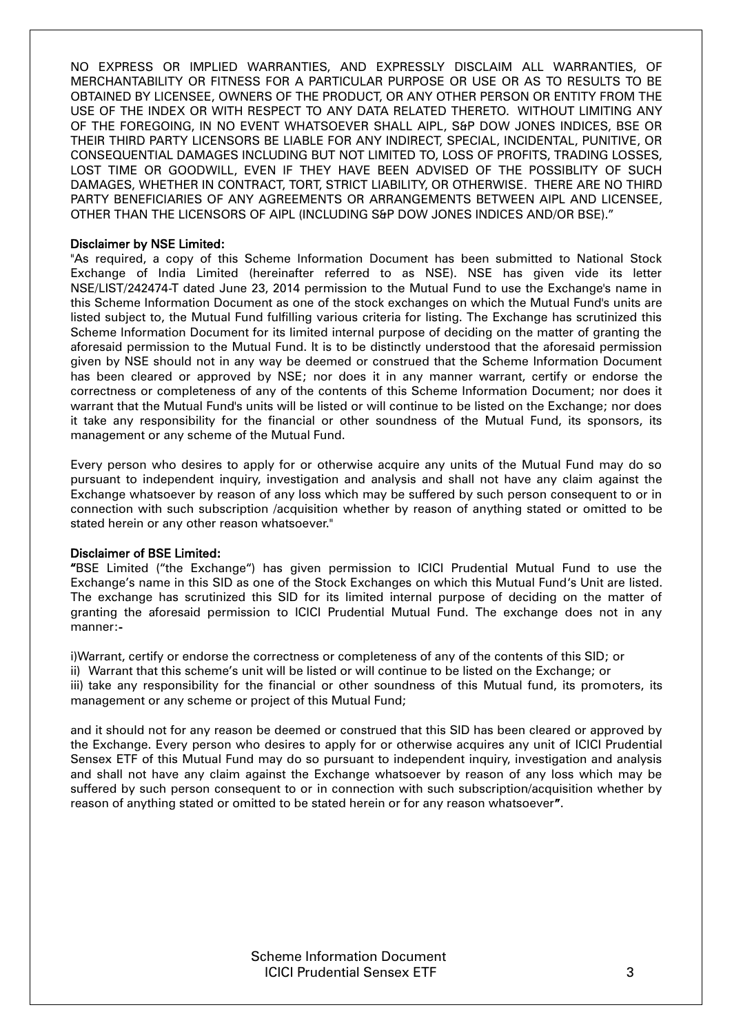NO EXPRESS OR IMPLIED WARRANTIES, AND EXPRESSLY DISCLAIM ALL WARRANTIES, OF MERCHANTABILITY OR FITNESS FOR A PARTICULAR PURPOSE OR USE OR AS TO RESULTS TO BE OBTAINED BY LICENSEE, OWNERS OF THE PRODUCT, OR ANY OTHER PERSON OR ENTITY FROM THE USE OF THE INDEX OR WITH RESPECT TO ANY DATA RELATED THERETO. WITHOUT LIMITING ANY OF THE FOREGOING, IN NO EVENT WHATSOEVER SHALL AIPL, S&P DOW JONES INDICES, BSE OR THEIR THIRD PARTY LICENSORS BE LIABLE FOR ANY INDIRECT, SPECIAL, INCIDENTAL, PUNITIVE, OR CONSEQUENTIAL DAMAGES INCLUDING BUT NOT LIMITED TO, LOSS OF PROFITS, TRADING LOSSES, LOST TIME OR GOODWILL, EVEN IF THEY HAVE BEEN ADVISED OF THE POSSIBLITY OF SUCH DAMAGES, WHETHER IN CONTRACT, TORT, STRICT LIABILITY, OR OTHERWISE. THERE ARE NO THIRD PARTY BENEFICIARIES OF ANY AGREEMENTS OR ARRANGEMENTS BETWEEN AIPL AND LICENSEE, OTHER THAN THE LICENSORS OF AIPL (INCLUDING S&P DOW JONES INDICES AND/OR BSE)."

**Disclaimer by NSE Limited:**

"As required, a copy of this Scheme Information Document has been submitted to National Stock Exchange of India Limited (hereinafter referred to as NSE). NSE has given vide its letter NSE/LIST/242474-T dated June 23, 2014 permission to the Mutual Fund to use the Exchange's name in this Scheme Information Document as one of the stock exchanges on which the Mutual Fund's units are listed subject to, the Mutual Fund fulfilling various criteria for listing. The Exchange has scrutinized this Scheme Information Document for its limited internal purpose of deciding on the matter of granting the aforesaid permission to the Mutual Fund. It is to be distinctly understood that the aforesaid permission given by NSE should not in any way be deemed or construed that the Scheme Information Document has been cleared or approved by NSE; nor does it in any manner warrant, certify or endorse the correctness or completeness of any of the contents of this Scheme Information Document; nor does it warrant that the Mutual Fund's units will be listed or will continue to be listed on the Exchange; nor does it take any responsibility for the financial or other soundness of the Mutual Fund, its sponsors, its management or any scheme of the Mutual Fund.

Every person who desires to apply for or otherwise acquire any units of the Mutual Fund may do so pursuant to independent inquiry, investigation and analysis and shall not have any claim against the Exchange whatsoever by reason of any loss which may be suffered by such person consequent to or in connection with such subscription /acquisition whether by reason of anything stated or omitted to be stated herein or any other reason whatsoever."

**Disclaimer of BSE Limited:**

"BSE Limited ("the Exchange") has given permission to ICICI Prudential Mutual Fund to use the Exchange's name in this SID as one of the Stock Exchanges on which this Mutual Fund's Unit are listed. The exchange has scrutinized this SID for its limited internal purpose of deciding on the matter of granting the aforesaid permission to ICICI Prudential Mutual Fund. The exchange does not in any manner:-

i)Warrant, certify or endorse the correctness or completeness of any of the contents of this SID; or
ii) Warrant that this scheme's unit will be listed or will continue to be listed on the Exchange; or
iii) take any responsibility for the financial or other soundness of this Mutual fund, its promoters, its management or any scheme or project of this Mutual Fund;

and it should not for any reason be deemed or construed that this SID has been cleared or approved by the Exchange. Every person who desires to apply for or otherwise acquires any unit of ICICI Prudential Sensex ETF of this Mutual Fund may do so pursuant to independent inquiry, investigation and analysis and shall not have any claim against the Exchange whatsoever by reason of any loss which may be suffered by such person consequent to or in connection with such subscription/acquisition whether by reason of anything stated or omitted to be stated herein or for any reason whatsoever".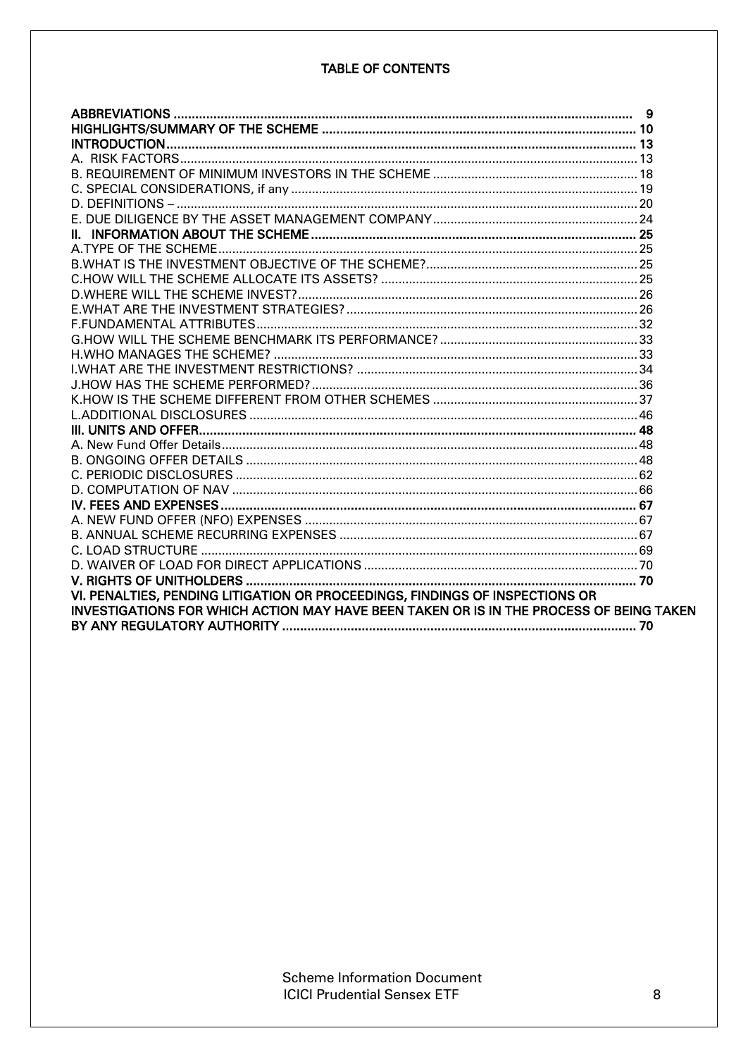# TABLE OF CONTENTS

| | |
|---|---|
| **ABBREVIATIONS** | **9** |
| **HIGHLIGHTS/SUMMARY OF THE SCHEME** | **10** |
| **INTRODUCTION** | **13** |
| A. RISK FACTORS | 13 |
| B. REQUIREMENT OF MINIMUM INVESTORS IN THE SCHEME | 18 |
| C. SPECIAL CONSIDERATIONS, if any | 19 |
| D. DEFINITIONS – | 20 |
| E. DUE DILIGENCE BY THE ASSET MANAGEMENT COMPANY | 24 |
| **II. INFORMATION ABOUT THE SCHEME** | **25** |
| A.TYPE OF THE SCHEME | 25 |
| B.WHAT IS THE INVESTMENT OBJECTIVE OF THE SCHEME? | 25 |
| C.HOW WILL THE SCHEME ALLOCATE ITS ASSETS? | 25 |
| D.WHERE WILL THE SCHEME INVEST? | 26 |
| E.WHAT ARE THE INVESTMENT STRATEGIES? | 26 |
| F.FUNDAMENTAL ATTRIBUTES | 32 |
| G.HOW WILL THE SCHEME BENCHMARK ITS PERFORMANCE? | 33 |
| H.WHO MANAGES THE SCHEME? | 33 |
| I.WHAT ARE THE INVESTMENT RESTRICTIONS? | 34 |
| J.HOW HAS THE SCHEME PERFORMED? | 36 |
| K.HOW IS THE SCHEME DIFFERENT FROM OTHER SCHEMES | 37 |
| L.ADDITIONAL DISCLOSURES | 46 |
| **III. UNITS AND OFFER** | **48** |
| A. New Fund Offer Details | 48 |
| B. ONGOING OFFER DETAILS | 48 |
| C. PERIODIC DISCLOSURES | 62 |
| D. COMPUTATION OF NAV | 66 |
| **IV. FEES AND EXPENSES** | **67** |
| A. NEW FUND OFFER (NFO) EXPENSES | 67 |
| B. ANNUAL SCHEME RECURRING EXPENSES | 67 |
| C. LOAD STRUCTURE | 69 |
| D. WAIVER OF LOAD FOR DIRECT APPLICATIONS | 70 |
| **V. RIGHTS OF UNITHOLDERS** | **70** |
| **VI. PENALTIES, PENDING LITIGATION OR PROCEEDINGS, FINDINGS OF INSPECTIONS OR INVESTIGATIONS FOR WHICH ACTION MAY HAVE BEEN TAKEN OR IS IN THE PROCESS OF BEING TAKEN BY ANY REGULATORY AUTHORITY** | **70** |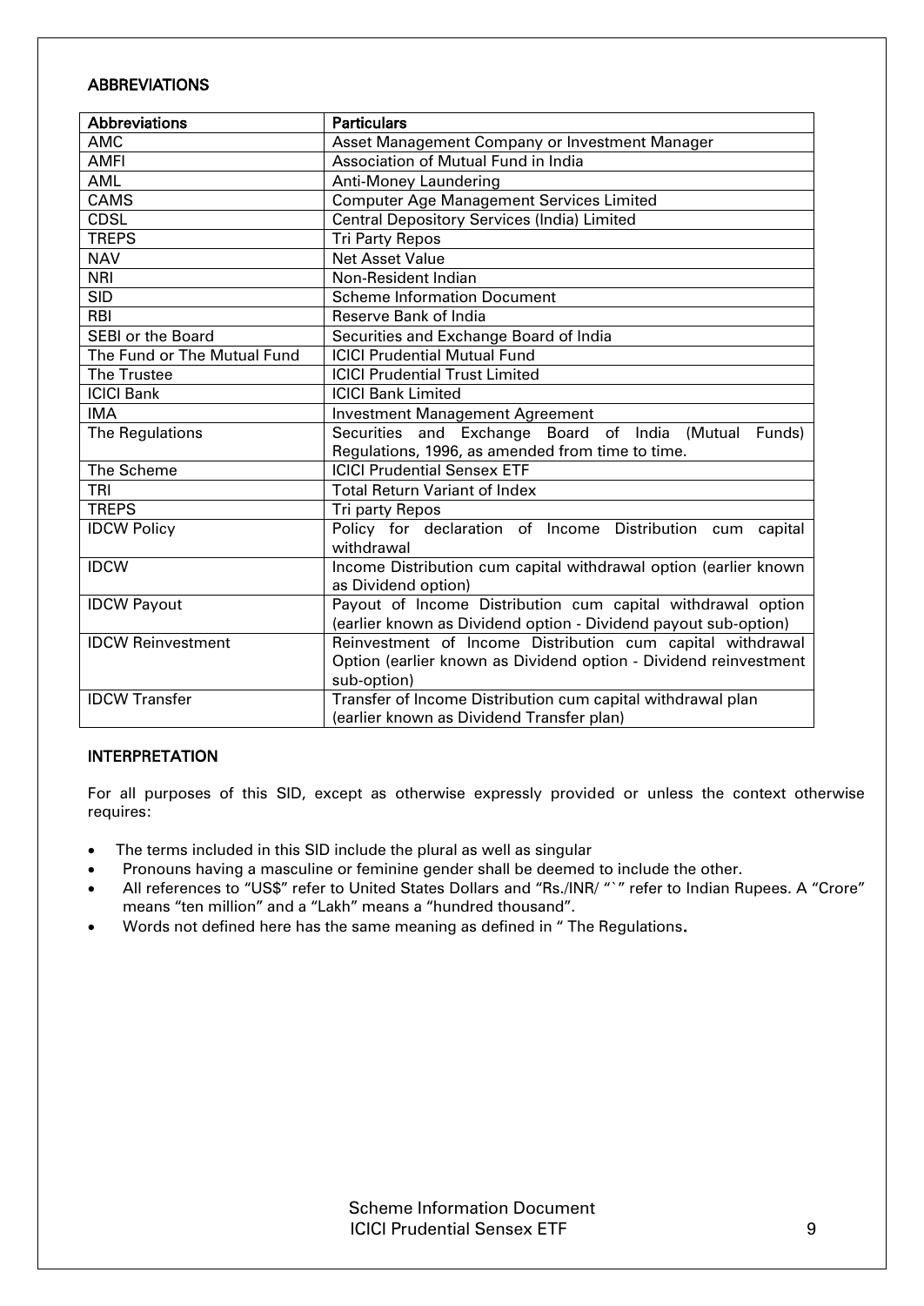## ABBREVIATIONS

| Abbreviations | Particulars |
|---|---|
| AMC | Asset Management Company or Investment Manager |
| AMFI | Association of Mutual Fund in India |
| AML | Anti-Money Laundering |
| CAMS | Computer Age Management Services Limited |
| CDSL | Central Depository Services (India) Limited |
| TREPS | Tri Party Repos |
| NAV | Net Asset Value |
| NRI | Non-Resident Indian |
| SID | Scheme Information Document |
| RBI | Reserve Bank of India |
| SEBI or the Board | Securities and Exchange Board of India |
| The Fund or The Mutual Fund | ICICI Prudential Mutual Fund |
| The Trustee | ICICI Prudential Trust Limited |
| ICICI Bank | ICICI Bank Limited |
| IMA | Investment Management Agreement |
| The Regulations | Securities and Exchange Board of India (Mutual Funds) Regulations, 1996, as amended from time to time. |
| The Scheme | ICICI Prudential Sensex ETF |
| TRI | Total Return Variant of Index |
| TREPS | Tri party Repos |
| IDCW Policy | Policy for declaration of Income Distribution cum capital withdrawal |
| IDCW | Income Distribution cum capital withdrawal option (earlier known as Dividend option) |
| IDCW Payout | Payout of Income Distribution cum capital withdrawal option (earlier known as Dividend option - Dividend payout sub-option) |
| IDCW Reinvestment | Reinvestment of Income Distribution cum capital withdrawal Option (earlier known as Dividend option - Dividend reinvestment sub-option) |
| IDCW Transfer | Transfer of Income Distribution cum capital withdrawal plan (earlier known as Dividend Transfer plan) |

## INTERPRETATION

For all purposes of this SID, except as otherwise expressly provided or unless the context otherwise requires:

- The terms included in this SID include the plural as well as singular
- Pronouns having a masculine or feminine gender shall be deemed to include the other.
- All references to "US$" refer to United States Dollars and "Rs./INR/ "`" refer to Indian Rupees. A "Crore" means "ten million" and a "Lakh" means a "hundred thousand".
- Words not defined here has the same meaning as defined in " The Regulations**.**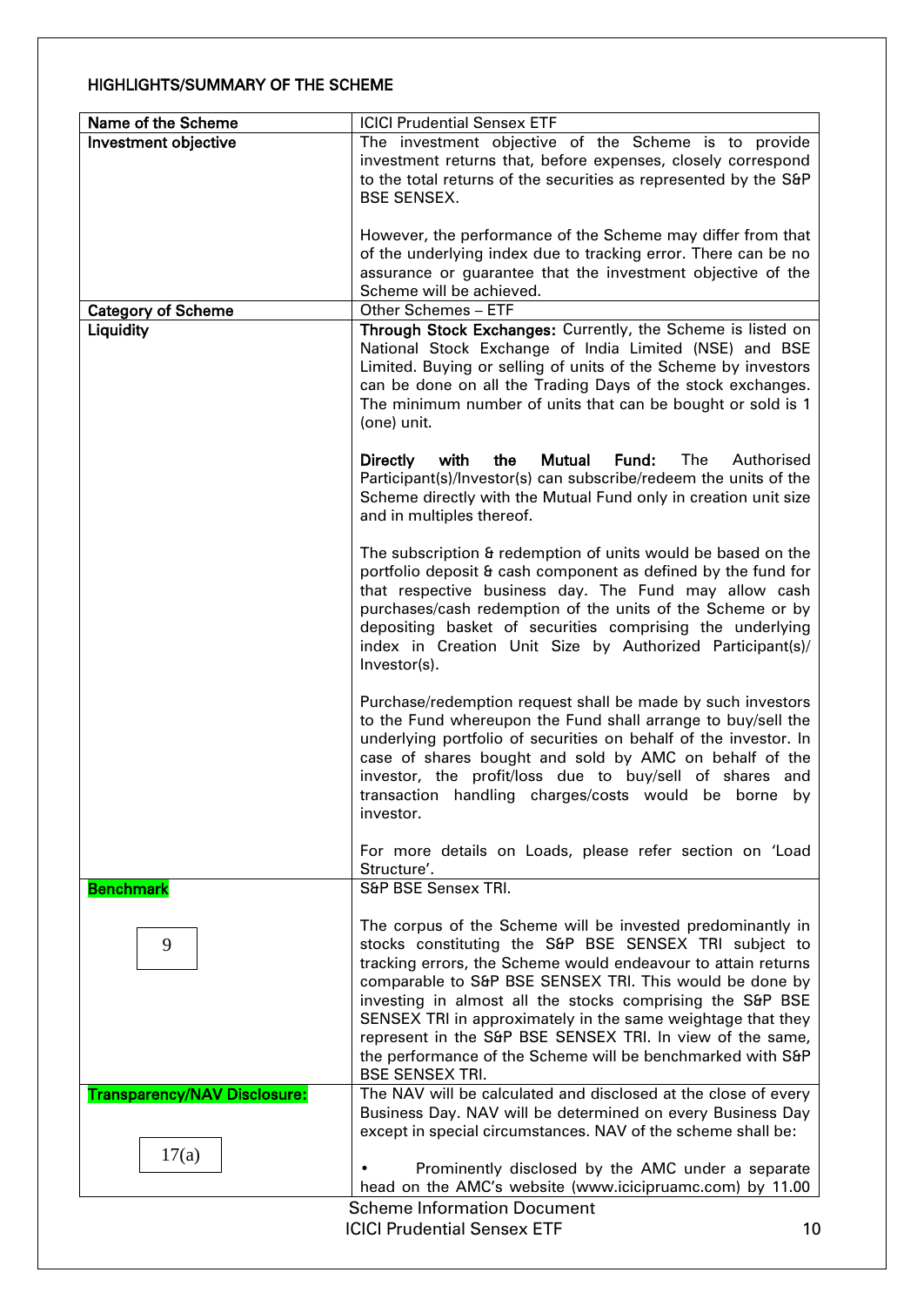## HIGHLIGHTS/SUMMARY OF THE SCHEME

| Name of the Scheme | ICICI Prudential Sensex ETF |
|---|---|
| **Investment objective** | The investment objective of the Scheme is to provide investment returns that, before expenses, closely correspond to the total returns of the securities as represented by the S&P BSE SENSEX.<br><br>However, the performance of the Scheme may differ from that of the underlying index due to tracking error. There can be no assurance or guarantee that the investment objective of the Scheme will be achieved. |
| **Category of Scheme** | Other Schemes – ETF |
| **Liquidity** | **Through Stock Exchanges:** Currently, the Scheme is listed on National Stock Exchange of India Limited (NSE) and BSE Limited. Buying or selling of units of the Scheme by investors can be done on all the Trading Days of the stock exchanges. The minimum number of units that can be bought or sold is 1 (one) unit.<br><br>**Directly with the Mutual Fund:** The Authorised Participant(s)/Investor(s) can subscribe/redeem the units of the Scheme directly with the Mutual Fund only in creation unit size and in multiples thereof.<br><br>The subscription & redemption of units would be based on the portfolio deposit & cash component as defined by the fund for that respective business day. The Fund may allow cash purchases/cash redemption of the units of the Scheme or by depositing basket of securities comprising the underlying index in Creation Unit Size by Authorized Participant(s)/ Investor(s).<br><br>Purchase/redemption request shall be made by such investors to the Fund whereupon the Fund shall arrange to buy/sell the underlying portfolio of securities on behalf of the investor. In case of shares bought and sold by AMC on behalf of the investor, the profit/loss due to buy/sell of shares and transaction handling charges/costs would be borne by investor.<br><br>For more details on Loads, please refer section on 'Load Structure'. |
| **Benchmark**<br><br>9 | S&P BSE Sensex TRI.<br><br>The corpus of the Scheme will be invested predominantly in stocks constituting the S&P BSE SENSEX TRI subject to tracking errors, the Scheme would endeavour to attain returns comparable to S&P BSE SENSEX TRI. This would be done by investing in almost all the stocks comprising the S&P BSE SENSEX TRI in approximately in the same weightage that they represent in the S&P BSE SENSEX TRI. In view of the same, the performance of the Scheme will be benchmarked with S&P BSE SENSEX TRI. |
| **Transparency/NAV Disclosure:**<br><br>17(a) | The NAV will be calculated and disclosed at the close of every Business Day. NAV will be determined on every Business Day except in special circumstances. NAV of the scheme shall be:<br><br>• Prominently disclosed by the AMC under a separate head on the AMC's website (www.icicipruamc.com) by 11.00 |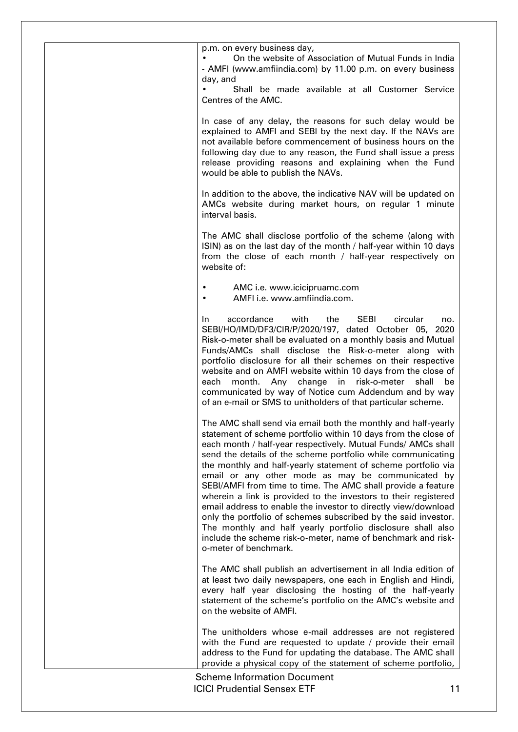| | p.m. on every business day,<br>• On the website of Association of Mutual Funds in India - AMFI (www.amfiindia.com) by 11.00 p.m. on every business day, and<br>• Shall be made available at all Customer Service Centres of the AMC.<br><br>In case of any delay, the reasons for such delay would be explained to AMFI and SEBI by the next day. If the NAVs are not available before commencement of business hours on the following day due to any reason, the Fund shall issue a press release providing reasons and explaining when the Fund would be able to publish the NAVs.<br><br>In addition to the above, the indicative NAV will be updated on AMCs website during market hours, on regular 1 minute interval basis.<br><br>The AMC shall disclose portfolio of the scheme (along with ISIN) as on the last day of the month / half-year within 10 days from the close of each month / half-year respectively on website of:<br><br>• AMC i.e. www.icicipruamc.com<br>• AMFI i.e. www.amfiindia.com.<br><br>In accordance with the SEBI circular no. SEBI/HO/IMD/DF3/CIR/P/2020/197, dated October 05, 2020 Risk-o-meter shall be evaluated on a monthly basis and Mutual Funds/AMCs shall disclose the Risk-o-meter along with portfolio disclosure for all their schemes on their respective website and on AMFI website within 10 days from the close of each month. Any change in risk-o-meter shall be communicated by way of Notice cum Addendum and by way of an e-mail or SMS to unitholders of that particular scheme.<br><br>The AMC shall send via email both the monthly and half-yearly statement of scheme portfolio within 10 days from the close of each month / half-year respectively. Mutual Funds/ AMCs shall send the details of the scheme portfolio while communicating the monthly and half-yearly statement of scheme portfolio via email or any other mode as may be communicated by SEBI/AMFI from time to time. The AMC shall provide a feature wherein a link is provided to the investors to their registered email address to enable the investor to directly view/download only the portfolio of schemes subscribed by the said investor. The monthly and half yearly portfolio disclosure shall also include the scheme risk-o-meter, name of benchmark and risk-o-meter of benchmark.<br><br>The AMC shall publish an advertisement in all India edition of at least two daily newspapers, one each in English and Hindi, every half year disclosing the hosting of the half-yearly statement of the scheme's portfolio on the AMC's website and on the website of AMFI.<br><br>The unitholders whose e-mail addresses are not registered with the Fund are requested to update / provide their email address to the Fund for updating the database. The AMC shall provide a physical copy of the statement of scheme portfolio, |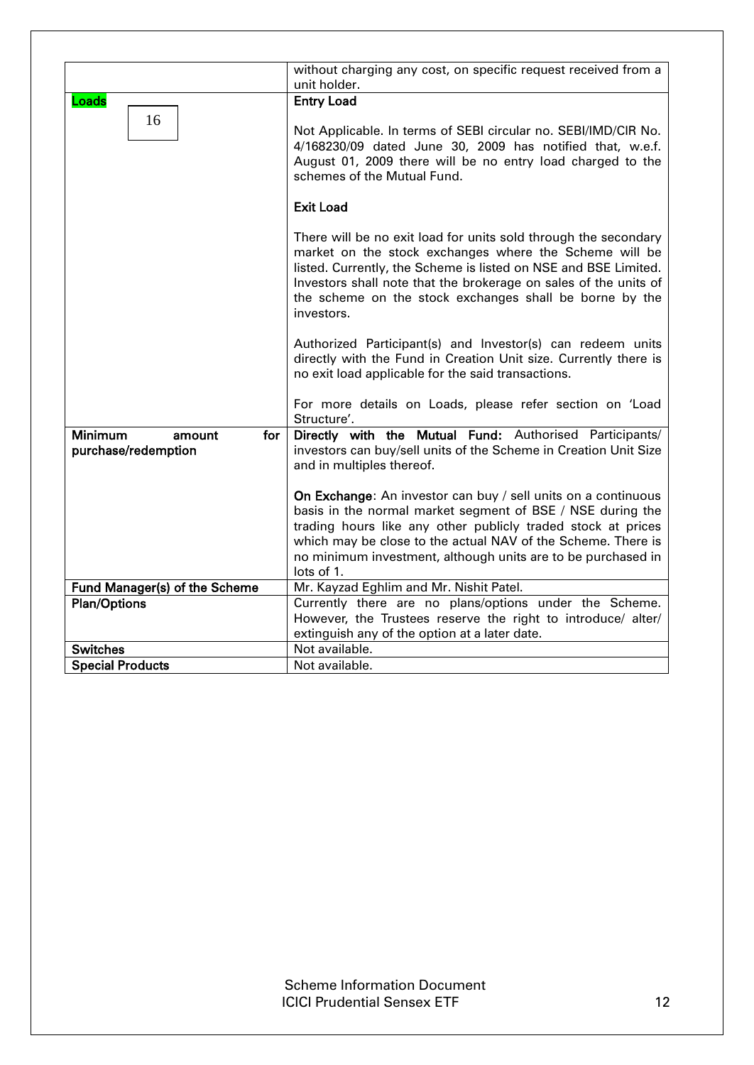| | |
|---|---|
| | without charging any cost, on specific request received from a unit holder. |
| **Loads**<br><br>16 | **Entry Load**<br><br>Not Applicable. In terms of SEBI circular no. SEBI/IMD/CIR No. 4/168230/09 dated June 30, 2009 has notified that, w.e.f. August 01, 2009 there will be no entry load charged to the schemes of the Mutual Fund.<br><br>**Exit Load**<br><br>There will be no exit load for units sold through the secondary market on the stock exchanges where the Scheme will be listed. Currently, the Scheme is listed on NSE and BSE Limited. Investors shall note that the brokerage on sales of the units of the scheme on the stock exchanges shall be borne by the investors.<br><br>Authorized Participant(s) and Investor(s) can redeem units directly with the Fund in Creation Unit size. Currently there is no exit load applicable for the said transactions.<br><br>For more details on Loads, please refer section on 'Load Structure'. |
| **Minimum amount for purchase/redemption** | **Directly with the Mutual Fund:** Authorised Participants/ investors can buy/sell units of the Scheme in Creation Unit Size and in multiples thereof.<br><br>**On Exchange**: An investor can buy / sell units on a continuous basis in the normal market segment of BSE / NSE during the trading hours like any other publicly traded stock at prices which may be close to the actual NAV of the Scheme. There is no minimum investment, although units are to be purchased in lots of 1. |
| **Fund Manager(s) of the Scheme** | Mr. Kayzad Eghlim and Mr. Nishit Patel. |
| **Plan/Options** | Currently there are no plans/options under the Scheme. However, the Trustees reserve the right to introduce/ alter/ extinguish any of the option at a later date. |
| **Switches** | Not available. |
| **Special Products** | Not available. |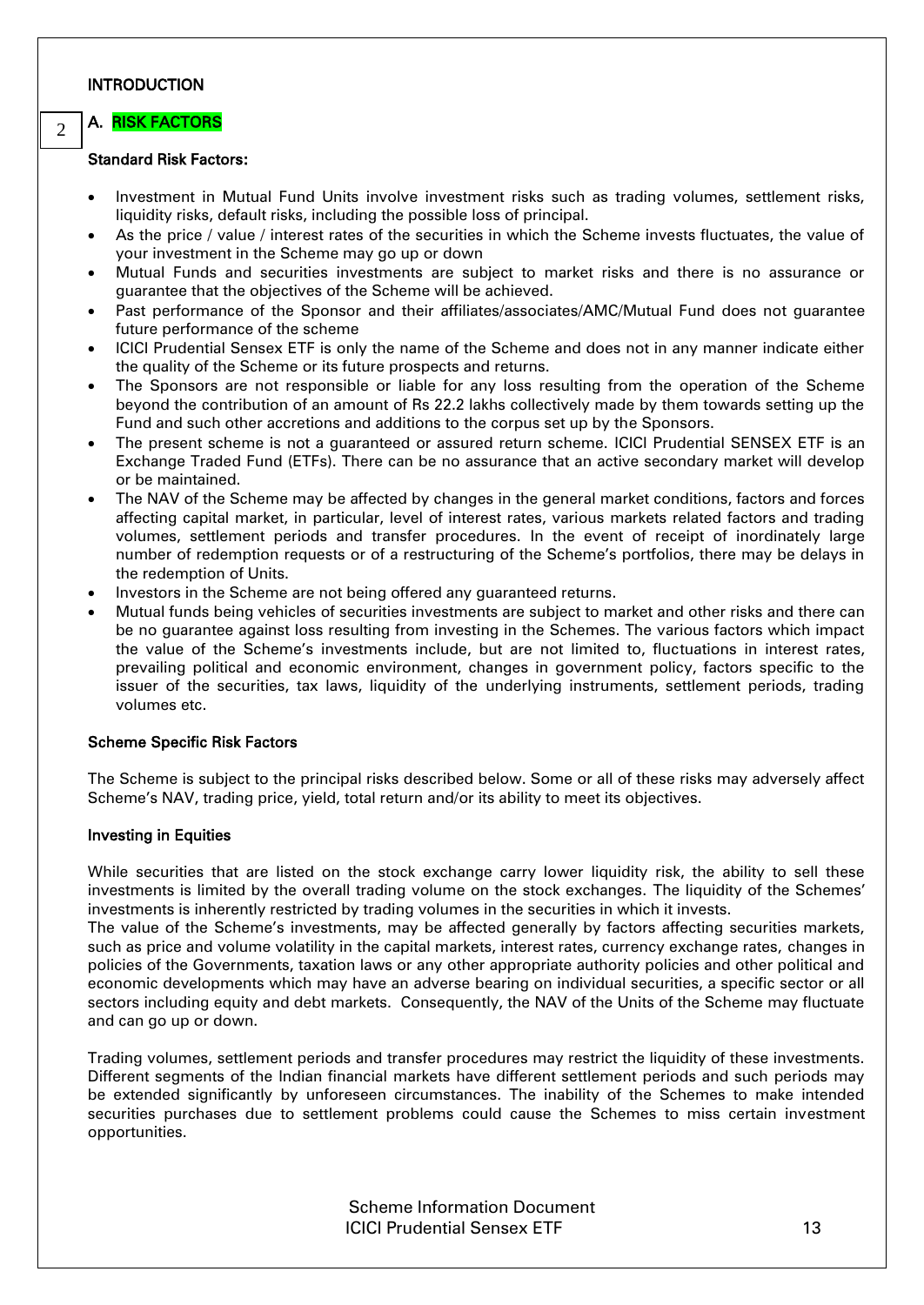# INTRODUCTION

## A. RISK FACTORS

### Standard Risk Factors:

- Investment in Mutual Fund Units involve investment risks such as trading volumes, settlement risks, liquidity risks, default risks, including the possible loss of principal.
- As the price / value / interest rates of the securities in which the Scheme invests fluctuates, the value of your investment in the Scheme may go up or down
- Mutual Funds and securities investments are subject to market risks and there is no assurance or guarantee that the objectives of the Scheme will be achieved.
- Past performance of the Sponsor and their affiliates/associates/AMC/Mutual Fund does not guarantee future performance of the scheme
- ICICI Prudential Sensex ETF is only the name of the Scheme and does not in any manner indicate either the quality of the Scheme or its future prospects and returns.
- The Sponsors are not responsible or liable for any loss resulting from the operation of the Scheme beyond the contribution of an amount of Rs 22.2 lakhs collectively made by them towards setting up the Fund and such other accretions and additions to the corpus set up by the Sponsors.
- The present scheme is not a guaranteed or assured return scheme. ICICI Prudential SENSEX ETF is an Exchange Traded Fund (ETFs). There can be no assurance that an active secondary market will develop or be maintained.
- The NAV of the Scheme may be affected by changes in the general market conditions, factors and forces affecting capital market, in particular, level of interest rates, various markets related factors and trading volumes, settlement periods and transfer procedures. In the event of receipt of inordinately large number of redemption requests or of a restructuring of the Scheme's portfolios, there may be delays in the redemption of Units.
- Investors in the Scheme are not being offered any guaranteed returns.
- Mutual funds being vehicles of securities investments are subject to market and other risks and there can be no guarantee against loss resulting from investing in the Schemes. The various factors which impact the value of the Scheme's investments include, but are not limited to, fluctuations in interest rates, prevailing political and economic environment, changes in government policy, factors specific to the issuer of the securities, tax laws, liquidity of the underlying instruments, settlement periods, trading volumes etc.

### Scheme Specific Risk Factors

The Scheme is subject to the principal risks described below. Some or all of these risks may adversely affect Scheme's NAV, trading price, yield, total return and/or its ability to meet its objectives.

#### Investing in Equities

While securities that are listed on the stock exchange carry lower liquidity risk, the ability to sell these investments is limited by the overall trading volume on the stock exchanges. The liquidity of the Schemes' investments is inherently restricted by trading volumes in the securities in which it invests.
The value of the Scheme's investments, may be affected generally by factors affecting securities markets, such as price and volume volatility in the capital markets, interest rates, currency exchange rates, changes in policies of the Governments, taxation laws or any other appropriate authority policies and other political and economic developments which may have an adverse bearing on individual securities, a specific sector or all sectors including equity and debt markets. Consequently, the NAV of the Units of the Scheme may fluctuate and can go up or down.

Trading volumes, settlement periods and transfer procedures may restrict the liquidity of these investments. Different segments of the Indian financial markets have different settlement periods and such periods may be extended significantly by unforeseen circumstances. The inability of the Schemes to make intended securities purchases due to settlement problems could cause the Schemes to miss certain investment opportunities.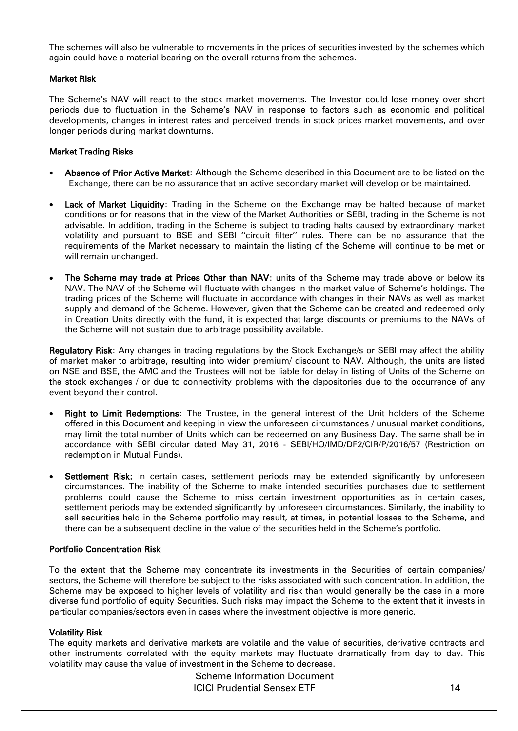The schemes will also be vulnerable to movements in the prices of securities invested by the schemes which again could have a material bearing on the overall returns from the schemes.

**Market Risk**

The Scheme's NAV will react to the stock market movements. The Investor could lose money over short periods due to fluctuation in the Scheme's NAV in response to factors such as economic and political developments, changes in interest rates and perceived trends in stock prices market movements, and over longer periods during market downturns.

**Market Trading Risks**

- **Absence of Prior Active Market**: Although the Scheme described in this Document are to be listed on the Exchange, there can be no assurance that an active secondary market will develop or be maintained.

- **Lack of Market Liquidity**: Trading in the Scheme on the Exchange may be halted because of market conditions or for reasons that in the view of the Market Authorities or SEBI, trading in the Scheme is not advisable. In addition, trading in the Scheme is subject to trading halts caused by extraordinary market volatility and pursuant to BSE and SEBI ''circuit filter'' rules. There can be no assurance that the requirements of the Market necessary to maintain the listing of the Scheme will continue to be met or will remain unchanged.

- **The Scheme may trade at Prices Other than NAV**: units of the Scheme may trade above or below its NAV. The NAV of the Scheme will fluctuate with changes in the market value of Scheme's holdings. The trading prices of the Scheme will fluctuate in accordance with changes in their NAVs as well as market supply and demand of the Scheme. However, given that the Scheme can be created and redeemed only in Creation Units directly with the fund, it is expected that large discounts or premiums to the NAVs of the Scheme will not sustain due to arbitrage possibility available.

**Regulatory Risk**: Any changes in trading regulations by the Stock Exchange/s or SEBI may affect the ability of market maker to arbitrage, resulting into wider premium/ discount to NAV. Although, the units are listed on NSE and BSE, the AMC and the Trustees will not be liable for delay in listing of Units of the Scheme on the stock exchanges / or due to connectivity problems with the depositories due to the occurrence of any event beyond their control.

- **Right to Limit Redemptions**: The Trustee, in the general interest of the Unit holders of the Scheme offered in this Document and keeping in view the unforeseen circumstances / unusual market conditions, may limit the total number of Units which can be redeemed on any Business Day. The same shall be in accordance with SEBI circular dated May 31, 2016 - SEBI/HO/IMD/DF2/CIR/P/2016/57 (Restriction on redemption in Mutual Funds).

- **Settlement Risk:** In certain cases, settlement periods may be extended significantly by unforeseen circumstances. The inability of the Scheme to make intended securities purchases due to settlement problems could cause the Scheme to miss certain investment opportunities as in certain cases, settlement periods may be extended significantly by unforeseen circumstances. Similarly, the inability to sell securities held in the Scheme portfolio may result, at times, in potential losses to the Scheme, and there can be a subsequent decline in the value of the securities held in the Scheme's portfolio.

**Portfolio Concentration Risk**

To the extent that the Scheme may concentrate its investments in the Securities of certain companies/ sectors, the Scheme will therefore be subject to the risks associated with such concentration. In addition, the Scheme may be exposed to higher levels of volatility and risk than would generally be the case in a more diverse fund portfolio of equity Securities. Such risks may impact the Scheme to the extent that it invests in particular companies/sectors even in cases where the investment objective is more generic.

**Volatility Risk**

The equity markets and derivative markets are volatile and the value of securities, derivative contracts and other instruments correlated with the equity markets may fluctuate dramatically from day to day. This volatility may cause the value of investment in the Scheme to decrease.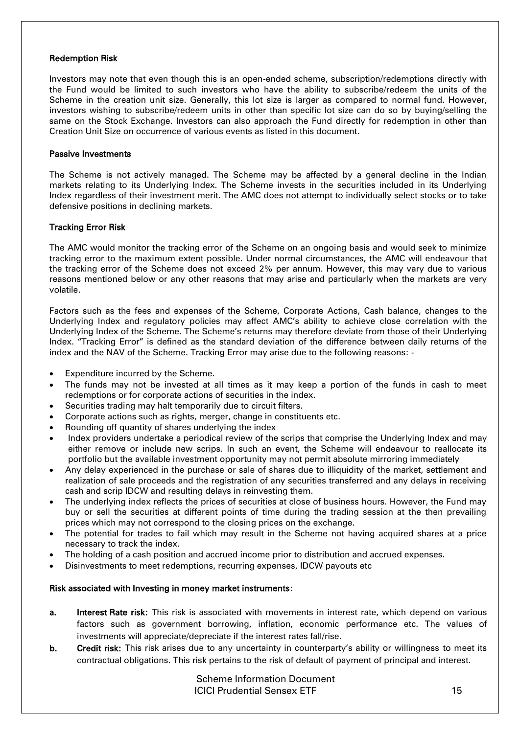**Redemption Risk**

Investors may note that even though this is an open-ended scheme, subscription/redemptions directly with the Fund would be limited to such investors who have the ability to subscribe/redeem the units of the Scheme in the creation unit size. Generally, this lot size is larger as compared to normal fund. However, investors wishing to subscribe/redeem units in other than specific lot size can do so by buying/selling the same on the Stock Exchange. Investors can also approach the Fund directly for redemption in other than Creation Unit Size on occurrence of various events as listed in this document.

**Passive Investments**

The Scheme is not actively managed. The Scheme may be affected by a general decline in the Indian markets relating to its Underlying Index. The Scheme invests in the securities included in its Underlying Index regardless of their investment merit. The AMC does not attempt to individually select stocks or to take defensive positions in declining markets.

**Tracking Error Risk**

The AMC would monitor the tracking error of the Scheme on an ongoing basis and would seek to minimize tracking error to the maximum extent possible. Under normal circumstances, the AMC will endeavour that the tracking error of the Scheme does not exceed 2% per annum. However, this may vary due to various reasons mentioned below or any other reasons that may arise and particularly when the markets are very volatile.

Factors such as the fees and expenses of the Scheme, Corporate Actions, Cash balance, changes to the Underlying Index and regulatory policies may affect AMC's ability to achieve close correlation with the Underlying Index of the Scheme. The Scheme's returns may therefore deviate from those of their Underlying Index. "Tracking Error" is defined as the standard deviation of the difference between daily returns of the index and the NAV of the Scheme. Tracking Error may arise due to the following reasons: -

- Expenditure incurred by the Scheme.
- The funds may not be invested at all times as it may keep a portion of the funds in cash to meet redemptions or for corporate actions of securities in the index.
- Securities trading may halt temporarily due to circuit filters.
- Corporate actions such as rights, merger, change in constituents etc.
- Rounding off quantity of shares underlying the index
- Index providers undertake a periodical review of the scrips that comprise the Underlying Index and may either remove or include new scrips. In such an event, the Scheme will endeavour to reallocate its portfolio but the available investment opportunity may not permit absolute mirroring immediately
- Any delay experienced in the purchase or sale of shares due to illiquidity of the market, settlement and realization of sale proceeds and the registration of any securities transferred and any delays in receiving cash and scrip IDCW and resulting delays in reinvesting them.
- The underlying index reflects the prices of securities at close of business hours. However, the Fund may buy or sell the securities at different points of time during the trading session at the then prevailing prices which may not correspond to the closing prices on the exchange.
- The potential for trades to fail which may result in the Scheme not having acquired shares at a price necessary to track the index.
- The holding of a cash position and accrued income prior to distribution and accrued expenses.
- Disinvestments to meet redemptions, recurring expenses, IDCW payouts etc

**Risk associated with Investing in money market instruments**:

a. **Interest Rate risk:** This risk is associated with movements in interest rate, which depend on various factors such as government borrowing, inflation, economic performance etc. The values of investments will appreciate/depreciate if the interest rates fall/rise.

b. **Credit risk:** This risk arises due to any uncertainty in counterparty's ability or willingness to meet its contractual obligations. This risk pertains to the risk of default of payment of principal and interest.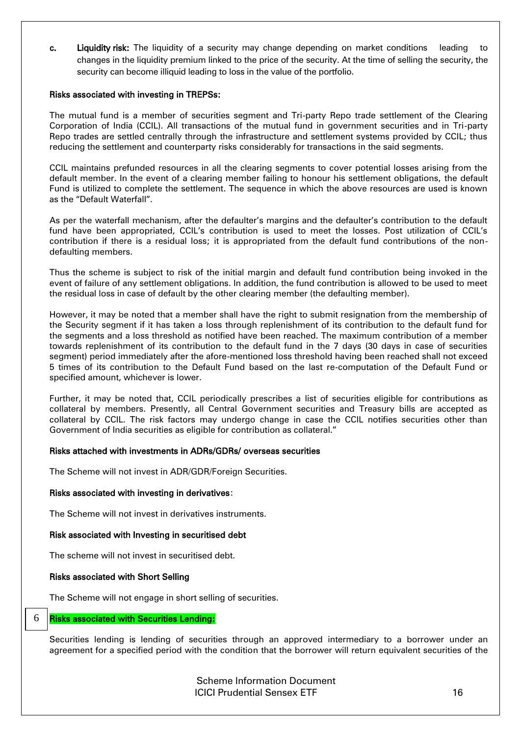c. **Liquidity risk:** The liquidity of a security may change depending on market conditions leading to changes in the liquidity premium linked to the price of the security. At the time of selling the security, the security can become illiquid leading to loss in the value of the portfolio.

**Risks associated with investing in TREPSs:**

The mutual fund is a member of securities segment and Tri-party Repo trade settlement of the Clearing Corporation of India (CCIL). All transactions of the mutual fund in government securities and in Tri-party Repo trades are settled centrally through the infrastructure and settlement systems provided by CCIL; thus reducing the settlement and counterparty risks considerably for transactions in the said segments.

CCIL maintains prefunded resources in all the clearing segments to cover potential losses arising from the default member. In the event of a clearing member failing to honour his settlement obligations, the default Fund is utilized to complete the settlement. The sequence in which the above resources are used is known as the "Default Waterfall".

As per the waterfall mechanism, after the defaulter's margins and the defaulter's contribution to the default fund have been appropriated, CCIL's contribution is used to meet the losses. Post utilization of CCIL's contribution if there is a residual loss; it is appropriated from the default fund contributions of the non-defaulting members.

Thus the scheme is subject to risk of the initial margin and default fund contribution being invoked in the event of failure of any settlement obligations. In addition, the fund contribution is allowed to be used to meet the residual loss in case of default by the other clearing member (the defaulting member).

However, it may be noted that a member shall have the right to submit resignation from the membership of the Security segment if it has taken a loss through replenishment of its contribution to the default fund for the segments and a loss threshold as notified have been reached. The maximum contribution of a member towards replenishment of its contribution to the default fund in the 7 days (30 days in case of securities segment) period immediately after the afore-mentioned loss threshold having been reached shall not exceed 5 times of its contribution to the Default Fund based on the last re-computation of the Default Fund or specified amount, whichever is lower.

Further, it may be noted that, CCIL periodically prescribes a list of securities eligible for contributions as collateral by members. Presently, all Central Government securities and Treasury bills are accepted as collateral by CCIL. The risk factors may undergo change in case the CCIL notifies securities other than Government of India securities as eligible for contribution as collateral."

**Risks attached with investments in ADRs/GDRs/ overseas securities**

The Scheme will not invest in ADR/GDR/Foreign Securities.

**Risks associated with investing in derivatives**:

The Scheme will not invest in derivatives instruments.

**Risk associated with Investing in securitised debt**

The scheme will not invest in securitised debt.

**Risks associated with Short Selling**

The Scheme will not engage in short selling of securities.

6 **Risks associated with Securities Lending:**

Securities lending is lending of securities through an approved intermediary to a borrower under an agreement for a specified period with the condition that the borrower will return equivalent securities of the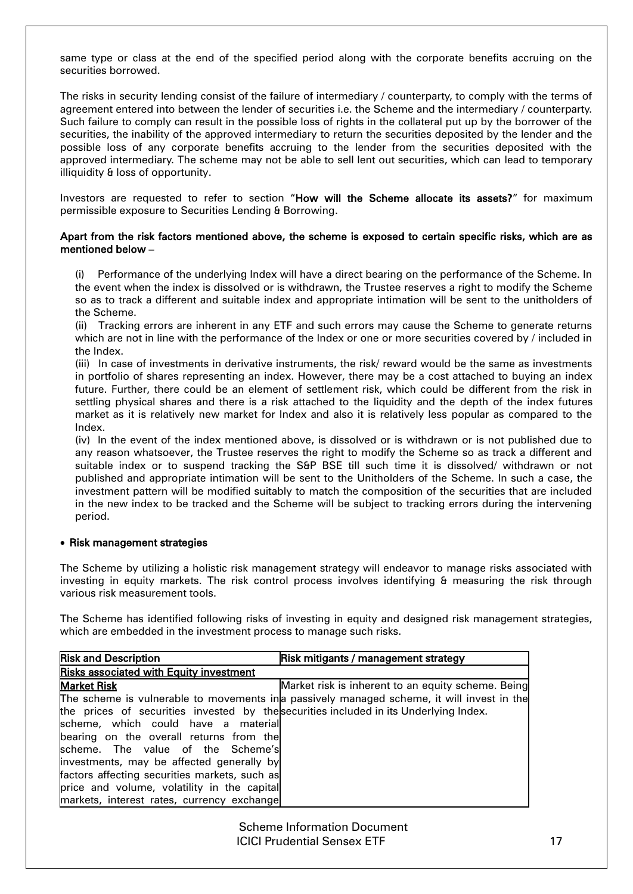same type or class at the end of the specified period along with the corporate benefits accruing on the securities borrowed.

The risks in security lending consist of the failure of intermediary / counterparty, to comply with the terms of agreement entered into between the lender of securities i.e. the Scheme and the intermediary / counterparty. Such failure to comply can result in the possible loss of rights in the collateral put up by the borrower of the securities, the inability of the approved intermediary to return the securities deposited by the lender and the possible loss of any corporate benefits accruing to the lender from the securities deposited with the approved intermediary. The scheme may not be able to sell lent out securities, which can lead to temporary illiquidity & loss of opportunity.

Investors are requested to refer to section "**How will the Scheme allocate its assets?**" for maximum permissible exposure to Securities Lending & Borrowing.

**Apart from the risk factors mentioned above, the scheme is exposed to certain specific risks, which are as mentioned below –**

(i) Performance of the underlying Index will have a direct bearing on the performance of the Scheme. In the event when the index is dissolved or is withdrawn, the Trustee reserves a right to modify the Scheme so as to track a different and suitable index and appropriate intimation will be sent to the unitholders of the Scheme.
(ii) Tracking errors are inherent in any ETF and such errors may cause the Scheme to generate returns which are not in line with the performance of the Index or one or more securities covered by / included in the Index.
(iii) In case of investments in derivative instruments, the risk/ reward would be the same as investments in portfolio of shares representing an index. However, there may be a cost attached to buying an index future. Further, there could be an element of settlement risk, which could be different from the risk in settling physical shares and there is a risk attached to the liquidity and the depth of the index futures market as it is relatively new market for Index and also it is relatively less popular as compared to the Index.
(iv) In the event of the index mentioned above, is dissolved or is withdrawn or is not published due to any reason whatsoever, the Trustee reserves the right to modify the Scheme so as track a different and suitable index or to suspend tracking the S&P BSE till such time it is dissolved/ withdrawn or not published and appropriate intimation will be sent to the Unitholders of the Scheme. In such a case, the investment pattern will be modified suitably to match the composition of the securities that are included in the new index to be tracked and the Scheme will be subject to tracking errors during the intervening period.

- **Risk management strategies**

The Scheme by utilizing a holistic risk management strategy will endeavor to manage risks associated with investing in equity markets. The risk control process involves identifying & measuring the risk through various risk measurement tools.

The Scheme has identified following risks of investing in equity and designed risk management strategies, which are embedded in the investment process to manage such risks.

| Risk and Description | Risk mitigants / management strategy |
|---|---|
| **Risks associated with Equity investment** | |
| **Market Risk**<br>The scheme is vulnerable to movements in the prices of securities invested by the scheme, which could have a material bearing on the overall returns from the scheme. The value of the Scheme's investments, may be affected generally by factors affecting securities markets, such as price and volume, volatility in the capital markets, interest rates, currency exchange | Market risk is inherent to an equity scheme. Being a passively managed scheme, it will invest in the securities included in its Underlying Index. |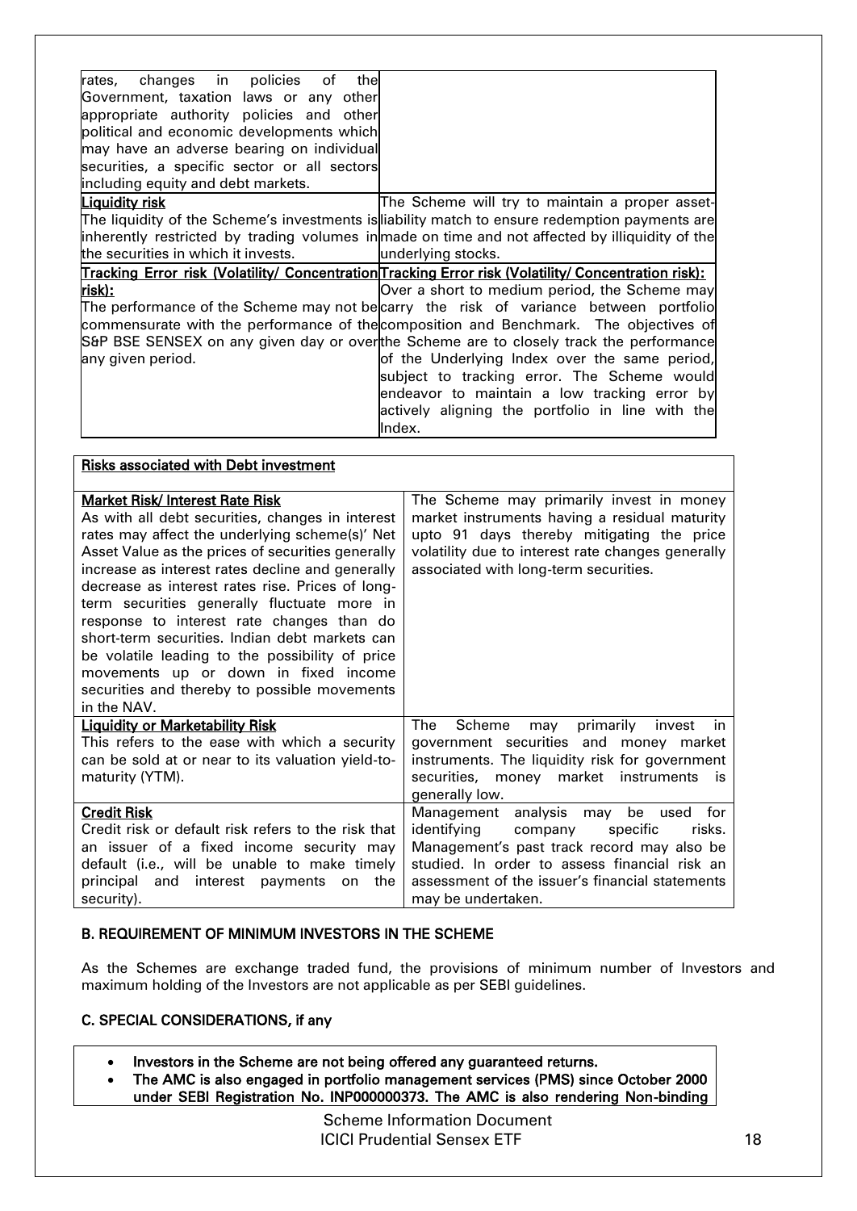| | |
|---|---|
| rates, changes in policies of the Government, taxation laws or any other appropriate authority policies and other political and economic developments which may have an adverse bearing on individual securities, a specific sector or all sectors including equity and debt markets. | |
| **Liquidity risk**<br>The liquidity of the Scheme's investments is inherently restricted by trading volumes in the securities in which it invests. | The Scheme will try to maintain a proper asset-liability match to ensure redemption payments are made on time and not affected by illiquidity of the underlying stocks. |
| **Tracking Error risk (Volatility/ Concentration risk):**<br>The performance of the Scheme may not be commensurate with the performance of the S&P BSE SENSEX on any given day or over any given period. | **Tracking Error risk (Volatility/ Concentration risk):**<br>Over a short to medium period, the Scheme may carry the risk of variance between portfolio composition and Benchmark. The objectives of the Scheme are to closely track the performance of the Underlying Index over the same period, subject to tracking error. The Scheme would endeavor to maintain a low tracking error by actively aligning the portfolio in line with the Index. |

| **Risks associated with Debt investment** | |
|---|---|
| **Market Risk/ Interest Rate Risk**<br>As with all debt securities, changes in interest rates may affect the underlying scheme(s)' Net Asset Value as the prices of securities generally increase as interest rates decline and generally decrease as interest rates rise. Prices of long-term securities generally fluctuate more in response to interest rate changes than do short-term securities. Indian debt markets can be volatile leading to the possibility of price movements up or down in fixed income securities and thereby to possible movements in the NAV. | The Scheme may primarily invest in money market instruments having a residual maturity upto 91 days thereby mitigating the price volatility due to interest rate changes generally associated with long-term securities. |
| **Liquidity or Marketability Risk**<br>This refers to the ease with which a security can be sold at or near to its valuation yield-to-maturity (YTM). | The Scheme may primarily invest in government securities and money market instruments. The liquidity risk for government securities, money market instruments is generally low. |
| **Credit Risk**<br>Credit risk or default risk refers to the risk that an issuer of a fixed income security may default (i.e., will be unable to make timely principal and interest payments on the security). | Management analysis may be used for identifying company specific risks. Management's past track record may also be studied. In order to assess financial risk an assessment of the issuer's financial statements may be undertaken. |

## B. REQUIREMENT OF MINIMUM INVESTORS IN THE SCHEME

As the Schemes are exchange traded fund, the provisions of minimum number of Investors and maximum holding of the Investors are not applicable as per SEBI guidelines.

## C. SPECIAL CONSIDERATIONS, if any

- **Investors in the Scheme are not being offered any guaranteed returns.**
- **The AMC is also engaged in portfolio management services (PMS) since October 2000 under SEBI Registration No. INP000000373. The AMC is also rendering Non-binding**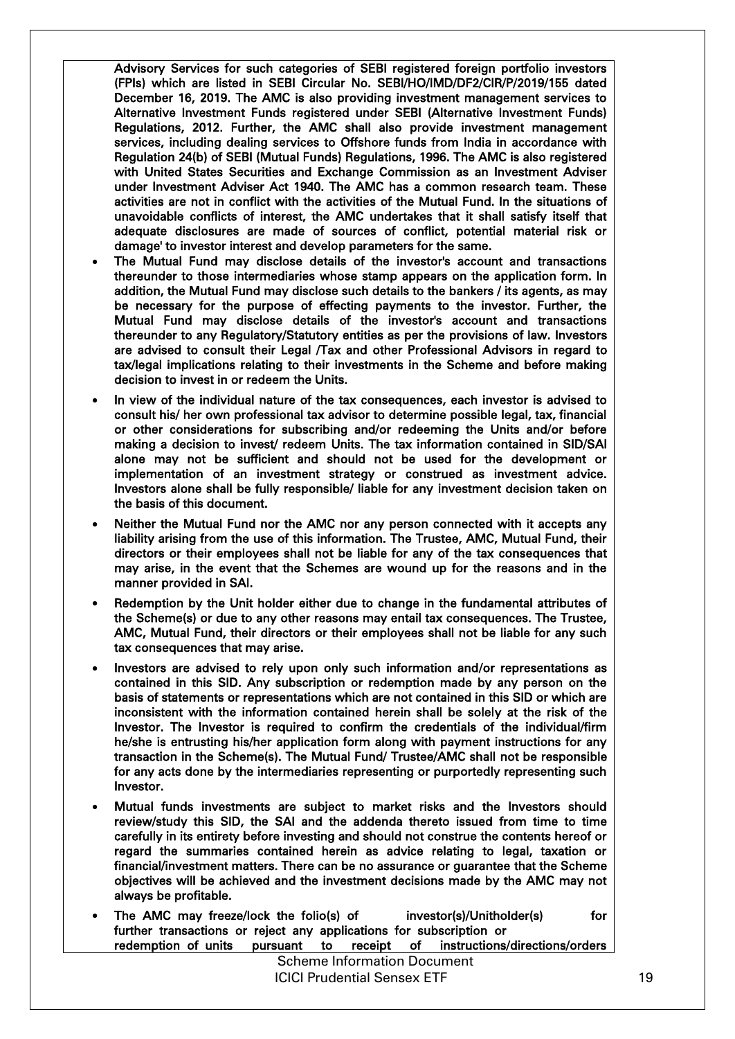Advisory Services for such categories of SEBI registered foreign portfolio investors (FPIs) which are listed in SEBI Circular No. SEBI/HO/IMD/DF2/CIR/P/2019/155 dated December 16, 2019. The AMC is also providing investment management services to Alternative Investment Funds registered under SEBI (Alternative Investment Funds) Regulations, 2012. Further, the AMC shall also provide investment management services, including dealing services to Offshore funds from India in accordance with Regulation 24(b) of SEBI (Mutual Funds) Regulations, 1996. The AMC is also registered with United States Securities and Exchange Commission as an Investment Adviser under Investment Adviser Act 1940. The AMC has a common research team. These activities are not in conflict with the activities of the Mutual Fund. In the situations of unavoidable conflicts of interest, the AMC undertakes that it shall satisfy itself that adequate disclosures are made of sources of conflict, potential material risk or damage' to investor interest and develop parameters for the same.

- The Mutual Fund may disclose details of the investor's account and transactions thereunder to those intermediaries whose stamp appears on the application form. In addition, the Mutual Fund may disclose such details to the bankers / its agents, as may be necessary for the purpose of effecting payments to the investor. Further, the Mutual Fund may disclose details of the investor's account and transactions thereunder to any Regulatory/Statutory entities as per the provisions of law. Investors are advised to consult their Legal /Tax and other Professional Advisors in regard to tax/legal implications relating to their investments in the Scheme and before making decision to invest in or redeem the Units.
- In view of the individual nature of the tax consequences, each investor is advised to consult his/ her own professional tax advisor to determine possible legal, tax, financial or other considerations for subscribing and/or redeeming the Units and/or before making a decision to invest/ redeem Units. The tax information contained in SID/SAI alone may not be sufficient and should not be used for the development or implementation of an investment strategy or construed as investment advice. Investors alone shall be fully responsible/ liable for any investment decision taken on the basis of this document.
- Neither the Mutual Fund nor the AMC nor any person connected with it accepts any liability arising from the use of this information. The Trustee, AMC, Mutual Fund, their directors or their employees shall not be liable for any of the tax consequences that may arise, in the event that the Schemes are wound up for the reasons and in the manner provided in SAI.
- Redemption by the Unit holder either due to change in the fundamental attributes of the Scheme(s) or due to any other reasons may entail tax consequences. The Trustee, AMC, Mutual Fund, their directors or their employees shall not be liable for any such tax consequences that may arise.
- Investors are advised to rely upon only such information and/or representations as contained in this SID. Any subscription or redemption made by any person on the basis of statements or representations which are not contained in this SID or which are inconsistent with the information contained herein shall be solely at the risk of the Investor. The Investor is required to confirm the credentials of the individual/firm he/she is entrusting his/her application form along with payment instructions for any transaction in the Scheme(s). The Mutual Fund/ Trustee/AMC shall not be responsible for any acts done by the intermediaries representing or purportedly representing such Investor.
- Mutual funds investments are subject to market risks and the Investors should review/study this SID, the SAI and the addenda thereto issued from time to time carefully in its entirety before investing and should not construe the contents hereof or regard the summaries contained herein as advice relating to legal, taxation or financial/investment matters. There can be no assurance or guarantee that the Scheme objectives will be achieved and the investment decisions made by the AMC may not always be profitable.
- The AMC may freeze/lock the folio(s) of investor(s)/Unitholder(s) for further transactions or reject any applications for subscription or redemption of units pursuant to receipt of instructions/directions/orders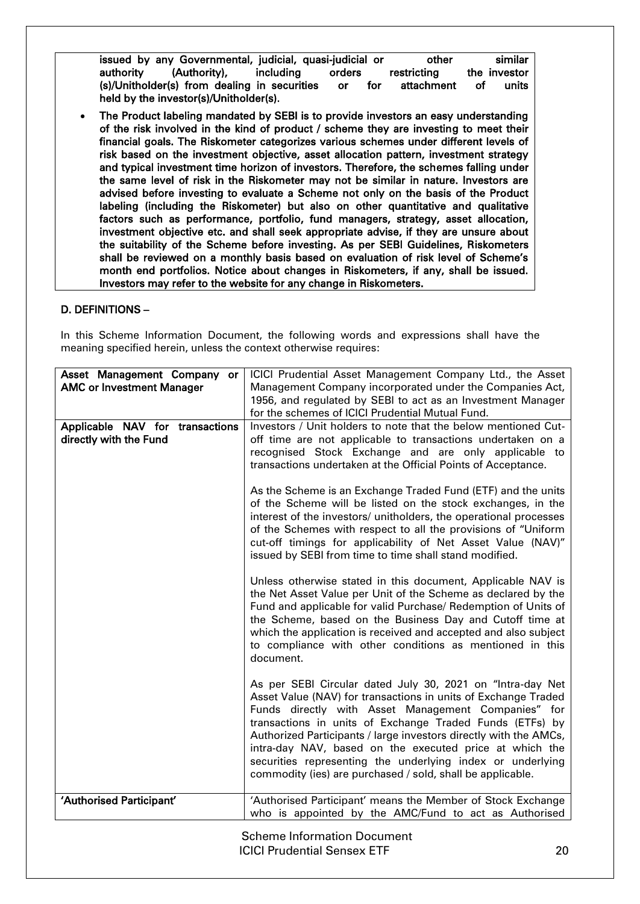**issued by any Governmental, judicial, quasi-judicial or other similar authority (Authority), including orders restricting the investor (s)/Unitholder(s) from dealing in securities or for attachment of units held by the investor(s)/Unitholder(s).**

- **The Product labeling mandated by SEBI is to provide investors an easy understanding of the risk involved in the kind of product / scheme they are investing to meet their financial goals. The Riskometer categorizes various schemes under different levels of risk based on the investment objective, asset allocation pattern, investment strategy and typical investment time horizon of investors. Therefore, the schemes falling under the same level of risk in the Riskometer may not be similar in nature. Investors are advised before investing to evaluate a Scheme not only on the basis of the Product labeling (including the Riskometer) but also on other quantitative and qualitative factors such as performance, portfolio, fund managers, strategy, asset allocation, investment objective etc. and shall seek appropriate advise, if they are unsure about the suitability of the Scheme before investing. As per SEBI Guidelines, Riskometers shall be reviewed on a monthly basis based on evaluation of risk level of Scheme's month end portfolios. Notice about changes in Riskometers, if any, shall be issued. Investors may refer to the website for any change in Riskometers.**

## D. DEFINITIONS –

In this Scheme Information Document, the following words and expressions shall have the meaning specified herein, unless the context otherwise requires:

| | |
|---|---|
| **Asset Management Company or AMC or Investment Manager** | ICICI Prudential Asset Management Company Ltd., the Asset Management Company incorporated under the Companies Act, 1956, and regulated by SEBI to act as an Investment Manager for the schemes of ICICI Prudential Mutual Fund. |
| **Applicable NAV for transactions directly with the Fund** | Investors / Unit holders to note that the below mentioned Cut-off time are not applicable to transactions undertaken on a recognised Stock Exchange and are only applicable to transactions undertaken at the Official Points of Acceptance.<br><br>As the Scheme is an Exchange Traded Fund (ETF) and the units of the Scheme will be listed on the stock exchanges, in the interest of the investors/ unitholders, the operational processes of the Schemes with respect to all the provisions of "Uniform cut-off timings for applicability of Net Asset Value (NAV)" issued by SEBI from time to time shall stand modified.<br><br>Unless otherwise stated in this document, Applicable NAV is the Net Asset Value per Unit of the Scheme as declared by the Fund and applicable for valid Purchase/ Redemption of Units of the Scheme, based on the Business Day and Cutoff time at which the application is received and accepted and also subject to compliance with other conditions as mentioned in this document.<br><br>As per SEBI Circular dated July 30, 2021 on "Intra-day Net Asset Value (NAV) for transactions in units of Exchange Traded Funds directly with Asset Management Companies" for transactions in units of Exchange Traded Funds (ETFs) by Authorized Participants / large investors directly with the AMCs, intra-day NAV, based on the executed price at which the securities representing the underlying index or underlying commodity (ies) are purchased / sold, shall be applicable. |
| **'Authorised Participant'** | 'Authorised Participant' means the Member of Stock Exchange who is appointed by the AMC/Fund to act as Authorised |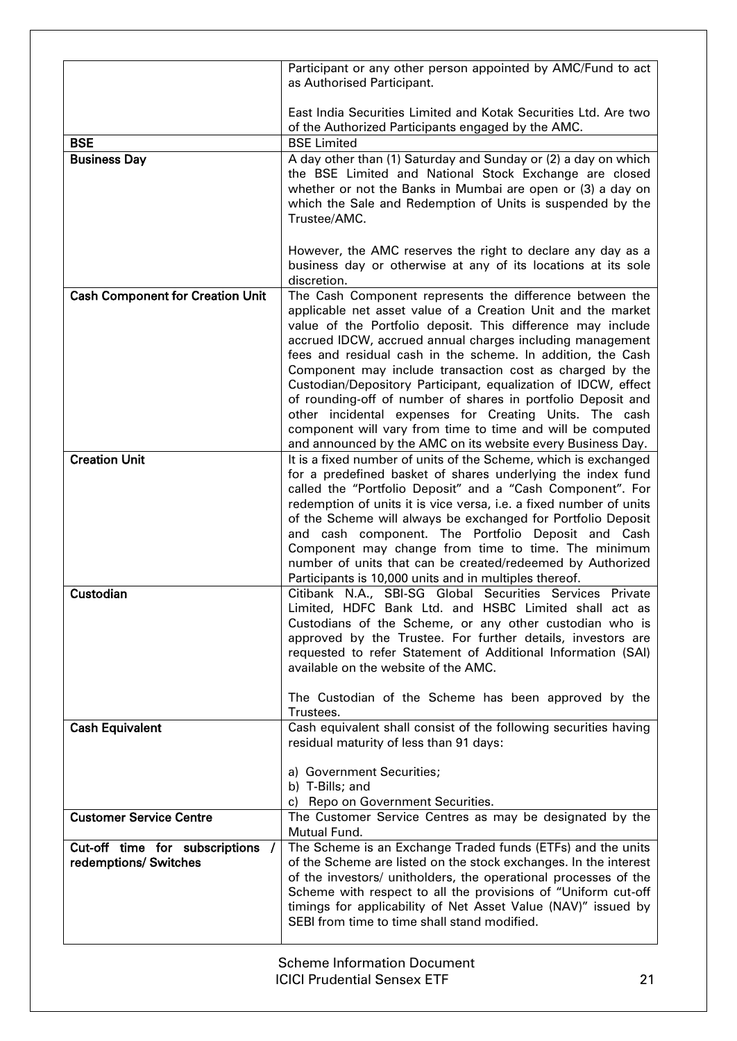| | |
|---|---|
| | Participant or any other person appointed by AMC/Fund to act as Authorised Participant.<br><br>East India Securities Limited and Kotak Securities Ltd. Are two of the Authorized Participants engaged by the AMC. |
| **BSE** | BSE Limited |
| **Business Day** | A day other than (1) Saturday and Sunday or (2) a day on which the BSE Limited and National Stock Exchange are closed whether or not the Banks in Mumbai are open or (3) a day on which the Sale and Redemption of Units is suspended by the Trustee/AMC.<br><br>However, the AMC reserves the right to declare any day as a business day or otherwise at any of its locations at its sole discretion. |
| **Cash Component for Creation Unit** | The Cash Component represents the difference between the applicable net asset value of a Creation Unit and the market value of the Portfolio deposit. This difference may include accrued IDCW, accrued annual charges including management fees and residual cash in the scheme. In addition, the Cash Component may include transaction cost as charged by the Custodian/Depository Participant, equalization of IDCW, effect of rounding-off of number of shares in portfolio Deposit and other incidental expenses for Creating Units. The cash component will vary from time to time and will be computed and announced by the AMC on its website every Business Day. |
| **Creation Unit** | It is a fixed number of units of the Scheme, which is exchanged for a predefined basket of shares underlying the index fund called the "Portfolio Deposit" and a "Cash Component". For redemption of units it is vice versa, i.e. a fixed number of units of the Scheme will always be exchanged for Portfolio Deposit and cash component. The Portfolio Deposit and Cash Component may change from time to time. The minimum number of units that can be created/redeemed by Authorized Participants is 10,000 units and in multiples thereof. |
| **Custodian** | Citibank N.A., SBI-SG Global Securities Services Private Limited, HDFC Bank Ltd. and HSBC Limited shall act as Custodians of the Scheme, or any other custodian who is approved by the Trustee. For further details, investors are requested to refer Statement of Additional Information (SAI) available on the website of the AMC.<br><br>The Custodian of the Scheme has been approved by the Trustees. |
| **Cash Equivalent** | Cash equivalent shall consist of the following securities having residual maturity of less than 91 days:<br><br>a) Government Securities;<br>b) T-Bills; and<br>c) Repo on Government Securities. |
| **Customer Service Centre** | The Customer Service Centres as may be designated by the Mutual Fund. |
| **Cut-off time for subscriptions / redemptions/ Switches** | The Scheme is an Exchange Traded funds (ETFs) and the units of the Scheme are listed on the stock exchanges. In the interest of the investors/ unitholders, the operational processes of the Scheme with respect to all the provisions of "Uniform cut-off timings for applicability of Net Asset Value (NAV)" issued by SEBI from time to time shall stand modified. |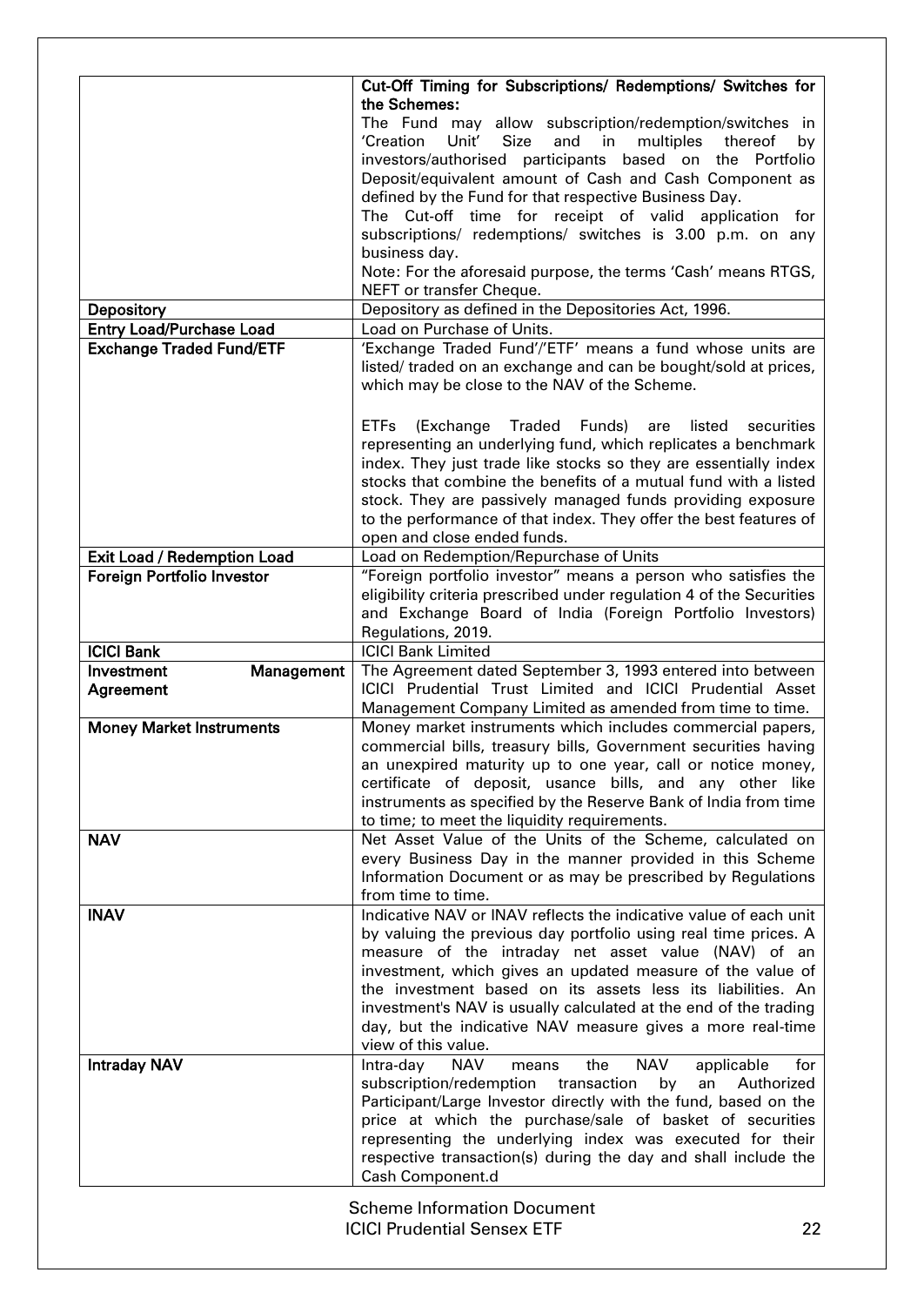| | |
|---|---|
| | **Cut-Off Timing for Subscriptions/ Redemptions/ Switches for the Schemes:**<br>The Fund may allow subscription/redemption/switches in 'Creation Unit' Size and in multiples thereof by investors/authorised participants based on the Portfolio Deposit/equivalent amount of Cash and Cash Component as defined by the Fund for that respective Business Day.<br>The Cut-off time for receipt of valid application for subscriptions/ redemptions/ switches is 3.00 p.m. on any business day.<br>Note: For the aforesaid purpose, the terms 'Cash' means RTGS, NEFT or transfer Cheque. |
| **Depository** | Depository as defined in the Depositories Act, 1996. |
| **Entry Load/Purchase Load** | Load on Purchase of Units. |
| **Exchange Traded Fund/ETF** | 'Exchange Traded Fund'/'ETF' means a fund whose units are listed/ traded on an exchange and can be bought/sold at prices, which may be close to the NAV of the Scheme.<br><br>ETFs (Exchange Traded Funds) are listed securities representing an underlying fund, which replicates a benchmark index. They just trade like stocks so they are essentially index stocks that combine the benefits of a mutual fund with a listed stock. They are passively managed funds providing exposure to the performance of that index. They offer the best features of open and close ended funds. |
| **Exit Load / Redemption Load** | Load on Redemption/Repurchase of Units |
| **Foreign Portfolio Investor** | "Foreign portfolio investor" means a person who satisfies the eligibility criteria prescribed under regulation 4 of the Securities and Exchange Board of India (Foreign Portfolio Investors) Regulations, 2019. |
| **ICICI Bank** | ICICI Bank Limited |
| **Investment Management Agreement** | The Agreement dated September 3, 1993 entered into between ICICI Prudential Trust Limited and ICICI Prudential Asset Management Company Limited as amended from time to time. |
| **Money Market Instruments** | Money market instruments which includes commercial papers, commercial bills, treasury bills, Government securities having an unexpired maturity up to one year, call or notice money, certificate of deposit, usance bills, and any other like instruments as specified by the Reserve Bank of India from time to time; to meet the liquidity requirements. |
| **NAV** | Net Asset Value of the Units of the Scheme, calculated on every Business Day in the manner provided in this Scheme Information Document or as may be prescribed by Regulations from time to time. |
| **INAV** | Indicative NAV or INAV reflects the indicative value of each unit by valuing the previous day portfolio using real time prices. A measure of the intraday net asset value (NAV) of an investment, which gives an updated measure of the value of the investment based on its assets less its liabilities. An investment's NAV is usually calculated at the end of the trading day, but the indicative NAV measure gives a more real-time view of this value. |
| **Intraday NAV** | Intra-day NAV means the NAV applicable for subscription/redemption transaction by an Authorized Participant/Large Investor directly with the fund, based on the price at which the purchase/sale of basket of securities representing the underlying index was executed for their respective transaction(s) during the day and shall include the Cash Component.d |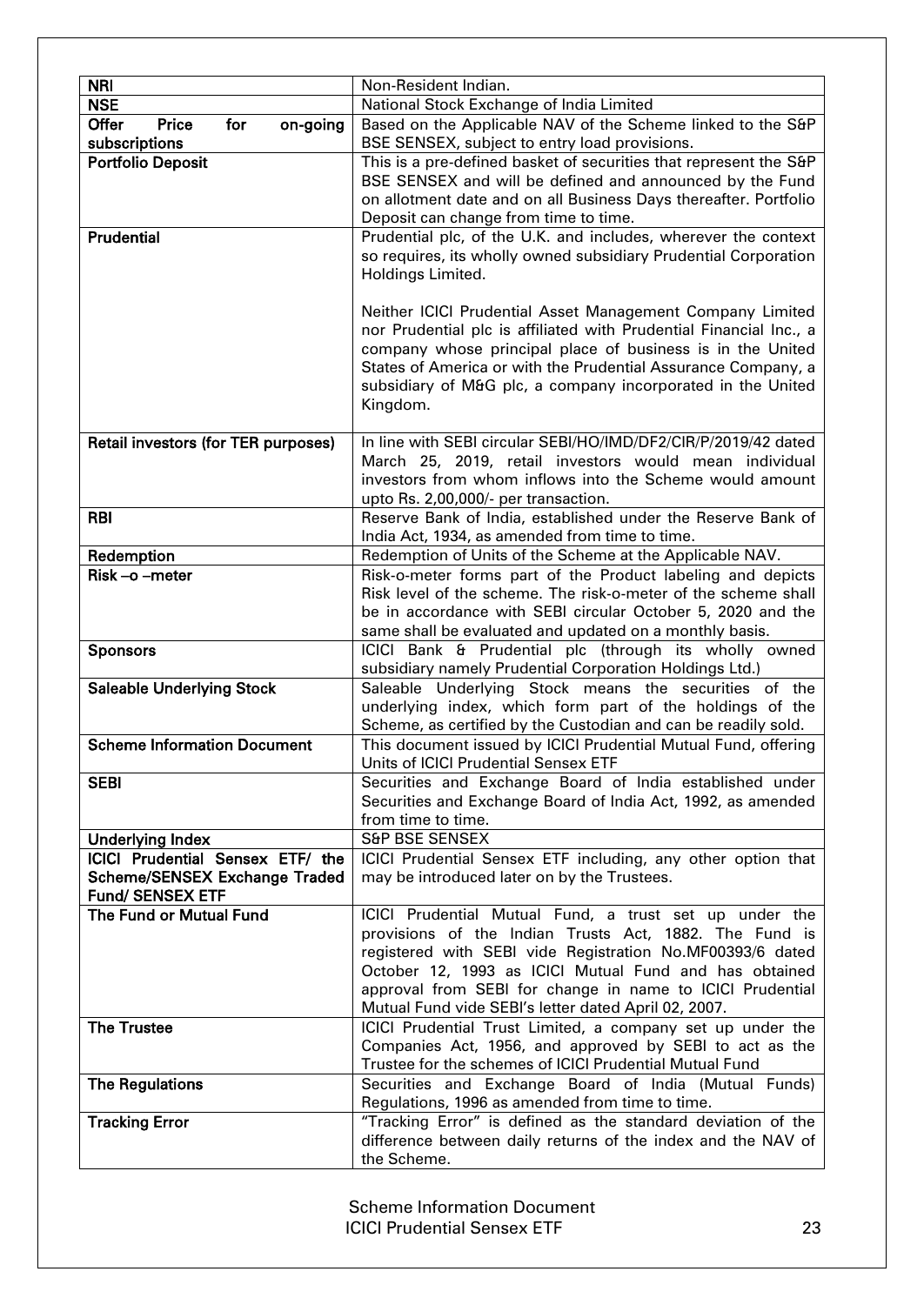| | |
|---|---|
| **NRI** | Non-Resident Indian. |
| **NSE** | National Stock Exchange of India Limited |
| **Offer Price for on-going subscriptions** | Based on the Applicable NAV of the Scheme linked to the S&P BSE SENSEX, subject to entry load provisions. |
| **Portfolio Deposit** | This is a pre-defined basket of securities that represent the S&P BSE SENSEX and will be defined and announced by the Fund on allotment date and on all Business Days thereafter. Portfolio Deposit can change from time to time. |
| **Prudential** | Prudential plc, of the U.K. and includes, wherever the context so requires, its wholly owned subsidiary Prudential Corporation Holdings Limited.<br><br>Neither ICICI Prudential Asset Management Company Limited nor Prudential plc is affiliated with Prudential Financial Inc., a company whose principal place of business is in the United States of America or with the Prudential Assurance Company, a subsidiary of M&G plc, a company incorporated in the United Kingdom. |
| **Retail investors (for TER purposes)** | In line with SEBI circular SEBI/HO/IMD/DF2/CIR/P/2019/42 dated March 25, 2019, retail investors would mean individual investors from whom inflows into the Scheme would amount upto Rs. 2,00,000/- per transaction. |
| **RBI** | Reserve Bank of India, established under the Reserve Bank of India Act, 1934, as amended from time to time. |
| **Redemption** | Redemption of Units of the Scheme at the Applicable NAV. |
| **Risk –o –meter** | Risk-o-meter forms part of the Product labeling and depicts Risk level of the scheme. The risk-o-meter of the scheme shall be in accordance with SEBI circular October 5, 2020 and the same shall be evaluated and updated on a monthly basis. |
| **Sponsors** | ICICI Bank & Prudential plc (through its wholly owned subsidiary namely Prudential Corporation Holdings Ltd.) |
| **Saleable Underlying Stock** | Saleable Underlying Stock means the securities of the underlying index, which form part of the holdings of the Scheme, as certified by the Custodian and can be readily sold. |
| **Scheme Information Document** | This document issued by ICICI Prudential Mutual Fund, offering Units of ICICI Prudential Sensex ETF |
| **SEBI** | Securities and Exchange Board of India established under Securities and Exchange Board of India Act, 1992, as amended from time to time. |
| **Underlying Index** | S&P BSE SENSEX |
| **ICICI Prudential Sensex ETF/ the Scheme/SENSEX Exchange Traded Fund/ SENSEX ETF** | ICICI Prudential Sensex ETF including, any other option that may be introduced later on by the Trustees. |
| **The Fund or Mutual Fund** | ICICI Prudential Mutual Fund, a trust set up under the provisions of the Indian Trusts Act, 1882. The Fund is registered with SEBI vide Registration No.MF00393/6 dated October 12, 1993 as ICICI Mutual Fund and has obtained approval from SEBI for change in name to ICICI Prudential Mutual Fund vide SEBI's letter dated April 02, 2007. |
| **The Trustee** | ICICI Prudential Trust Limited, a company set up under the Companies Act, 1956, and approved by SEBI to act as the Trustee for the schemes of ICICI Prudential Mutual Fund |
| **The Regulations** | Securities and Exchange Board of India (Mutual Funds) Regulations, 1996 as amended from time to time. |
| **Tracking Error** | "Tracking Error" is defined as the standard deviation of the difference between daily returns of the index and the NAV of the Scheme. |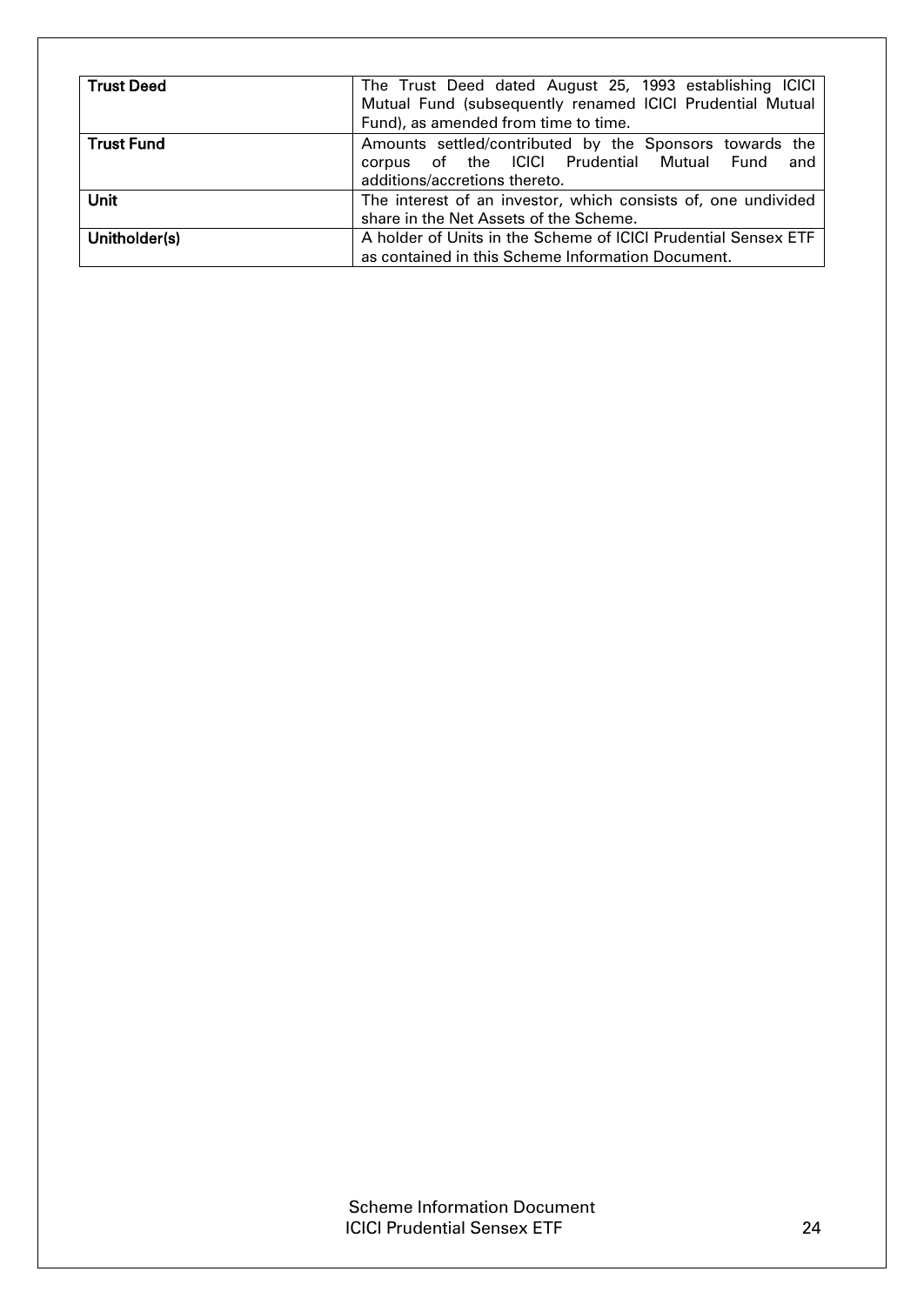| | |
|---|---|
| **Trust Deed** | The Trust Deed dated August 25, 1993 establishing ICICI Mutual Fund (subsequently renamed ICICI Prudential Mutual Fund), as amended from time to time. |
| **Trust Fund** | Amounts settled/contributed by the Sponsors towards the corpus of the ICICI Prudential Mutual Fund and additions/accretions thereto. |
| **Unit** | The interest of an investor, which consists of, one undivided share in the Net Assets of the Scheme. |
| **Unitholder(s)** | A holder of Units in the Scheme of ICICI Prudential Sensex ETF as contained in this Scheme Information Document. |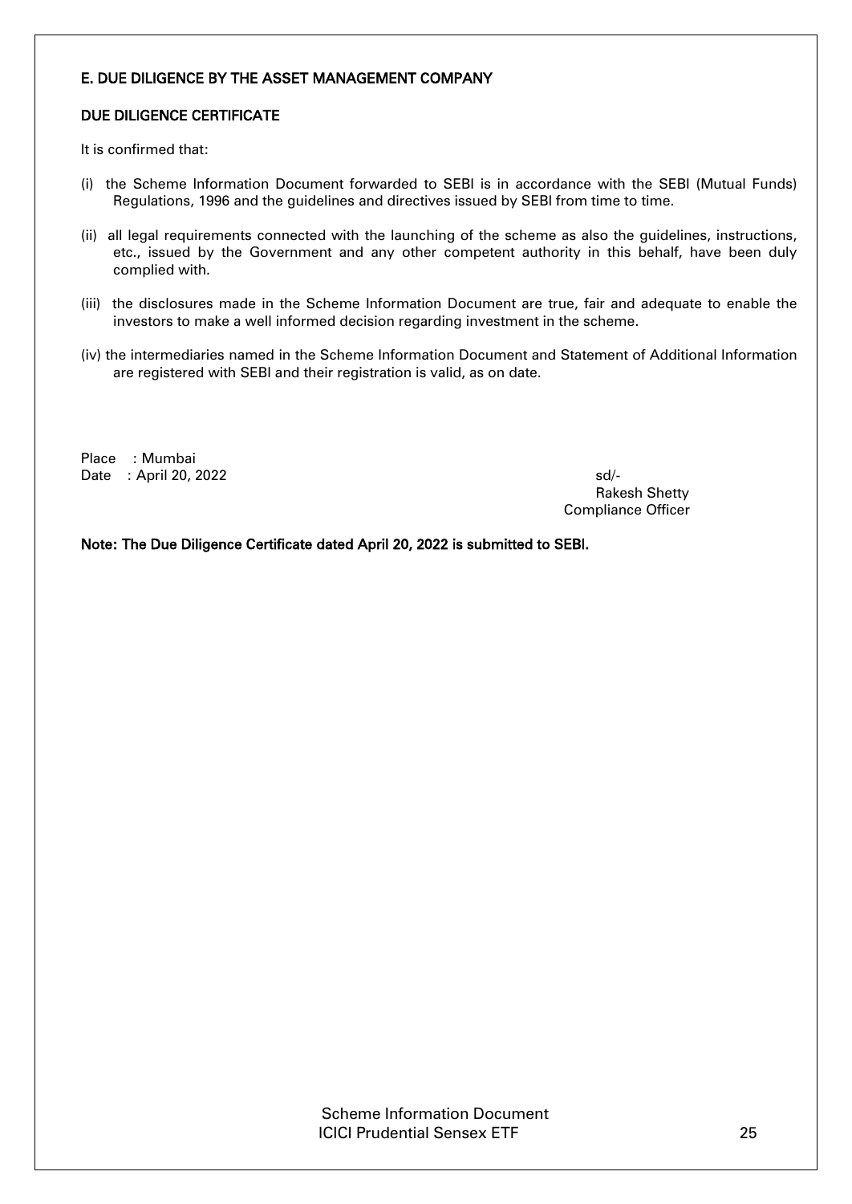## E. DUE DILIGENCE BY THE ASSET MANAGEMENT COMPANY

### DUE DILIGENCE CERTIFICATE

It is confirmed that:

(i) the Scheme Information Document forwarded to SEBI is in accordance with the SEBI (Mutual Funds) Regulations, 1996 and the guidelines and directives issued by SEBI from time to time.

(ii) all legal requirements connected with the launching of the scheme as also the guidelines, instructions, etc., issued by the Government and any other competent authority in this behalf, have been duly complied with.

(iii) the disclosures made in the Scheme Information Document are true, fair and adequate to enable the investors to make a well informed decision regarding investment in the scheme.

(iv) the intermediaries named in the Scheme Information Document and Statement of Additional Information are registered with SEBI and their registration is valid, as on date.

Place : Mumbai
Date : April 20, 2022

sd/-
Rakesh Shetty
Compliance Officer

**Note: The Due Diligence Certificate dated April 20, 2022 is submitted to SEBI.**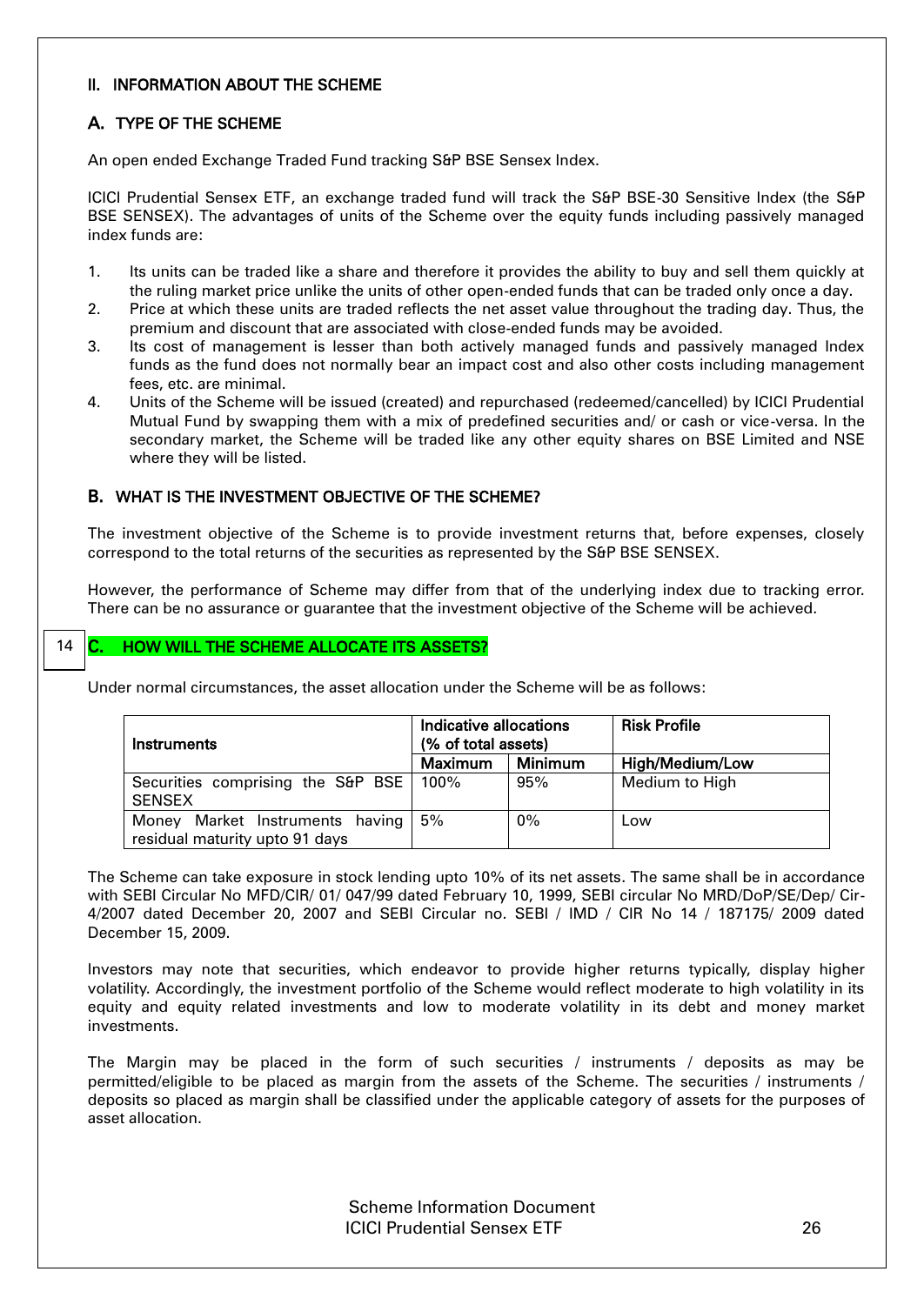## II. INFORMATION ABOUT THE SCHEME

### A. TYPE OF THE SCHEME

An open ended Exchange Traded Fund tracking S&P BSE Sensex Index.

ICICI Prudential Sensex ETF, an exchange traded fund will track the S&P BSE-30 Sensitive Index (the S&P BSE SENSEX). The advantages of units of the Scheme over the equity funds including passively managed index funds are:

1. Its units can be traded like a share and therefore it provides the ability to buy and sell them quickly at the ruling market price unlike the units of other open-ended funds that can be traded only once a day.
2. Price at which these units are traded reflects the net asset value throughout the trading day. Thus, the premium and discount that are associated with close-ended funds may be avoided.
3. Its cost of management is lesser than both actively managed funds and passively managed Index funds as the fund does not normally bear an impact cost and also other costs including management fees, etc. are minimal.
4. Units of the Scheme will be issued (created) and repurchased (redeemed/cancelled) by ICICI Prudential Mutual Fund by swapping them with a mix of predefined securities and/ or cash or vice-versa. In the secondary market, the Scheme will be traded like any other equity shares on BSE Limited and NSE where they will be listed.

### B. WHAT IS THE INVESTMENT OBJECTIVE OF THE SCHEME?

The investment objective of the Scheme is to provide investment returns that, before expenses, closely correspond to the total returns of the securities as represented by the S&P BSE SENSEX.

However, the performance of Scheme may differ from that of the underlying index due to tracking error. There can be no assurance or guarantee that the investment objective of the Scheme will be achieved.

14

### C. HOW WILL THE SCHEME ALLOCATE ITS ASSETS?

Under normal circumstances, the asset allocation under the Scheme will be as follows:

| Instruments | Indicative allocations (% of total assets) | | Risk Profile |
|---|---|---|---|
| | Maximum | Minimum | High/Medium/Low |
| Securities comprising the S&P BSE SENSEX | 100% | 95% | Medium to High |
| Money Market Instruments having residual maturity upto 91 days | 5% | 0% | Low |

The Scheme can take exposure in stock lending upto 10% of its net assets. The same shall be in accordance with SEBI Circular No MFD/CIR/ 01/ 047/99 dated February 10, 1999, SEBI circular No MRD/DoP/SE/Dep/ Cir-4/2007 dated December 20, 2007 and SEBI Circular no. SEBI / IMD / CIR No 14 / 187175/ 2009 dated December 15, 2009.

Investors may note that securities, which endeavor to provide higher returns typically, display higher volatility. Accordingly, the investment portfolio of the Scheme would reflect moderate to high volatility in its equity and equity related investments and low to moderate volatility in its debt and money market investments.

The Margin may be placed in the form of such securities / instruments / deposits as may be permitted/eligible to be placed as margin from the assets of the Scheme. The securities / instruments / deposits so placed as margin shall be classified under the applicable category of assets for the purposes of asset allocation.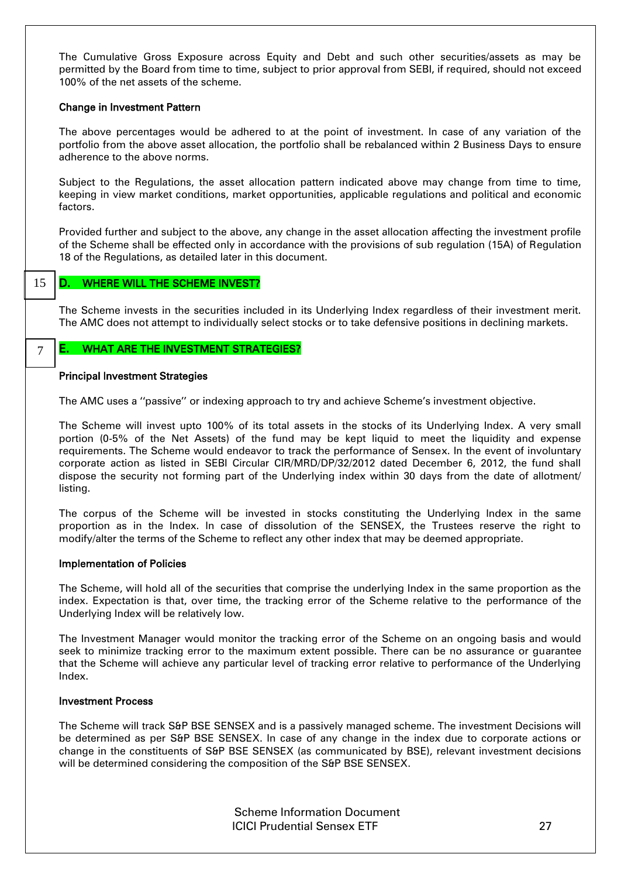The Cumulative Gross Exposure across Equity and Debt and such other securities/assets as may be permitted by the Board from time to time, subject to prior approval from SEBI, if required, should not exceed 100% of the net assets of the scheme.

**Change in Investment Pattern**

The above percentages would be adhered to at the point of investment. In case of any variation of the portfolio from the above asset allocation, the portfolio shall be rebalanced within 2 Business Days to ensure adherence to the above norms.

Subject to the Regulations, the asset allocation pattern indicated above may change from time to time, keeping in view market conditions, market opportunities, applicable regulations and political and economic factors.

Provided further and subject to the above, any change in the asset allocation affecting the investment profile of the Scheme shall be effected only in accordance with the provisions of sub regulation (15A) of Regulation 18 of the Regulations, as detailed later in this document.

15

## D. WHERE WILL THE SCHEME INVEST?

The Scheme invests in the securities included in its Underlying Index regardless of their investment merit. The AMC does not attempt to individually select stocks or to take defensive positions in declining markets.

7

## E. WHAT ARE THE INVESTMENT STRATEGIES?

**Principal Investment Strategies**

The AMC uses a ''passive'' or indexing approach to try and achieve Scheme's investment objective.

The Scheme will invest upto 100% of its total assets in the stocks of its Underlying Index. A very small portion (0-5% of the Net Assets) of the fund may be kept liquid to meet the liquidity and expense requirements. The Scheme would endeavor to track the performance of Sensex. In the event of involuntary corporate action as listed in SEBI Circular CIR/MRD/DP/32/2012 dated December 6, 2012, the fund shall dispose the security not forming part of the Underlying index within 30 days from the date of allotment/ listing.

The corpus of the Scheme will be invested in stocks constituting the Underlying Index in the same proportion as in the Index. In case of dissolution of the SENSEX, the Trustees reserve the right to modify/alter the terms of the Scheme to reflect any other index that may be deemed appropriate.

**Implementation of Policies**

The Scheme, will hold all of the securities that comprise the underlying Index in the same proportion as the index. Expectation is that, over time, the tracking error of the Scheme relative to the performance of the Underlying Index will be relatively low.

The Investment Manager would monitor the tracking error of the Scheme on an ongoing basis and would seek to minimize tracking error to the maximum extent possible. There can be no assurance or guarantee that the Scheme will achieve any particular level of tracking error relative to performance of the Underlying Index.

**Investment Process**

The Scheme will track S&P BSE SENSEX and is a passively managed scheme. The investment Decisions will be determined as per S&P BSE SENSEX. In case of any change in the index due to corporate actions or change in the constituents of S&P BSE SENSEX (as communicated by BSE), relevant investment decisions will be determined considering the composition of the S&P BSE SENSEX.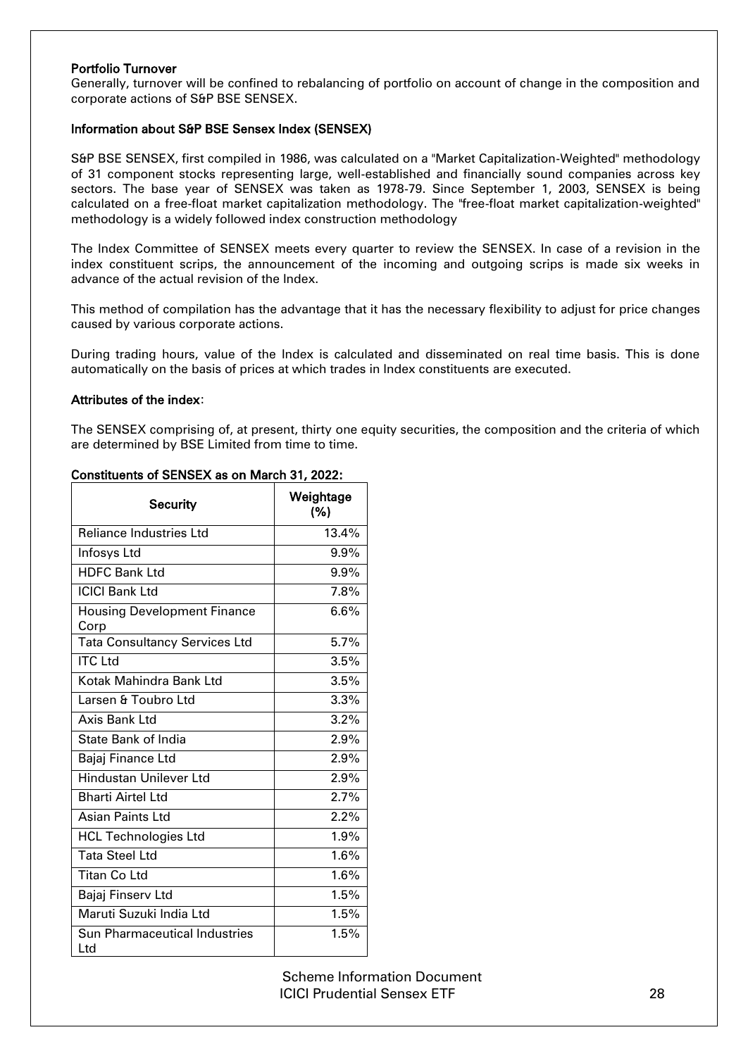**Portfolio Turnover**

Generally, turnover will be confined to rebalancing of portfolio on account of change in the composition and corporate actions of S&P BSE SENSEX.

**Information about S&P BSE Sensex Index (SENSEX)**

S&P BSE SENSEX, first compiled in 1986, was calculated on a "Market Capitalization-Weighted" methodology of 31 component stocks representing large, well-established and financially sound companies across key sectors. The base year of SENSEX was taken as 1978-79. Since September 1, 2003, SENSEX is being calculated on a free-float market capitalization methodology. The "free-float market capitalization-weighted" methodology is a widely followed index construction methodology

The Index Committee of SENSEX meets every quarter to review the SENSEX. In case of a revision in the index constituent scrips, the announcement of the incoming and outgoing scrips is made six weeks in advance of the actual revision of the Index.

This method of compilation has the advantage that it has the necessary flexibility to adjust for price changes caused by various corporate actions.

During trading hours, value of the Index is calculated and disseminated on real time basis. This is done automatically on the basis of prices at which trades in Index constituents are executed.

**Attributes of the index**:

The SENSEX comprising of, at present, thirty one equity securities, the composition and the criteria of which are determined by BSE Limited from time to time.

**Constituents of SENSEX as on March 31, 2022:**

| Security | Weightage (%) |
|---|---|
| Reliance Industries Ltd | 13.4% |
| Infosys Ltd | 9.9% |
| HDFC Bank Ltd | 9.9% |
| ICICI Bank Ltd | 7.8% |
| Housing Development Finance Corp | 6.6% |
| Tata Consultancy Services Ltd | 5.7% |
| ITC Ltd | 3.5% |
| Kotak Mahindra Bank Ltd | 3.5% |
| Larsen & Toubro Ltd | 3.3% |
| Axis Bank Ltd | 3.2% |
| State Bank of India | 2.9% |
| Bajaj Finance Ltd | 2.9% |
| Hindustan Unilever Ltd | 2.9% |
| Bharti Airtel Ltd | 2.7% |
| Asian Paints Ltd | 2.2% |
| HCL Technologies Ltd | 1.9% |
| Tata Steel Ltd | 1.6% |
| Titan Co Ltd | 1.6% |
| Bajaj Finserv Ltd | 1.5% |
| Maruti Suzuki India Ltd | 1.5% |
| Sun Pharmaceutical Industries Ltd | 1.5% |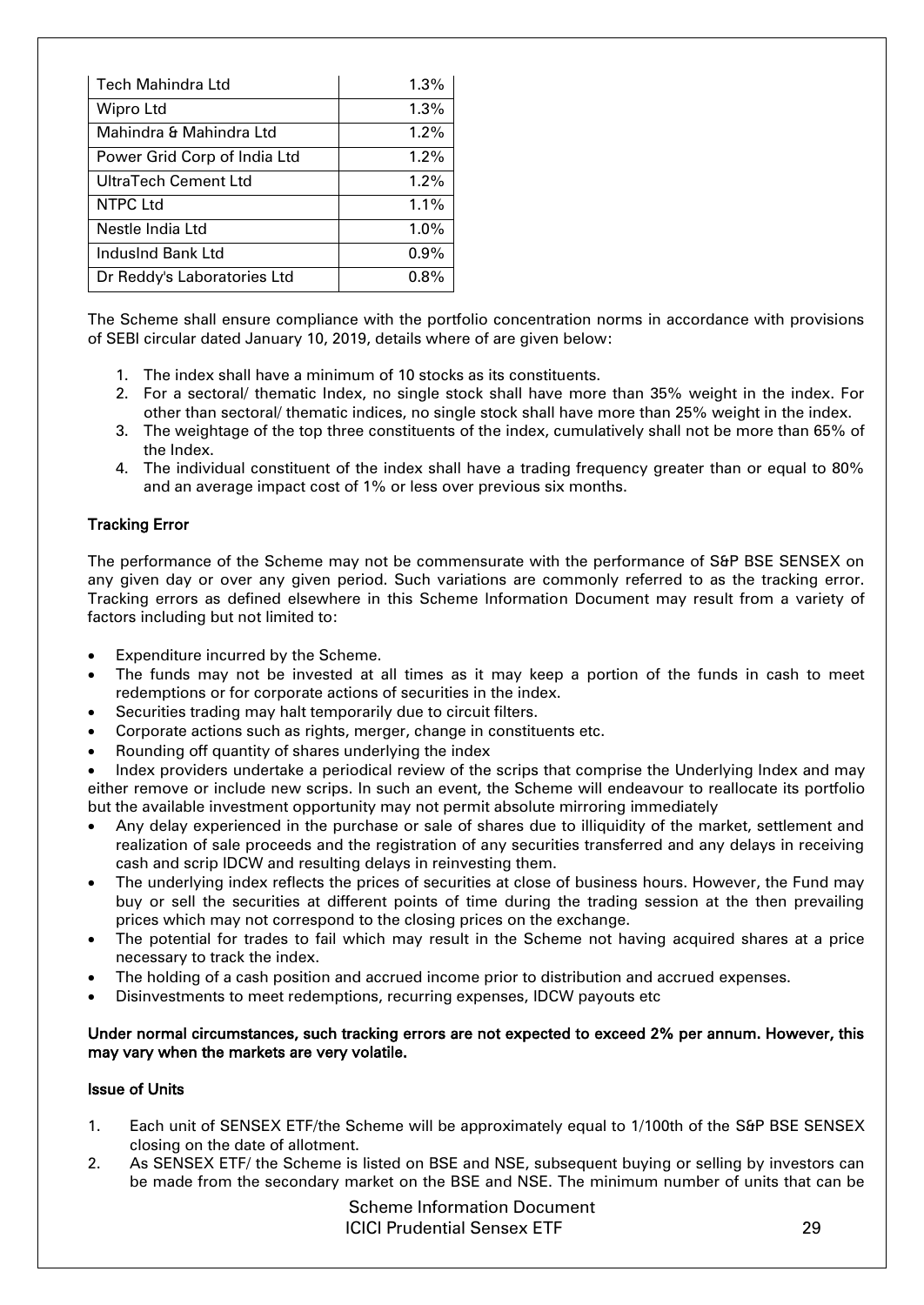| | |
|---|---|
| Tech Mahindra Ltd | 1.3% |
| Wipro Ltd | 1.3% |
| Mahindra & Mahindra Ltd | 1.2% |
| Power Grid Corp of India Ltd | 1.2% |
| UltraTech Cement Ltd | 1.2% |
| NTPC Ltd | 1.1% |
| Nestle India Ltd | 1.0% |
| IndusInd Bank Ltd | 0.9% |
| Dr Reddy's Laboratories Ltd | 0.8% |

The Scheme shall ensure compliance with the portfolio concentration norms in accordance with provisions of SEBI circular dated January 10, 2019, details where of are given below:

1. The index shall have a minimum of 10 stocks as its constituents.
2. For a sectoral/ thematic Index, no single stock shall have more than 35% weight in the index. For other than sectoral/ thematic indices, no single stock shall have more than 25% weight in the index.
3. The weightage of the top three constituents of the index, cumulatively shall not be more than 65% of the Index.
4. The individual constituent of the index shall have a trading frequency greater than or equal to 80% and an average impact cost of 1% or less over previous six months.

**Tracking Error**

The performance of the Scheme may not be commensurate with the performance of S&P BSE SENSEX on any given day or over any given period. Such variations are commonly referred to as the tracking error. Tracking errors as defined elsewhere in this Scheme Information Document may result from a variety of factors including but not limited to:

- Expenditure incurred by the Scheme.
- The funds may not be invested at all times as it may keep a portion of the funds in cash to meet redemptions or for corporate actions of securities in the index.
- Securities trading may halt temporarily due to circuit filters.
- Corporate actions such as rights, merger, change in constituents etc.
- Rounding off quantity of shares underlying the index
- Index providers undertake a periodical review of the scrips that comprise the Underlying Index and may either remove or include new scrips. In such an event, the Scheme will endeavour to reallocate its portfolio but the available investment opportunity may not permit absolute mirroring immediately
- Any delay experienced in the purchase or sale of shares due to illiquidity of the market, settlement and realization of sale proceeds and the registration of any securities transferred and any delays in receiving cash and scrip IDCW and resulting delays in reinvesting them.
- The underlying index reflects the prices of securities at close of business hours. However, the Fund may buy or sell the securities at different points of time during the trading session at the then prevailing prices which may not correspond to the closing prices on the exchange.
- The potential for trades to fail which may result in the Scheme not having acquired shares at a price necessary to track the index.
- The holding of a cash position and accrued income prior to distribution and accrued expenses.
- Disinvestments to meet redemptions, recurring expenses, IDCW payouts etc

**Under normal circumstances, such tracking errors are not expected to exceed 2% per annum. However, this may vary when the markets are very volatile.**

**Issue of Units**

1. Each unit of SENSEX ETF/the Scheme will be approximately equal to 1/100th of the S&P BSE SENSEX closing on the date of allotment.
2. As SENSEX ETF/ the Scheme is listed on BSE and NSE, subsequent buying or selling by investors can be made from the secondary market on the BSE and NSE. The minimum number of units that can be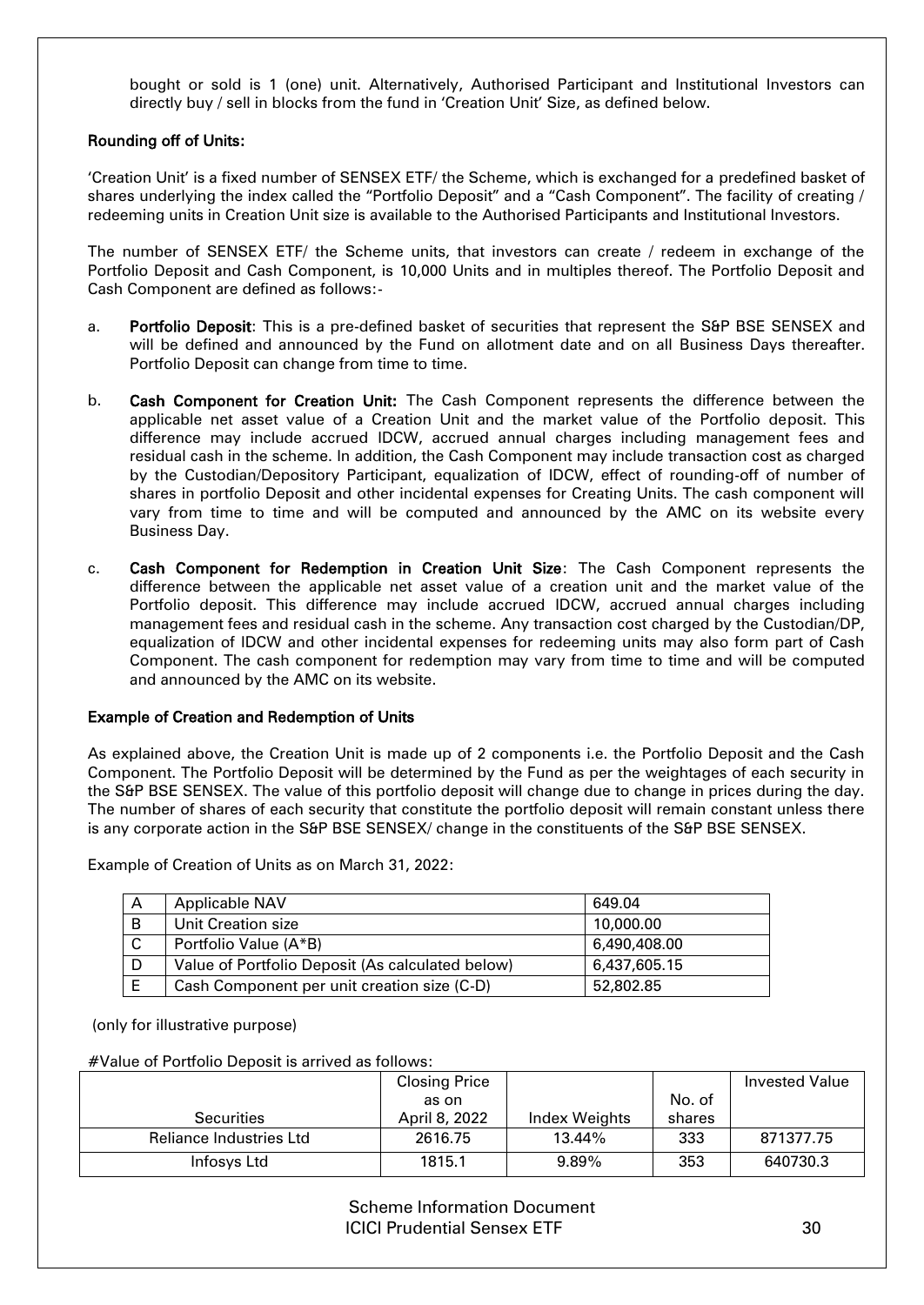bought or sold is 1 (one) unit. Alternatively, Authorised Participant and Institutional Investors can directly buy / sell in blocks from the fund in 'Creation Unit' Size, as defined below.

**Rounding off of Units:**

'Creation Unit' is a fixed number of SENSEX ETF/ the Scheme, which is exchanged for a predefined basket of shares underlying the index called the "Portfolio Deposit" and a "Cash Component". The facility of creating / redeeming units in Creation Unit size is available to the Authorised Participants and Institutional Investors.

The number of SENSEX ETF/ the Scheme units, that investors can create / redeem in exchange of the Portfolio Deposit and Cash Component, is 10,000 Units and in multiples thereof. The Portfolio Deposit and Cash Component are defined as follows:-

a. **Portfolio Deposit**: This is a pre-defined basket of securities that represent the S&P BSE SENSEX and will be defined and announced by the Fund on allotment date and on all Business Days thereafter. Portfolio Deposit can change from time to time.

b. **Cash Component for Creation Unit:** The Cash Component represents the difference between the applicable net asset value of a Creation Unit and the market value of the Portfolio deposit. This difference may include accrued IDCW, accrued annual charges including management fees and residual cash in the scheme. In addition, the Cash Component may include transaction cost as charged by the Custodian/Depository Participant, equalization of IDCW, effect of rounding-off of number of shares in portfolio Deposit and other incidental expenses for Creating Units. The cash component will vary from time to time and will be computed and announced by the AMC on its website every Business Day.

c. **Cash Component for Redemption in Creation Unit Size**: The Cash Component represents the difference between the applicable net asset value of a creation unit and the market value of the Portfolio deposit. This difference may include accrued IDCW, accrued annual charges including management fees and residual cash in the scheme. Any transaction cost charged by the Custodian/DP, equalization of IDCW and other incidental expenses for redeeming units may also form part of Cash Component. The cash component for redemption may vary from time to time and will be computed and announced by the AMC on its website.

**Example of Creation and Redemption of Units**

As explained above, the Creation Unit is made up of 2 components i.e. the Portfolio Deposit and the Cash Component. The Portfolio Deposit will be determined by the Fund as per the weightages of each security in the S&P BSE SENSEX. The value of this portfolio deposit will change due to change in prices during the day. The number of shares of each security that constitute the portfolio deposit will remain constant unless there is any corporate action in the S&P BSE SENSEX/ change in the constituents of the S&P BSE SENSEX.

Example of Creation of Units as on March 31, 2022:

| | | |
|---|---|---|
| A | Applicable NAV | 649.04 |
| B | Unit Creation size | 10,000.00 |
| C | Portfolio Value (A*B) | 6,490,408.00 |
| D | Value of Portfolio Deposit (As calculated below) | 6,437,605.15 |
| E | Cash Component per unit creation size (C-D) | 52,802.85 |

(only for illustrative purpose)

#Value of Portfolio Deposit is arrived as follows:

| Securities | Closing Price as on April 8, 2022 | Index Weights | No. of shares | Invested Value |
|---|---|---|---|---|
| Reliance Industries Ltd | 2616.75 | 13.44% | 333 | 871377.75 |
| Infosys Ltd | 1815.1 | 9.89% | 353 | 640730.3 |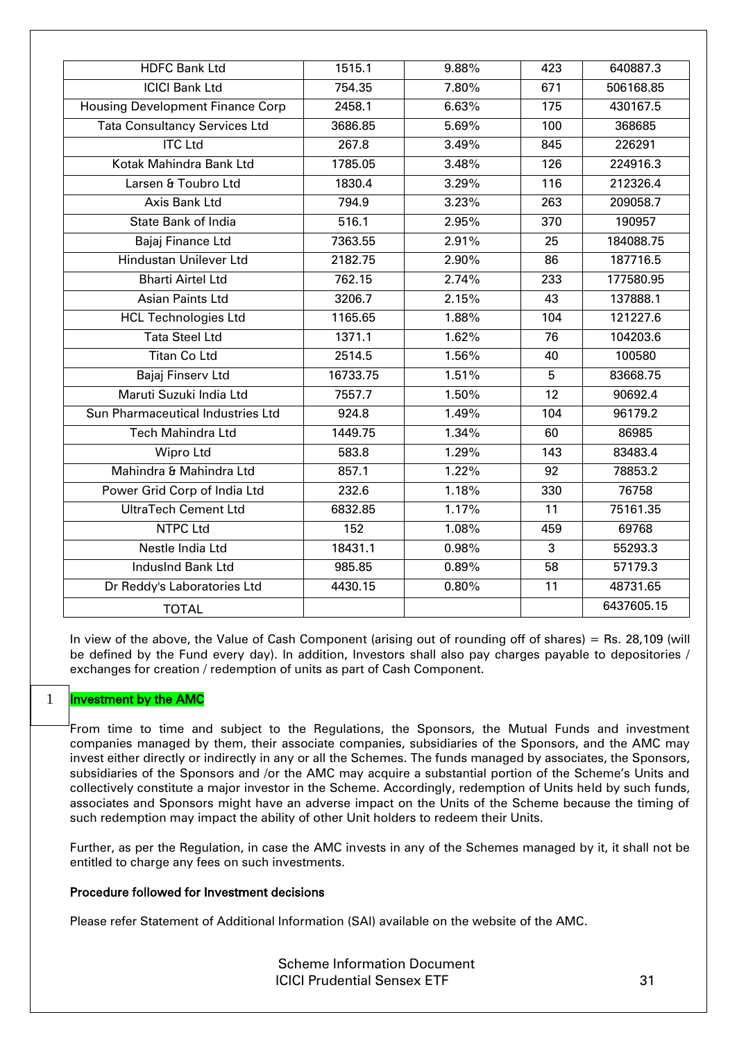| HDFC Bank Ltd | 1515.1 | 9.88% | 423 | 640887.3 |
|---|---|---|---|---|
| ICICI Bank Ltd | 754.35 | 7.80% | 671 | 506168.85 |
| Housing Development Finance Corp | 2458.1 | 6.63% | 175 | 430167.5 |
| Tata Consultancy Services Ltd | 3686.85 | 5.69% | 100 | 368685 |
| ITC Ltd | 267.8 | 3.49% | 845 | 226291 |
| Kotak Mahindra Bank Ltd | 1785.05 | 3.48% | 126 | 224916.3 |
| Larsen & Toubro Ltd | 1830.4 | 3.29% | 116 | 212326.4 |
| Axis Bank Ltd | 794.9 | 3.23% | 263 | 209058.7 |
| State Bank of India | 516.1 | 2.95% | 370 | 190957 |
| Bajaj Finance Ltd | 7363.55 | 2.91% | 25 | 184088.75 |
| Hindustan Unilever Ltd | 2182.75 | 2.90% | 86 | 187716.5 |
| Bharti Airtel Ltd | 762.15 | 2.74% | 233 | 177580.95 |
| Asian Paints Ltd | 3206.7 | 2.15% | 43 | 137888.1 |
| HCL Technologies Ltd | 1165.65 | 1.88% | 104 | 121227.6 |
| Tata Steel Ltd | 1371.1 | 1.62% | 76 | 104203.6 |
| Titan Co Ltd | 2514.5 | 1.56% | 40 | 100580 |
| Bajaj Finserv Ltd | 16733.75 | 1.51% | 5 | 83668.75 |
| Maruti Suzuki India Ltd | 7557.7 | 1.50% | 12 | 90692.4 |
| Sun Pharmaceutical Industries Ltd | 924.8 | 1.49% | 104 | 96179.2 |
| Tech Mahindra Ltd | 1449.75 | 1.34% | 60 | 86985 |
| Wipro Ltd | 583.8 | 1.29% | 143 | 83483.4 |
| Mahindra & Mahindra Ltd | 857.1 | 1.22% | 92 | 78853.2 |
| Power Grid Corp of India Ltd | 232.6 | 1.18% | 330 | 76758 |
| UltraTech Cement Ltd | 6832.85 | 1.17% | 11 | 75161.35 |
| NTPC Ltd | 152 | 1.08% | 459 | 69768 |
| Nestle India Ltd | 18431.1 | 0.98% | 3 | 55293.3 |
| IndusInd Bank Ltd | 985.85 | 0.89% | 58 | 57179.3 |
| Dr Reddy's Laboratories Ltd | 4430.15 | 0.80% | 11 | 48731.65 |
| TOTAL | | | | 6437605.15 |

In view of the above, the Value of Cash Component (arising out of rounding off of shares) = Rs. 28,109 (will be defined by the Fund every day). In addition, Investors shall also pay charges payable to depositories / exchanges for creation / redemption of units as part of Cash Component.

**Investment by the AMC**

From time to time and subject to the Regulations, the Sponsors, the Mutual Funds and investment companies managed by them, their associate companies, subsidiaries of the Sponsors, and the AMC may invest either directly or indirectly in any or all the Schemes. The funds managed by associates, the Sponsors, subsidiaries of the Sponsors and /or the AMC may acquire a substantial portion of the Scheme's Units and collectively constitute a major investor in the Scheme. Accordingly, redemption of Units held by such funds, associates and Sponsors might have an adverse impact on the Units of the Scheme because the timing of such redemption may impact the ability of other Unit holders to redeem their Units.

Further, as per the Regulation, in case the AMC invests in any of the Schemes managed by it, it shall not be entitled to charge any fees on such investments.

**Procedure followed for Investment decisions**

Please refer Statement of Additional Information (SAI) available on the website of the AMC.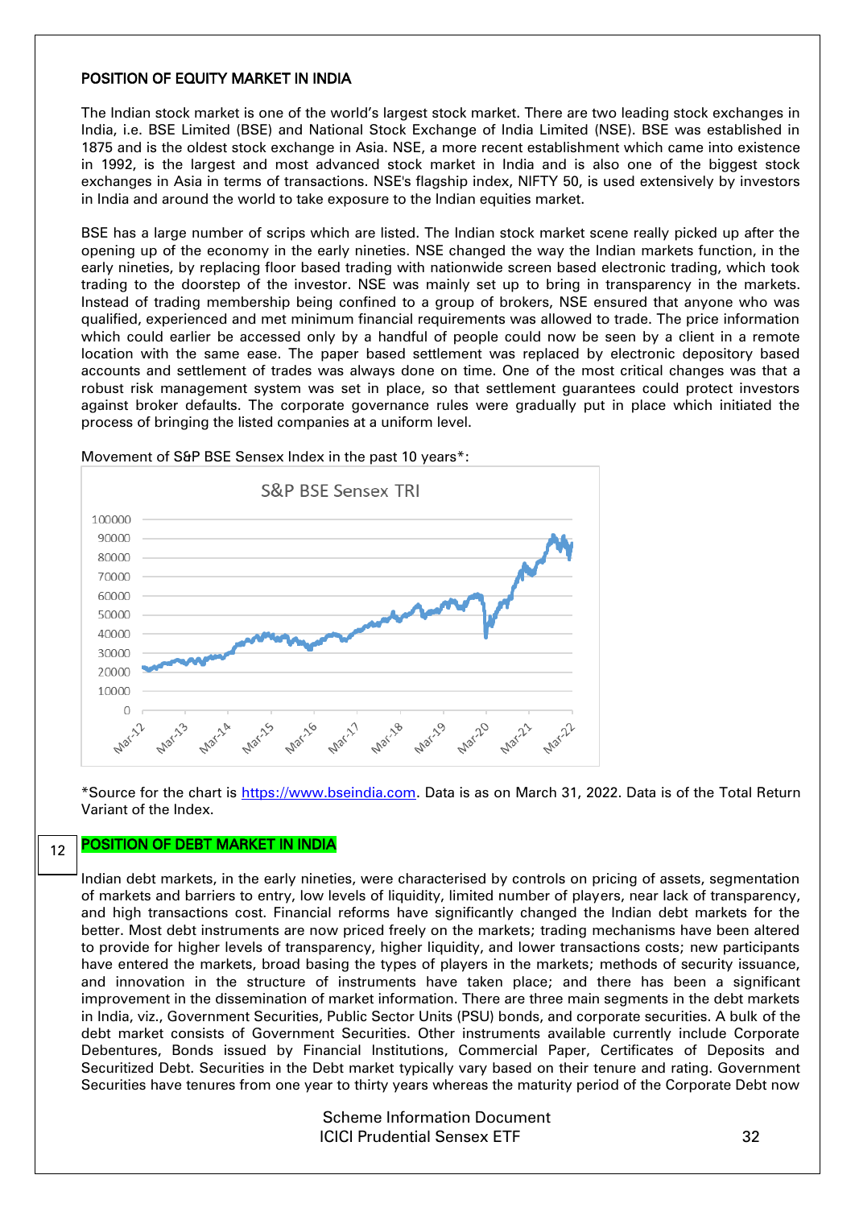## POSITION OF EQUITY MARKET IN INDIA

The Indian stock market is one of the world's largest stock market. There are two leading stock exchanges in India, i.e. BSE Limited (BSE) and National Stock Exchange of India Limited (NSE). BSE was established in 1875 and is the oldest stock exchange in Asia. NSE, a more recent establishment which came into existence in 1992, is the largest and most advanced stock market in India and is also one of the biggest stock exchanges in Asia in terms of transactions. NSE's flagship index, NIFTY 50, is used extensively by investors in India and around the world to take exposure to the Indian equities market.

BSE has a large number of scrips which are listed. The Indian stock market scene really picked up after the opening up of the economy in the early nineties. NSE changed the way the Indian markets function, in the early nineties, by replacing floor based trading with nationwide screen based electronic trading, which took trading to the doorstep of the investor. NSE was mainly set up to bring in transparency in the markets. Instead of trading membership being confined to a group of brokers, NSE ensured that anyone who was qualified, experienced and met minimum financial requirements was allowed to trade. The price information which could earlier be accessed only by a handful of people could now be seen by a client in a remote location with the same ease. The paper based settlement was replaced by electronic depository based accounts and settlement of trades was always done on time. One of the most critical changes was that a robust risk management system was set in place, so that settlement guarantees could protect investors against broker defaults. The corporate governance rules were gradually put in place which initiated the process of bringing the listed companies at a uniform level.

Movement of S&P BSE Sensex Index in the past 10 years*:

*Source for the chart is https://www.bseindia.com. Data is as on March 31, 2022. Data is of the Total Return Variant of the Index.

## POSITION OF DEBT MARKET IN INDIA

Indian debt markets, in the early nineties, were characterised by controls on pricing of assets, segmentation of markets and barriers to entry, low levels of liquidity, limited number of players, near lack of transparency, and high transactions cost. Financial reforms have significantly changed the Indian debt markets for the better. Most debt instruments are now priced freely on the markets; trading mechanisms have been altered to provide for higher levels of transparency, higher liquidity, and lower transactions costs; new participants have entered the markets, broad basing the types of players in the markets; methods of security issuance, and innovation in the structure of instruments have taken place; and there has been a significant improvement in the dissemination of market information. There are three main segments in the debt markets in India, viz., Government Securities, Public Sector Units (PSU) bonds, and corporate securities. A bulk of the debt market consists of Government Securities. Other instruments available currently include Corporate Debentures, Bonds issued by Financial Institutions, Commercial Paper, Certificates of Deposits and Securitized Debt. Securities in the Debt market typically vary based on their tenure and rating. Government Securities have tenures from one year to thirty years whereas the maturity period of the Corporate Debt now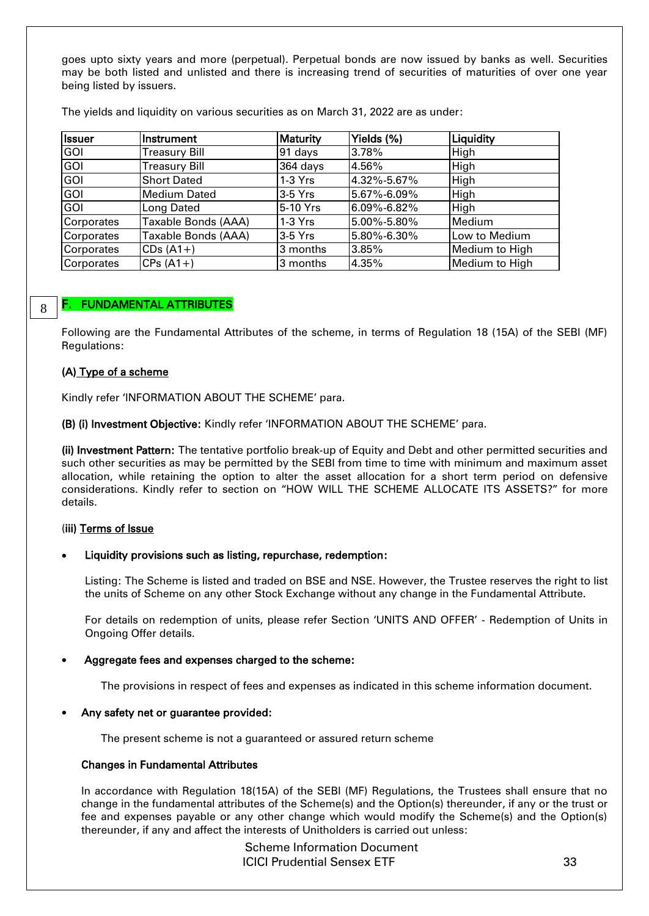goes upto sixty years and more (perpetual). Perpetual bonds are now issued by banks as well. Securities may be both listed and unlisted and there is increasing trend of securities of maturities of over one year being listed by issuers.

The yields and liquidity on various securities as on March 31, 2022 are as under:

| Issuer | Instrument | Maturity | Yields (%) | Liquidity |
|---|---|---|---|---|
| GOI | Treasury Bill | 91 days | 3.78% | High |
| GOI | Treasury Bill | 364 days | 4.56% | High |
| GOI | Short Dated | 1-3 Yrs | 4.32%-5.67% | High |
| GOI | Medium Dated | 3-5 Yrs | 5.67%-6.09% | High |
| GOI | Long Dated | 5-10 Yrs | 6.09%-6.82% | High |
| Corporates | Taxable Bonds (AAA) | 1-3 Yrs | 5.00%-5.80% | Medium |
| Corporates | Taxable Bonds (AAA) | 3-5 Yrs | 5.80%-6.30% | Low to Medium |
| Corporates | CDs (A1+) | 3 months | 3.85% | Medium to High |
| Corporates | CPs (A1+) | 3 months | 4.35% | Medium to High |

8

## F. FUNDAMENTAL ATTRIBUTES

Following are the Fundamental Attributes of the scheme, in terms of Regulation 18 (15A) of the SEBI (MF) Regulations:

**(A) Type of a scheme**

Kindly refer 'INFORMATION ABOUT THE SCHEME' para.

**(B) (i) Investment Objective:** Kindly refer 'INFORMATION ABOUT THE SCHEME' para.

**(ii) Investment Pattern:** The tentative portfolio break-up of Equity and Debt and other permitted securities and such other securities as may be permitted by the SEBI from time to time with minimum and maximum asset allocation, while retaining the option to alter the asset allocation for a short term period on defensive considerations. Kindly refer to section on "HOW WILL THE SCHEME ALLOCATE ITS ASSETS?" for more details.

**(iii) Terms of Issue**

- **Liquidity provisions such as listing, repurchase, redemption:**

  Listing: The Scheme is listed and traded on BSE and NSE. However, the Trustee reserves the right to list the units of Scheme on any other Stock Exchange without any change in the Fundamental Attribute.

  For details on redemption of units, please refer Section 'UNITS AND OFFER' - Redemption of Units in Ongoing Offer details.

- **Aggregate fees and expenses charged to the scheme:**

  The provisions in respect of fees and expenses as indicated in this scheme information document.

- **Any safety net or guarantee provided:**

  The present scheme is not a guaranteed or assured return scheme

**Changes in Fundamental Attributes**

In accordance with Regulation 18(15A) of the SEBI (MF) Regulations, the Trustees shall ensure that no change in the fundamental attributes of the Scheme(s) and the Option(s) thereunder, if any or the trust or fee and expenses payable or any other change which would modify the Scheme(s) and the Option(s) thereunder, if any and affect the interests of Unitholders is carried out unless: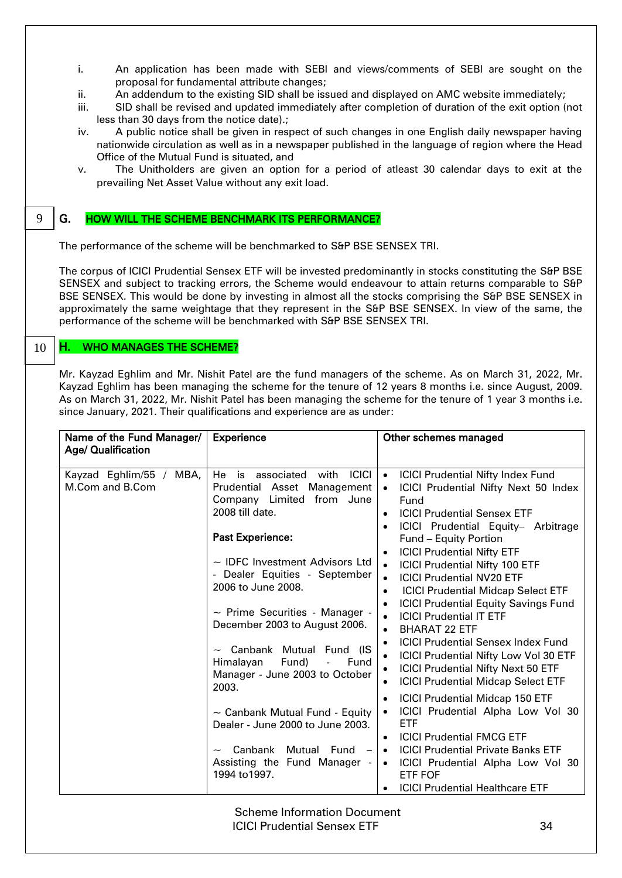i. An application has been made with SEBI and views/comments of SEBI are sought on the proposal for fundamental attribute changes;
ii. An addendum to the existing SID shall be issued and displayed on AMC website immediately;
iii. SID shall be revised and updated immediately after completion of duration of the exit option (not less than 30 days from the notice date).;
iv. A public notice shall be given in respect of such changes in one English daily newspaper having nationwide circulation as well as in a newspaper published in the language of region where the Head Office of the Mutual Fund is situated, and
v. The Unitholders are given an option for a period of atleast 30 calendar days to exit at the prevailing Net Asset Value without any exit load.

9

## G. HOW WILL THE SCHEME BENCHMARK ITS PERFORMANCE?

The performance of the scheme will be benchmarked to S&P BSE SENSEX TRI.

The corpus of ICICI Prudential Sensex ETF will be invested predominantly in stocks constituting the S&P BSE SENSEX and subject to tracking errors, the Scheme would endeavour to attain returns comparable to S&P BSE SENSEX. This would be done by investing in almost all the stocks comprising the S&P BSE SENSEX in approximately the same weightage that they represent in the S&P BSE SENSEX. In view of the same, the performance of the scheme will be benchmarked with S&P BSE SENSEX TRI.

10

## H. WHO MANAGES THE SCHEME?

Mr. Kayzad Eghlim and Mr. Nishit Patel are the fund managers of the scheme. As on March 31, 2022, Mr. Kayzad Eghlim has been managing the scheme for the tenure of 12 years 8 months i.e. since August, 2009. As on March 31, 2022, Mr. Nishit Patel has been managing the scheme for the tenure of 1 year 3 months i.e. since January, 2021. Their qualifications and experience are as under:

| Name of the Fund Manager/ Age/ Qualification | Experience | Other schemes managed |
|---|---|---|
| Kayzad Eghlim/55 / MBA, M.Com and B.Com | He is associated with ICICI Prudential Asset Management Company Limited from June 2008 till date.<br><br>**Past Experience:**<br><br>~ IDFC Investment Advisors Ltd - Dealer Equities - September 2006 to June 2008.<br><br>~ Prime Securities - Manager - December 2003 to August 2006.<br><br>~ Canbank Mutual Fund (IS Himalayan Fund) - Fund Manager - June 2003 to October 2003.<br><br>~ Canbank Mutual Fund - Equity Dealer - June 2000 to June 2003.<br><br>~ Canbank Mutual Fund – Assisting the Fund Manager - 1994 to1997. | • ICICI Prudential Nifty Index Fund<br>• ICICI Prudential Nifty Next 50 Index Fund<br>• ICICI Prudential Sensex ETF<br>• ICICI Prudential Equity– Arbitrage Fund – Equity Portion<br>• ICICI Prudential Nifty ETF<br>• ICICI Prudential Nifty 100 ETF<br>• ICICI Prudential NV20 ETF<br>• ICICI Prudential Midcap Select ETF<br>• ICICI Prudential Equity Savings Fund<br>• ICICI Prudential IT ETF<br>• BHARAT 22 ETF<br>• ICICI Prudential Sensex Index Fund<br>• ICICI Prudential Nifty Low Vol 30 ETF<br>• ICICI Prudential Nifty Next 50 ETF<br>• ICICI Prudential Midcap Select ETF<br>• ICICI Prudential Midcap 150 ETF<br>• ICICI Prudential Alpha Low Vol 30 ETF<br>• ICICI Prudential FMCG ETF<br>• ICICI Prudential Private Banks ETF<br>• ICICI Prudential Alpha Low Vol 30 ETF FOF<br>• ICICI Prudential Healthcare ETF |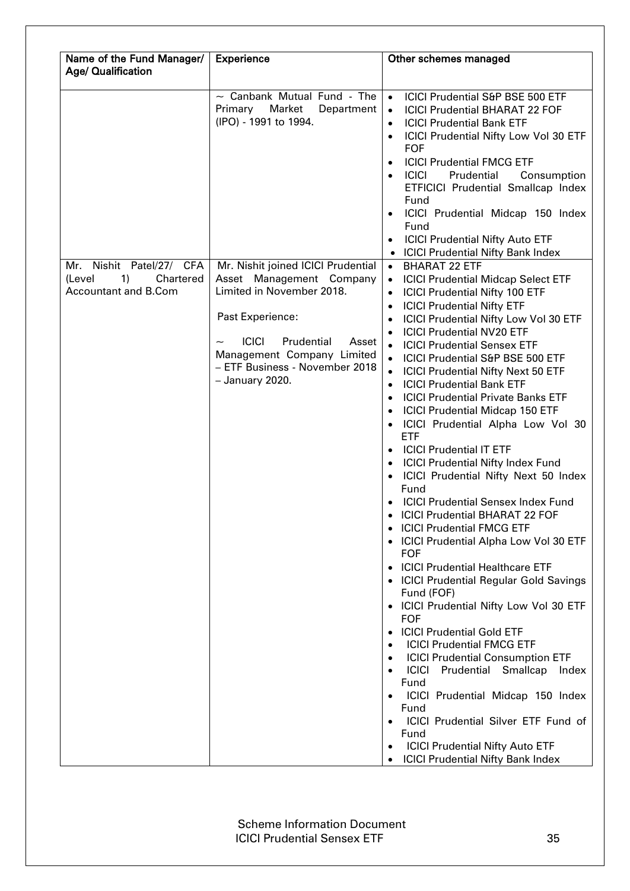| Name of the Fund Manager/ Age/ Qualification | Experience | Other schemes managed |
|---|---|---|
| | ~ Canbank Mutual Fund - The Primary Market Department (IPO) - 1991 to 1994. | • ICICI Prudential S&P BSE 500 ETF<br>• ICICI Prudential BHARAT 22 FOF<br>• ICICI Prudential Bank ETF<br>• ICICI Prudential Nifty Low Vol 30 ETF FOF<br>• ICICI Prudential FMCG ETF<br>• ICICI Prudential Consumption ETFICICI Prudential Smallcap Index Fund<br>• ICICI Prudential Midcap 150 Index Fund<br>• ICICI Prudential Nifty Auto ETF<br>• ICICI Prudential Nifty Bank Index |
| Mr. Nishit Patel/27/ CFA (Level 1) Chartered Accountant and B.Com | Mr. Nishit joined ICICI Prudential Asset Management Company Limited in November 2018.<br><br>Past Experience:<br><br>~ ICICI Prudential Asset Management Company Limited – ETF Business - November 2018 – January 2020. | • BHARAT 22 ETF<br>• ICICI Prudential Midcap Select ETF<br>• ICICI Prudential Nifty 100 ETF<br>• ICICI Prudential Nifty ETF<br>• ICICI Prudential Nifty Low Vol 30 ETF<br>• ICICI Prudential NV20 ETF<br>• ICICI Prudential Sensex ETF<br>• ICICI Prudential S&P BSE 500 ETF<br>• ICICI Prudential Nifty Next 50 ETF<br>• ICICI Prudential Bank ETF<br>• ICICI Prudential Private Banks ETF<br>• ICICI Prudential Midcap 150 ETF<br>• ICICI Prudential Alpha Low Vol 30 ETF<br>• ICICI Prudential IT ETF<br>• ICICI Prudential Nifty Index Fund<br>• ICICI Prudential Nifty Next 50 Index Fund<br>• ICICI Prudential Sensex Index Fund<br>• ICICI Prudential BHARAT 22 FOF<br>• ICICI Prudential FMCG ETF<br>• ICICI Prudential Alpha Low Vol 30 ETF FOF<br>• ICICI Prudential Healthcare ETF<br>• ICICI Prudential Regular Gold Savings Fund (FOF)<br>• ICICI Prudential Nifty Low Vol 30 ETF FOF<br>• ICICI Prudential Gold ETF<br>• ICICI Prudential FMCG ETF<br>• ICICI Prudential Consumption ETF<br>• ICICI Prudential Smallcap Index Fund<br>• ICICI Prudential Midcap 150 Index Fund<br>• ICICI Prudential Silver ETF Fund of Fund<br>• ICICI Prudential Nifty Auto ETF<br>• ICICI Prudential Nifty Bank Index |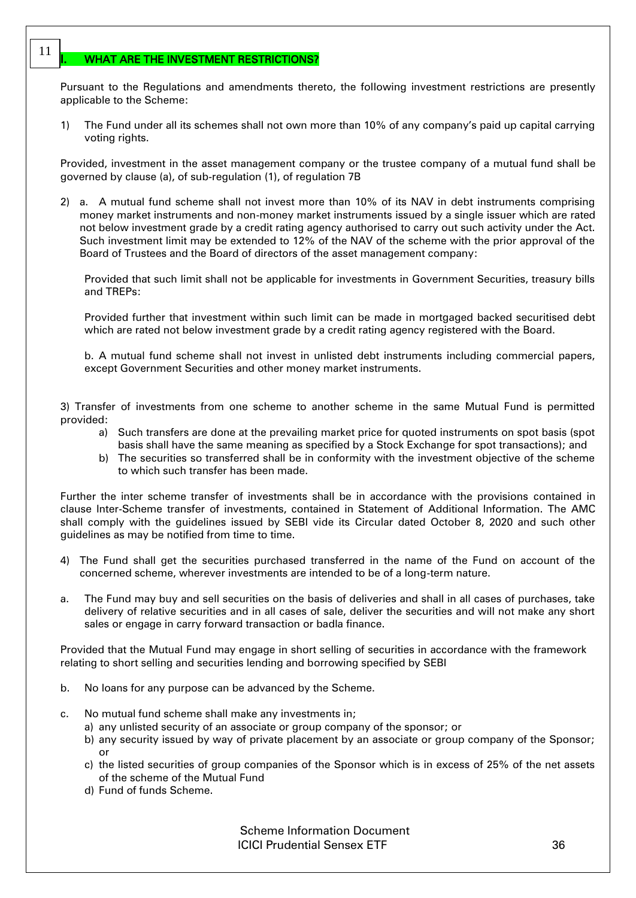## I. WHAT ARE THE INVESTMENT RESTRICTIONS?

Pursuant to the Regulations and amendments thereto, the following investment restrictions are presently applicable to the Scheme:

1) The Fund under all its schemes shall not own more than 10% of any company's paid up capital carrying voting rights.

Provided, investment in the asset management company or the trustee company of a mutual fund shall be governed by clause (a), of sub-regulation (1), of regulation 7B

2) a. A mutual fund scheme shall not invest more than 10% of its NAV in debt instruments comprising money market instruments and non-money market instruments issued by a single issuer which are rated not below investment grade by a credit rating agency authorised to carry out such activity under the Act. Such investment limit may be extended to 12% of the NAV of the scheme with the prior approval of the Board of Trustees and the Board of directors of the asset management company:

   Provided that such limit shall not be applicable for investments in Government Securities, treasury bills and TREPs:

   Provided further that investment within such limit can be made in mortgaged backed securitised debt which are rated not below investment grade by a credit rating agency registered with the Board.

   b. A mutual fund scheme shall not invest in unlisted debt instruments including commercial papers, except Government Securities and other money market instruments.

3) Transfer of investments from one scheme to another scheme in the same Mutual Fund is permitted provided:

   a) Such transfers are done at the prevailing market price for quoted instruments on spot basis (spot basis shall have the same meaning as specified by a Stock Exchange for spot transactions); and
   b) The securities so transferred shall be in conformity with the investment objective of the scheme to which such transfer has been made.

Further the inter scheme transfer of investments shall be in accordance with the provisions contained in clause Inter-Scheme transfer of investments, contained in Statement of Additional Information. The AMC shall comply with the guidelines issued by SEBI vide its Circular dated October 8, 2020 and such other guidelines as may be notified from time to time.

4) The Fund shall get the securities purchased transferred in the name of the Fund on account of the concerned scheme, wherever investments are intended to be of a long-term nature.

a. The Fund may buy and sell securities on the basis of deliveries and shall in all cases of purchases, take delivery of relative securities and in all cases of sale, deliver the securities and will not make any short sales or engage in carry forward transaction or badla finance.

Provided that the Mutual Fund may engage in short selling of securities in accordance with the framework relating to short selling and securities lending and borrowing specified by SEBI

b. No loans for any purpose can be advanced by the Scheme.

c. No mutual fund scheme shall make any investments in;
   a) any unlisted security of an associate or group company of the sponsor; or
   b) any security issued by way of private placement by an associate or group company of the Sponsor; or
   c) the listed securities of group companies of the Sponsor which is in excess of 25% of the net assets of the scheme of the Mutual Fund
   d) Fund of funds Scheme.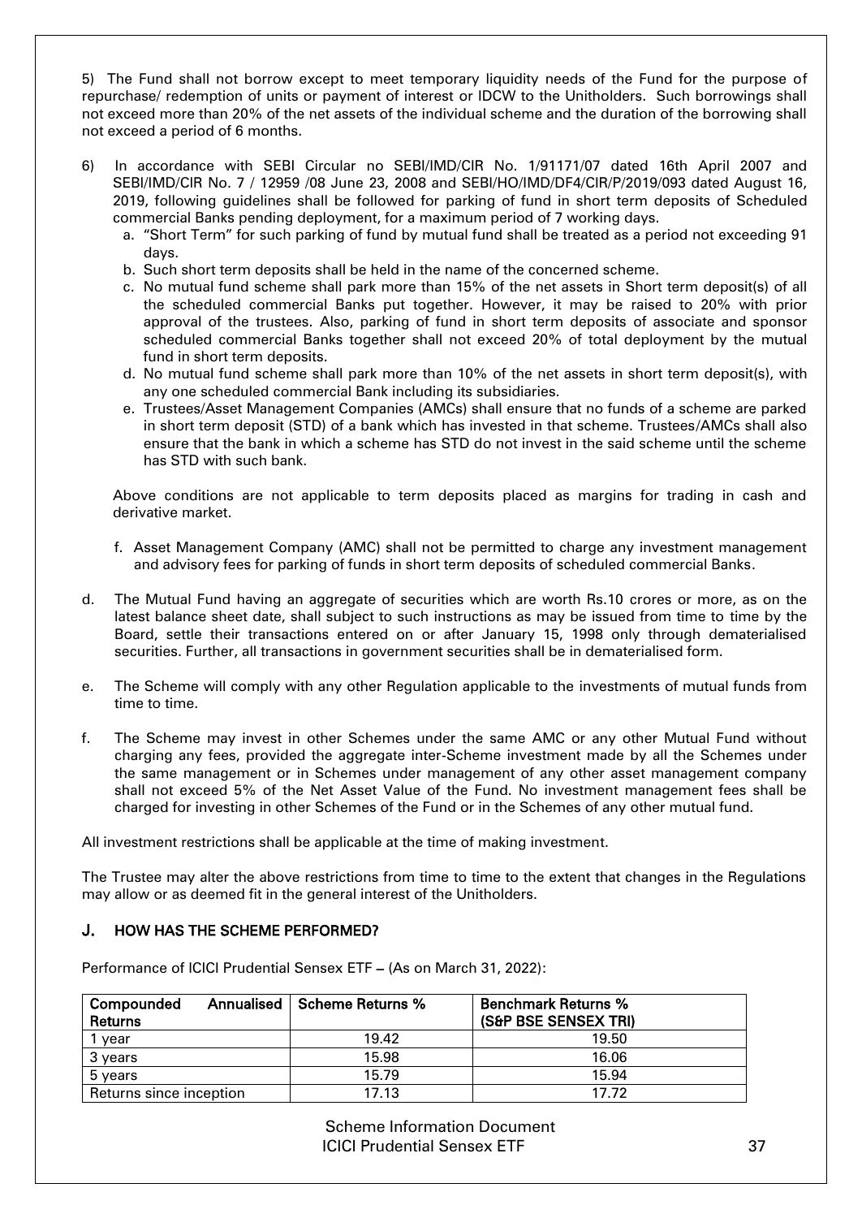5) The Fund shall not borrow except to meet temporary liquidity needs of the Fund for the purpose of repurchase/ redemption of units or payment of interest or IDCW to the Unitholders. Such borrowings shall not exceed more than 20% of the net assets of the individual scheme and the duration of the borrowing shall not exceed a period of 6 months.

6) In accordance with SEBI Circular no SEBI/IMD/CIR No. 1/91171/07 dated 16th April 2007 and SEBI/IMD/CIR No. 7 / 12959 /08 June 23, 2008 and SEBI/HO/IMD/DF4/CIR/P/2019/093 dated August 16, 2019, following guidelines shall be followed for parking of fund in short term deposits of Scheduled commercial Banks pending deployment, for a maximum period of 7 working days.

   a. "Short Term" for such parking of fund by mutual fund shall be treated as a period not exceeding 91 days.
   b. Such short term deposits shall be held in the name of the concerned scheme.
   c. No mutual fund scheme shall park more than 15% of the net assets in Short term deposit(s) of all the scheduled commercial Banks put together. However, it may be raised to 20% with prior approval of the trustees. Also, parking of fund in short term deposits of associate and sponsor scheduled commercial Banks together shall not exceed 20% of total deployment by the mutual fund in short term deposits.
   d. No mutual fund scheme shall park more than 10% of the net assets in short term deposit(s), with any one scheduled commercial Bank including its subsidiaries.
   e. Trustees/Asset Management Companies (AMCs) shall ensure that no funds of a scheme are parked in short term deposit (STD) of a bank which has invested in that scheme. Trustees/AMCs shall also ensure that the bank in which a scheme has STD do not invest in the said scheme until the scheme has STD with such bank.

   Above conditions are not applicable to term deposits placed as margins for trading in cash and derivative market.

   f. Asset Management Company (AMC) shall not be permitted to charge any investment management and advisory fees for parking of funds in short term deposits of scheduled commercial Banks.

d. The Mutual Fund having an aggregate of securities which are worth Rs.10 crores or more, as on the latest balance sheet date, shall subject to such instructions as may be issued from time to time by the Board, settle their transactions entered on or after January 15, 1998 only through dematerialised securities. Further, all transactions in government securities shall be in dematerialised form.

e. The Scheme will comply with any other Regulation applicable to the investments of mutual funds from time to time.

f. The Scheme may invest in other Schemes under the same AMC or any other Mutual Fund without charging any fees, provided the aggregate inter-Scheme investment made by all the Schemes under the same management or in Schemes under management of any other asset management company shall not exceed 5% of the Net Asset Value of the Fund. No investment management fees shall be charged for investing in other Schemes of the Fund or in the Schemes of any other mutual fund.

All investment restrictions shall be applicable at the time of making investment.

The Trustee may alter the above restrictions from time to time to the extent that changes in the Regulations may allow or as deemed fit in the general interest of the Unitholders.

## J. HOW HAS THE SCHEME PERFORMED?

Performance of ICICI Prudential Sensex ETF – (As on March 31, 2022):

| Compounded Annualised Returns | Scheme Returns % | Benchmark Returns % (S&P BSE SENSEX TRI) |
|---|---|---|
| 1 year | 19.42 | 19.50 |
| 3 years | 15.98 | 16.06 |
| 5 years | 15.79 | 15.94 |
| Returns since inception | 17.13 | 17.72 |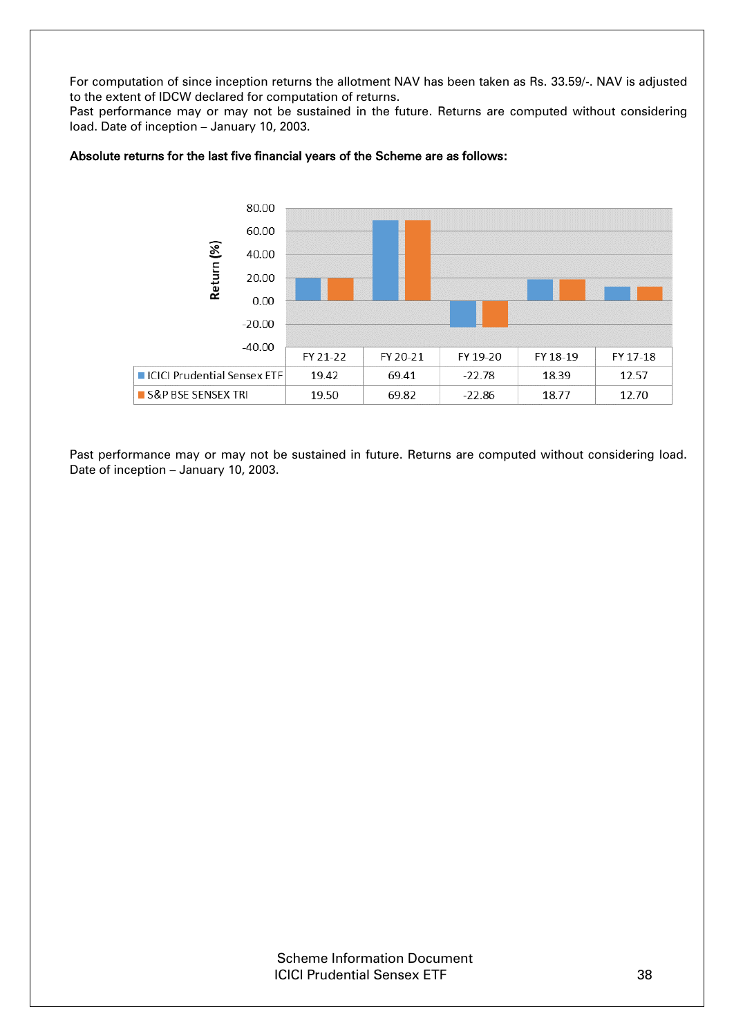For computation of since inception returns the allotment NAV has been taken as Rs. 33.59/-. NAV is adjusted to the extent of IDCW declared for computation of returns.

Past performance may or may not be sustained in the future. Returns are computed without considering load. Date of inception – January 10, 2003.

**Absolute returns for the last five financial years of the Scheme are as follows:**

| | FY 21-22 | FY 20-21 | FY 19-20 | FY 18-19 | FY 17-18 |
|---|---|---|---|---|---|
| ICICI Prudential Sensex ETF | 19.42 | 69.41 | -22.78 | 18.39 | 12.57 |
| S&P BSE SENSEX TRI | 19.50 | 69.82 | -22.86 | 18.77 | 12.70 |

Past performance may or may not be sustained in future. Returns are computed without considering load. Date of inception – January 10, 2003.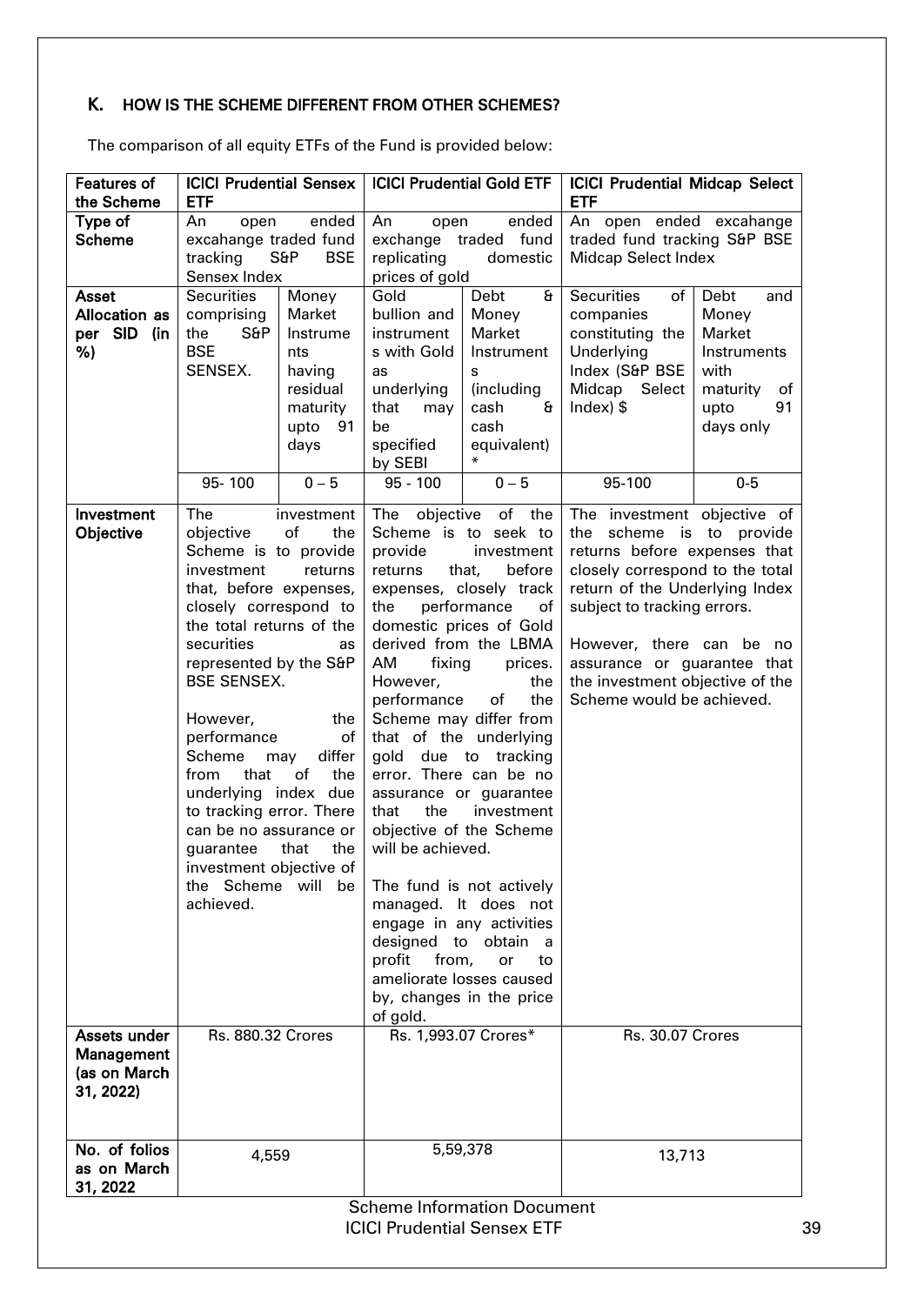## K. HOW IS THE SCHEME DIFFERENT FROM OTHER SCHEMES?

The comparison of all equity ETFs of the Fund is provided below:

| Features of the Scheme | ICICI Prudential Sensex ETF | | ICICI Prudential Gold ETF | | ICICI Prudential Midcap Select ETF | |
|---|---|---|---|---|---|---|
| **Type of Scheme** | An open ended excahange traded fund tracking S&P BSE Sensex Index | | An open ended exchange traded fund replicating domestic prices of gold | | An open ended excahange traded fund tracking S&P BSE Midcap Select Index | |
| **Asset Allocation as per SID (in %)** | Securities comprising the S&P BSE SENSEX. | Money Market Instruments having residual maturity upto 91 days | Gold bullion and instruments with Gold as underlying that may be specified by SEBI | Debt & Money Market Instruments (including cash & cash equivalent) * | Securities of companies constituting the Underlying Index (S&P BSE Midcap Select Index) $ | Debt and Money Market Instruments with maturity of upto 91 days only |
| | 95- 100 | 0 – 5 | 95 - 100 | 0 – 5 | 95-100 | 0-5 |
| **Investment Objective** | The investment objective of the Scheme is to provide investment returns that, before expenses, closely correspond to the total returns of the securities as represented by the S&P BSE SENSEX.<br><br>However, the performance of Scheme may differ from that of the underlying index due to tracking error. There can be no assurance or guarantee that the investment objective of the Scheme will be achieved. | | The objective of the Scheme is to seek to provide investment returns that, before expenses, closely track the performance of domestic prices of Gold derived from the LBMA AM fixing prices. However, the performance of the Scheme may differ from that of the underlying gold due to tracking error. There can be no assurance or guarantee that the investment objective of the Scheme will be achieved.<br><br>The fund is not actively managed. It does not engage in any activities designed to obtain a profit from, or to ameliorate losses caused by, changes in the price of gold. | | The investment objective of the scheme is to provide returns before expenses that closely correspond to the total return of the Underlying Index subject to tracking errors.<br><br>However, there can be no assurance or guarantee that the investment objective of the Scheme would be achieved. | |
| **Assets under Management (as on March 31, 2022)** | Rs. 880.32 Crores | | Rs. 1,993.07 Crores* | | Rs. 30.07 Crores | |
| **No. of folios as on March 31, 2022** | 4,559 | | 5,59,378 | | 13,713 | |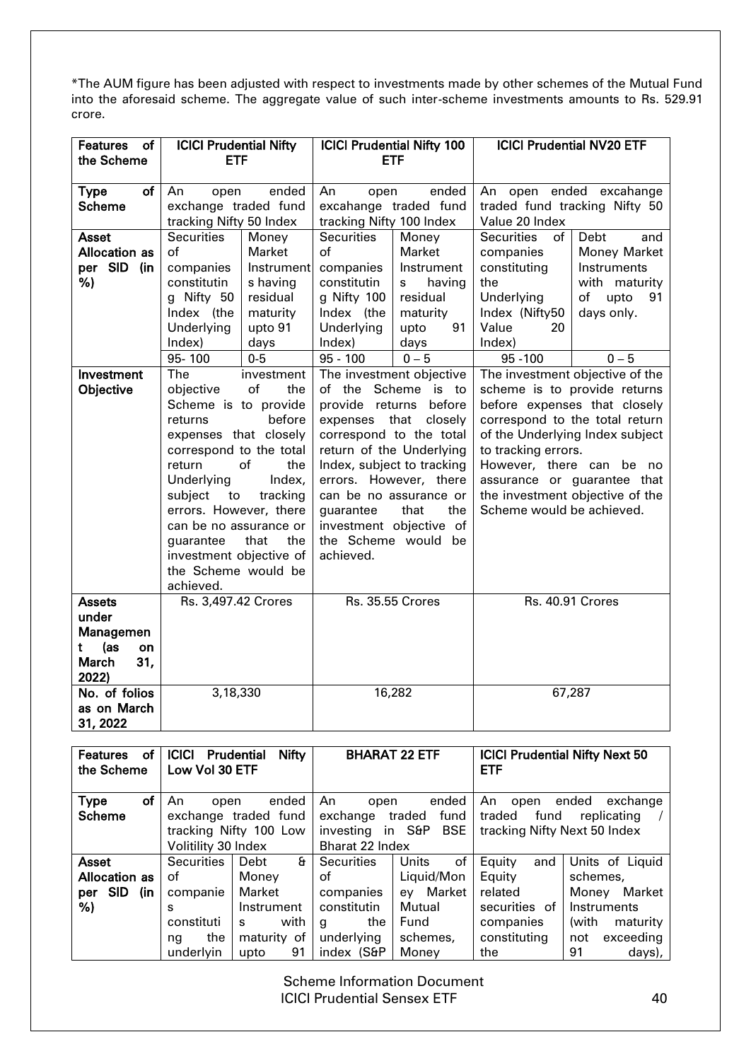*The AUM figure has been adjusted with respect to investments made by other schemes of the Mutual Fund into the aforesaid scheme. The aggregate value of such inter-scheme investments amounts to Rs. 529.91 crore.

| Features of the Scheme | ICICI Prudential Nifty ETF | | ICICI Prudential Nifty 100 ETF | | ICICI Prudential NV20 ETF | |
|---|---|---|---|---|---|---|
| Type of Scheme | An open ended exchange traded fund tracking Nifty 50 Index | | An open ended excahange traded fund tracking Nifty 100 Index | | An open ended excahange traded fund tracking Nifty 50 Value 20 Index | |
| Asset Allocation as per SID (in %) | Securities of companies constituting Nifty 50 Index (the Underlying Index) | Money Market Instruments having residual maturity upto 91 days | Securities of companies constituting Nifty 100 Index (the Underlying Index) | Money Market Instruments having residual maturity upto 91 days | Securities of companies constituting the Underlying Index (Nifty50 Value 20 Index) | Debt and Money Market Instruments with maturity of upto 91 days only. |
| | 95- 100 | 0-5 | 95 - 100 | 0 – 5 | 95 -100 | 0 – 5 |
| Investment Objective | The investment objective of the Scheme is to provide returns before expenses that closely correspond to the total return of the Underlying Index, subject to tracking errors. However, there can be no assurance or guarantee that the investment objective of the Scheme would be achieved. | | The investment objective of the Scheme is to provide returns before expenses that closely correspond to the total return of the Underlying Index, subject to tracking errors. However, there can be no assurance or guarantee that the investment objective of the Scheme would be achieved. | | The investment objective of the scheme is to provide returns before expenses that closely correspond to the total return of the Underlying Index subject to tracking errors. However, there can be no assurance or guarantee that the investment objective of the Scheme would be achieved. | |
| Assets under Management (as on March 31, 2022) | Rs. 3,497.42 Crores | | Rs. 35.55 Crores | | Rs. 40.91 Crores | |
| No. of folios as on March 31, 2022 | 3,18,330 | | 16,282 | | 67,287 | |

| Features of the Scheme | ICICI Prudential Nifty Low Vol 30 ETF | | BHARAT 22 ETF | | ICICI Prudential Nifty Next 50 ETF | |
|---|---|---|---|---|---|---|
| Type of Scheme | An open ended exchange traded fund tracking Nifty 100 Low Volitility 30 Index | | An open ended exchange traded fund investing in S&P BSE Bharat 22 Index | | An open ended exchange traded fund replicating / tracking Nifty Next 50 Index | |
| Asset Allocation as per SID (in %) | Securities of companies constituting the underlyin | Debt & Money Market Instruments with maturity of upto 91 | Securities of companies constituting the underlying index (S&P | Units of Liquid/Money Market Mutual Fund schemes, Money | Equity and Equity related securities of companies constituting the | Units of Liquid schemes, Money Market Instruments (with maturity not exceeding 91 days), |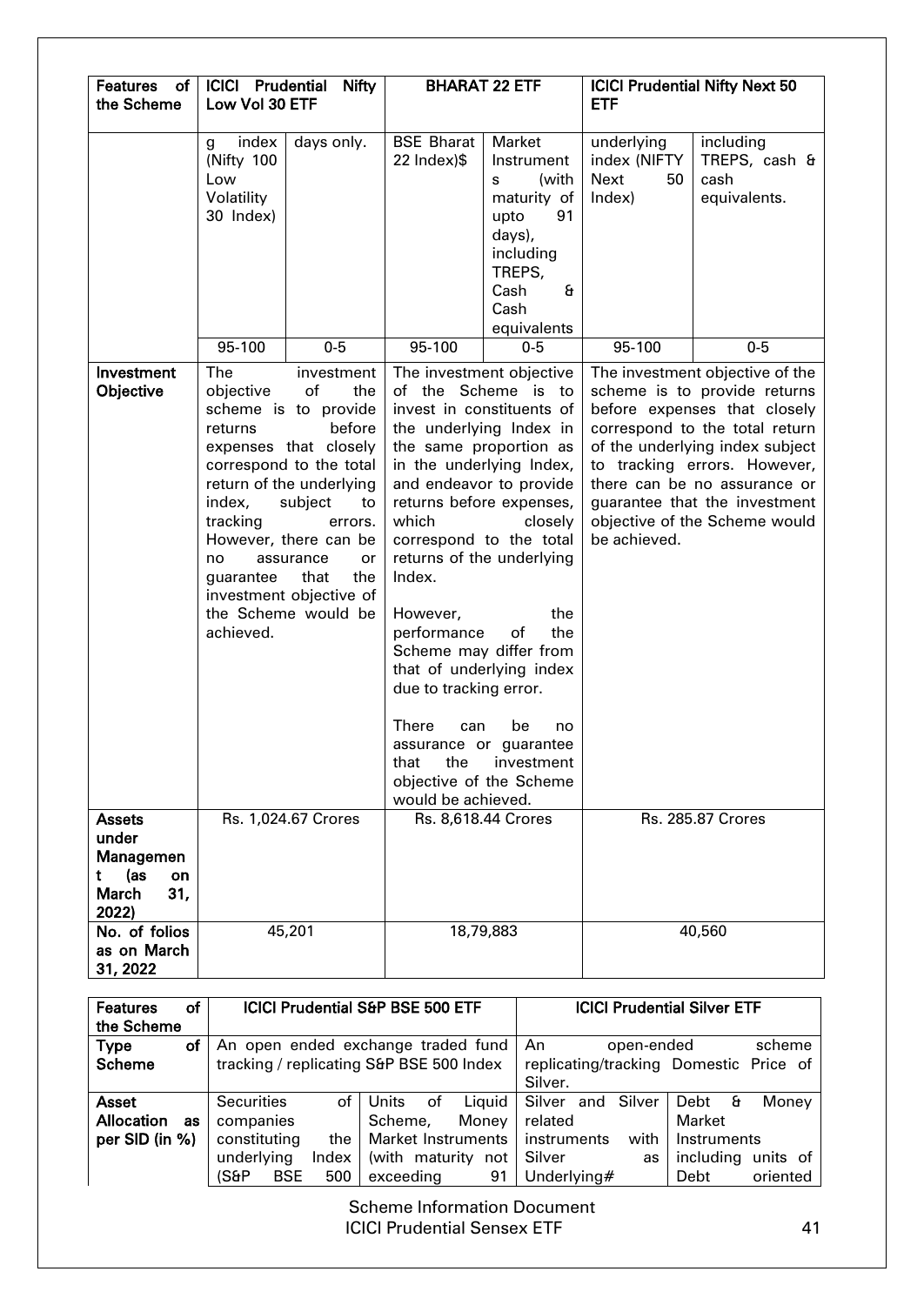| Features of the Scheme | ICICI Prudential Nifty Low Vol 30 ETF | | BHARAT 22 ETF | | ICICI Prudential Nifty Next 50 ETF | |
|---|---|---|---|---|---|---|
| | g index (Nifty 100 Low Volatility 30 Index) | days only. | BSE Bharat 22 Index)$ | Market Instruments (with maturity of upto 91 days), including TREPS, Cash & Cash equivalents | underlying index (NIFTY Next 50 Index) | including TREPS, cash & cash equivalents. |
| | 95-100 | 0-5 | 95-100 | 0-5 | 95-100 | 0-5 |
| Investment Objective | The investment objective of the scheme is to provide returns before expenses that closely correspond to the total return of the underlying index, subject to tracking errors. However, there can be no assurance or guarantee that the investment objective of the Scheme would be achieved. | | The investment objective of the Scheme is to invest in constituents of the underlying Index in the same proportion as in the underlying Index, and endeavor to provide returns before expenses, which closely correspond to the total returns of the underlying Index.<br><br>However, the performance of the Scheme may differ from that of underlying index due to tracking error.<br><br>There can be no assurance or guarantee that the investment objective of the Scheme would be achieved. | | The investment objective of the scheme is to provide returns before expenses that closely correspond to the total return of the underlying index subject to tracking errors. However, there can be no assurance or guarantee that the investment objective of the Scheme would be achieved. | |
| Assets under Management (as on March 31, 2022) | Rs. 1,024.67 Crores | | Rs. 8,618.44 Crores | | Rs. 285.87 Crores | |
| No. of folios as on March 31, 2022 | 45,201 | | 18,79,883 | | 40,560 | |

| Features of the Scheme | ICICI Prudential S&P BSE 500 ETF | | ICICI Prudential Silver ETF | |
|---|---|---|---|---|
| Type of Scheme | An open ended exchange traded fund tracking / replicating S&P BSE 500 Index | | An open-ended scheme replicating/tracking Domestic Price of Silver. | |
| Asset Allocation as per SID (in %) | Securities of companies constituting the underlying Index (S&P BSE 500 | Units of Liquid Scheme, Money Market Instruments (with maturity not exceeding 91 | Silver and Silver related instruments with Silver as Underlying# | Debt & Money Market Instruments including units of Debt oriented |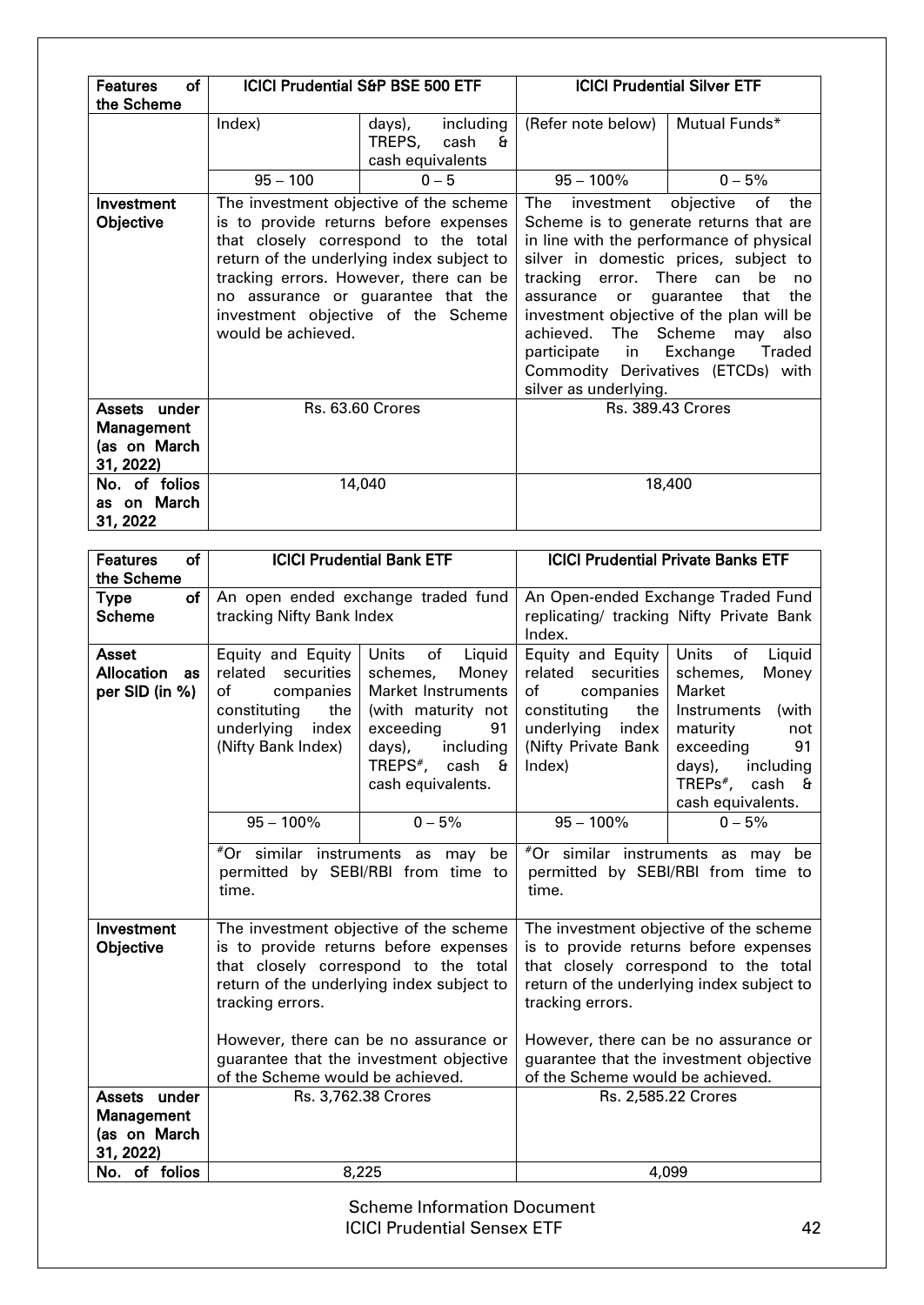| Features of the Scheme | ICICI Prudential S&P BSE 500 ETF | | ICICI Prudential Silver ETF | |
|---|---|---|---|---|
| | Index) | days), including TREPS, cash & cash equivalents | (Refer note below) | Mutual Funds* |
| | 95 – 100 | 0 – 5 | 95 – 100% | 0 – 5% |
| **Investment Objective** | The investment objective of the scheme is to provide returns before expenses that closely correspond to the total return of the underlying index subject to tracking errors. However, there can be no assurance or guarantee that the investment objective of the Scheme would be achieved. | | The investment objective of the Scheme is to generate returns that are in line with the performance of physical silver in domestic prices, subject to tracking error. There can be no assurance or guarantee that the investment objective of the plan will be achieved. The Scheme may also participate in Exchange Traded Commodity Derivatives (ETCDs) with silver as underlying. | |
| **Assets under Management (as on March 31, 2022)** | Rs. 63.60 Crores | | Rs. 389.43 Crores | |
| **No. of folios as on March 31, 2022** | 14,040 | | 18,400 | |

| Features of the Scheme | ICICI Prudential Bank ETF | | ICICI Prudential Private Banks ETF | |
|---|---|---|---|---|
| **Type of Scheme** | An open ended exchange traded fund tracking Nifty Bank Index | | An Open-ended Exchange Traded Fund replicating/ tracking Nifty Private Bank Index. | |
| **Asset Allocation as per SID (in %)** | Equity and Equity related securities of companies constituting the underlying index (Nifty Bank Index) | Units of Liquid schemes, Money Market Instruments (with maturity not exceeding 91 days), including TREPS#, cash & cash equivalents. | Equity and Equity related securities of companies constituting the underlying index (Nifty Private Bank Index) | Units of Liquid schemes, Money Market Instruments (with maturity not exceeding 91 days), including TREPs#, cash & cash equivalents. |
| | 95 – 100% | 0 – 5% | 95 – 100% | 0 – 5% |
| | #Or similar instruments as may be permitted by SEBI/RBI from time to time. | | #Or similar instruments as may be permitted by SEBI/RBI from time to time. | |
| **Investment Objective** | The investment objective of the scheme is to provide returns before expenses that closely correspond to the total return of the underlying index subject to tracking errors.<br><br>However, there can be no assurance or guarantee that the investment objective of the Scheme would be achieved. | | The investment objective of the scheme is to provide returns before expenses that closely correspond to the total return of the underlying index subject to tracking errors.<br><br>However, there can be no assurance or guarantee that the investment objective of the Scheme would be achieved. | |
| **Assets under Management (as on March 31, 2022)** | Rs. 3,762.38 Crores | | Rs. 2,585.22 Crores | |
| **No. of folios** | 8,225 | | 4,099 | |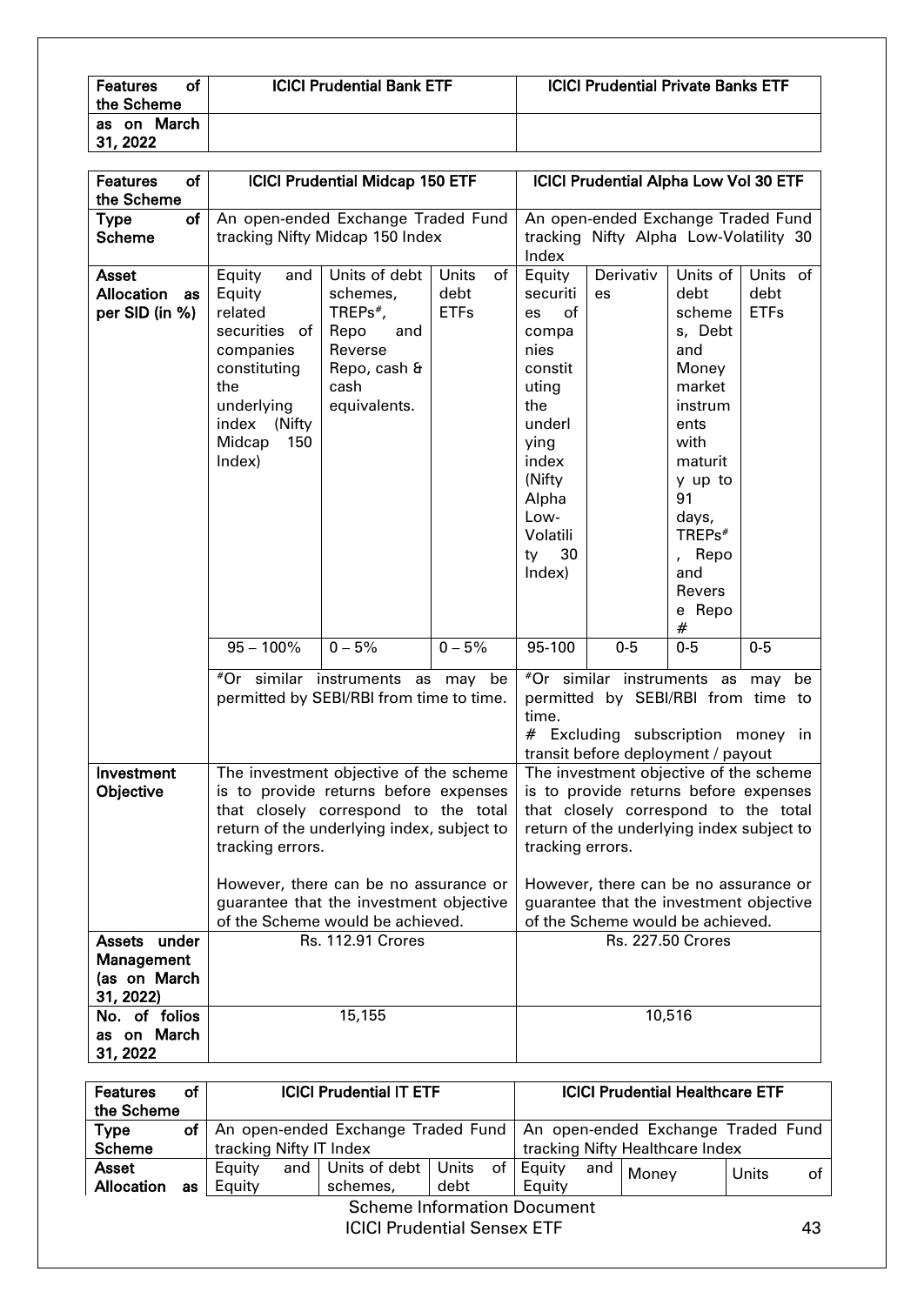| Features of the Scheme | ICICI Prudential Bank ETF | ICICI Prudential Private Banks ETF |
|---|---|---|
| as on March 31, 2022 | | |

| Features of the Scheme | ICICI Prudential Midcap 150 ETF | | | ICICI Prudential Alpha Low Vol 30 ETF | | | |
|---|---|---|---|---|---|---|---|
| Type of Scheme | An open-ended Exchange Traded Fund tracking Nifty Midcap 150 Index | | | An open-ended Exchange Traded Fund tracking Nifty Alpha Low-Volatility 30 Index | | | |
| Asset Allocation as per SID (in %) | Equity and Equity related securities of companies constituting the underlying index (Nifty Midcap 150 Index) | Units of debt schemes, TREPs#, Repo and Reverse Repo, cash & cash equivalents. | Units of debt ETFs | Equity securities of companies constituting the underlying index (Nifty Alpha Low-Volatility 30 Index) | Derivatives | Units of debt schemes, Debt and Money market instruments with maturity up to 91 days, TREPs#, Repo and Reverse Repo # | Units of debt ETFs |
| | 95 – 100% | 0 – 5% | 0 – 5% | 95-100 | 0-5 | 0-5 | 0-5 |
| | #Or similar instruments as may be permitted by SEBI/RBI from time to time. | | | #Or similar instruments as may be permitted by SEBI/RBI from time to time.<br># Excluding subscription money in transit before deployment / payout | | | |
| Investment Objective | The investment objective of the scheme is to provide returns before expenses that closely correspond to the total return of the underlying index, subject to tracking errors.<br><br>However, there can be no assurance or guarantee that the investment objective of the Scheme would be achieved. | | | The investment objective of the scheme is to provide returns before expenses that closely correspond to the total return of the underlying index subject to tracking errors.<br><br>However, there can be no assurance or guarantee that the investment objective of the Scheme would be achieved. | | | |
| Assets under Management (as on March 31, 2022) | Rs. 112.91 Crores | | | Rs. 227.50 Crores | | | |
| No. of folios as on March 31, 2022 | 15,155 | | | 10,516 | | | |

| Features of the Scheme | ICICI Prudential IT ETF | | | ICICI Prudential Healthcare ETF | | |
|---|---|---|---|---|---|---|
| Type of Scheme | An open-ended Exchange Traded Fund tracking Nifty IT Index | | | An open-ended Exchange Traded Fund tracking Nifty Healthcare Index | | |
| Asset Allocation as | Equity and Equity | Units of debt schemes, | Units of debt | Equity and Equity | Money | Units of |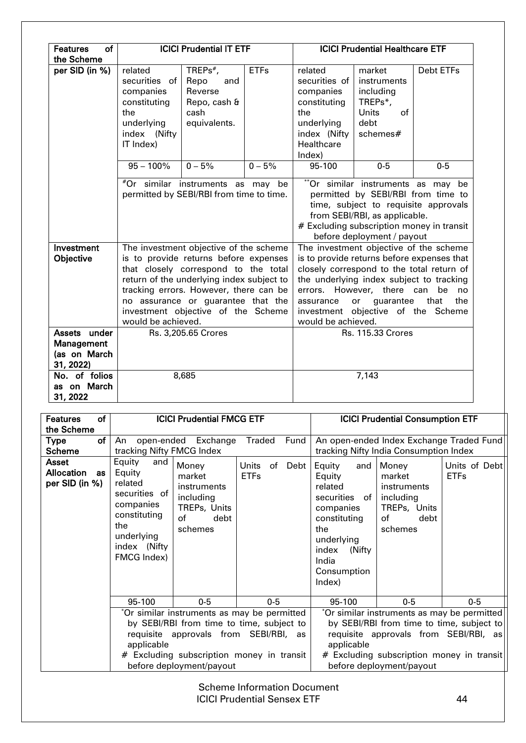| Features of the Scheme | ICICI Prudential IT ETF | | | ICICI Prudential Healthcare ETF | | |
|---|---|---|---|---|---|---|
| per SID (in %) | related securities of companies constituting the underlying index (Nifty IT Index) | TREPs#, Repo and Reverse Repo, cash & cash equivalents. | ETFs | related securities of companies constituting the underlying index (Nifty Healthcare Index) | market instruments including TREPs*, Units of debt schemes# | Debt ETFs |
| | 95 – 100% | 0 – 5% | 0 – 5% | 95-100 | 0-5 | 0-5 |
| | #Or similar instruments as may be permitted by SEBI/RBI from time to time. | | | **Or similar instruments as may be permitted by SEBI/RBI from time to time, subject to requisite approvals from SEBI/RBI, as applicable.<br># Excluding subscription money in transit before deployment / payout | | |
| Investment Objective | The investment objective of the scheme is to provide returns before expenses that closely correspond to the total return of the underlying index subject to tracking errors. However, there can be no assurance or guarantee that the investment objective of the Scheme would be achieved. | | | The investment objective of the scheme is to provide returns before expenses that closely correspond to the total return of the underlying index subject to tracking errors. However, there can be no assurance or guarantee that the investment objective of the Scheme would be achieved. | | |
| Assets under Management (as on March 31, 2022) | Rs. 3,205.65 Crores | | | Rs. 115.33 Crores | | |
| No. of folios as on March 31, 2022 | 8,685 | | | 7,143 | | |

| Features of the Scheme | ICICI Prudential FMCG ETF | | | ICICI Prudential Consumption ETF | | |
|---|---|---|---|---|---|---|
| Type of Scheme | An open-ended Exchange Traded Fund tracking Nifty FMCG Index | | | An open-ended Index Exchange Traded Fund tracking Nifty India Consumption Index | | |
| Asset Allocation as per SID (in %) | Equity and Equity related securities of companies constituting the underlying index (Nifty FMCG Index) | Money market instruments including TREPs, Units of debt schemes | Units of Debt ETFs | Equity and Equity related securities of companies constituting the underlying index (Nifty India Consumption Index) | Money market instruments including TREPs, Units of debt schemes | Units of Debt ETFs |
| | 95-100 | 0-5 | 0-5 | 95-100 | 0-5 | 0-5 |
| | *Or similar instruments as may be permitted by SEBI/RBI from time to time, subject to requisite approvals from SEBI/RBI, as applicable<br># Excluding subscription money in transit before deployment/payout | | | *Or similar instruments as may be permitted by SEBI/RBI from time to time, subject to requisite approvals from SEBI/RBI, as applicable<br># Excluding subscription money in transit before deployment/payout | | |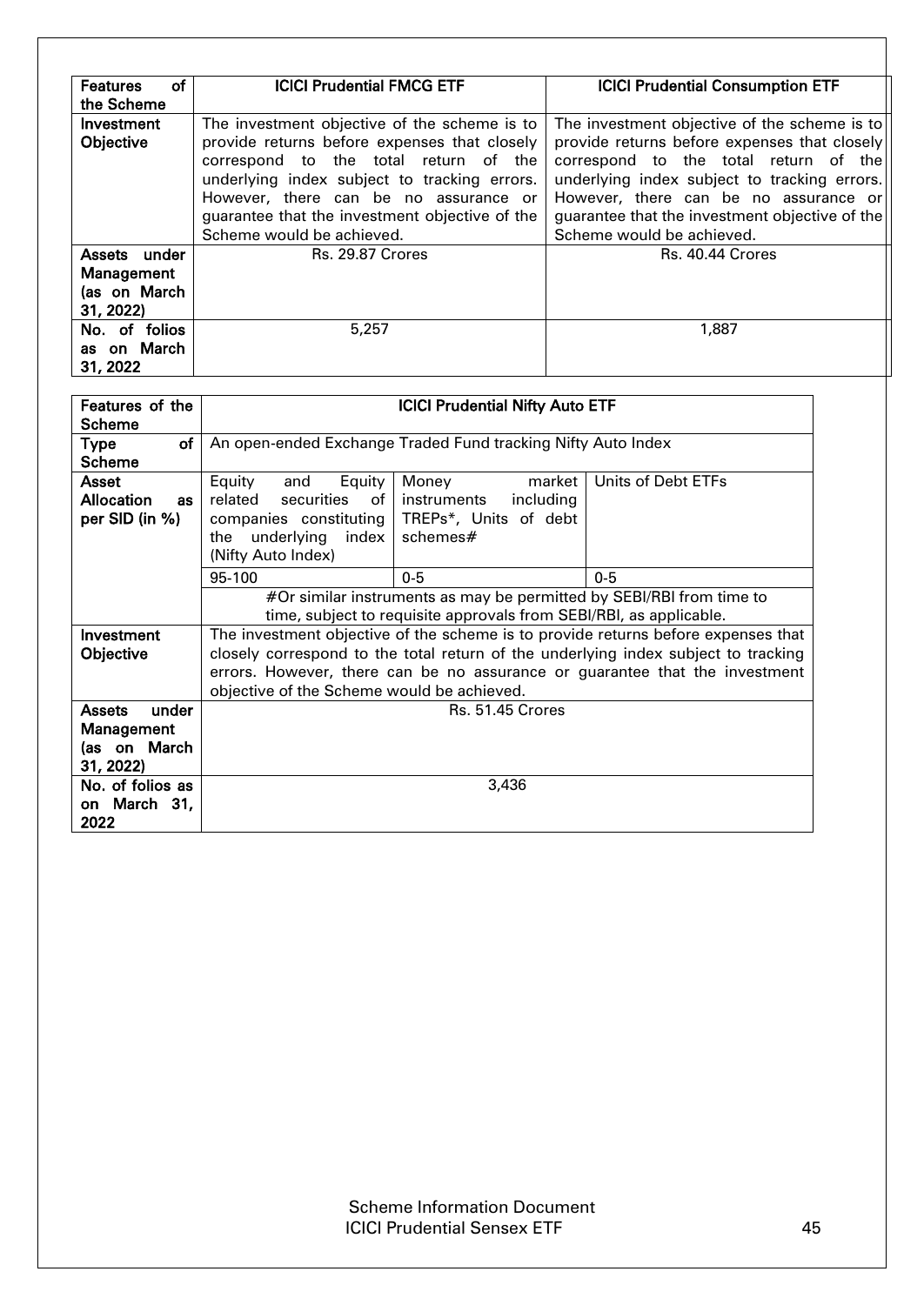| Features of the Scheme | ICICI Prudential FMCG ETF | ICICI Prudential Consumption ETF |
|---|---|---|
| Investment Objective | The investment objective of the scheme is to provide returns before expenses that closely correspond to the total return of the underlying index subject to tracking errors. However, there can be no assurance or guarantee that the investment objective of the Scheme would be achieved. | The investment objective of the scheme is to provide returns before expenses that closely correspond to the total return of the underlying index subject to tracking errors. However, there can be no assurance or guarantee that the investment objective of the Scheme would be achieved. |
| Assets under Management (as on March 31, 2022) | Rs. 29.87 Crores | Rs. 40.44 Crores |
| No. of folios as on March 31, 2022 | 5,257 | 1,887 |

| Features of the Scheme | ICICI Prudential Nifty Auto ETF | | |
|---|---|---|---|
| Type of Scheme | An open-ended Exchange Traded Fund tracking Nifty Auto Index | | |
| Asset Allocation as per SID (in %) | Equity and Equity related securities of companies constituting the underlying index (Nifty Auto Index) | Money market instruments including TREPs*, Units of debt schemes# | Units of Debt ETFs |
| | 95-100 | 0-5 | 0-5 |
| | #Or similar instruments as may be permitted by SEBI/RBI from time to time, subject to requisite approvals from SEBI/RBI, as applicable. | | |
| Investment Objective | The investment objective of the scheme is to provide returns before expenses that closely correspond to the total return of the underlying index subject to tracking errors. However, there can be no assurance or guarantee that the investment objective of the Scheme would be achieved. | | |
| Assets under Management (as on March 31, 2022) | Rs. 51.45 Crores | | |
| No. of folios as on March 31, 2022 | 3,436 | | |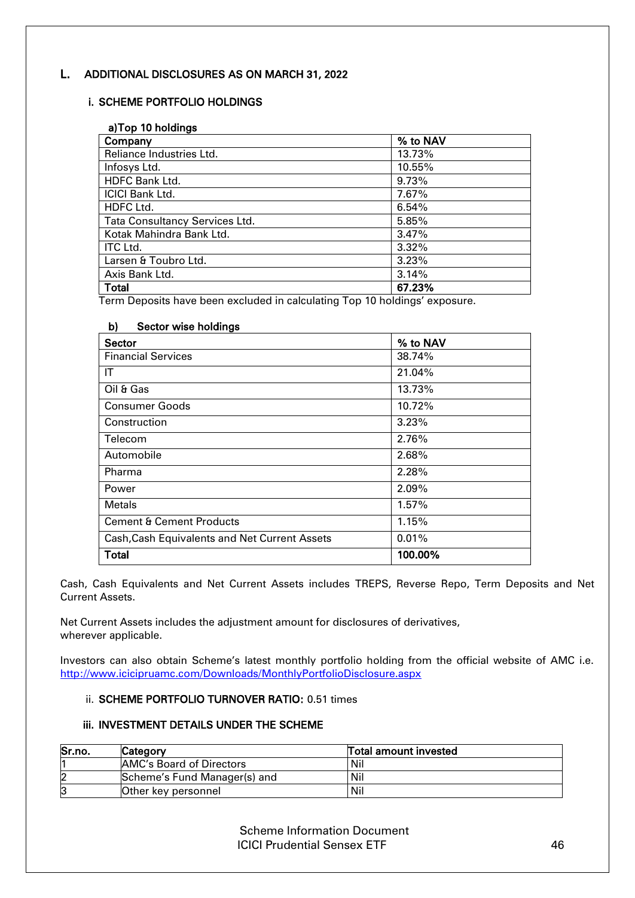## L. ADDITIONAL DISCLOSURES AS ON MARCH 31, 2022

### i. SCHEME PORTFOLIO HOLDINGS

**a)Top 10 holdings**

| Company | % to NAV |
|---|---|
| Reliance Industries Ltd. | 13.73% |
| Infosys Ltd. | 10.55% |
| HDFC Bank Ltd. | 9.73% |
| ICICI Bank Ltd. | 7.67% |
| HDFC Ltd. | 6.54% |
| Tata Consultancy Services Ltd. | 5.85% |
| Kotak Mahindra Bank Ltd. | 3.47% |
| ITC Ltd. | 3.32% |
| Larsen & Toubro Ltd. | 3.23% |
| Axis Bank Ltd. | 3.14% |
| **Total** | **67.23%** |

Term Deposits have been excluded in calculating Top 10 holdings' exposure.

**b) Sector wise holdings**

| Sector | % to NAV |
|---|---|
| Financial Services | 38.74% |
| IT | 21.04% |
| Oil & Gas | 13.73% |
| Consumer Goods | 10.72% |
| Construction | 3.23% |
| Telecom | 2.76% |
| Automobile | 2.68% |
| Pharma | 2.28% |
| Power | 2.09% |
| Metals | 1.57% |
| Cement & Cement Products | 1.15% |
| Cash,Cash Equivalents and Net Current Assets | 0.01% |
| **Total** | **100.00%** |

Cash, Cash Equivalents and Net Current Assets includes TREPS, Reverse Repo, Term Deposits and Net Current Assets.

Net Current Assets includes the adjustment amount for disclosures of derivatives, wherever applicable.

Investors can also obtain Scheme's latest monthly portfolio holding from the official website of AMC i.e. http://www.icicipruamc.com/Downloads/MonthlyPortfolioDisclosure.aspx

ii. **SCHEME PORTFOLIO TURNOVER RATIO:** 0.51 times

### iii. INVESTMENT DETAILS UNDER THE SCHEME

| Sr.no. | Category | Total amount invested |
|---|---|---|
| 1 | AMC's Board of Directors | Nil |
| 2 | Scheme's Fund Manager(s) and | Nil |
| 3 | Other key personnel | Nil |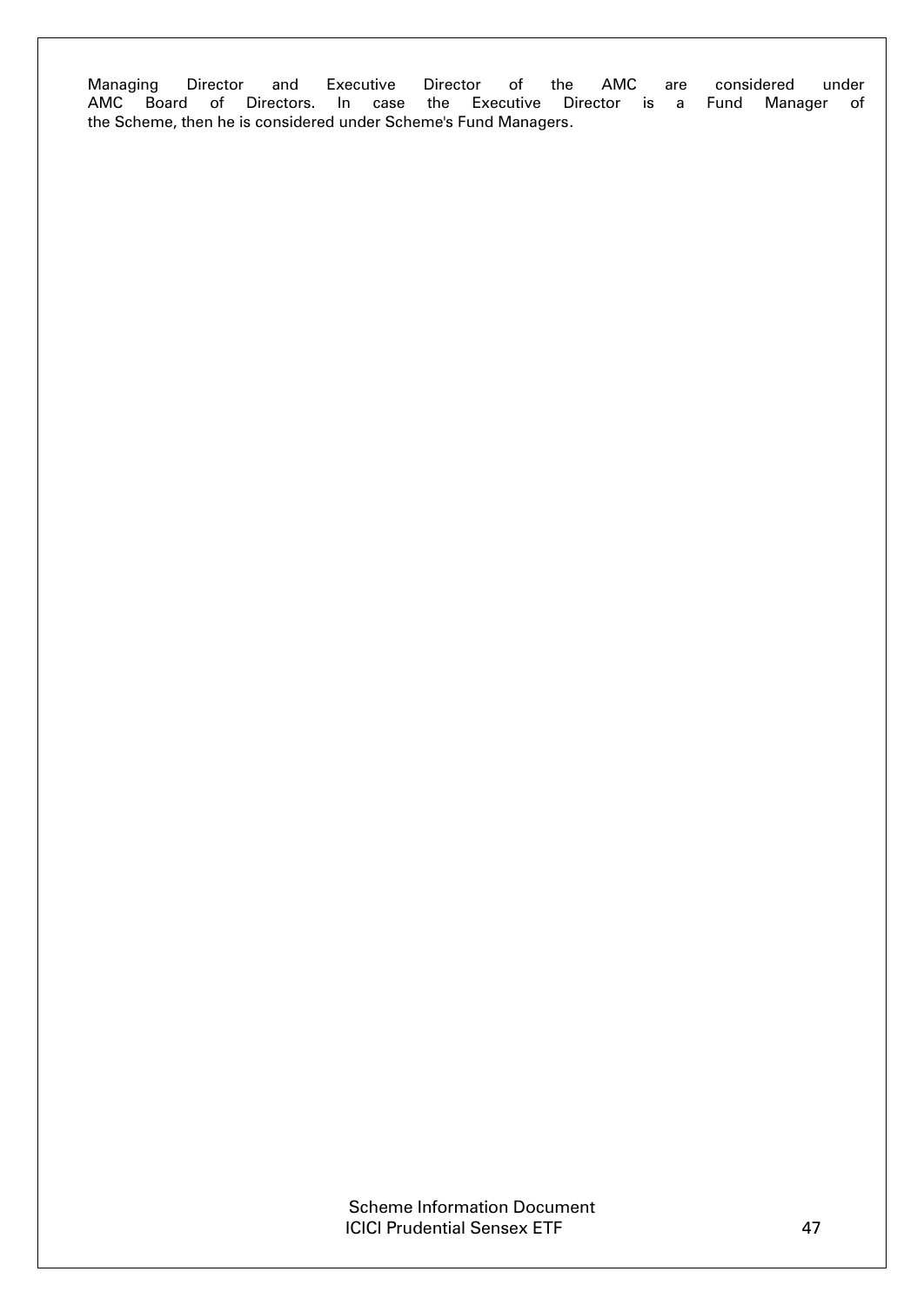Managing Director and Executive Director of the AMC are considered under AMC Board of Directors. In case the Executive Director is a Fund Manager of the Scheme, then he is considered under Scheme's Fund Managers.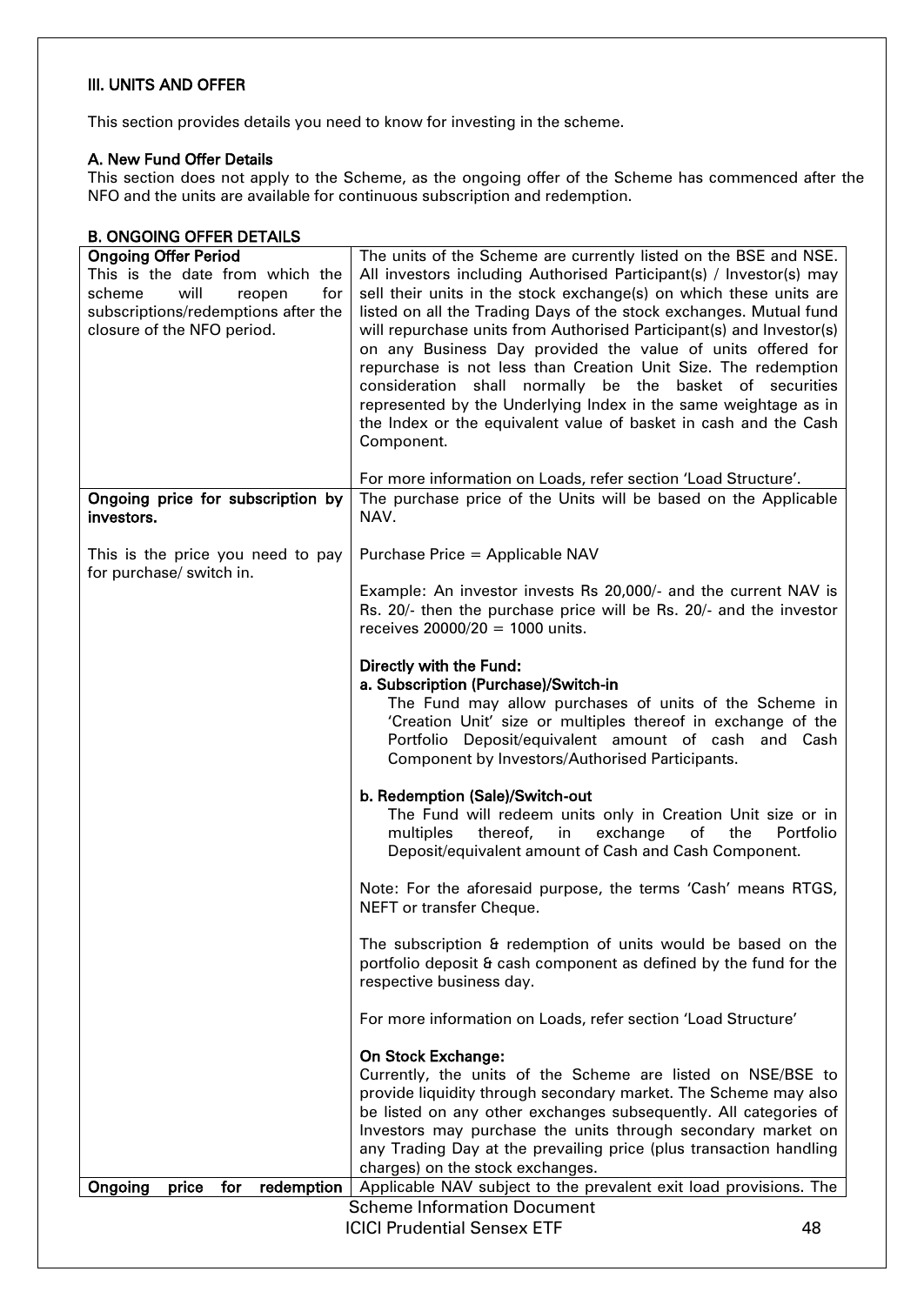## III. UNITS AND OFFER

This section provides details you need to know for investing in the scheme.

### A. New Fund Offer Details

This section does not apply to the Scheme, as the ongoing offer of the Scheme has commenced after the NFO and the units are available for continuous subscription and redemption.

### B. ONGOING OFFER DETAILS

| | |
|---|---|
| **Ongoing Offer Period**<br>This is the date from which the scheme will reopen for subscriptions/redemptions after the closure of the NFO period. | The units of the Scheme are currently listed on the BSE and NSE. All investors including Authorised Participant(s) / Investor(s) may sell their units in the stock exchange(s) on which these units are listed on all the Trading Days of the stock exchanges. Mutual fund will repurchase units from Authorised Participant(s) and Investor(s) on any Business Day provided the value of units offered for repurchase is not less than Creation Unit Size. The redemption consideration shall normally be the basket of securities represented by the Underlying Index in the same weightage as in the Index or the equivalent value of basket in cash and the Cash Component.<br><br>For more information on Loads, refer section 'Load Structure'. |
| **Ongoing price for subscription by investors.**<br><br>This is the price you need to pay for purchase/ switch in. | The purchase price of the Units will be based on the Applicable NAV.<br><br>Purchase Price = Applicable NAV<br><br>Example: An investor invests Rs 20,000/- and the current NAV is Rs. 20/- then the purchase price will be Rs. 20/- and the investor receives 20000/20 = 1000 units.<br><br>**Directly with the Fund:**<br>**a. Subscription (Purchase)/Switch-in**<br>The Fund may allow purchases of units of the Scheme in 'Creation Unit' size or multiples thereof in exchange of the Portfolio Deposit/equivalent amount of cash and Cash Component by Investors/Authorised Participants.<br><br>**b. Redemption (Sale)/Switch-out**<br>The Fund will redeem units only in Creation Unit size or in multiples thereof, in exchange of the Portfolio Deposit/equivalent amount of Cash and Cash Component.<br><br>Note: For the aforesaid purpose, the terms 'Cash' means RTGS, NEFT or transfer Cheque.<br><br>The subscription & redemption of units would be based on the portfolio deposit & cash component as defined by the fund for the respective business day.<br><br>For more information on Loads, refer section 'Load Structure'<br><br>**On Stock Exchange:**<br>Currently, the units of the Scheme are listed on NSE/BSE to provide liquidity through secondary market. The Scheme may also be listed on any other exchanges subsequently. All categories of Investors may purchase the units through secondary market on any Trading Day at the prevailing price (plus transaction handling charges) on the stock exchanges. |
| **Ongoing price for redemption** | Applicable NAV subject to the prevalent exit load provisions. The |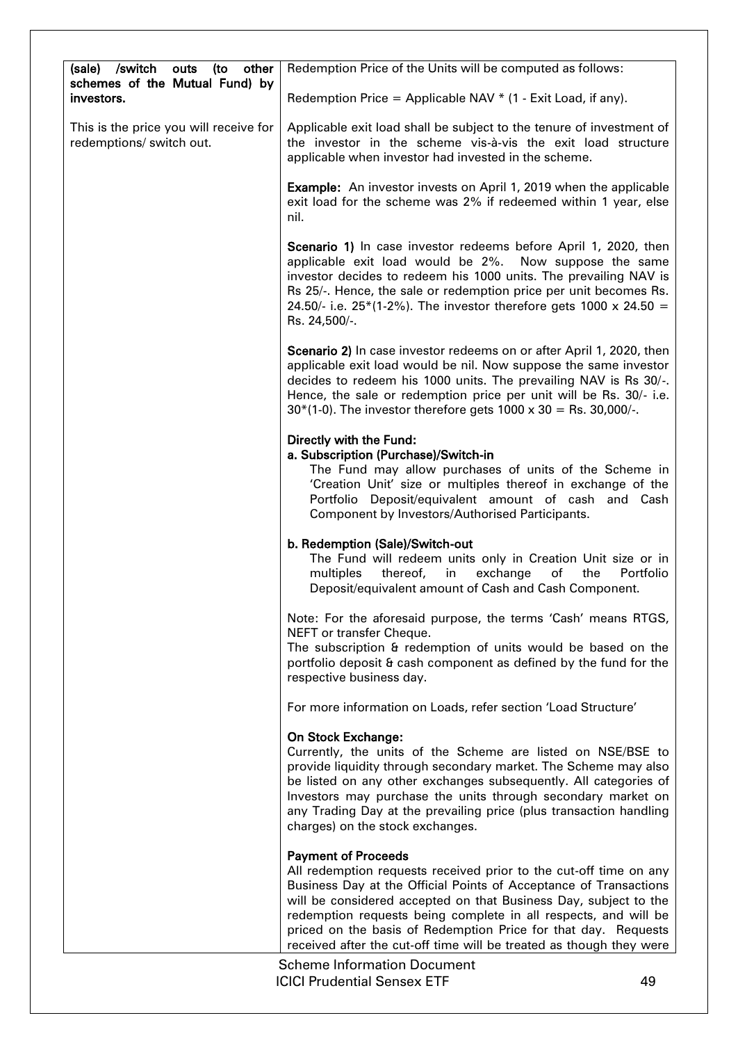| **(sale) /switch outs (to other schemes of the Mutual Fund) by investors.**<br><br>This is the price you will receive for redemptions/ switch out. | Redemption Price of the Units will be computed as follows:<br><br>Redemption Price = Applicable NAV * (1 - Exit Load, if any).<br><br>Applicable exit load shall be subject to the tenure of investment of the investor in the scheme vis-à-vis the exit load structure applicable when investor had invested in the scheme.<br><br>**Example:** An investor invests on April 1, 2019 when the applicable exit load for the scheme was 2% if redeemed within 1 year, else nil.<br><br>**Scenario 1)** In case investor redeems before April 1, 2020, then applicable exit load would be 2%. Now suppose the same investor decides to redeem his 1000 units. The prevailing NAV is Rs 25/-. Hence, the sale or redemption price per unit becomes Rs. 24.50/- i.e. 25*(1-2%). The investor therefore gets 1000 x 24.50 = Rs. 24,500/-.<br><br>**Scenario 2)** In case investor redeems on or after April 1, 2020, then applicable exit load would be nil. Now suppose the same investor decides to redeem his 1000 units. The prevailing NAV is Rs 30/-. Hence, the sale or redemption price per unit will be Rs. 30/- i.e. 30*(1-0). The investor therefore gets 1000 x 30 = Rs. 30,000/-.<br><br>**Directly with the Fund:**<br>**a. Subscription (Purchase)/Switch-in**<br>The Fund may allow purchases of units of the Scheme in 'Creation Unit' size or multiples thereof in exchange of the Portfolio Deposit/equivalent amount of cash and Cash Component by Investors/Authorised Participants.<br><br>**b. Redemption (Sale)/Switch-out**<br>The Fund will redeem units only in Creation Unit size or in multiples thereof, in exchange of the Portfolio Deposit/equivalent amount of Cash and Cash Component.<br><br>Note: For the aforesaid purpose, the terms 'Cash' means RTGS, NEFT or transfer Cheque.<br>The subscription & redemption of units would be based on the portfolio deposit & cash component as defined by the fund for the respective business day.<br><br>For more information on Loads, refer section 'Load Structure'<br><br>**On Stock Exchange:**<br>Currently, the units of the Scheme are listed on NSE/BSE to provide liquidity through secondary market. The Scheme may also be listed on any other exchanges subsequently. All categories of Investors may purchase the units through secondary market on any Trading Day at the prevailing price (plus transaction handling charges) on the stock exchanges.<br><br>**Payment of Proceeds**<br>All redemption requests received prior to the cut-off time on any Business Day at the Official Points of Acceptance of Transactions will be considered accepted on that Business Day, subject to the redemption requests being complete in all respects, and will be priced on the basis of Redemption Price for that day. Requests received after the cut-off time will be treated as though they were |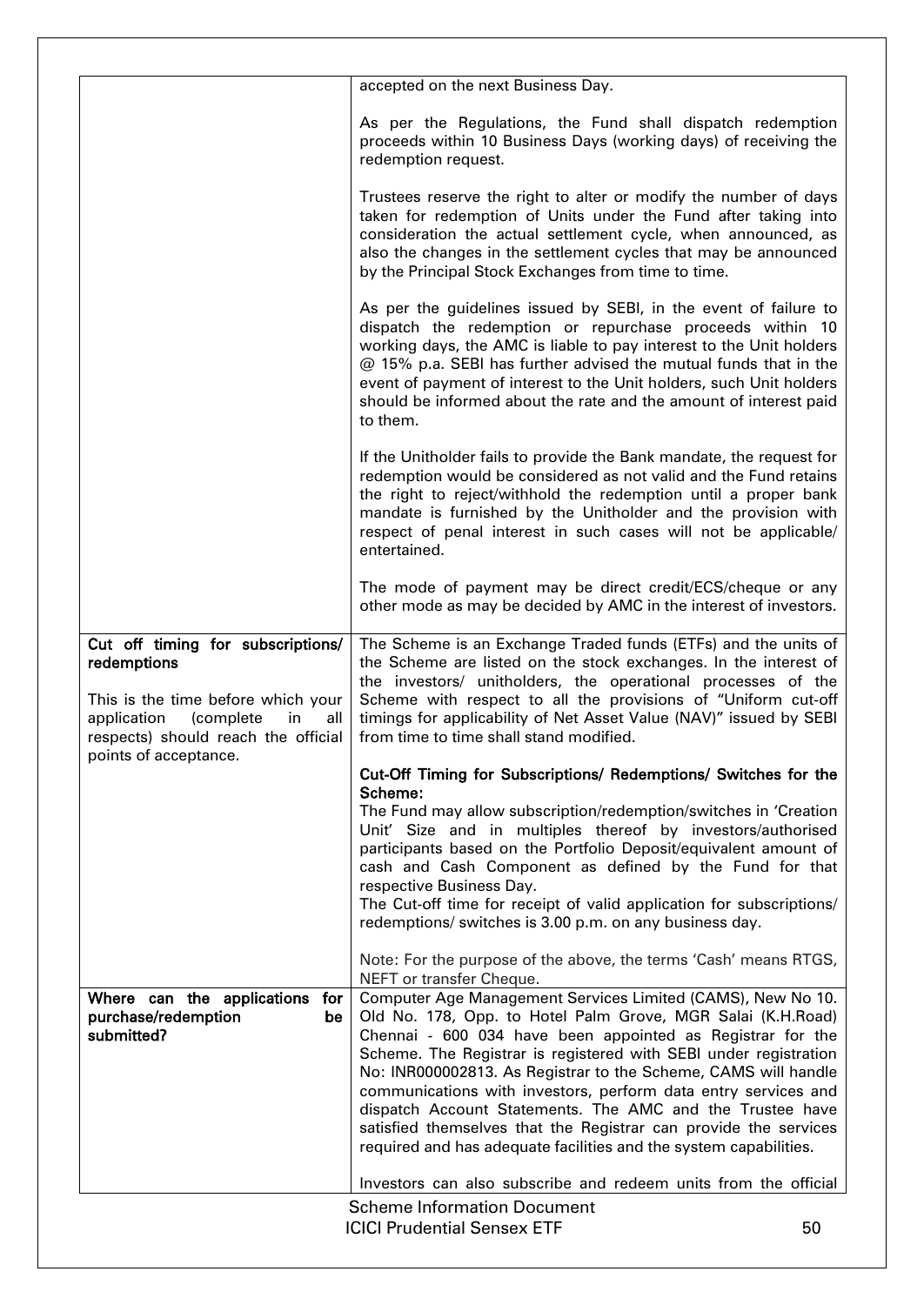| | |
|---|---|
| | accepted on the next Business Day.<br><br>As per the Regulations, the Fund shall dispatch redemption proceeds within 10 Business Days (working days) of receiving the redemption request.<br><br>Trustees reserve the right to alter or modify the number of days taken for redemption of Units under the Fund after taking into consideration the actual settlement cycle, when announced, as also the changes in the settlement cycles that may be announced by the Principal Stock Exchanges from time to time.<br><br>As per the guidelines issued by SEBI, in the event of failure to dispatch the redemption or repurchase proceeds within 10 working days, the AMC is liable to pay interest to the Unit holders @ 15% p.a. SEBI has further advised the mutual funds that in the event of payment of interest to the Unit holders, such Unit holders should be informed about the rate and the amount of interest paid to them.<br><br>If the Unitholder fails to provide the Bank mandate, the request for redemption would be considered as not valid and the Fund retains the right to reject/withhold the redemption until a proper bank mandate is furnished by the Unitholder and the provision with respect of penal interest in such cases will not be applicable/ entertained.<br><br>The mode of payment may be direct credit/ECS/cheque or any other mode as may be decided by AMC in the interest of investors. |
| **Cut off timing for subscriptions/ redemptions**<br><br>This is the time before which your application (complete in all respects) should reach the official points of acceptance. | The Scheme is an Exchange Traded funds (ETFs) and the units of the Scheme are listed on the stock exchanges. In the interest of the investors/ unitholders, the operational processes of the Scheme with respect to all the provisions of "Uniform cut-off timings for applicability of Net Asset Value (NAV)" issued by SEBI from time to time shall stand modified.<br><br>**Cut-Off Timing for Subscriptions/ Redemptions/ Switches for the Scheme:**<br>The Fund may allow subscription/redemption/switches in 'Creation Unit' Size and in multiples thereof by investors/authorised participants based on the Portfolio Deposit/equivalent amount of cash and Cash Component as defined by the Fund for that respective Business Day.<br>The Cut-off time for receipt of valid application for subscriptions/ redemptions/ switches is 3.00 p.m. on any business day.<br><br>Note: For the purpose of the above, the terms 'Cash' means RTGS, NEFT or transfer Cheque. |
| **Where can the applications for purchase/redemption be submitted?** | Computer Age Management Services Limited (CAMS), New No 10. Old No. 178, Opp. to Hotel Palm Grove, MGR Salai (K.H.Road) Chennai - 600 034 have been appointed as Registrar for the Scheme. The Registrar is registered with SEBI under registration No: INR000002813. As Registrar to the Scheme, CAMS will handle communications with investors, perform data entry services and dispatch Account Statements. The AMC and the Trustee have satisfied themselves that the Registrar can provide the services required and has adequate facilities and the system capabilities.<br><br>Investors can also subscribe and redeem units from the official |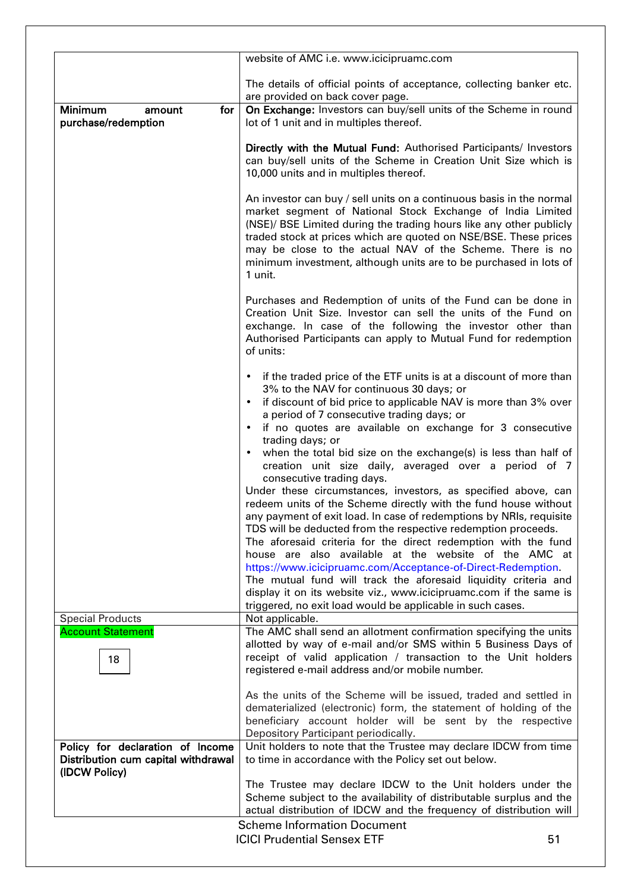| | |
|---|---|
| | website of AMC i.e. www.icicipruamc.com<br><br>The details of official points of acceptance, collecting banker etc. are provided on back cover page. |
| **Minimum amount for purchase/redemption** | **On Exchange:** Investors can buy/sell units of the Scheme in round lot of 1 unit and in multiples thereof.<br><br>**Directly with the Mutual Fund:** Authorised Participants/ Investors can buy/sell units of the Scheme in Creation Unit Size which is 10,000 units and in multiples thereof.<br><br>An investor can buy / sell units on a continuous basis in the normal market segment of National Stock Exchange of India Limited (NSE)/ BSE Limited during the trading hours like any other publicly traded stock at prices which are quoted on NSE/BSE. These prices may be close to the actual NAV of the Scheme. There is no minimum investment, although units are to be purchased in lots of 1 unit.<br><br>Purchases and Redemption of units of the Fund can be done in Creation Unit Size. Investor can sell the units of the Fund on exchange. In case of the following the investor other than Authorised Participants can apply to Mutual Fund for redemption of units:<br><br>• if the traded price of the ETF units is at a discount of more than 3% to the NAV for continuous 30 days; or<br>• if discount of bid price to applicable NAV is more than 3% over a period of 7 consecutive trading days; or<br>• if no quotes are available on exchange for 3 consecutive trading days; or<br>• when the total bid size on the exchange(s) is less than half of creation unit size daily, averaged over a period of 7 consecutive trading days.<br><br>Under these circumstances, investors, as specified above, can redeem units of the Scheme directly with the fund house without any payment of exit load. In case of redemptions by NRIs, requisite TDS will be deducted from the respective redemption proceeds.<br>The aforesaid criteria for the direct redemption with the fund house are also available at the website of the AMC at https://www.icicipruamc.com/Acceptance-of-Direct-Redemption.<br>The mutual fund will track the aforesaid liquidity criteria and display it on its website viz., www.icicipruamc.com if the same is triggered, no exit load would be applicable in such cases. |
| Special Products | Not applicable. |
| Account Statement<br><br>18 | The AMC shall send an allotment confirmation specifying the units allotted by way of e-mail and/or SMS within 5 Business Days of receipt of valid application / transaction to the Unit holders registered e-mail address and/or mobile number.<br><br>As the units of the Scheme will be issued, traded and settled in dematerialized (electronic) form, the statement of holding of the beneficiary account holder will be sent by the respective Depository Participant periodically. |
| **Policy for declaration of Income Distribution cum capital withdrawal (IDCW Policy)** | Unit holders to note that the Trustee may declare IDCW from time to time in accordance with the Policy set out below.<br><br>The Trustee may declare IDCW to the Unit holders under the Scheme subject to the availability of distributable surplus and the actual distribution of IDCW and the frequency of distribution will |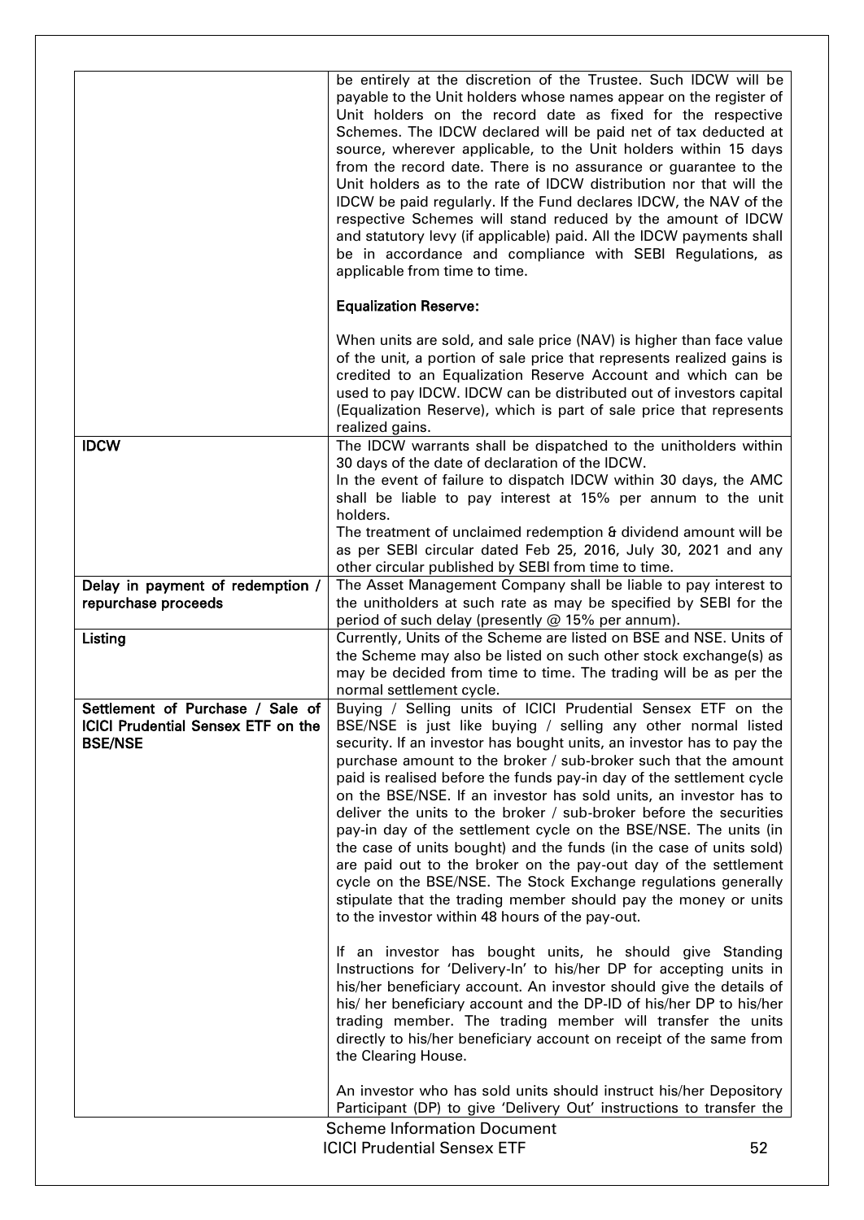| | |
|---|---|
| | be entirely at the discretion of the Trustee. Such IDCW will be payable to the Unit holders whose names appear on the register of Unit holders on the record date as fixed for the respective Schemes. The IDCW declared will be paid net of tax deducted at source, wherever applicable, to the Unit holders within 15 days from the record date. There is no assurance or guarantee to the Unit holders as to the rate of IDCW distribution nor that will the IDCW be paid regularly. If the Fund declares IDCW, the NAV of the respective Schemes will stand reduced by the amount of IDCW and statutory levy (if applicable) paid. All the IDCW payments shall be in accordance and compliance with SEBI Regulations, as applicable from time to time.<br><br>**Equalization Reserve:**<br><br>When units are sold, and sale price (NAV) is higher than face value of the unit, a portion of sale price that represents realized gains is credited to an Equalization Reserve Account and which can be used to pay IDCW. IDCW can be distributed out of investors capital (Equalization Reserve), which is part of sale price that represents realized gains. |
| **IDCW** | The IDCW warrants shall be dispatched to the unitholders within 30 days of the date of declaration of the IDCW.<br>In the event of failure to dispatch IDCW within 30 days, the AMC shall be liable to pay interest at 15% per annum to the unit holders.<br>The treatment of unclaimed redemption & dividend amount will be as per SEBI circular dated Feb 25, 2016, July 30, 2021 and any other circular published by SEBI from time to time. |
| **Delay in payment of redemption / repurchase proceeds** | The Asset Management Company shall be liable to pay interest to the unitholders at such rate as may be specified by SEBI for the period of such delay (presently @ 15% per annum). |
| **Listing** | Currently, Units of the Scheme are listed on BSE and NSE. Units of the Scheme may also be listed on such other stock exchange(s) as may be decided from time to time. The trading will be as per the normal settlement cycle. |
| **Settlement of Purchase / Sale of ICICI Prudential Sensex ETF on the BSE/NSE** | Buying / Selling units of ICICI Prudential Sensex ETF on the BSE/NSE is just like buying / selling any other normal listed security. If an investor has bought units, an investor has to pay the purchase amount to the broker / sub-broker such that the amount paid is realised before the funds pay-in day of the settlement cycle on the BSE/NSE. If an investor has sold units, an investor has to deliver the units to the broker / sub-broker before the securities pay-in day of the settlement cycle on the BSE/NSE. The units (in the case of units bought) and the funds (in the case of units sold) are paid out to the broker on the pay-out day of the settlement cycle on the BSE/NSE. The Stock Exchange regulations generally stipulate that the trading member should pay the money or units to the investor within 48 hours of the pay-out.<br><br>If an investor has bought units, he should give Standing Instructions for 'Delivery-In' to his/her DP for accepting units in his/her beneficiary account. An investor should give the details of his/ her beneficiary account and the DP-ID of his/her DP to his/her trading member. The trading member will transfer the units directly to his/her beneficiary account on receipt of the same from the Clearing House.<br><br>An investor who has sold units should instruct his/her Depository Participant (DP) to give 'Delivery Out' instructions to transfer the |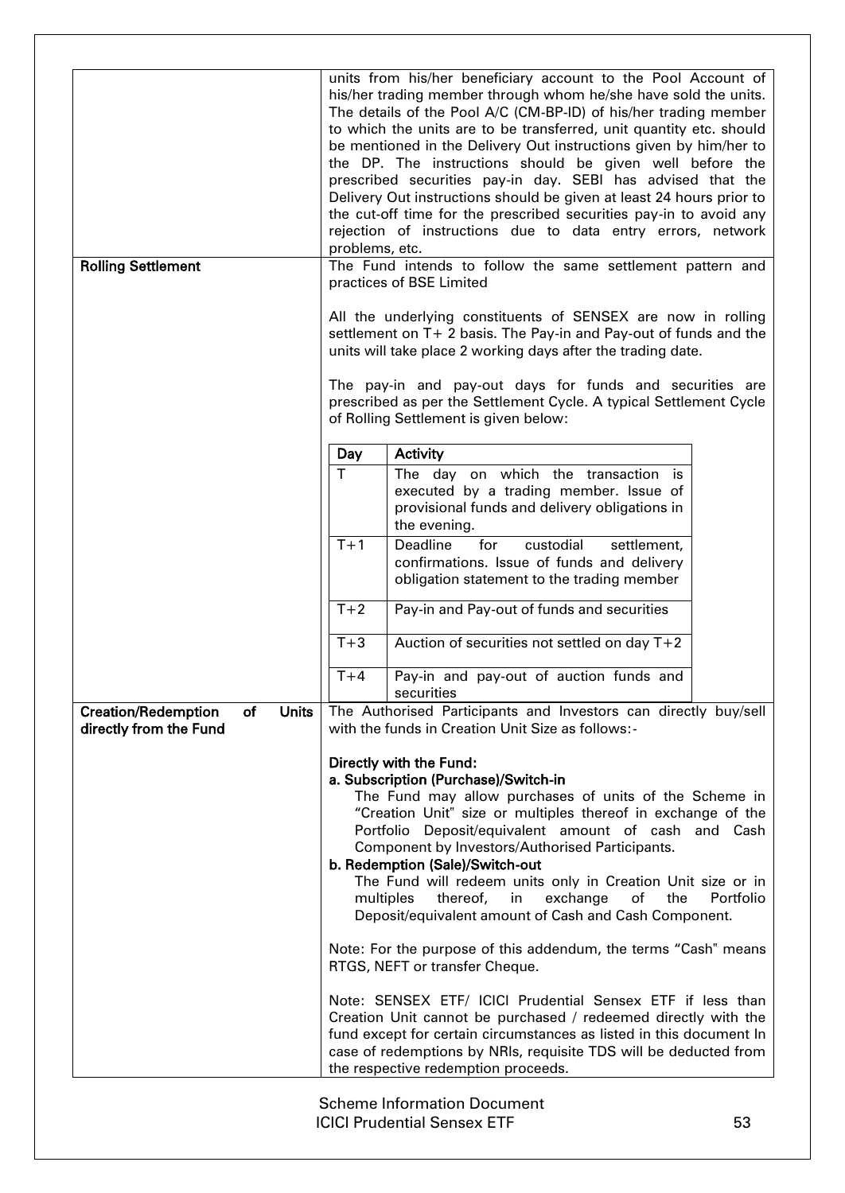| | |
|---|---|
| | units from his/her beneficiary account to the Pool Account of his/her trading member through whom he/she have sold the units. The details of the Pool A/C (CM-BP-ID) of his/her trading member to which the units are to be transferred, unit quantity etc. should be mentioned in the Delivery Out instructions given by him/her to the DP. The instructions should be given well before the prescribed securities pay-in day. SEBI has advised that the Delivery Out instructions should be given at least 24 hours prior to the cut-off time for the prescribed securities pay-in to avoid any rejection of instructions due to data entry errors, network problems, etc. |
| **Rolling Settlement** | The Fund intends to follow the same settlement pattern and practices of BSE Limited<br><br>All the underlying constituents of SENSEX are now in rolling settlement on T+ 2 basis. The Pay-in and Pay-out of funds and the units will take place 2 working days after the trading date.<br><br>The pay-in and pay-out days for funds and securities are prescribed as per the Settlement Cycle. A typical Settlement Cycle of Rolling Settlement is given below:<br><br>**Day** – **Activity**<br>T – The day on which the transaction is executed by a trading member. Issue of provisional funds and delivery obligations in the evening.<br>T+1 – Deadline for custodial settlement, confirmations. Issue of funds and delivery obligation statement to the trading member<br>T+2 – Pay-in and Pay-out of funds and securities<br>T+3 – Auction of securities not settled on day T+2<br>T+4 – Pay-in and pay-out of auction funds and securities |
| **Creation/Redemption of Units directly from the Fund** | The Authorised Participants and Investors can directly buy/sell with the funds in Creation Unit Size as follows:-<br><br>**Directly with the Fund:**<br>**a. Subscription (Purchase)/Switch-in**<br>The Fund may allow purchases of units of the Scheme in "Creation Unit" size or multiples thereof in exchange of the Portfolio Deposit/equivalent amount of cash and Cash Component by Investors/Authorised Participants.<br>**b. Redemption (Sale)/Switch-out**<br>The Fund will redeem units only in Creation Unit size or in multiples thereof, in exchange of the Portfolio Deposit/equivalent amount of Cash and Cash Component.<br><br>Note: For the purpose of this addendum, the terms "Cash" means RTGS, NEFT or transfer Cheque.<br><br>Note: SENSEX ETF/ ICICI Prudential Sensex ETF if less than Creation Unit cannot be purchased / redeemed directly with the fund except for certain circumstances as listed in this document In case of redemptions by NRIs, requisite TDS will be deducted from the respective redemption proceeds. |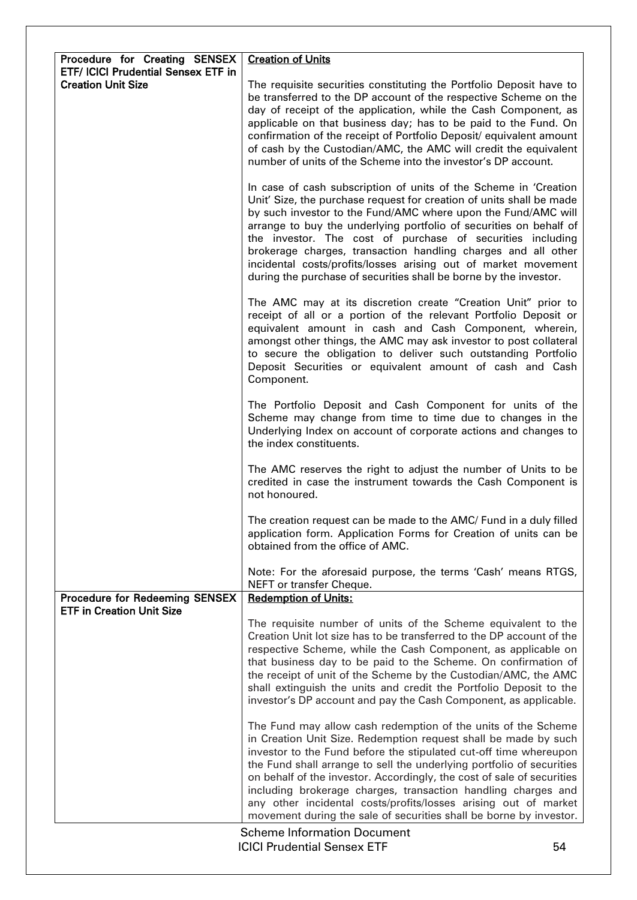| Procedure for Creating SENSEX ETF/ ICICI Prudential Sensex ETF in Creation Unit Size | **Creation of Units**<br><br>The requisite securities constituting the Portfolio Deposit have to be transferred to the DP account of the respective Scheme on the day of receipt of the application, while the Cash Component, as applicable on that business day; has to be paid to the Fund. On confirmation of the receipt of Portfolio Deposit/ equivalent amount of cash by the Custodian/AMC, the AMC will credit the equivalent number of units of the Scheme into the investor's DP account.<br><br>In case of cash subscription of units of the Scheme in 'Creation Unit' Size, the purchase request for creation of units shall be made by such investor to the Fund/AMC where upon the Fund/AMC will arrange to buy the underlying portfolio of securities on behalf of the investor. The cost of purchase of securities including brokerage charges, transaction handling charges and all other incidental costs/profits/losses arising out of market movement during the purchase of securities shall be borne by the investor.<br><br>The AMC may at its discretion create "Creation Unit" prior to receipt of all or a portion of the relevant Portfolio Deposit or equivalent amount in cash and Cash Component, wherein, amongst other things, the AMC may ask investor to post collateral to secure the obligation to deliver such outstanding Portfolio Deposit Securities or equivalent amount of cash and Cash Component.<br><br>The Portfolio Deposit and Cash Component for units of the Scheme may change from time to time due to changes in the Underlying Index on account of corporate actions and changes to the index constituents.<br><br>The AMC reserves the right to adjust the number of Units to be credited in case the instrument towards the Cash Component is not honoured.<br><br>The creation request can be made to the AMC/ Fund in a duly filled application form. Application Forms for Creation of units can be obtained from the office of AMC.<br><br>Note: For the aforesaid purpose, the terms 'Cash' means RTGS, NEFT or transfer Cheque. |
|---|---|
| **Procedure for Redeeming SENSEX ETF in Creation Unit Size** | **Redemption of Units:**<br><br>The requisite number of units of the Scheme equivalent to the Creation Unit lot size has to be transferred to the DP account of the respective Scheme, while the Cash Component, as applicable on that business day to be paid to the Scheme. On confirmation of the receipt of unit of the Scheme by the Custodian/AMC, the AMC shall extinguish the units and credit the Portfolio Deposit to the investor's DP account and pay the Cash Component, as applicable.<br><br>The Fund may allow cash redemption of the units of the Scheme in Creation Unit Size. Redemption request shall be made by such investor to the Fund before the stipulated cut-off time whereupon the Fund shall arrange to sell the underlying portfolio of securities on behalf of the investor. Accordingly, the cost of sale of securities including brokerage charges, transaction handling charges and any other incidental costs/profits/losses arising out of market movement during the sale of securities shall be borne by investor. |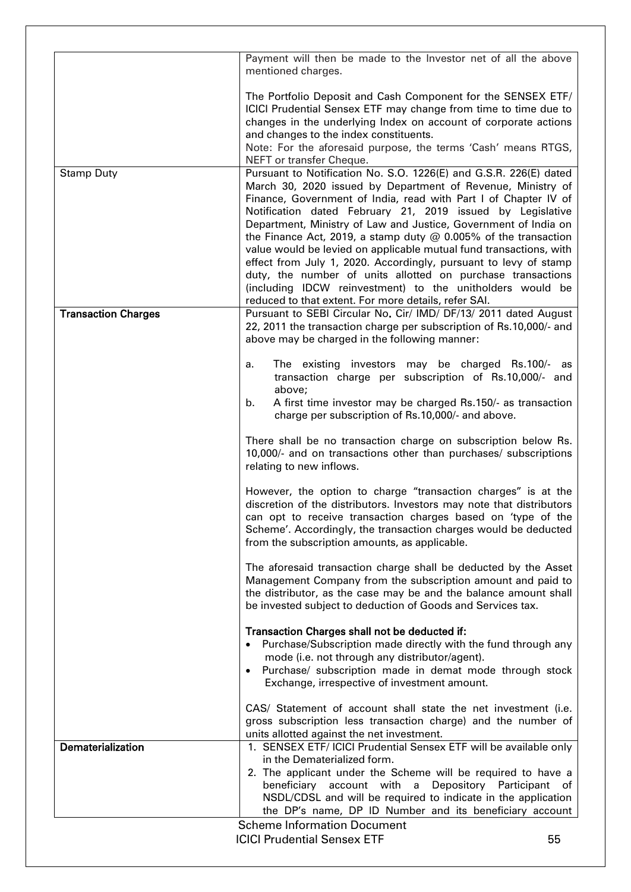| | |
|---|---|
| | Payment will then be made to the Investor net of all the above mentioned charges.<br><br>The Portfolio Deposit and Cash Component for the SENSEX ETF/ ICICI Prudential Sensex ETF may change from time to time due to changes in the underlying Index on account of corporate actions and changes to the index constituents.<br>Note: For the aforesaid purpose, the terms 'Cash' means RTGS, NEFT or transfer Cheque. |
| Stamp Duty | Pursuant to Notification No. S.O. 1226(E) and G.S.R. 226(E) dated March 30, 2020 issued by Department of Revenue, Ministry of Finance, Government of India, read with Part I of Chapter IV of Notification dated February 21, 2019 issued by Legislative Department, Ministry of Law and Justice, Government of India on the Finance Act, 2019, a stamp duty @ 0.005% of the transaction value would be levied on applicable mutual fund transactions, with effect from July 1, 2020. Accordingly, pursuant to levy of stamp duty, the number of units allotted on purchase transactions (including IDCW reinvestment) to the unitholders would be reduced to that extent. For more details, refer SAI. |
| **Transaction Charges** | Pursuant to SEBI Circular No. Cir/ IMD/ DF/13/ 2011 dated August 22, 2011 the transaction charge per subscription of Rs.10,000/- and above may be charged in the following manner:<br><br>a. The existing investors may be charged Rs.100/- as transaction charge per subscription of Rs.10,000/- and above;<br>b. A first time investor may be charged Rs.150/- as transaction charge per subscription of Rs.10,000/- and above.<br><br>There shall be no transaction charge on subscription below Rs. 10,000/- and on transactions other than purchases/ subscriptions relating to new inflows.<br><br>However, the option to charge "transaction charges" is at the discretion of the distributors. Investors may note that distributors can opt to receive transaction charges based on 'type of the Scheme'. Accordingly, the transaction charges would be deducted from the subscription amounts, as applicable.<br><br>The aforesaid transaction charge shall be deducted by the Asset Management Company from the subscription amount and paid to the distributor, as the case may be and the balance amount shall be invested subject to deduction of Goods and Services tax.<br><br>**Transaction Charges shall not be deducted if:**<br>• Purchase/Subscription made directly with the fund through any mode (i.e. not through any distributor/agent).<br>• Purchase/ subscription made in demat mode through stock Exchange, irrespective of investment amount.<br><br>CAS/ Statement of account shall state the net investment (i.e. gross subscription less transaction charge) and the number of units allotted against the net investment. |
| **Dematerialization** | 1. SENSEX ETF/ ICICI Prudential Sensex ETF will be available only in the Dematerialized form.<br>2. The applicant under the Scheme will be required to have a beneficiary account with a Depository Participant of NSDL/CDSL and will be required to indicate in the application the DP's name, DP ID Number and its beneficiary account |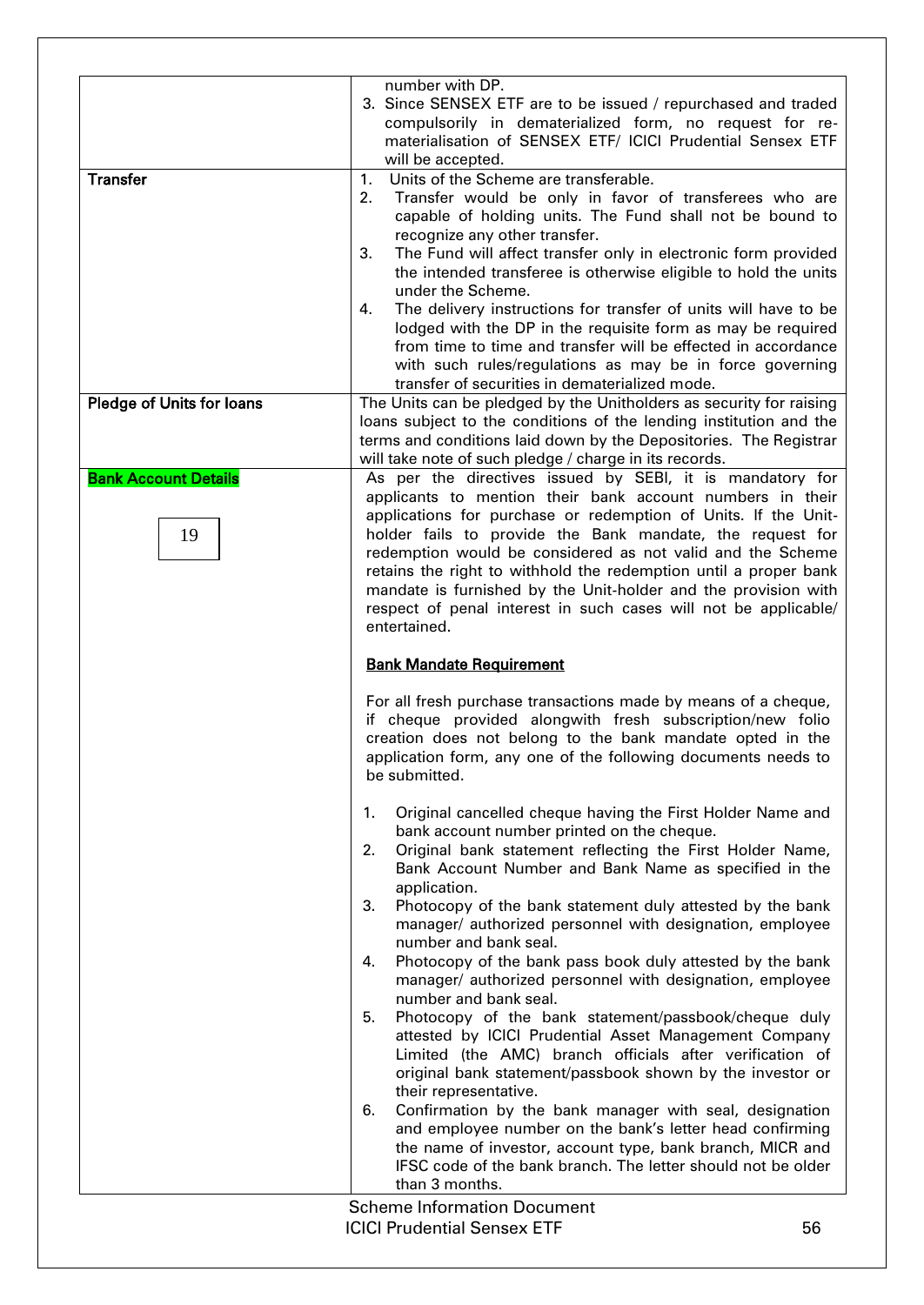| | |
|---|---|
| | number with DP.<br>3. Since SENSEX ETF are to be issued / repurchased and traded compulsorily in dematerialized form, no request for re-materialisation of SENSEX ETF/ ICICI Prudential Sensex ETF will be accepted. |
| **Transfer** | 1. Units of the Scheme are transferable.<br>2. Transfer would be only in favor of transferees who are capable of holding units. The Fund shall not be bound to recognize any other transfer.<br>3. The Fund will affect transfer only in electronic form provided the intended transferee is otherwise eligible to hold the units under the Scheme.<br>4. The delivery instructions for transfer of units will have to be lodged with the DP in the requisite form as may be required from time to time and transfer will be effected in accordance with such rules/regulations as may be in force governing transfer of securities in dematerialized mode. |
| **Pledge of Units for loans** | The Units can be pledged by the Unitholders as security for raising loans subject to the conditions of the lending institution and the terms and conditions laid down by the Depositories. The Registrar will take note of such pledge / charge in its records. |
| **Bank Account Details**<br><br>19 | As per the directives issued by SEBI, it is mandatory for applicants to mention their bank account numbers in their applications for purchase or redemption of Units. If the Unit-holder fails to provide the Bank mandate, the request for redemption would be considered as not valid and the Scheme retains the right to withhold the redemption until a proper bank mandate is furnished by the Unit-holder and the provision with respect of penal interest in such cases will not be applicable/ entertained.<br><br>**Bank Mandate Requirement**<br><br>For all fresh purchase transactions made by means of a cheque, if cheque provided alongwith fresh subscription/new folio creation does not belong to the bank mandate opted in the application form, any one of the following documents needs to be submitted.<br><br>1. Original cancelled cheque having the First Holder Name and bank account number printed on the cheque.<br>2. Original bank statement reflecting the First Holder Name, Bank Account Number and Bank Name as specified in the application.<br>3. Photocopy of the bank statement duly attested by the bank manager/ authorized personnel with designation, employee number and bank seal.<br>4. Photocopy of the bank pass book duly attested by the bank manager/ authorized personnel with designation, employee number and bank seal.<br>5. Photocopy of the bank statement/passbook/cheque duly attested by ICICI Prudential Asset Management Company Limited (the AMC) branch officials after verification of original bank statement/passbook shown by the investor or their representative.<br>6. Confirmation by the bank manager with seal, designation and employee number on the bank's letter head confirming the name of investor, account type, bank branch, MICR and IFSC code of the bank branch. The letter should not be older than 3 months. |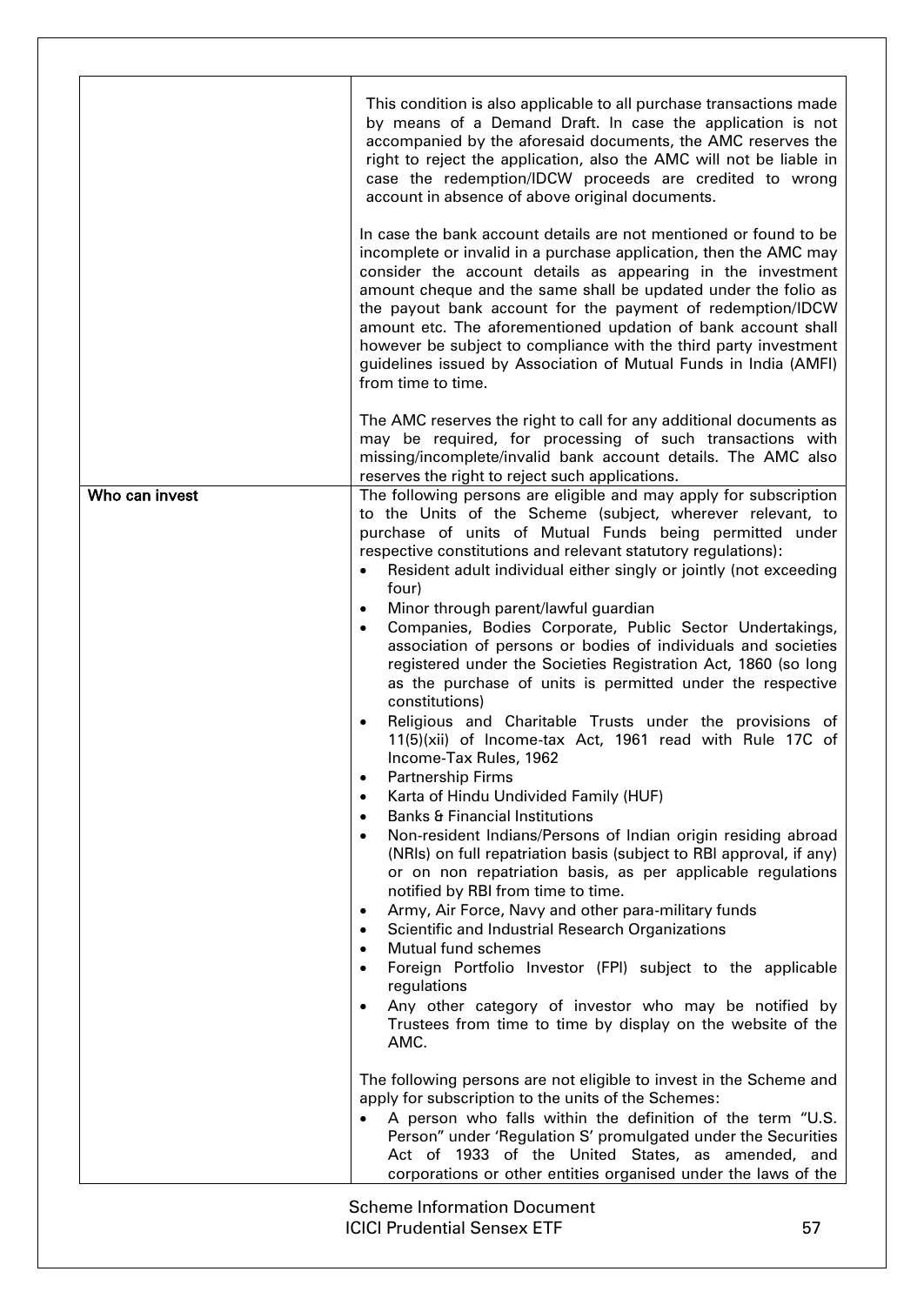| | |
|---|---|
| | This condition is also applicable to all purchase transactions made by means of a Demand Draft. In case the application is not accompanied by the aforesaid documents, the AMC reserves the right to reject the application, also the AMC will not be liable in case the redemption/IDCW proceeds are credited to wrong account in absence of above original documents.<br><br>In case the bank account details are not mentioned or found to be incomplete or invalid in a purchase application, then the AMC may consider the account details as appearing in the investment amount cheque and the same shall be updated under the folio as the payout bank account for the payment of redemption/IDCW amount etc. The aforementioned updation of bank account shall however be subject to compliance with the third party investment guidelines issued by Association of Mutual Funds in India (AMFI) from time to time.<br><br>The AMC reserves the right to call for any additional documents as may be required, for processing of such transactions with missing/incomplete/invalid bank account details. The AMC also reserves the right to reject such applications. |
| **Who can invest** | The following persons are eligible and may apply for subscription to the Units of the Scheme (subject, wherever relevant, to purchase of units of Mutual Funds being permitted under respective constitutions and relevant statutory regulations):<br>• Resident adult individual either singly or jointly (not exceeding four)<br>• Minor through parent/lawful guardian<br>• Companies, Bodies Corporate, Public Sector Undertakings, association of persons or bodies of individuals and societies registered under the Societies Registration Act, 1860 (so long as the purchase of units is permitted under the respective constitutions)<br>• Religious and Charitable Trusts under the provisions of 11(5)(xii) of Income-tax Act, 1961 read with Rule 17C of Income-Tax Rules, 1962<br>• Partnership Firms<br>• Karta of Hindu Undivided Family (HUF)<br>• Banks & Financial Institutions<br>• Non-resident Indians/Persons of Indian origin residing abroad (NRIs) on full repatriation basis (subject to RBI approval, if any) or on non repatriation basis, as per applicable regulations notified by RBI from time to time.<br>• Army, Air Force, Navy and other para-military funds<br>• Scientific and Industrial Research Organizations<br>• Mutual fund schemes<br>• Foreign Portfolio Investor (FPI) subject to the applicable regulations<br>• Any other category of investor who may be notified by Trustees from time to time by display on the website of the AMC.<br><br>The following persons are not eligible to invest in the Scheme and apply for subscription to the units of the Schemes:<br>• A person who falls within the definition of the term "U.S. Person" under 'Regulation S' promulgated under the Securities Act of 1933 of the United States, as amended, and corporations or other entities organised under the laws of the |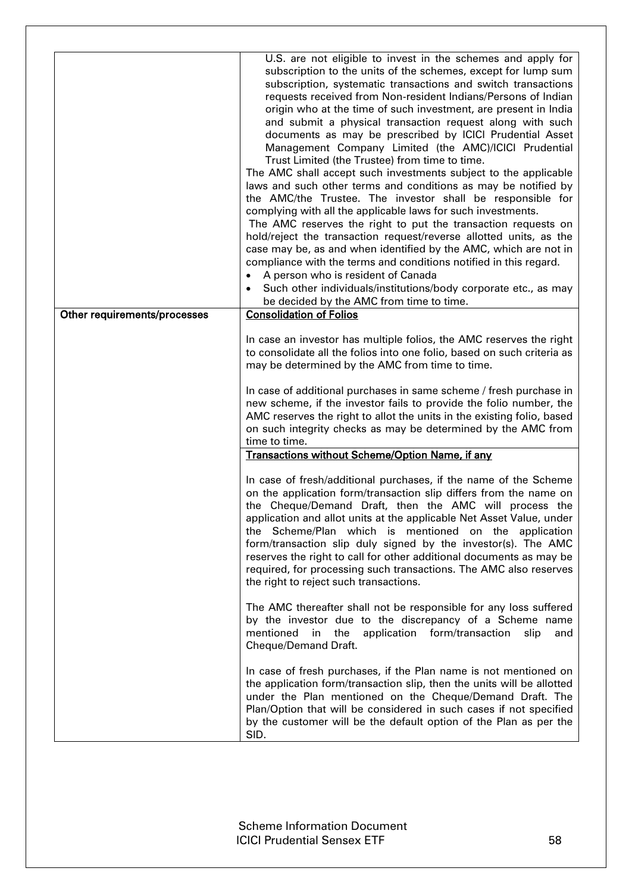| | |
|---|---|
| | U.S. are not eligible to invest in the schemes and apply for subscription to the units of the schemes, except for lump sum subscription, systematic transactions and switch transactions requests received from Non-resident Indians/Persons of Indian origin who at the time of such investment, are present in India and submit a physical transaction request along with such documents as may be prescribed by ICICI Prudential Asset Management Company Limited (the AMC)/ICICI Prudential Trust Limited (the Trustee) from time to time.<br>The AMC shall accept such investments subject to the applicable laws and such other terms and conditions as may be notified by the AMC/the Trustee. The investor shall be responsible for complying with all the applicable laws for such investments.<br>The AMC reserves the right to put the transaction requests on hold/reject the transaction request/reverse allotted units, as the case may be, as and when identified by the AMC, which are not in compliance with the terms and conditions notified in this regard.<br>• A person who is resident of Canada<br>• Such other individuals/institutions/body corporate etc., as may be decided by the AMC from time to time. |
| **Other requirements/processes** | **Consolidation of Folios**<br><br>In case an investor has multiple folios, the AMC reserves the right to consolidate all the folios into one folio, based on such criteria as may be determined by the AMC from time to time.<br><br>In case of additional purchases in same scheme / fresh purchase in new scheme, if the investor fails to provide the folio number, the AMC reserves the right to allot the units in the existing folio, based on such integrity checks as may be determined by the AMC from time to time. |
| | **Transactions without Scheme/Option Name, if any**<br><br>In case of fresh/additional purchases, if the name of the Scheme on the application form/transaction slip differs from the name on the Cheque/Demand Draft, then the AMC will process the application and allot units at the applicable Net Asset Value, under the Scheme/Plan which is mentioned on the application form/transaction slip duly signed by the investor(s). The AMC reserves the right to call for other additional documents as may be required, for processing such transactions. The AMC also reserves the right to reject such transactions.<br><br>The AMC thereafter shall not be responsible for any loss suffered by the investor due to the discrepancy of a Scheme name mentioned in the application form/transaction slip and Cheque/Demand Draft.<br><br>In case of fresh purchases, if the Plan name is not mentioned on the application form/transaction slip, then the units will be allotted under the Plan mentioned on the Cheque/Demand Draft. The Plan/Option that will be considered in such cases if not specified by the customer will be the default option of the Plan as per the SID. |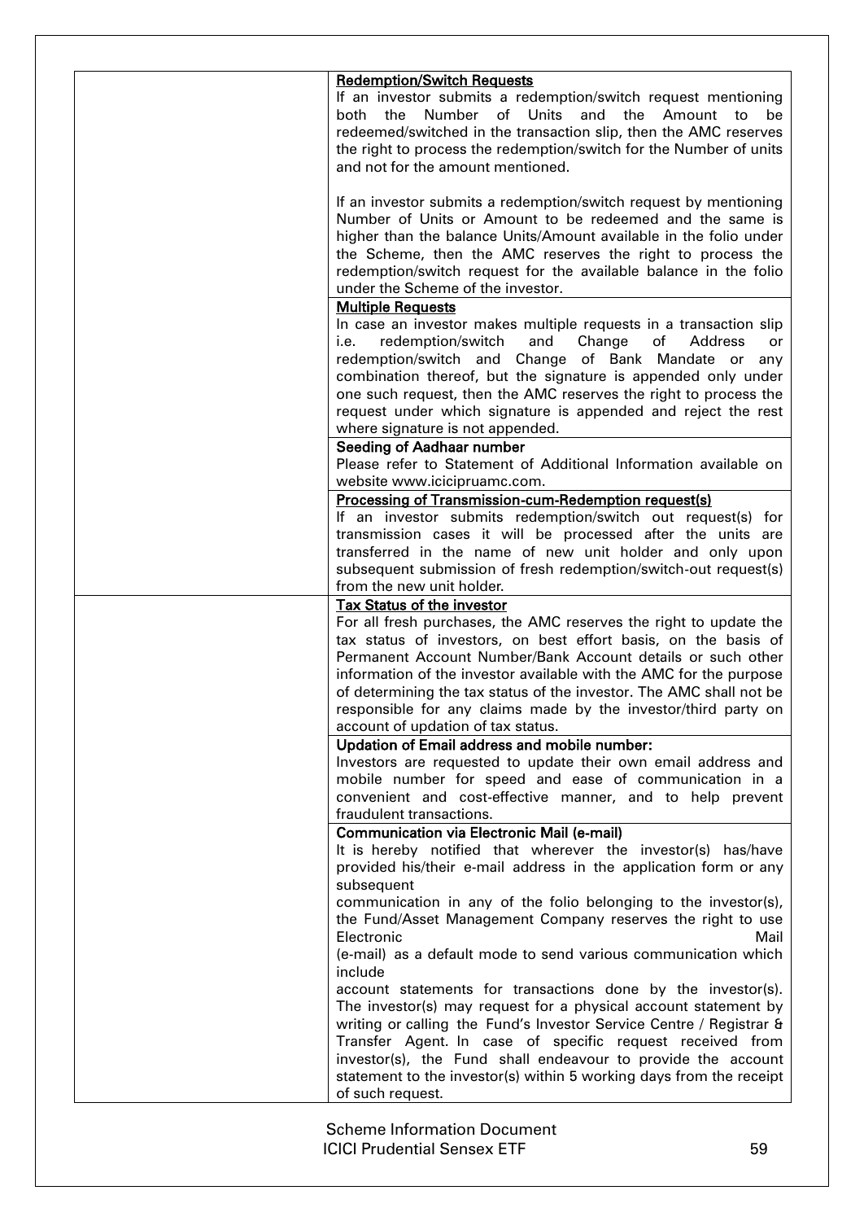| | |
|---|---|
| | **Redemption/Switch Requests**<br>If an investor submits a redemption/switch request mentioning both the Number of Units and the Amount to be redeemed/switched in the transaction slip, then the AMC reserves the right to process the redemption/switch for the Number of units and not for the amount mentioned.<br><br>If an investor submits a redemption/switch request by mentioning Number of Units or Amount to be redeemed and the same is higher than the balance Units/Amount available in the folio under the Scheme, then the AMC reserves the right to process the redemption/switch request for the available balance in the folio under the Scheme of the investor. |
| | **Multiple Requests**<br>In case an investor makes multiple requests in a transaction slip i.e. redemption/switch and Change of Address or redemption/switch and Change of Bank Mandate or any combination thereof, but the signature is appended only under one such request, then the AMC reserves the right to process the request under which signature is appended and reject the rest where signature is not appended. |
| | **Seeding of Aadhaar number**<br>Please refer to Statement of Additional Information available on website www.icicipruamc.com. |
| | **Processing of Transmission-cum-Redemption request(s)**<br>If an investor submits redemption/switch out request(s) for transmission cases it will be processed after the units are transferred in the name of new unit holder and only upon subsequent submission of fresh redemption/switch-out request(s) from the new unit holder. |
| | **Tax Status of the investor**<br>For all fresh purchases, the AMC reserves the right to update the tax status of investors, on best effort basis, on the basis of Permanent Account Number/Bank Account details or such other information of the investor available with the AMC for the purpose of determining the tax status of the investor. The AMC shall not be responsible for any claims made by the investor/third party on account of updation of tax status. |
| | **Updation of Email address and mobile number:**<br>Investors are requested to update their own email address and mobile number for speed and ease of communication in a convenient and cost-effective manner, and to help prevent fraudulent transactions. |
| | **Communication via Electronic Mail (e-mail)**<br>It is hereby notified that wherever the investor(s) has/have provided his/their e-mail address in the application form or any subsequent communication in any of the folio belonging to the investor(s), the Fund/Asset Management Company reserves the right to use Electronic Mail (e-mail) as a default mode to send various communication which include account statements for transactions done by the investor(s). The investor(s) may request for a physical account statement by writing or calling the Fund's Investor Service Centre / Registrar & Transfer Agent. In case of specific request received from investor(s), the Fund shall endeavour to provide the account statement to the investor(s) within 5 working days from the receipt of such request. |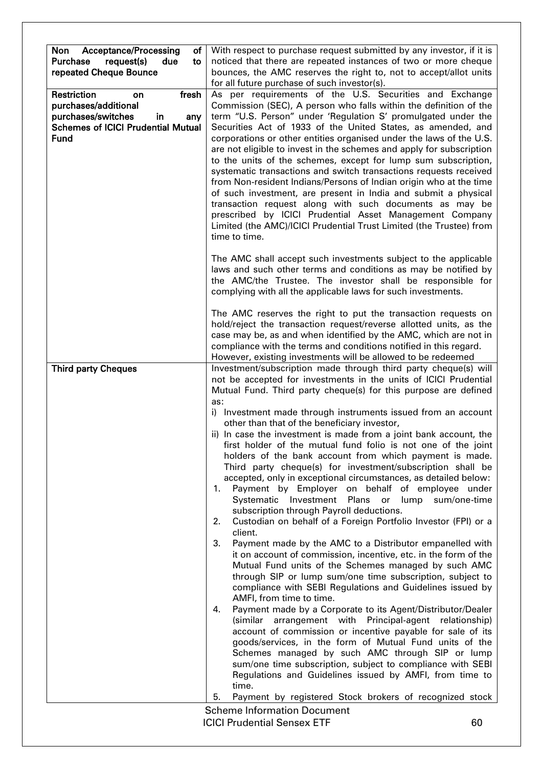| | |
|---|---|
| **Non Acceptance/Processing of Purchase request(s) due to repeated Cheque Bounce** | With respect to purchase request submitted by any investor, if it is noticed that there are repeated instances of two or more cheque bounces, the AMC reserves the right to, not to accept/allot units for all future purchase of such investor(s). |
| **Restriction on fresh purchases/additional purchases/switches in any Schemes of ICICI Prudential Mutual Fund** | As per requirements of the U.S. Securities and Exchange Commission (SEC), A person who falls within the definition of the term "U.S. Person" under 'Regulation S' promulgated under the Securities Act of 1933 of the United States, as amended, and corporations or other entities organised under the laws of the U.S. are not eligible to invest in the schemes and apply for subscription to the units of the schemes, except for lump sum subscription, systematic transactions and switch transactions requests received from Non-resident Indians/Persons of Indian origin who at the time of such investment, are present in India and submit a physical transaction request along with such documents as may be prescribed by ICICI Prudential Asset Management Company Limited (the AMC)/ICICI Prudential Trust Limited (the Trustee) from time to time.<br><br>The AMC shall accept such investments subject to the applicable laws and such other terms and conditions as may be notified by the AMC/the Trustee. The investor shall be responsible for complying with all the applicable laws for such investments.<br><br>The AMC reserves the right to put the transaction requests on hold/reject the transaction request/reverse allotted units, as the case may be, as and when identified by the AMC, which are not in compliance with the terms and conditions notified in this regard. However, existing investments will be allowed to be redeemed |
| **Third party Cheques** | Investment/subscription made through third party cheque(s) will not be accepted for investments in the units of ICICI Prudential Mutual Fund. Third party cheque(s) for this purpose are defined as:<br>i) Investment made through instruments issued from an account other than that of the beneficiary investor,<br>ii) In case the investment is made from a joint bank account, the first holder of the mutual fund folio is not one of the joint holders of the bank account from which payment is made. Third party cheque(s) for investment/subscription shall be accepted, only in exceptional circumstances, as detailed below:<br>1. Payment by Employer on behalf of employee under Systematic Investment Plans or lump sum/one-time subscription through Payroll deductions.<br>2. Custodian on behalf of a Foreign Portfolio Investor (FPI) or a client.<br>3. Payment made by the AMC to a Distributor empanelled with it on account of commission, incentive, etc. in the form of the Mutual Fund units of the Schemes managed by such AMC through SIP or lump sum/one time subscription, subject to compliance with SEBI Regulations and Guidelines issued by AMFI, from time to time.<br>4. Payment made by a Corporate to its Agent/Distributor/Dealer (similar arrangement with Principal-agent relationship) account of commission or incentive payable for sale of its goods/services, in the form of Mutual Fund units of the Schemes managed by such AMC through SIP or lump sum/one time subscription, subject to compliance with SEBI Regulations and Guidelines issued by AMFI, from time to time.<br>5. Payment by registered Stock brokers of recognized stock |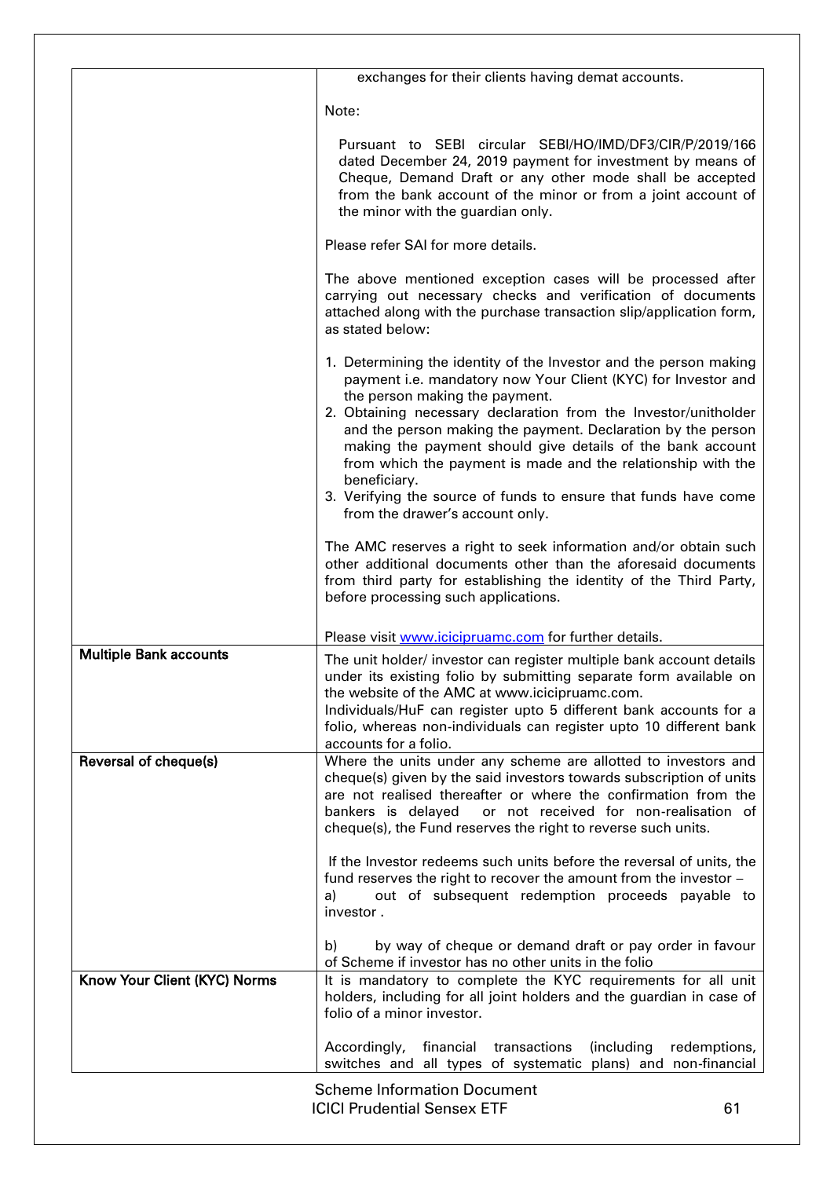| | |
|---|---|
| | exchanges for their clients having demat accounts.<br><br>Note:<br><br>Pursuant to SEBI circular SEBI/HO/IMD/DF3/CIR/P/2019/166 dated December 24, 2019 payment for investment by means of Cheque, Demand Draft or any other mode shall be accepted from the bank account of the minor or from a joint account of the minor with the guardian only.<br><br>Please refer SAI for more details.<br><br>The above mentioned exception cases will be processed after carrying out necessary checks and verification of documents attached along with the purchase transaction slip/application form, as stated below:<br><br>1. Determining the identity of the Investor and the person making payment i.e. mandatory now Your Client (KYC) for Investor and the person making the payment.<br>2. Obtaining necessary declaration from the Investor/unitholder and the person making the payment. Declaration by the person making the payment should give details of the bank account from which the payment is made and the relationship with the beneficiary.<br>3. Verifying the source of funds to ensure that funds have come from the drawer's account only.<br><br>The AMC reserves a right to seek information and/or obtain such other additional documents other than the aforesaid documents from third party for establishing the identity of the Third Party, before processing such applications.<br><br>Please visit www.icicipruamc.com for further details. |
| **Multiple Bank accounts** | The unit holder/ investor can register multiple bank account details under its existing folio by submitting separate form available on the website of the AMC at www.icicipruamc.com.<br>Individuals/HuF can register upto 5 different bank accounts for a folio, whereas non-individuals can register upto 10 different bank accounts for a folio. |
| **Reversal of cheque(s)** | Where the units under any scheme are allotted to investors and cheque(s) given by the said investors towards subscription of units are not realised thereafter or where the confirmation from the bankers is delayed or not received for non-realisation of cheque(s), the Fund reserves the right to reverse such units.<br><br>If the Investor redeems such units before the reversal of units, the fund reserves the right to recover the amount from the investor –<br>a) out of subsequent redemption proceeds payable to investor .<br><br>b) by way of cheque or demand draft or pay order in favour of Scheme if investor has no other units in the folio |
| **Know Your Client (KYC) Norms** | It is mandatory to complete the KYC requirements for all unit holders, including for all joint holders and the guardian in case of folio of a minor investor.<br><br>Accordingly, financial transactions (including redemptions, switches and all types of systematic plans) and non-financial |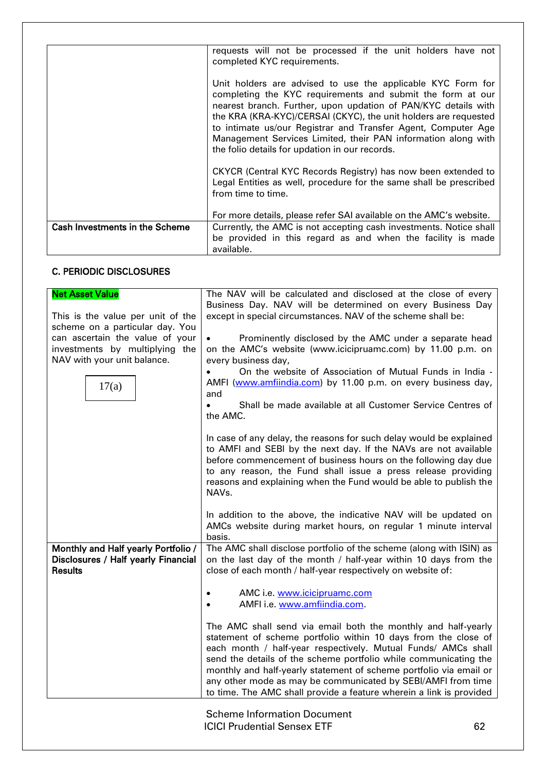| | |
|---|---|
| | requests will not be processed if the unit holders have not completed KYC requirements.<br><br>Unit holders are advised to use the applicable KYC Form for completing the KYC requirements and submit the form at our nearest branch. Further, upon updation of PAN/KYC details with the KRA (KRA-KYC)/CERSAI (CKYC), the unit holders are requested to intimate us/our Registrar and Transfer Agent, Computer Age Management Services Limited, their PAN information along with the folio details for updation in our records.<br><br>CKYCR (Central KYC Records Registry) has now been extended to Legal Entities as well, procedure for the same shall be prescribed from time to time.<br><br>For more details, please refer SAI available on the AMC's website. |
| **Cash Investments in the Scheme** | Currently, the AMC is not accepting cash investments. Notice shall be provided in this regard as and when the facility is made available. |

**C. PERIODIC DISCLOSURES**

| | |
|---|---|
| **Net Asset Value**<br><br>This is the value per unit of the scheme on a particular day. You can ascertain the value of your investments by multiplying the NAV with your unit balance.<br><br>17(a) | The NAV will be calculated and disclosed at the close of every Business Day. NAV will be determined on every Business Day except in special circumstances. NAV of the scheme shall be:<br><br>• Prominently disclosed by the AMC under a separate head on the AMC's website (www.icicipruamc.com) by 11.00 p.m. on every business day,<br>• On the website of Association of Mutual Funds in India - AMFI (www.amfiindia.com) by 11.00 p.m. on every business day, and<br>• Shall be made available at all Customer Service Centres of the AMC.<br><br>In case of any delay, the reasons for such delay would be explained to AMFI and SEBI by the next day. If the NAVs are not available before commencement of business hours on the following day due to any reason, the Fund shall issue a press release providing reasons and explaining when the Fund would be able to publish the NAVs.<br><br>In addition to the above, the indicative NAV will be updated on AMCs website during market hours, on regular 1 minute interval basis. |
| **Monthly and Half yearly Portfolio / Disclosures / Half yearly Financial Results** | The AMC shall disclose portfolio of the scheme (along with ISIN) as on the last day of the month / half-year within 10 days from the close of each month / half-year respectively on website of:<br><br>• AMC i.e. www.icicipruamc.com<br>• AMFI i.e. www.amfiindia.com.<br><br>The AMC shall send via email both the monthly and half-yearly statement of scheme portfolio within 10 days from the close of each month / half-year respectively. Mutual Funds/ AMCs shall send the details of the scheme portfolio while communicating the monthly and half-yearly statement of scheme portfolio via email or any other mode as may be communicated by SEBI/AMFI from time to time. The AMC shall provide a feature wherein a link is provided |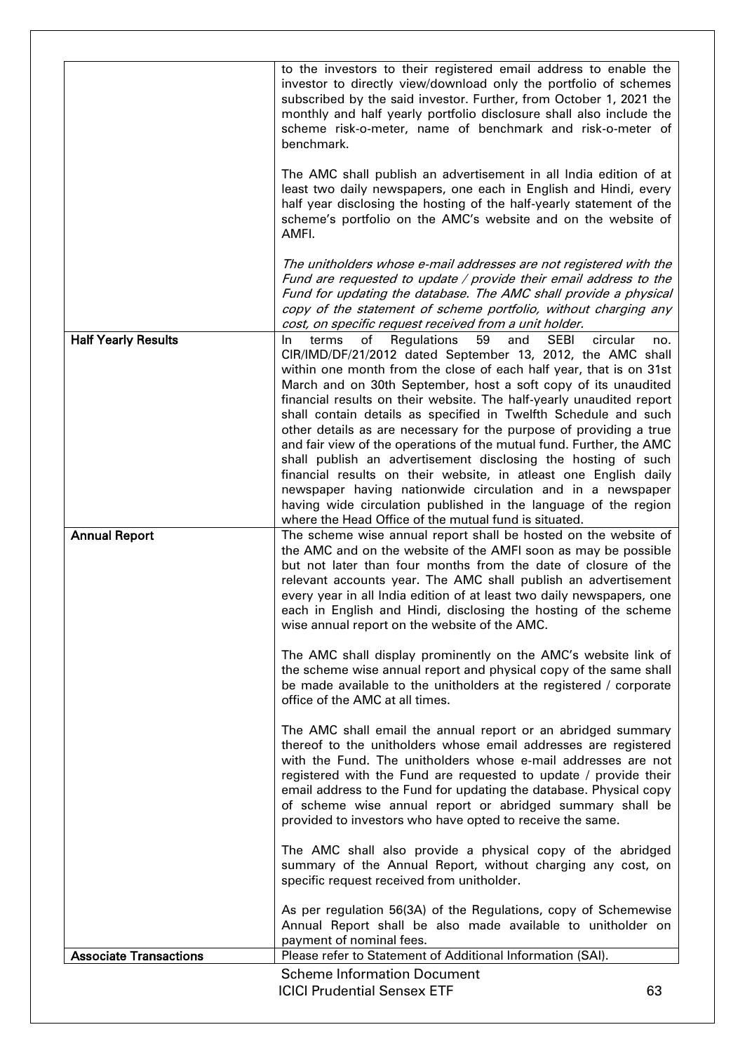| | |
|---|---|
| | to the investors to their registered email address to enable the investor to directly view/download only the portfolio of schemes subscribed by the said investor. Further, from October 1, 2021 the monthly and half yearly portfolio disclosure shall also include the scheme risk-o-meter, name of benchmark and risk-o-meter of benchmark.<br><br>The AMC shall publish an advertisement in all India edition of at least two daily newspapers, one each in English and Hindi, every half year disclosing the hosting of the half-yearly statement of the scheme's portfolio on the AMC's website and on the website of AMFI.<br><br>*The unitholders whose e-mail addresses are not registered with the Fund are requested to update / provide their email address to the Fund for updating the database. The AMC shall provide a physical copy of the statement of scheme portfolio, without charging any cost, on specific request received from a unit holder.* |
| **Half Yearly Results** | In terms of Regulations 59 and SEBI circular no. CIR/IMD/DF/21/2012 dated September 13, 2012, the AMC shall within one month from the close of each half year, that is on 31st March and on 30th September, host a soft copy of its unaudited financial results on their website. The half-yearly unaudited report shall contain details as specified in Twelfth Schedule and such other details as are necessary for the purpose of providing a true and fair view of the operations of the mutual fund. Further, the AMC shall publish an advertisement disclosing the hosting of such financial results on their website, in atleast one English daily newspaper having nationwide circulation and in a newspaper having wide circulation published in the language of the region where the Head Office of the mutual fund is situated. |
| **Annual Report** | The scheme wise annual report shall be hosted on the website of the AMC and on the website of the AMFI soon as may be possible but not later than four months from the date of closure of the relevant accounts year. The AMC shall publish an advertisement every year in all India edition of at least two daily newspapers, one each in English and Hindi, disclosing the hosting of the scheme wise annual report on the website of the AMC.<br><br>The AMC shall display prominently on the AMC's website link of the scheme wise annual report and physical copy of the same shall be made available to the unitholders at the registered / corporate office of the AMC at all times.<br><br>The AMC shall email the annual report or an abridged summary thereof to the unitholders whose email addresses are registered with the Fund. The unitholders whose e-mail addresses are not registered with the Fund are requested to update / provide their email address to the Fund for updating the database. Physical copy of scheme wise annual report or abridged summary shall be provided to investors who have opted to receive the same.<br><br>The AMC shall also provide a physical copy of the abridged summary of the Annual Report, without charging any cost, on specific request received from unitholder.<br><br>As per regulation 56(3A) of the Regulations, copy of Schemewise Annual Report shall be also made available to unitholder on payment of nominal fees. |
| **Associate Transactions** | Please refer to Statement of Additional Information (SAI). |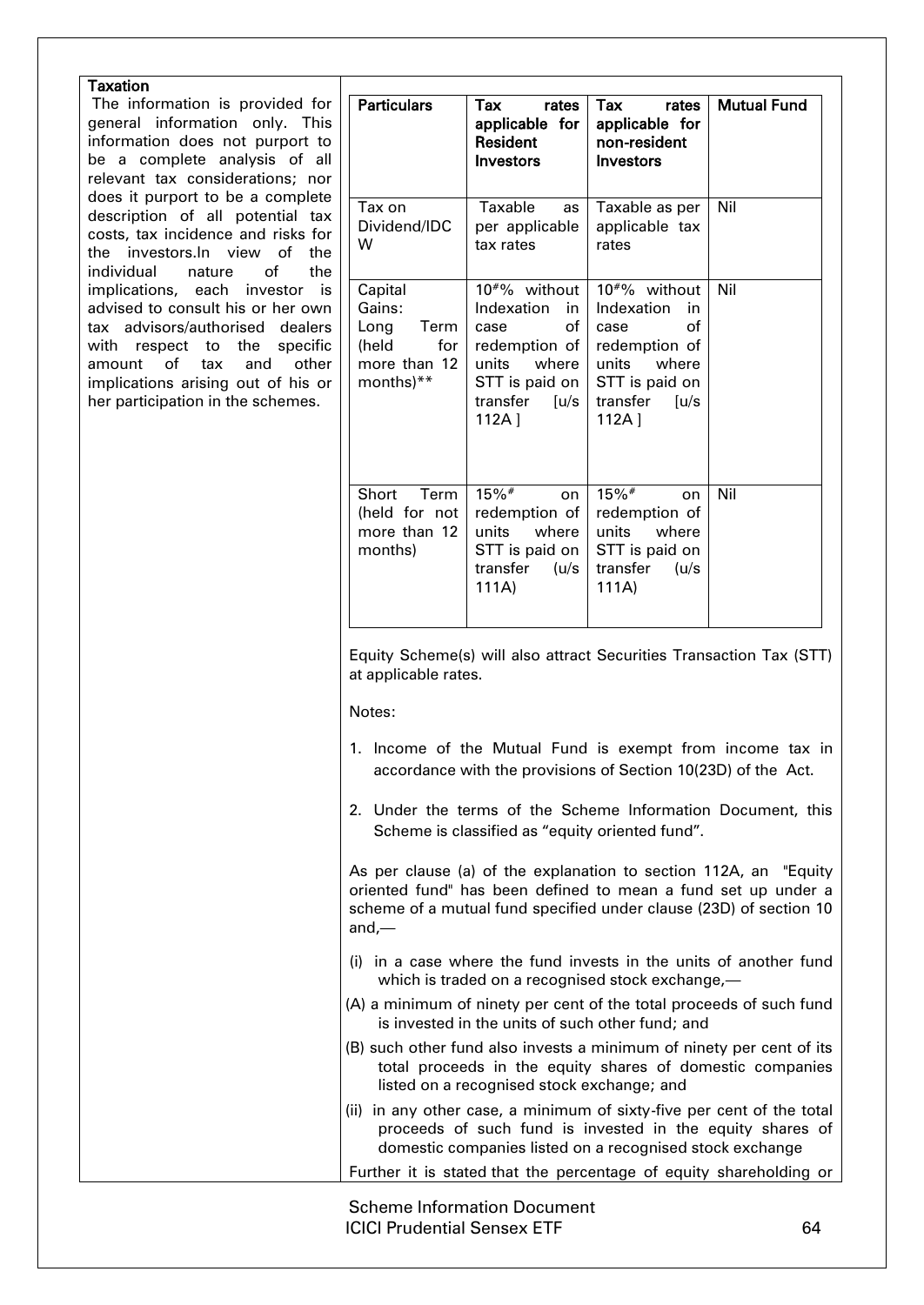**Taxation**

The information is provided for general information only. This information does not purport to be a complete analysis of all relevant tax considerations; nor does it purport to be a complete description of all potential tax costs, tax incidence and risks for the investors.In view of the individual nature of the implications, each investor is advised to consult his or her own tax advisors/authorised dealers with respect to the specific amount of tax and other implications arising out of his or her participation in the schemes.

| Particulars | Tax rates applicable for Resident Investors | Tax rates applicable for non-resident Investors | Mutual Fund |
|---|---|---|---|
| Tax on Dividend/IDCW | Taxable as per applicable tax rates | Taxable as per applicable tax rates | Nil |
| Capital Gains: Long Term (held for more than 12 months)** | 10#% without Indexation in case of redemption of units where STT is paid on transfer [u/s 112A ] | 10#% without Indexation in case of redemption of units where STT is paid on transfer [u/s 112A ] | Nil |
| Short Term (held for not more than 12 months) | 15%# on redemption of units where STT is paid on transfer (u/s 111A) | 15%# on redemption of units where STT is paid on transfer (u/s 111A) | Nil |

Equity Scheme(s) will also attract Securities Transaction Tax (STT) at applicable rates.

Notes:

1. Income of the Mutual Fund is exempt from income tax in accordance with the provisions of Section 10(23D) of the Act.
2. Under the terms of the Scheme Information Document, this Scheme is classified as "equity oriented fund".

As per clause (a) of the explanation to section 112A, an "Equity oriented fund" has been defined to mean a fund set up under a scheme of a mutual fund specified under clause (23D) of section 10 and,—

(i) in a case where the fund invests in the units of another fund which is traded on a recognised stock exchange,—

(A) a minimum of ninety per cent of the total proceeds of such fund is invested in the units of such other fund; and

(B) such other fund also invests a minimum of ninety per cent of its total proceeds in the equity shares of domestic companies listed on a recognised stock exchange; and

(ii) in any other case, a minimum of sixty-five per cent of the total proceeds of such fund is invested in the equity shares of domestic companies listed on a recognised stock exchange

Further it is stated that the percentage of equity shareholding or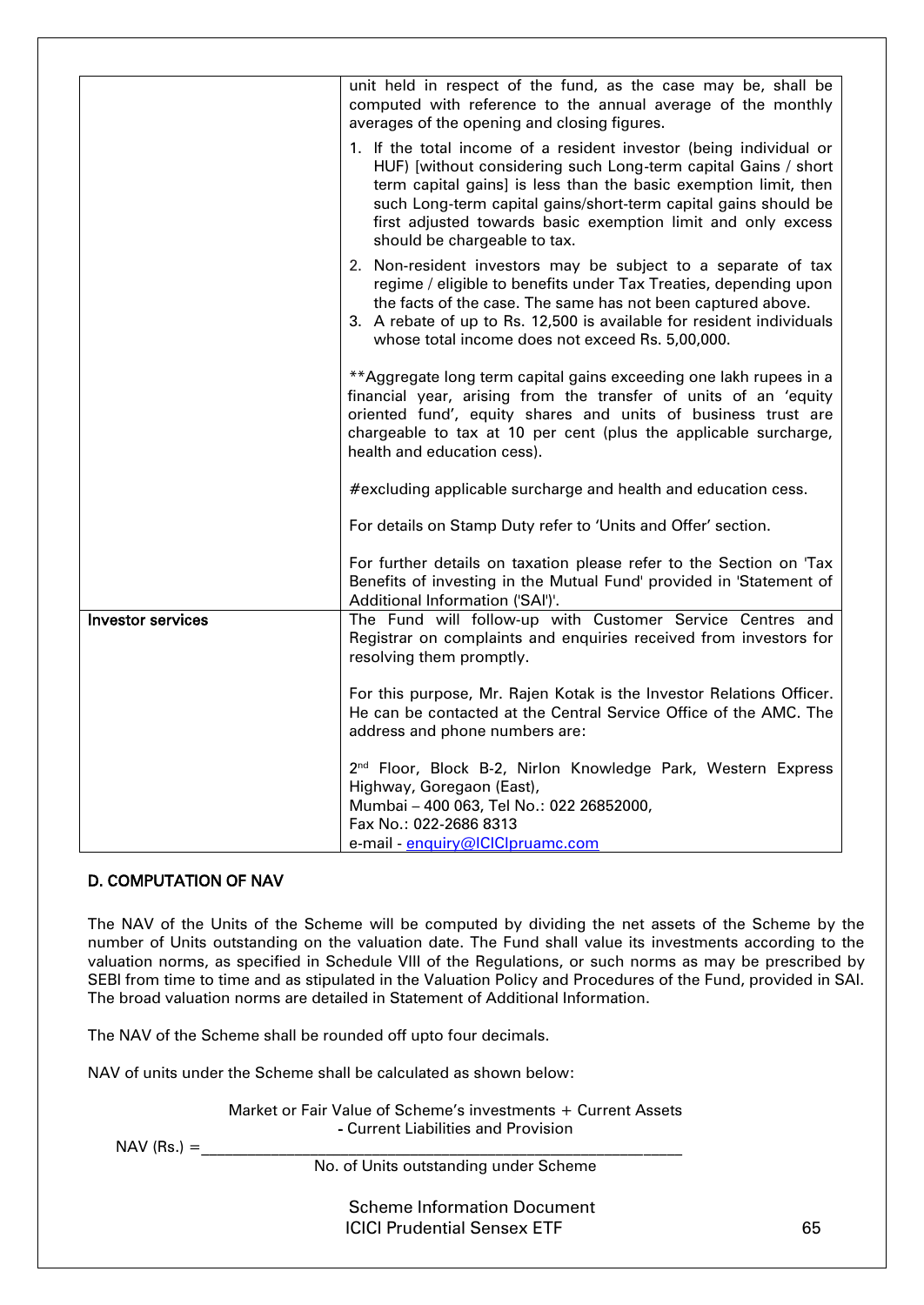| | |
|---|---|
| | unit held in respect of the fund, as the case may be, shall be computed with reference to the annual average of the monthly averages of the opening and closing figures.<br><br>1. If the total income of a resident investor (being individual or HUF) [without considering such Long-term capital Gains / short term capital gains] is less than the basic exemption limit, then such Long-term capital gains/short-term capital gains should be first adjusted towards basic exemption limit and only excess should be chargeable to tax.<br>2. Non-resident investors may be subject to a separate of tax regime / eligible to benefits under Tax Treaties, depending upon the facts of the case. The same has not been captured above.<br>3. A rebate of up to Rs. 12,500 is available for resident individuals whose total income does not exceed Rs. 5,00,000.<br><br>**Aggregate long term capital gains exceeding one lakh rupees in a financial year, arising from the transfer of units of an 'equity oriented fund', equity shares and units of business trust are chargeable to tax at 10 per cent (plus the applicable surcharge, health and education cess).<br><br>#excluding applicable surcharge and health and education cess.<br><br>For details on Stamp Duty refer to 'Units and Offer' section.<br><br>For further details on taxation please refer to the Section on 'Tax Benefits of investing in the Mutual Fund' provided in 'Statement of Additional Information ('SAI')'. |
| **Investor services** | The Fund will follow-up with Customer Service Centres and Registrar on complaints and enquiries received from investors for resolving them promptly.<br><br>For this purpose, Mr. Rajen Kotak is the Investor Relations Officer. He can be contacted at the Central Service Office of the AMC. The address and phone numbers are:<br><br>2nd Floor, Block B-2, Nirlon Knowledge Park, Western Express Highway, Goregaon (East),<br>Mumbai – 400 063, Tel No.: 022 26852000,<br>Fax No.: 022-2686 8313<br>e-mail - enquiry@ICICIpruamc.com |

## D. COMPUTATION OF NAV

The NAV of the Units of the Scheme will be computed by dividing the net assets of the Scheme by the number of Units outstanding on the valuation date. The Fund shall value its investments according to the valuation norms, as specified in Schedule VIII of the Regulations, or such norms as may be prescribed by SEBI from time to time and as stipulated in the Valuation Policy and Procedures of the Fund, provided in SAI. The broad valuation norms are detailed in Statement of Additional Information.

The NAV of the Scheme shall be rounded off upto four decimals.

NAV of units under the Scheme shall be calculated as shown below:

$$\text{NAV (Rs.)} = \frac{\text{Market or Fair Value of Scheme's investments + Current Assets - Current Liabilities and Provision}}{\text{No. of Units outstanding under Scheme}}$$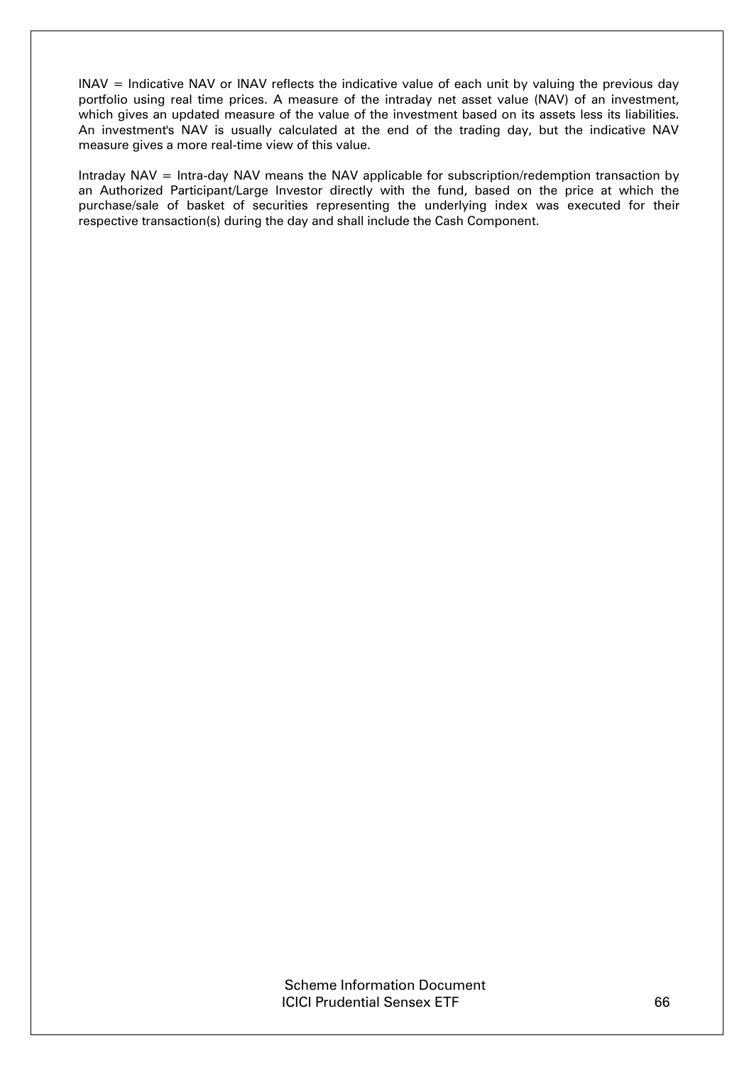INAV = Indicative NAV or INAV reflects the indicative value of each unit by valuing the previous day portfolio using real time prices. A measure of the intraday net asset value (NAV) of an investment, which gives an updated measure of the value of the investment based on its assets less its liabilities. An investment's NAV is usually calculated at the end of the trading day, but the indicative NAV measure gives a more real-time view of this value.

Intraday NAV = Intra-day NAV means the NAV applicable for subscription/redemption transaction by an Authorized Participant/Large Investor directly with the fund, based on the price at which the purchase/sale of basket of securities representing the underlying index was executed for their respective transaction(s) during the day and shall include the Cash Component.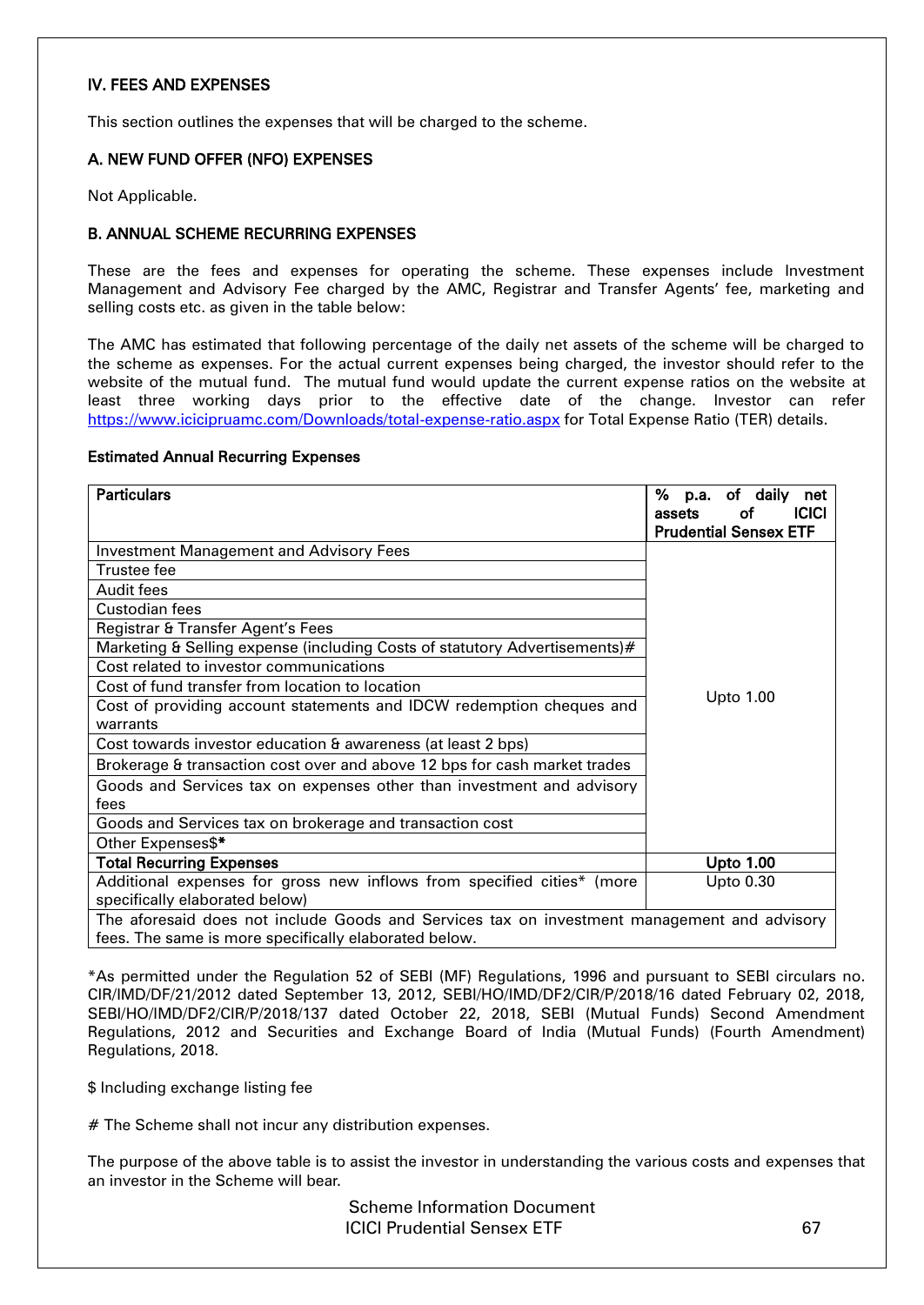### IV. FEES AND EXPENSES

This section outlines the expenses that will be charged to the scheme.

### A. NEW FUND OFFER (NFO) EXPENSES

Not Applicable.

### B. ANNUAL SCHEME RECURRING EXPENSES

These are the fees and expenses for operating the scheme. These expenses include Investment Management and Advisory Fee charged by the AMC, Registrar and Transfer Agents' fee, marketing and selling costs etc. as given in the table below:

The AMC has estimated that following percentage of the daily net assets of the scheme will be charged to the scheme as expenses. For the actual current expenses being charged, the investor should refer to the website of the mutual fund. The mutual fund would update the current expense ratios on the website at least three working days prior to the effective date of the change. Investor can refer https://www.icicipruamc.com/Downloads/total-expense-ratio.aspx for Total Expense Ratio (TER) details.

**Estimated Annual Recurring Expenses**

| **Particulars** | **% p.a. of daily net assets of ICICI Prudential Sensex ETF** |
|---|---|
| Investment Management and Advisory Fees | Upto 1.00 |
| Trustee fee | |
| Audit fees | |
| Custodian fees | |
| Registrar & Transfer Agent's Fees | |
| Marketing & Selling expense (including Costs of statutory Advertisements)# | |
| Cost related to investor communications | |
| Cost of fund transfer from location to location | |
| Cost of providing account statements and IDCW redemption cheques and warrants | |
| Cost towards investor education & awareness (at least 2 bps) | |
| Brokerage & transaction cost over and above 12 bps for cash market trades | |
| Goods and Services tax on expenses other than investment and advisory fees | |
| Goods and Services tax on brokerage and transaction cost | |
| Other Expenses$* | |
| **Total Recurring Expenses** | **Upto 1.00** |
| Additional expenses for gross new inflows from specified cities* (more specifically elaborated below) | Upto 0.30 |
| The aforesaid does not include Goods and Services tax on investment management and advisory fees. The same is more specifically elaborated below. | |

*As permitted under the Regulation 52 of SEBI (MF) Regulations, 1996 and pursuant to SEBI circulars no. CIR/IMD/DF/21/2012 dated September 13, 2012, SEBI/HO/IMD/DF2/CIR/P/2018/16 dated February 02, 2018, SEBI/HO/IMD/DF2/CIR/P/2018/137 dated October 22, 2018, SEBI (Mutual Funds) Second Amendment Regulations, 2012 and Securities and Exchange Board of India (Mutual Funds) (Fourth Amendment) Regulations, 2018.

$ Including exchange listing fee

# The Scheme shall not incur any distribution expenses.

The purpose of the above table is to assist the investor in understanding the various costs and expenses that an investor in the Scheme will bear.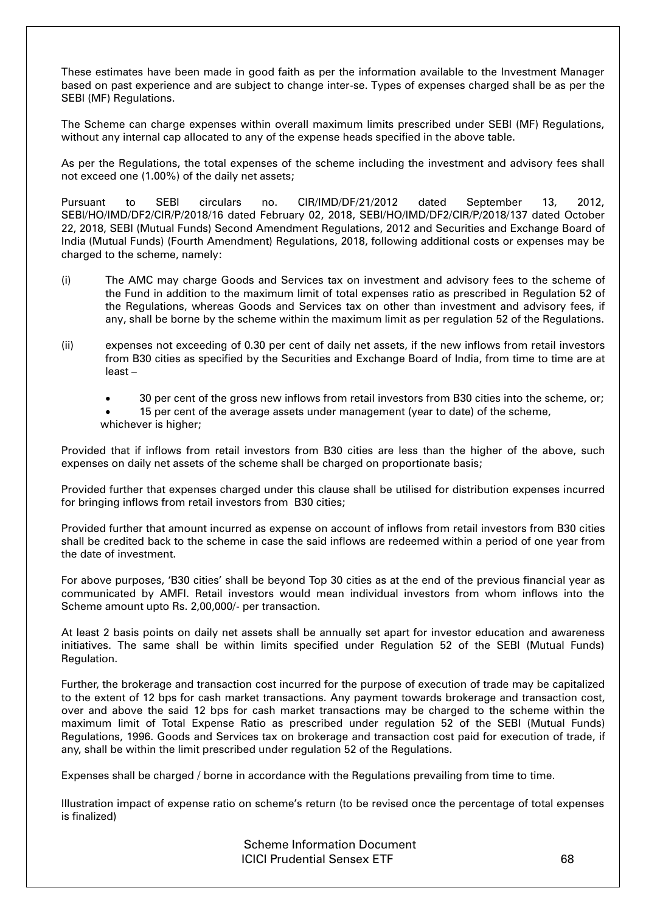These estimates have been made in good faith as per the information available to the Investment Manager based on past experience and are subject to change inter-se. Types of expenses charged shall be as per the SEBI (MF) Regulations.

The Scheme can charge expenses within overall maximum limits prescribed under SEBI (MF) Regulations, without any internal cap allocated to any of the expense heads specified in the above table.

As per the Regulations, the total expenses of the scheme including the investment and advisory fees shall not exceed one (1.00%) of the daily net assets;

Pursuant to SEBI circulars no. CIR/IMD/DF/21/2012 dated September 13, 2012, SEBI/HO/IMD/DF2/CIR/P/2018/16 dated February 02, 2018, SEBI/HO/IMD/DF2/CIR/P/2018/137 dated October 22, 2018, SEBI (Mutual Funds) Second Amendment Regulations, 2012 and Securities and Exchange Board of India (Mutual Funds) (Fourth Amendment) Regulations, 2018, following additional costs or expenses may be charged to the scheme, namely:

(i) The AMC may charge Goods and Services tax on investment and advisory fees to the scheme of the Fund in addition to the maximum limit of total expenses ratio as prescribed in Regulation 52 of the Regulations, whereas Goods and Services tax on other than investment and advisory fees, if any, shall be borne by the scheme within the maximum limit as per regulation 52 of the Regulations.

(ii) expenses not exceeding of 0.30 per cent of daily net assets, if the new inflows from retail investors from B30 cities as specified by the Securities and Exchange Board of India, from time to time are at least –

- 30 per cent of the gross new inflows from retail investors from B30 cities into the scheme, or;
- 15 per cent of the average assets under management (year to date) of the scheme,

whichever is higher;

Provided that if inflows from retail investors from B30 cities are less than the higher of the above, such expenses on daily net assets of the scheme shall be charged on proportionate basis;

Provided further that expenses charged under this clause shall be utilised for distribution expenses incurred for bringing inflows from retail investors from B30 cities;

Provided further that amount incurred as expense on account of inflows from retail investors from B30 cities shall be credited back to the scheme in case the said inflows are redeemed within a period of one year from the date of investment.

For above purposes, 'B30 cities' shall be beyond Top 30 cities as at the end of the previous financial year as communicated by AMFI. Retail investors would mean individual investors from whom inflows into the Scheme amount upto Rs. 2,00,000/- per transaction.

At least 2 basis points on daily net assets shall be annually set apart for investor education and awareness initiatives. The same shall be within limits specified under Regulation 52 of the SEBI (Mutual Funds) Regulation.

Further, the brokerage and transaction cost incurred for the purpose of execution of trade may be capitalized to the extent of 12 bps for cash market transactions. Any payment towards brokerage and transaction cost, over and above the said 12 bps for cash market transactions may be charged to the scheme within the maximum limit of Total Expense Ratio as prescribed under regulation 52 of the SEBI (Mutual Funds) Regulations, 1996. Goods and Services tax on brokerage and transaction cost paid for execution of trade, if any, shall be within the limit prescribed under regulation 52 of the Regulations.

Expenses shall be charged / borne in accordance with the Regulations prevailing from time to time.

Illustration impact of expense ratio on scheme's return (to be revised once the percentage of total expenses is finalized)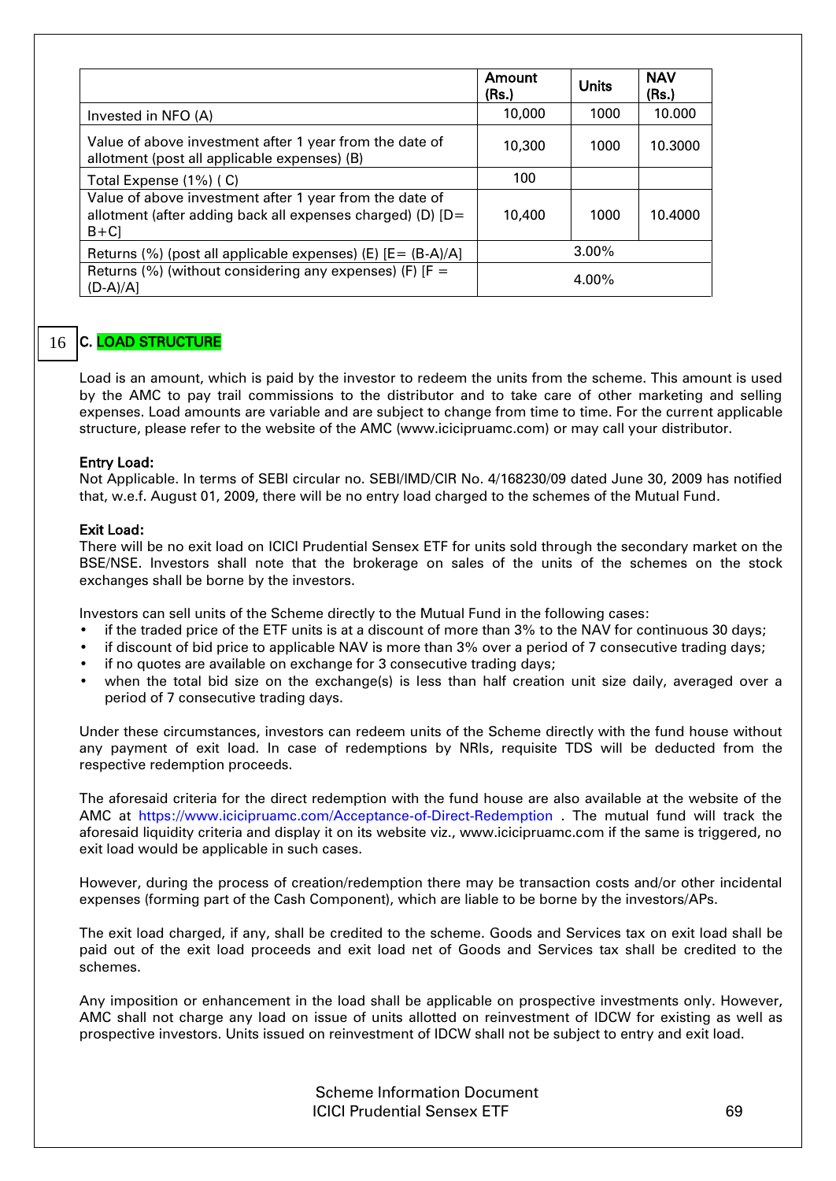| | Amount (Rs.) | Units | NAV (Rs.) |
|---|---|---|---|
| Invested in NFO (A) | 10,000 | 1000 | 10.000 |
| Value of above investment after 1 year from the date of allotment (post all applicable expenses) (B) | 10,300 | 1000 | 10.3000 |
| Total Expense (1%) ( C) | 100 | | |
| Value of above investment after 1 year from the date of allotment (after adding back all expenses charged) (D) [D= B+C] | 10,400 | 1000 | 10.4000 |
| Returns (%) (post all applicable expenses) (E) [E= (B-A)/A] | 3.00% | | |
| Returns (%) (without considering any expenses) (F) [F = (D-A)/A] | 4.00% | | |

16

## C. LOAD STRUCTURE

Load is an amount, which is paid by the investor to redeem the units from the scheme. This amount is used by the AMC to pay trail commissions to the distributor and to take care of other marketing and selling expenses. Load amounts are variable and are subject to change from time to time. For the current applicable structure, please refer to the website of the AMC (www.icicipruamc.com) or may call your distributor.

**Entry Load:**
Not Applicable. In terms of SEBI circular no. SEBI/IMD/CIR No. 4/168230/09 dated June 30, 2009 has notified that, w.e.f. August 01, 2009, there will be no entry load charged to the schemes of the Mutual Fund.

**Exit Load:**
There will be no exit load on ICICI Prudential Sensex ETF for units sold through the secondary market on the BSE/NSE. Investors shall note that the brokerage on sales of the units of the schemes on the stock exchanges shall be borne by the investors.

Investors can sell units of the Scheme directly to the Mutual Fund in the following cases:

- if the traded price of the ETF units is at a discount of more than 3% to the NAV for continuous 30 days;
- if discount of bid price to applicable NAV is more than 3% over a period of 7 consecutive trading days;
- if no quotes are available on exchange for 3 consecutive trading days;
- when the total bid size on the exchange(s) is less than half creation unit size daily, averaged over a period of 7 consecutive trading days.

Under these circumstances, investors can redeem units of the Scheme directly with the fund house without any payment of exit load. In case of redemptions by NRIs, requisite TDS will be deducted from the respective redemption proceeds.

The aforesaid criteria for the direct redemption with the fund house are also available at the website of the AMC at https://www.icicipruamc.com/Acceptance-of-Direct-Redemption . The mutual fund will track the aforesaid liquidity criteria and display it on its website viz., www.icicipruamc.com if the same is triggered, no exit load would be applicable in such cases.

However, during the process of creation/redemption there may be transaction costs and/or other incidental expenses (forming part of the Cash Component), which are liable to be borne by the investors/APs.

The exit load charged, if any, shall be credited to the scheme. Goods and Services tax on exit load shall be paid out of the exit load proceeds and exit load net of Goods and Services tax shall be credited to the schemes.

Any imposition or enhancement in the load shall be applicable on prospective investments only. However, AMC shall not charge any load on issue of units allotted on reinvestment of IDCW for existing as well as prospective investors. Units issued on reinvestment of IDCW shall not be subject to entry and exit load.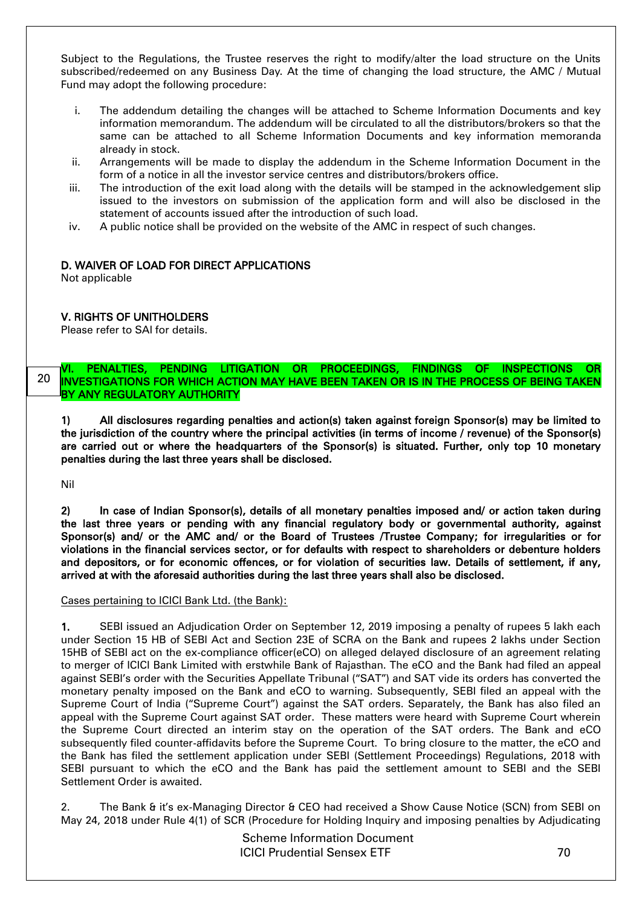Subject to the Regulations, the Trustee reserves the right to modify/alter the load structure on the Units subscribed/redeemed on any Business Day. At the time of changing the load structure, the AMC / Mutual Fund may adopt the following procedure:

i. The addendum detailing the changes will be attached to Scheme Information Documents and key information memorandum. The addendum will be circulated to all the distributors/brokers so that the same can be attached to all Scheme Information Documents and key information memoranda already in stock.
ii. Arrangements will be made to display the addendum in the Scheme Information Document in the form of a notice in all the investor service centres and distributors/brokers office.
iii. The introduction of the exit load along with the details will be stamped in the acknowledgement slip issued to the investors on submission of the application form and will also be disclosed in the statement of accounts issued after the introduction of such load.
iv. A public notice shall be provided on the website of the AMC in respect of such changes.

## D. WAIVER OF LOAD FOR DIRECT APPLICATIONS

Not applicable

## V. RIGHTS OF UNITHOLDERS

Please refer to SAI for details.

## VI. PENALTIES, PENDING LITIGATION OR PROCEEDINGS, FINDINGS OF INSPECTIONS OR INVESTIGATIONS FOR WHICH ACTION MAY HAVE BEEN TAKEN OR IS IN THE PROCESS OF BEING TAKEN BY ANY REGULATORY AUTHORITY

**1) All disclosures regarding penalties and action(s) taken against foreign Sponsor(s) may be limited to the jurisdiction of the country where the principal activities (in terms of income / revenue) of the Sponsor(s) are carried out or where the headquarters of the Sponsor(s) is situated. Further, only top 10 monetary penalties during the last three years shall be disclosed.**

Nil

**2) In case of Indian Sponsor(s), details of all monetary penalties imposed and/ or action taken during the last three years or pending with any financial regulatory body or governmental authority, against Sponsor(s) and/ or the AMC and/ or the Board of Trustees /Trustee Company; for irregularities or for violations in the financial services sector, or for defaults with respect to shareholders or debenture holders and depositors, or for economic offences, or for violation of securities law. Details of settlement, if any, arrived at with the aforesaid authorities during the last three years shall also be disclosed.**

Cases pertaining to ICICI Bank Ltd. (the Bank):

**1.** SEBI issued an Adjudication Order on September 12, 2019 imposing a penalty of rupees 5 lakh each under Section 15 HB of SEBI Act and Section 23E of SCRA on the Bank and rupees 2 lakhs under Section 15HB of SEBI act on the ex-compliance officer(eCO) on alleged delayed disclosure of an agreement relating to merger of ICICI Bank Limited with erstwhile Bank of Rajasthan. The eCO and the Bank had filed an appeal against SEBI's order with the Securities Appellate Tribunal ("SAT") and SAT vide its orders has converted the monetary penalty imposed on the Bank and eCO to warning. Subsequently, SEBI filed an appeal with the Supreme Court of India ("Supreme Court") against the SAT orders. Separately, the Bank has also filed an appeal with the Supreme Court against SAT order. These matters were heard with Supreme Court wherein the Supreme Court directed an interim stay on the operation of the SAT orders. The Bank and eCO subsequently filed counter-affidavits before the Supreme Court. To bring closure to the matter, the eCO and the Bank has filed the settlement application under SEBI (Settlement Proceedings) Regulations, 2018 with SEBI pursuant to which the eCO and the Bank has paid the settlement amount to SEBI and the SEBI Settlement Order is awaited.

2. The Bank & it's ex-Managing Director & CEO had received a Show Cause Notice (SCN) from SEBI on May 24, 2018 under Rule 4(1) of SCR (Procedure for Holding Inquiry and imposing penalties by Adjudicating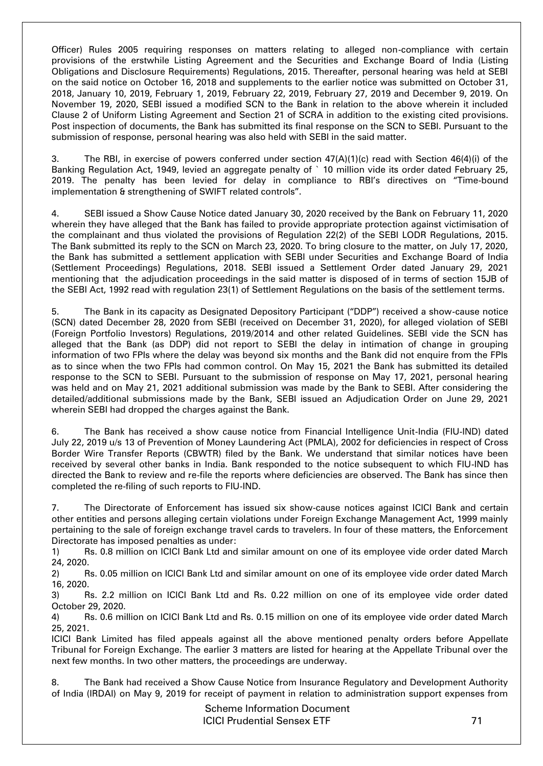Officer) Rules 2005 requiring responses on matters relating to alleged non-compliance with certain provisions of the erstwhile Listing Agreement and the Securities and Exchange Board of India (Listing Obligations and Disclosure Requirements) Regulations, 2015. Thereafter, personal hearing was held at SEBI on the said notice on October 16, 2018 and supplements to the earlier notice was submitted on October 31, 2018, January 10, 2019, February 1, 2019, February 22, 2019, February 27, 2019 and December 9, 2019. On November 19, 2020, SEBI issued a modified SCN to the Bank in relation to the above wherein it included Clause 2 of Uniform Listing Agreement and Section 21 of SCRA in addition to the existing cited provisions. Post inspection of documents, the Bank has submitted its final response on the SCN to SEBI. Pursuant to the submission of response, personal hearing was also held with SEBI in the said matter.

3. The RBI, in exercise of powers conferred under section 47(A)(1)(c) read with Section 46(4)(i) of the Banking Regulation Act, 1949, levied an aggregate penalty of ` 10 million vide its order dated February 25, 2019. The penalty has been levied for delay in compliance to RBI's directives on "Time-bound implementation & strengthening of SWIFT related controls".

4. SEBI issued a Show Cause Notice dated January 30, 2020 received by the Bank on February 11, 2020 wherein they have alleged that the Bank has failed to provide appropriate protection against victimisation of the complainant and thus violated the provisions of Regulation 22(2) of the SEBI LODR Regulations, 2015. The Bank submitted its reply to the SCN on March 23, 2020. To bring closure to the matter, on July 17, 2020, the Bank has submitted a settlement application with SEBI under Securities and Exchange Board of India (Settlement Proceedings) Regulations, 2018. SEBI issued a Settlement Order dated January 29, 2021 mentioning that the adjudication proceedings in the said matter is disposed of in terms of section 15JB of the SEBI Act, 1992 read with regulation 23(1) of Settlement Regulations on the basis of the settlement terms.

5. The Bank in its capacity as Designated Depository Participant ("DDP") received a show-cause notice (SCN) dated December 28, 2020 from SEBI (received on December 31, 2020), for alleged violation of SEBI (Foreign Portfolio Investors) Regulations, 2019/2014 and other related Guidelines. SEBI vide the SCN has alleged that the Bank (as DDP) did not report to SEBI the delay in intimation of change in grouping information of two FPIs where the delay was beyond six months and the Bank did not enquire from the FPIs as to since when the two FPIs had common control. On May 15, 2021 the Bank has submitted its detailed response to the SCN to SEBI. Pursuant to the submission of response on May 17, 2021, personal hearing was held and on May 21, 2021 additional submission was made by the Bank to SEBI. After considering the detailed/additional submissions made by the Bank, SEBI issued an Adjudication Order on June 29, 2021 wherein SEBI had dropped the charges against the Bank.

6. The Bank has received a show cause notice from Financial Intelligence Unit-India (FIU-IND) dated July 22, 2019 u/s 13 of Prevention of Money Laundering Act (PMLA), 2002 for deficiencies in respect of Cross Border Wire Transfer Reports (CBWTR) filed by the Bank. We understand that similar notices have been received by several other banks in India. Bank responded to the notice subsequent to which FIU-IND has directed the Bank to review and re-file the reports where deficiencies are observed. The Bank has since then completed the re-filing of such reports to FIU-IND.

7. The Directorate of Enforcement has issued six show-cause notices against ICICI Bank and certain other entities and persons alleging certain violations under Foreign Exchange Management Act, 1999 mainly pertaining to the sale of foreign exchange travel cards to travelers. In four of these matters, the Enforcement Directorate has imposed penalties as under:

1) Rs. 0.8 million on ICICI Bank Ltd and similar amount on one of its employee vide order dated March 24, 2020.
2) Rs. 0.05 million on ICICI Bank Ltd and similar amount on one of its employee vide order dated March 16, 2020.
3) Rs. 2.2 million on ICICI Bank Ltd and Rs. 0.22 million on one of its employee vide order dated October 29, 2020.
4) Rs. 0.6 million on ICICI Bank Ltd and Rs. 0.15 million on one of its employee vide order dated March 25, 2021.

ICICI Bank Limited has filed appeals against all the above mentioned penalty orders before Appellate Tribunal for Foreign Exchange. The earlier 3 matters are listed for hearing at the Appellate Tribunal over the next few months. In two other matters, the proceedings are underway.

8. The Bank had received a Show Cause Notice from Insurance Regulatory and Development Authority of India (IRDAI) on May 9, 2019 for receipt of payment in relation to administration support expenses from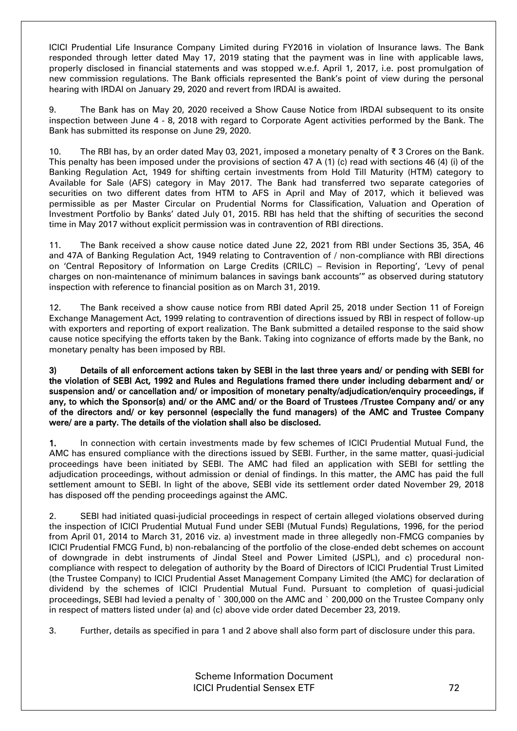ICICI Prudential Life Insurance Company Limited during FY2016 in violation of Insurance laws. The Bank responded through letter dated May 17, 2019 stating that the payment was in line with applicable laws, properly disclosed in financial statements and was stopped w.e.f. April 1, 2017, i.e. post promulgation of new commission regulations. The Bank officials represented the Bank's point of view during the personal hearing with IRDAI on January 29, 2020 and revert from IRDAI is awaited.

9. The Bank has on May 20, 2020 received a Show Cause Notice from IRDAI subsequent to its onsite inspection between June 4 - 8, 2018 with regard to Corporate Agent activities performed by the Bank. The Bank has submitted its response on June 29, 2020.

10. The RBI has, by an order dated May 03, 2021, imposed a monetary penalty of ₹ 3 Crores on the Bank. This penalty has been imposed under the provisions of section 47 A (1) (c) read with sections 46 (4) (i) of the Banking Regulation Act, 1949 for shifting certain investments from Hold Till Maturity (HTM) category to Available for Sale (AFS) category in May 2017. The Bank had transferred two separate categories of securities on two different dates from HTM to AFS in April and May of 2017, which it believed was permissible as per Master Circular on Prudential Norms for Classification, Valuation and Operation of Investment Portfolio by Banks' dated July 01, 2015. RBI has held that the shifting of securities the second time in May 2017 without explicit permission was in contravention of RBI directions.

11. The Bank received a show cause notice dated June 22, 2021 from RBI under Sections 35, 35A, 46 and 47A of Banking Regulation Act, 1949 relating to Contravention of / non-compliance with RBI directions on 'Central Repository of Information on Large Credits (CRILC) – Revision in Reporting', 'Levy of penal charges on non-maintenance of minimum balances in savings bank accounts'" as observed during statutory inspection with reference to financial position as on March 31, 2019.

12. The Bank received a show cause notice from RBI dated April 25, 2018 under Section 11 of Foreign Exchange Management Act, 1999 relating to contravention of directions issued by RBI in respect of follow-up with exporters and reporting of export realization. The Bank submitted a detailed response to the said show cause notice specifying the efforts taken by the Bank. Taking into cognizance of efforts made by the Bank, no monetary penalty has been imposed by RBI.

**3) Details of all enforcement actions taken by SEBI in the last three years and/ or pending with SEBI for the violation of SEBI Act, 1992 and Rules and Regulations framed there under including debarment and/ or suspension and/ or cancellation and/ or imposition of monetary penalty/adjudication/enquiry proceedings, if any, to which the Sponsor(s) and/ or the AMC and/ or the Board of Trustees /Trustee Company and/ or any of the directors and/ or key personnel (especially the fund managers) of the AMC and Trustee Company were/ are a party. The details of the violation shall also be disclosed.**

**1.** In connection with certain investments made by few schemes of ICICI Prudential Mutual Fund, the AMC has ensured compliance with the directions issued by SEBI. Further, in the same matter, quasi-judicial proceedings have been initiated by SEBI. The AMC had filed an application with SEBI for settling the adjudication proceedings, without admission or denial of findings. In this matter, the AMC has paid the full settlement amount to SEBI. In light of the above, SEBI vide its settlement order dated November 29, 2018 has disposed off the pending proceedings against the AMC.

2. SEBI had initiated quasi-judicial proceedings in respect of certain alleged violations observed during the inspection of ICICI Prudential Mutual Fund under SEBI (Mutual Funds) Regulations, 1996, for the period from April 01, 2014 to March 31, 2016 viz. a) investment made in three allegedly non-FMCG companies by ICICI Prudential FMCG Fund, b) non-rebalancing of the portfolio of the close-ended debt schemes on account of downgrade in debt instruments of Jindal Steel and Power Limited (JSPL), and c) procedural non-compliance with respect to delegation of authority by the Board of Directors of ICICI Prudential Trust Limited (the Trustee Company) to ICICI Prudential Asset Management Company Limited (the AMC) for declaration of dividend by the schemes of ICICI Prudential Mutual Fund. Pursuant to completion of quasi-judicial proceedings, SEBI had levied a penalty of ` 300,000 on the AMC and ` 200,000 on the Trustee Company only in respect of matters listed under (a) and (c) above vide order dated December 23, 2019.

3. Further, details as specified in para 1 and 2 above shall also form part of disclosure under this para.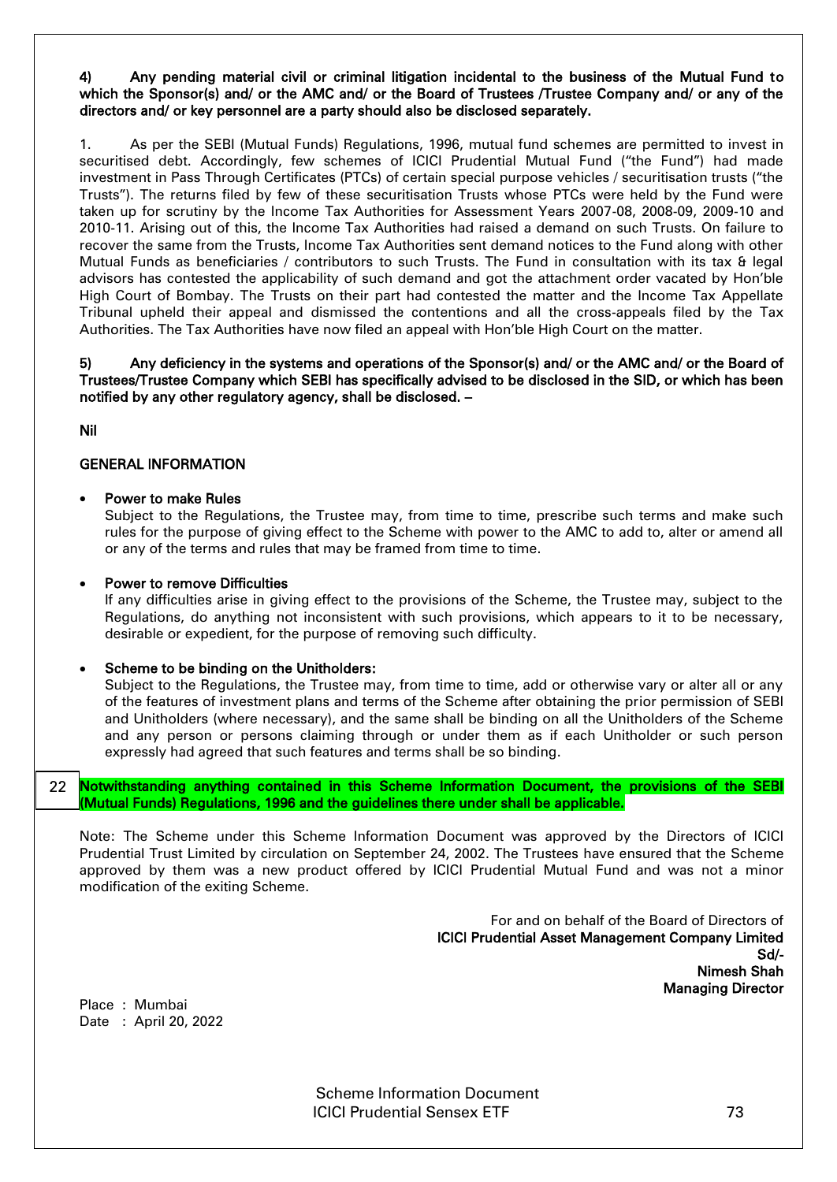**4) Any pending material civil or criminal litigation incidental to the business of the Mutual Fund to which the Sponsor(s) and/ or the AMC and/ or the Board of Trustees /Trustee Company and/ or any of the directors and/ or key personnel are a party should also be disclosed separately.**

1. As per the SEBI (Mutual Funds) Regulations, 1996, mutual fund schemes are permitted to invest in securitised debt. Accordingly, few schemes of ICICI Prudential Mutual Fund ("the Fund") had made investment in Pass Through Certificates (PTCs) of certain special purpose vehicles / securitisation trusts ("the Trusts"). The returns filed by few of these securitisation Trusts whose PTCs were held by the Fund were taken up for scrutiny by the Income Tax Authorities for Assessment Years 2007-08, 2008-09, 2009-10 and 2010-11. Arising out of this, the Income Tax Authorities had raised a demand on such Trusts. On failure to recover the same from the Trusts, Income Tax Authorities sent demand notices to the Fund along with other Mutual Funds as beneficiaries / contributors to such Trusts. The Fund in consultation with its tax & legal advisors has contested the applicability of such demand and got the attachment order vacated by Hon'ble High Court of Bombay. The Trusts on their part had contested the matter and the Income Tax Appellate Tribunal upheld their appeal and dismissed the contentions and all the cross-appeals filed by the Tax Authorities. The Tax Authorities have now filed an appeal with Hon'ble High Court on the matter.

**5) Any deficiency in the systems and operations of the Sponsor(s) and/ or the AMC and/ or the Board of Trustees/Trustee Company which SEBI has specifically advised to be disclosed in the SID, or which has been notified by any other regulatory agency, shall be disclosed. –**

**Nil**

## GENERAL INFORMATION

- **Power to make Rules**
  Subject to the Regulations, the Trustee may, from time to time, prescribe such terms and make such rules for the purpose of giving effect to the Scheme with power to the AMC to add to, alter or amend all or any of the terms and rules that may be framed from time to time.

- **Power to remove Difficulties**
  If any difficulties arise in giving effect to the provisions of the Scheme, the Trustee may, subject to the Regulations, do anything not inconsistent with such provisions, which appears to it to be necessary, desirable or expedient, for the purpose of removing such difficulty.

- **Scheme to be binding on the Unitholders:**
  Subject to the Regulations, the Trustee may, from time to time, add or otherwise vary or alter all or any of the features of investment plans and terms of the Scheme after obtaining the prior permission of SEBI and Unitholders (where necessary), and the same shall be binding on all the Unitholders of the Scheme and any person or persons claiming through or under them as if each Unitholder or such person expressly had agreed that such features and terms shall be so binding.

22 **Notwithstanding anything contained in this Scheme Information Document, the provisions of the SEBI (Mutual Funds) Regulations, 1996 and the guidelines there under shall be applicable.**

Note: The Scheme under this Scheme Information Document was approved by the Directors of ICICI Prudential Trust Limited by circulation on September 24, 2002. The Trustees have ensured that the Scheme approved by them was a new product offered by ICICI Prudential Mutual Fund and was not a minor modification of the exiting Scheme.

For and on behalf of the Board of Directors of
**ICICI Prudential Asset Management Company Limited**
**Sd/-**
**Nimesh Shah**
**Managing Director**

Place : Mumbai
Date : April 20, 2022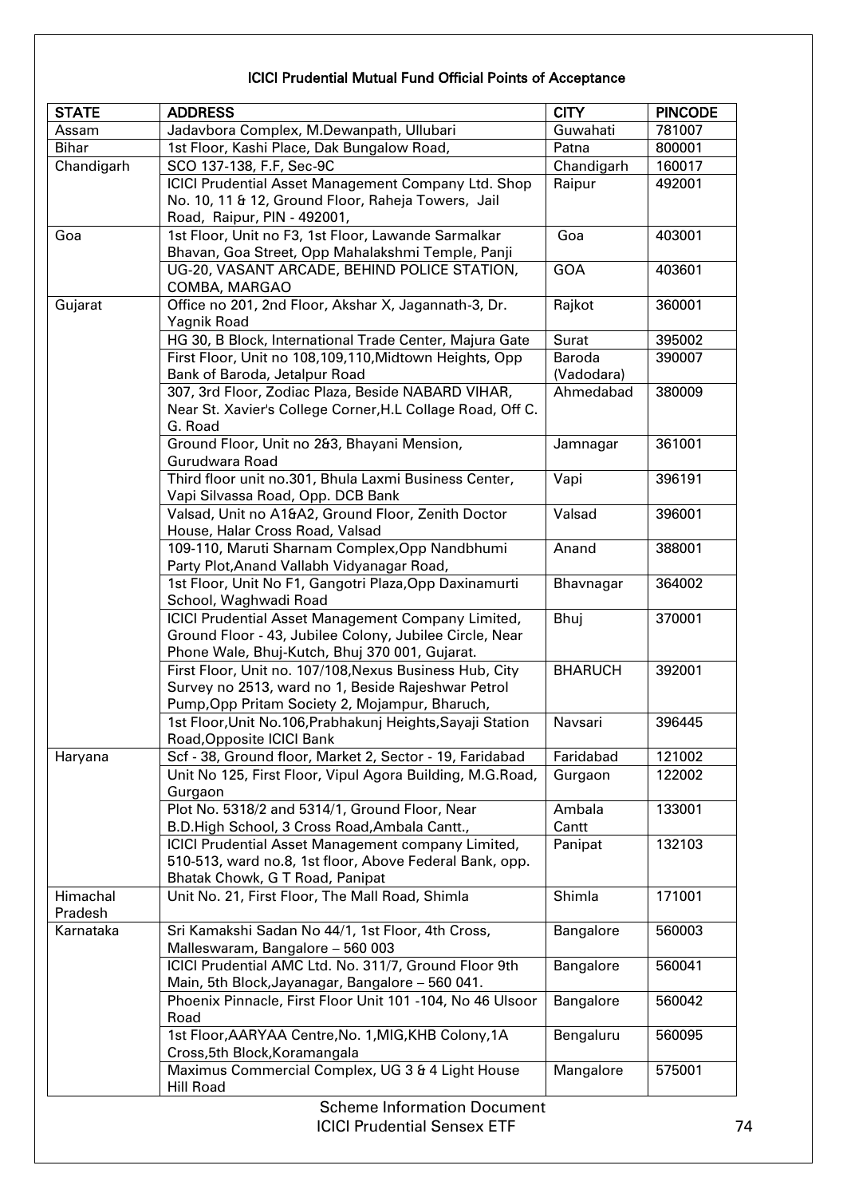### ICICI Prudential Mutual Fund Official Points of Acceptance

| STATE | ADDRESS | CITY | PINCODE |
|---|---|---|---|
| Assam | Jadavbora Complex, M.Dewanpath, Ullubari | Guwahati | 781007 |
| Bihar | 1st Floor, Kashi Place, Dak Bungalow Road, | Patna | 800001 |
| Chandigarh | SCO 137-138, F.F, Sec-9C | Chandigarh | 160017 |
| | ICICI Prudential Asset Management Company Ltd. Shop No. 10, 11 & 12, Ground Floor, Raheja Towers, Jail Road, Raipur, PIN - 492001, | Raipur | 492001 |
| Goa | 1st Floor, Unit no F3, 1st Floor, Lawande Sarmalkar Bhavan, Goa Street, Opp Mahalakshmi Temple, Panji | Goa | 403001 |
| | UG-20, VASANT ARCADE, BEHIND POLICE STATION, COMBA, MARGAO | GOA | 403601 |
| Gujarat | Office no 201, 2nd Floor, Akshar X, Jagannath-3, Dr. Yagnik Road | Rajkot | 360001 |
| | HG 30, B Block, International Trade Center, Majura Gate | Surat | 395002 |
| | First Floor, Unit no 108,109,110,Midtown Heights, Opp Bank of Baroda, Jetalpur Road | Baroda (Vadodara) | 390007 |
| | 307, 3rd Floor, Zodiac Plaza, Beside NABARD VIHAR, Near St. Xavier's College Corner,H.L Collage Road, Off C. G. Road | Ahmedabad | 380009 |
| | Ground Floor, Unit no 2&3, Bhayani Mension, Gurudwara Road | Jamnagar | 361001 |
| | Third floor unit no.301, Bhula Laxmi Business Center, Vapi Silvassa Road, Opp. DCB Bank | Vapi | 396191 |
| | Valsad, Unit no A1&A2, Ground Floor, Zenith Doctor House, Halar Cross Road, Valsad | Valsad | 396001 |
| | 109-110, Maruti Sharnam Complex,Opp Nandbhumi Party Plot,Anand Vallabh Vidyanagar Road, | Anand | 388001 |
| | 1st Floor, Unit No F1, Gangotri Plaza,Opp Daxinamurti School, Waghwadi Road | Bhavnagar | 364002 |
| | ICICI Prudential Asset Management Company Limited, Ground Floor - 43, Jubilee Colony, Jubilee Circle, Near Phone Wale, Bhuj-Kutch, Bhuj 370 001, Gujarat. | Bhuj | 370001 |
| | First Floor, Unit no. 107/108,Nexus Business Hub, City Survey no 2513, ward no 1, Beside Rajeshwar Petrol Pump,Opp Pritam Society 2, Mojampur, Bharuch, | BHARUCH | 392001 |
| | 1st Floor,Unit No.106,Prabhakunj Heights,Sayaji Station Road,Opposite ICICI Bank | Navsari | 396445 |
| Haryana | Scf - 38, Ground floor, Market 2, Sector - 19, Faridabad | Faridabad | 121002 |
| | Unit No 125, First Floor, Vipul Agora Building, M.G.Road, Gurgaon | Gurgaon | 122002 |
| | Plot No. 5318/2 and 5314/1, Ground Floor, Near B.D.High School, 3 Cross Road,Ambala Cantt., | Ambala Cantt | 133001 |
| | ICICI Prudential Asset Management company Limited, 510-513, ward no.8, 1st floor, Above Federal Bank, opp. Bhatak Chowk, G T Road, Panipat | Panipat | 132103 |
| Himachal Pradesh | Unit No. 21, First Floor, The Mall Road, Shimla | Shimla | 171001 |
| Karnataka | Sri Kamakshi Sadan No 44/1, 1st Floor, 4th Cross, Malleswaram, Bangalore – 560 003 | Bangalore | 560003 |
| | ICICI Prudential AMC Ltd. No. 311/7, Ground Floor 9th Main, 5th Block,Jayanagar, Bangalore – 560 041. | Bangalore | 560041 |
| | Phoenix Pinnacle, First Floor Unit 101 -104, No 46 Ulsoor Road | Bangalore | 560042 |
| | 1st Floor,AARYAA Centre,No. 1,MIG,KHB Colony,1A Cross,5th Block,Koramangala | Bengaluru | 560095 |
| | Maximus Commercial Complex, UG 3 & 4 Light House Hill Road | Mangalore | 575001 |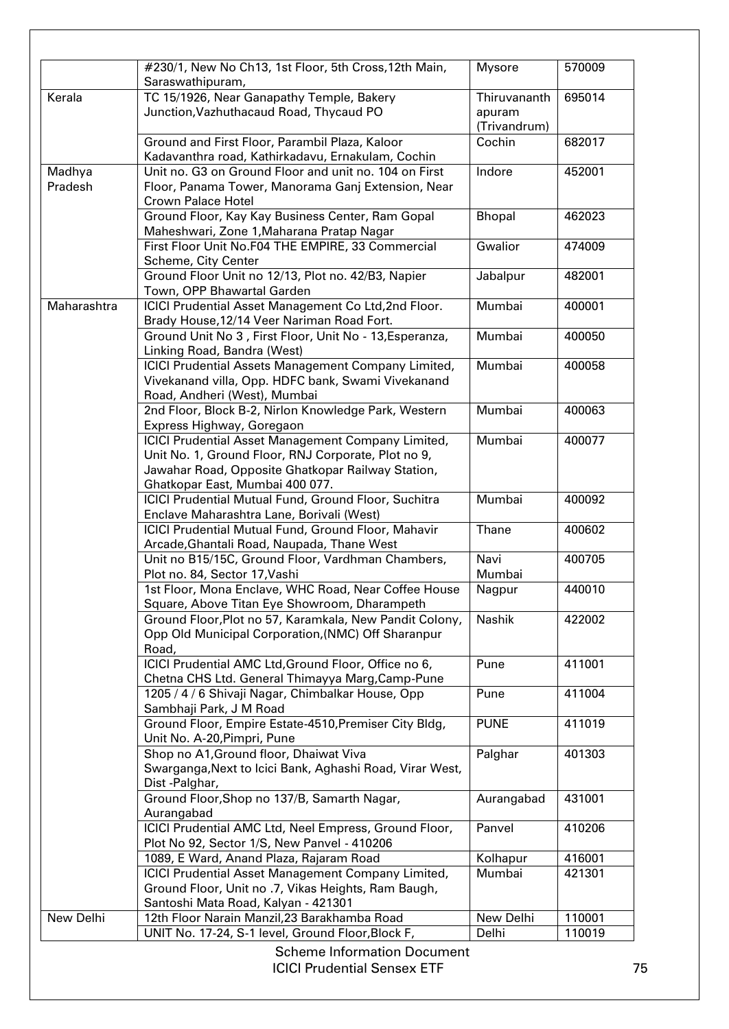| | | | |
|---|---|---|---|
| | #230/1, New No Ch13, 1st Floor, 5th Cross,12th Main, Saraswathipuram, | Mysore | 570009 |
| Kerala | TC 15/1926, Near Ganapathy Temple, Bakery Junction,Vazhuthacaud Road, Thycaud PO | Thiruvananthapuram (Trivandrum) | 695014 |
| | Ground and First Floor, Parambil Plaza, Kaloor Kadavanthra road, Kathirkadavu, Ernakulam, Cochin | Cochin | 682017 |
| Madhya Pradesh | Unit no. G3 on Ground Floor and unit no. 104 on First Floor, Panama Tower, Manorama Ganj Extension, Near Crown Palace Hotel | Indore | 452001 |
| | Ground Floor, Kay Kay Business Center, Ram Gopal Maheshwari, Zone 1,Maharana Pratap Nagar | Bhopal | 462023 |
| | First Floor Unit No.F04 THE EMPIRE, 33 Commercial Scheme, City Center | Gwalior | 474009 |
| | Ground Floor Unit no 12/13, Plot no. 42/B3, Napier Town, OPP Bhawartal Garden | Jabalpur | 482001 |
| Maharashtra | ICICI Prudential Asset Management Co Ltd,2nd Floor. Brady House,12/14 Veer Nariman Road Fort. | Mumbai | 400001 |
| | Ground Unit No 3 , First Floor, Unit No - 13,Esperanza, Linking Road, Bandra (West) | Mumbai | 400050 |
| | ICICI Prudential Assets Management Company Limited, Vivekanand villa, Opp. HDFC bank, Swami Vivekanand Road, Andheri (West), Mumbai | Mumbai | 400058 |
| | 2nd Floor, Block B-2, Nirlon Knowledge Park, Western Express Highway, Goregaon | Mumbai | 400063 |
| | ICICI Prudential Asset Management Company Limited, Unit No. 1, Ground Floor, RNJ Corporate, Plot no 9, Jawahar Road, Opposite Ghatkopar Railway Station, Ghatkopar East, Mumbai 400 077. | Mumbai | 400077 |
| | ICICI Prudential Mutual Fund, Ground Floor, Suchitra Enclave Maharashtra Lane, Borivali (West) | Mumbai | 400092 |
| | ICICI Prudential Mutual Fund, Ground Floor, Mahavir Arcade,Ghantali Road, Naupada, Thane West | Thane | 400602 |
| | Unit no B15/15C, Ground Floor, Vardhman Chambers, Plot no. 84, Sector 17,Vashi | Navi Mumbai | 400705 |
| | 1st Floor, Mona Enclave, WHC Road, Near Coffee House Square, Above Titan Eye Showroom, Dharampeth | Nagpur | 440010 |
| | Ground Floor,Plot no 57, Karamkala, New Pandit Colony, Opp Old Municipal Corporation,(NMC) Off Sharanpur Road, | Nashik | 422002 |
| | ICICI Prudential AMC Ltd,Ground Floor, Office no 6, Chetna CHS Ltd. General Thimayya Marg,Camp-Pune | Pune | 411001 |
| | 1205 / 4 / 6 Shivaji Nagar, Chimbalkar House, Opp Sambhaji Park, J M Road | Pune | 411004 |
| | Ground Floor, Empire Estate-4510,Premiser City Bldg, Unit No. A-20,Pimpri, Pune | PUNE | 411019 |
| | Shop no A1,Ground floor, Dhaiwat Viva Swarganga,Next to Icici Bank, Aghashi Road, Virar West, Dist -Palghar, | Palghar | 401303 |
| | Ground Floor,Shop no 137/B, Samarth Nagar, Aurangabad | Aurangabad | 431001 |
| | ICICI Prudential AMC Ltd, Neel Empress, Ground Floor, Plot No 92, Sector 1/S, New Panvel - 410206 | Panvel | 410206 |
| | 1089, E Ward, Anand Plaza, Rajaram Road | Kolhapur | 416001 |
| | ICICI Prudential Asset Management Company Limited, Ground Floor, Unit no .7, Vikas Heights, Ram Baugh, Santoshi Mata Road, Kalyan - 421301 | Mumbai | 421301 |
| New Delhi | 12th Floor Narain Manzil,23 Barakhamba Road | New Delhi | 110001 |
| | UNIT No. 17-24, S-1 level, Ground Floor,Block F, | Delhi | 110019 |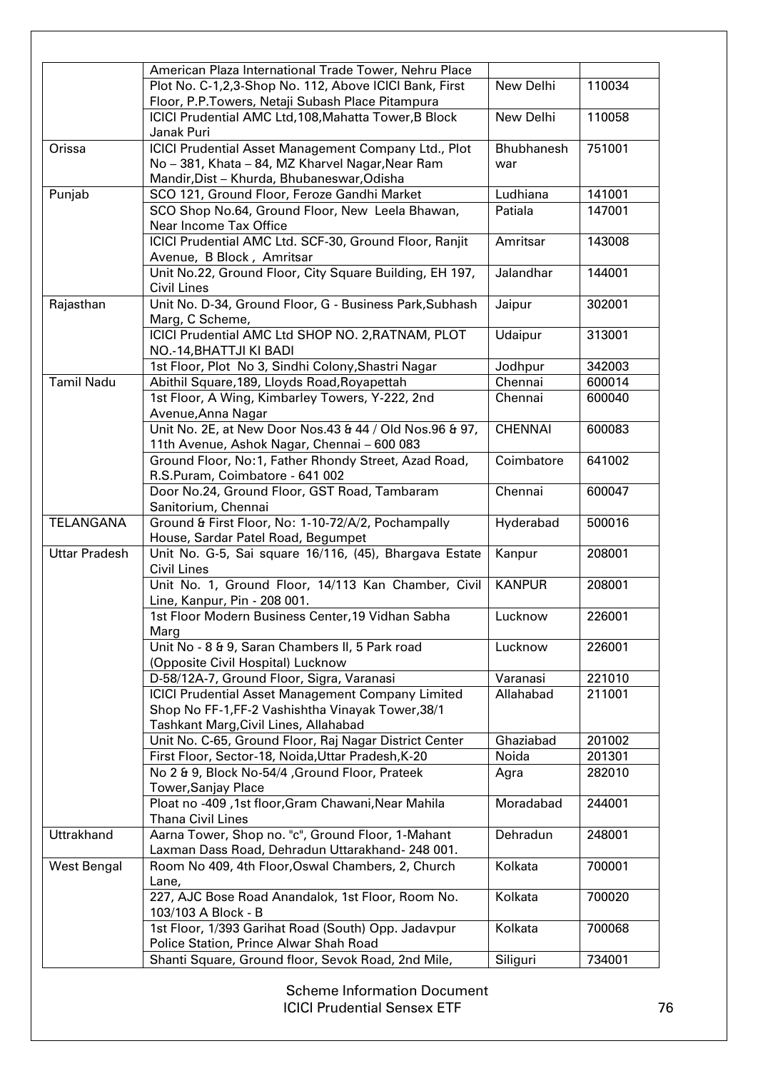| | | | |
|---|---|---|---|
| | American Plaza International Trade Tower, Nehru Place | | |
| | Plot No. C-1,2,3-Shop No. 112, Above ICICI Bank, First Floor, P.P.Towers, Netaji Subash Place Pitampura | New Delhi | 110034 |
| | ICICI Prudential AMC Ltd,108,Mahatta Tower,B Block Janak Puri | New Delhi | 110058 |
| Orissa | ICICI Prudential Asset Management Company Ltd., Plot No – 381, Khata – 84, MZ Kharvel Nagar,Near Ram Mandir,Dist – Khurda, Bhubaneswar,Odisha | Bhubhanesh war | 751001 |
| Punjab | SCO 121, Ground Floor, Feroze Gandhi Market | Ludhiana | 141001 |
| | SCO Shop No.64, Ground Floor, New Leela Bhawan, Near Income Tax Office | Patiala | 147001 |
| | ICICI Prudential AMC Ltd. SCF-30, Ground Floor, Ranjit Avenue, B Block , Amritsar | Amritsar | 143008 |
| | Unit No.22, Ground Floor, City Square Building, EH 197, Civil Lines | Jalandhar | 144001 |
| Rajasthan | Unit No. D-34, Ground Floor, G - Business Park,Subhash Marg, C Scheme, | Jaipur | 302001 |
| | ICICI Prudential AMC Ltd SHOP NO. 2,RATNAM, PLOT NO.-14,BHATTJI KI BADI | Udaipur | 313001 |
| | 1st Floor, Plot No 3, Sindhi Colony,Shastri Nagar | Jodhpur | 342003 |
| Tamil Nadu | Abithil Square,189, Lloyds Road,Royapettah | Chennai | 600014 |
| | 1st Floor, A Wing, Kimbarley Towers, Y-222, 2nd Avenue,Anna Nagar | Chennai | 600040 |
| | Unit No. 2E, at New Door Nos.43 & 44 / Old Nos.96 & 97, 11th Avenue, Ashok Nagar, Chennai – 600 083 | CHENNAI | 600083 |
| | Ground Floor, No:1, Father Rhondy Street, Azad Road, R.S.Puram, Coimbatore - 641 002 | Coimbatore | 641002 |
| | Door No.24, Ground Floor, GST Road, Tambaram Sanitorium, Chennai | Chennai | 600047 |
| TELANGANA | Ground & First Floor, No: 1-10-72/A/2, Pochampally House, Sardar Patel Road, Begumpet | Hyderabad | 500016 |
| Uttar Pradesh | Unit No. G-5, Sai square 16/116, (45), Bhargava Estate Civil Lines | Kanpur | 208001 |
| | Unit No. 1, Ground Floor, 14/113 Kan Chamber, Civil Line, Kanpur, Pin - 208 001. | KANPUR | 208001 |
| | 1st Floor Modern Business Center,19 Vidhan Sabha Marg | Lucknow | 226001 |
| | Unit No - 8 & 9, Saran Chambers II, 5 Park road (Opposite Civil Hospital) Lucknow | Lucknow | 226001 |
| | D-58/12A-7, Ground Floor, Sigra, Varanasi | Varanasi | 221010 |
| | ICICI Prudential Asset Management Company Limited Shop No FF-1,FF-2 Vashishtha Vinayak Tower,38/1 Tashkant Marg,Civil Lines, Allahabad | Allahabad | 211001 |
| | Unit No. C-65, Ground Floor, Raj Nagar District Center | Ghaziabad | 201002 |
| | First Floor, Sector-18, Noida,Uttar Pradesh,K-20 | Noida | 201301 |
| | No 2 & 9, Block No-54/4 ,Ground Floor, Prateek Tower,Sanjay Place | Agra | 282010 |
| | Ploat no -409 ,1st floor,Gram Chawani,Near Mahila Thana Civil Lines | Moradabad | 244001 |
| Uttrakhand | Aarna Tower, Shop no. "c", Ground Floor, 1-Mahant Laxman Dass Road, Dehradun Uttarakhand- 248 001. | Dehradun | 248001 |
| West Bengal | Room No 409, 4th Floor,Oswal Chambers, 2, Church Lane, | Kolkata | 700001 |
| | 227, AJC Bose Road Anandalok, 1st Floor, Room No. 103/103 A Block - B | Kolkata | 700020 |
| | 1st Floor, 1/393 Garihat Road (South) Opp. Jadavpur Police Station, Prince Alwar Shah Road | Kolkata | 700068 |
| | Shanti Square, Ground floor, Sevok Road, 2nd Mile, | Siliguri | 734001 |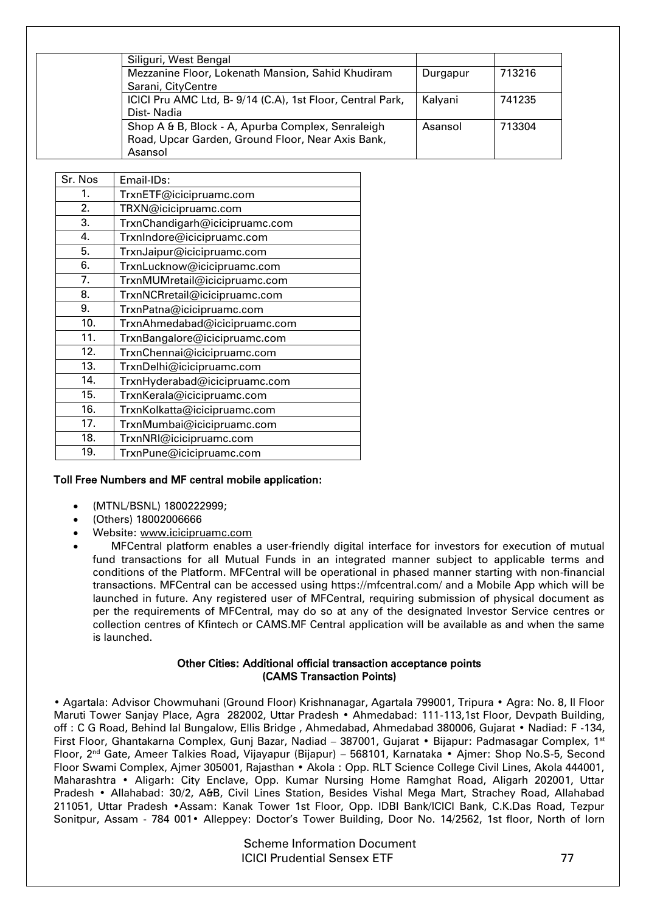| | | | |
|---|---|---|---|
| | Siliguri, West Bengal | | |
| | Mezzanine Floor, Lokenath Mansion, Sahid Khudiram Sarani, CityCentre | Durgapur | 713216 |
| | ICICI Pru AMC Ltd, B- 9/14 (C.A), 1st Floor, Central Park, Dist- Nadia | Kalyani | 741235 |
| | Shop A & B, Block - A, Apurba Complex, Senraleigh Road, Upcar Garden, Ground Floor, Near Axis Bank, Asansol | Asansol | 713304 |

| Sr. Nos | Email-IDs: |
|---|---|
| 1. | TrxnETF@icicipruamc.com |
| 2. | TRXN@icicipruamc.com |
| 3. | TrxnChandigarh@icicipruamc.com |
| 4. | TrxnIndore@icicipruamc.com |
| 5. | TrxnJaipur@icicipruamc.com |
| 6. | TrxnLucknow@icicipruamc.com |
| 7. | TrxnMUMretail@icicipruamc.com |
| 8. | TrxnNCRretail@icicipruamc.com |
| 9. | TrxnPatna@icicipruamc.com |
| 10. | TrxnAhmedabad@icicipruamc.com |
| 11. | TrxnBangalore@icicipruamc.com |
| 12. | TrxnChennai@icicipruamc.com |
| 13. | TrxnDelhi@icicipruamc.com |
| 14. | TrxnHyderabad@icicipruamc.com |
| 15. | TrxnKerala@icicipruamc.com |
| 16. | TrxnKolkatta@icicipruamc.com |
| 17. | TrxnMumbai@icicipruamc.com |
| 18. | TrxnNRI@icicipruamc.com |
| 19. | TrxnPune@icicipruamc.com |

**Toll Free Numbers and MF central mobile application:**

- (MTNL/BSNL) 1800222999;
- (Others) 18002006666
- Website: www.icicipruamc.com
- MFCentral platform enables a user-friendly digital interface for investors for execution of mutual fund transactions for all Mutual Funds in an integrated manner subject to applicable terms and conditions of the Platform. MFCentral will be operational in phased manner starting with non-financial transactions. MFCentral can be accessed using https://mfcentral.com/ and a Mobile App which will be launched in future. Any registered user of MFCentral, requiring submission of physical document as per the requirements of MFCentral, may do so at any of the designated Investor Service centres or collection centres of Kfintech or CAMS.MF Central application will be available as and when the same is launched.

**Other Cities: Additional official transaction acceptance points**
**(CAMS Transaction Points)**

• Agartala: Advisor Chowmuhani (Ground Floor) Krishnanagar, Agartala 799001, Tripura • Agra: No. 8, II Floor Maruti Tower Sanjay Place, Agra 282002, Uttar Pradesh • Ahmedabad: 111-113,1st Floor, Devpath Building, off : C G Road, Behind lal Bungalow, Ellis Bridge , Ahmedabad, Ahmedabad 380006, Gujarat • Nadiad: F -134, First Floor, Ghantakarna Complex, Gunj Bazar, Nadiad – 387001, Gujarat • Bijapur: Padmasagar Complex, 1st Floor, 2nd Gate, Ameer Talkies Road, Vijayapur (Bijapur) – 568101, Karnataka • Ajmer: Shop No.S-5, Second Floor Swami Complex, Ajmer 305001, Rajasthan • Akola : Opp. RLT Science College Civil Lines, Akola 444001, Maharashtra • Aligarh: City Enclave, Opp. Kumar Nursing Home Ramghat Road, Aligarh 202001, Uttar Pradesh • Allahabad: 30/2, A&B, Civil Lines Station, Besides Vishal Mega Mart, Strachey Road, Allahabad 211051, Uttar Pradesh •Assam: Kanak Tower 1st Floor, Opp. IDBI Bank/ICICI Bank, C.K.Das Road, Tezpur Sonitpur, Assam - 784 001• Alleppey: Doctor's Tower Building, Door No. 14/2562, 1st floor, North of Iorn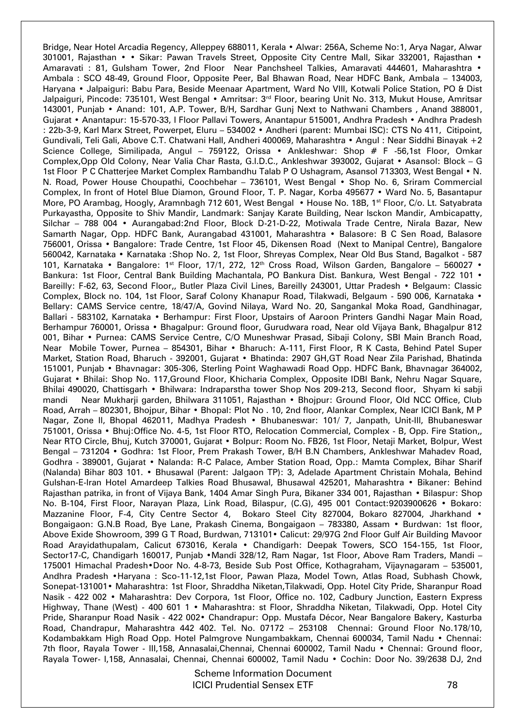Bridge, Near Hotel Arcadia Regency, Alleppey 688011, Kerala • Alwar: 256A, Scheme No:1, Arya Nagar, Alwar 301001, Rajasthan • • Sikar: Pawan Travels Street, Opposite City Centre Mall, Sikar 332001, Rajasthan • Amaravati : 81, Gulsham Tower, 2nd Floor Near Panchsheel Talkies, Amaravati 444601, Maharashtra • Ambala : SCO 48-49, Ground Floor, Opposite Peer, Bal Bhawan Road, Near HDFC Bank, Ambala – 134003, Haryana • Jalpaiguri: Babu Para, Beside Meenaar Apartment, Ward No VIII, Kotwali Police Station, PO & Dist Jalpaiguri, Pincode: 735101, West Bengal • Amritsar: 3rd Floor, bearing Unit No. 313, Mukut House, Amritsar 143001, Punjab • Anand: 101, A.P. Tower, B/H, Sardhar Gunj Next to Nathwani Chambers , Anand 388001, Gujarat • Anantapur: 15-570-33, I Floor Pallavi Towers, Anantapur 515001, Andhra Pradesh • Andhra Pradesh : 22b-3-9, Karl Marx Street, Powerpet, Eluru – 534002 • Andheri (parent: Mumbai ISC): CTS No 411, Citipoint, Gundivali, Teli Gali, Above C.T. Chatwani Hall, Andheri 400069, Maharashtra • Angul : Near Siddhi Binayak +2 Science College, Similipada, Angul – 759122, Orissa • Ankleshwar: Shop # F -56,1st Floor, Omkar Complex,Opp Old Colony, Near Valia Char Rasta, G.I.D.C., Ankleshwar 393002, Gujarat • Asansol: Block – G 1st Floor P C Chatterjee Market Complex Rambandhu Talab P O Ushagram, Asansol 713303, West Bengal • N. N. Road, Power House Choupathi, Coochbehar – 736101, West Bengal • Shop No. 6, Sriram Commercial Complex, In front of Hotel Blue Diamon, Ground Floor, T. P. Nagar, Korba 495677 • Ward No. 5, Basantapur More, PO Arambag, Hoogly, Aramnbagh 712 601, West Bengal • House No. 18B, 1st Floor, C/o. Lt. Satyabrata Purkayastha, Opposite to Shiv Mandir, Landmark: Sanjay Karate Building, Near Isckon Mandir, Ambicapatty, Silchar – 788 004 • Aurangabad:2nd Floor, Block D-21-D-22, Motiwala Trade Centre, Nirala Bazar, New Samarth Nagar, Opp. HDFC Bank, Aurangabad 431001, Maharashtra • Balasore: B C Sen Road, Balasore 756001, Orissa • Bangalore: Trade Centre, 1st Floor 45, Dikensen Road (Next to Manipal Centre), Bangalore 560042, Karnataka • Karnataka :Shop No. 2, 1st Floor, Shreyas Complex, Near Old Bus Stand, Bagalkot - 587 101, Karnataka • Bangalore: 1st Floor, 17/1, 272, 12th Cross Road, Wilson Garden, Bangalore – 560027 • Bankura: 1st Floor, Central Bank Building Machantala, PO Bankura Dist. Bankura, West Bengal - 722 101 • Bareilly: F-62, 63, Second Floor,, Butler Plaza Civil Lines, Bareilly 243001, Uttar Pradesh • Belgaum: Classic Complex, Block no. 104, 1st Floor, Saraf Colony Khanapur Road, Tilakwadi, Belgaum - 590 006, Karnataka • Bellary: CAMS Service centre, 18/47/A, Govind Nilaya, Ward No. 20, Sangankal Moka Road, Gandhinagar, Ballari - 583102, Karnataka • Berhampur: First Floor, Upstairs of Aaroon Printers Gandhi Nagar Main Road, Berhampur 760001, Orissa • Bhagalpur: Ground floor, Gurudwara road, Near old Vijaya Bank, Bhagalpur 812 001, Bihar • Purnea: CAMS Service Centre, C/O Muneshwar Prasad, Sibaji Colony, SBI Main Branch Road, Near Mobile Tower, Purnea – 854301, Bihar • Bharuch: A-111, First Floor, R K Casta, Behind Patel Super Market, Station Road, Bharuch - 392001, Gujarat • Bhatinda: 2907 GH,GT Road Near Zila Parishad, Bhatinda 151001, Punjab • Bhavnagar: 305-306, Sterling Point Waghawadi Road Opp. HDFC Bank, Bhavnagar 364002, Gujarat • Bhilai: Shop No. 117,Ground Floor, Khicharia Complex, Opposite IDBI Bank, Nehru Nagar Square, Bhilai 490020, Chattisgarh • Bhilwara: Indraparstha tower Shop Nos 209-213, Second floor, Shyam ki sabji mandi Near Mukharji garden, Bhilwara 311051, Rajasthan • Bhojpur: Ground Floor, Old NCC Office, Club Road, Arrah – 802301, Bhojpur, Bihar • Bhopal: Plot No . 10, 2nd floor, Alankar Complex, Near ICICI Bank, M P Nagar, Zone II, Bhopal 462011, Madhya Pradesh • Bhubaneswar: 101/ 7, Janpath, Unit-III, Bhubaneswar 751001, Orissa • Bhuj:Office No. 4-5, 1st Floor RTO, Relocation Commercial, Complex - B, Opp. Fire Station,, Near RTO Circle, Bhuj, Kutch 370001, Gujarat • Bolpur: Room No. FB26, 1st Floor, Netaji Market, Bolpur, West Bengal – 731204 • Godhra: 1st Floor, Prem Prakash Tower, B/H B.N Chambers, Ankleshwar Mahadev Road, Godhra - 389001, Gujarat • Nalanda: R-C Palace, Amber Station Road, Opp.: Mamta Complex, Bihar Sharif (Nalanda) Bihar 803 101. • Bhusawal (Parent: Jalgaon TP): 3, Adelade Apartment Christain Mohala, Behind Gulshan-E-Iran Hotel Amardeep Talkies Road Bhusawal, Bhusawal 425201, Maharashtra • Bikaner: Behind Rajasthan patrika, in front of Vijaya Bank, 1404 Amar Singh Pura, Bikaner 334 001, Rajasthan • Bilaspur: Shop No. B-104, First Floor, Narayan Plaza, Link Road, Bilaspur, (C.G), 495 001 Contact:9203900626 • Bokaro: Mazzanine Floor, F-4, City Centre Sector 4, Bokaro Steel City 827004, Bokaro 827004, Jharkhand • Bongaigaon: G.N.B Road, Bye Lane, Prakash Cinema, Bongaigaon – 783380, Assam • Burdwan: 1st floor, Above Exide Showroom, 399 G T Road, Burdwan, 713101• Calicut: 29/97G 2nd Floor Gulf Air Building Mavoor Road Arayidathupalam, Calicut 673016, Kerala • Chandigarh: Deepak Towers, SCO 154-155, 1st Floor, Sector17-C, Chandigarh 160017, Punjab •Mandi 328/12, Ram Nagar, 1st Floor, Above Ram Traders, Mandi – 175001 Himachal Pradesh•Door No. 4-8-73, Beside Sub Post Office, Kothagraham, Vijaynagaram – 535001, Andhra Pradesh •Haryana : Sco-11-12,1st Floor, Pawan Plaza, Model Town, Atlas Road, Subhash Chowk, Sonepat-131001• Maharashtra: 1st Floor, Shraddha Niketan,Tilakwadi, Opp. Hotel City Pride, Sharanpur Road Nasik - 422 002 • Maharashtra: Dev Corpora, 1st Floor, Office no. 102, Cadbury Junction, Eastern Express Highway, Thane (West) - 400 601 1 • Maharashtra: st Floor, Shraddha Niketan, Tilakwadi, Opp. Hotel City Pride, Sharanpur Road Nasik - 422 002• Chandrapur: Opp. Mustafa Décor, Near Bangalore Bakery, Kasturba Road, Chandrapur, Maharashtra 442 402. Tel. No. 07172 – 253108 Chennai: Ground Floor No.178/10, Kodambakkam High Road Opp. Hotel Palmgrove Nungambakkam, Chennai 600034, Tamil Nadu • Chennai: 7th floor, Rayala Tower - III,158, Annasalai,Chennai, Chennai 600002, Tamil Nadu • Chennai: Ground floor, Rayala Tower- I,158, Annasalai, Chennai, Chennai 600002, Tamil Nadu • Cochin: Door No. 39/2638 DJ, 2nd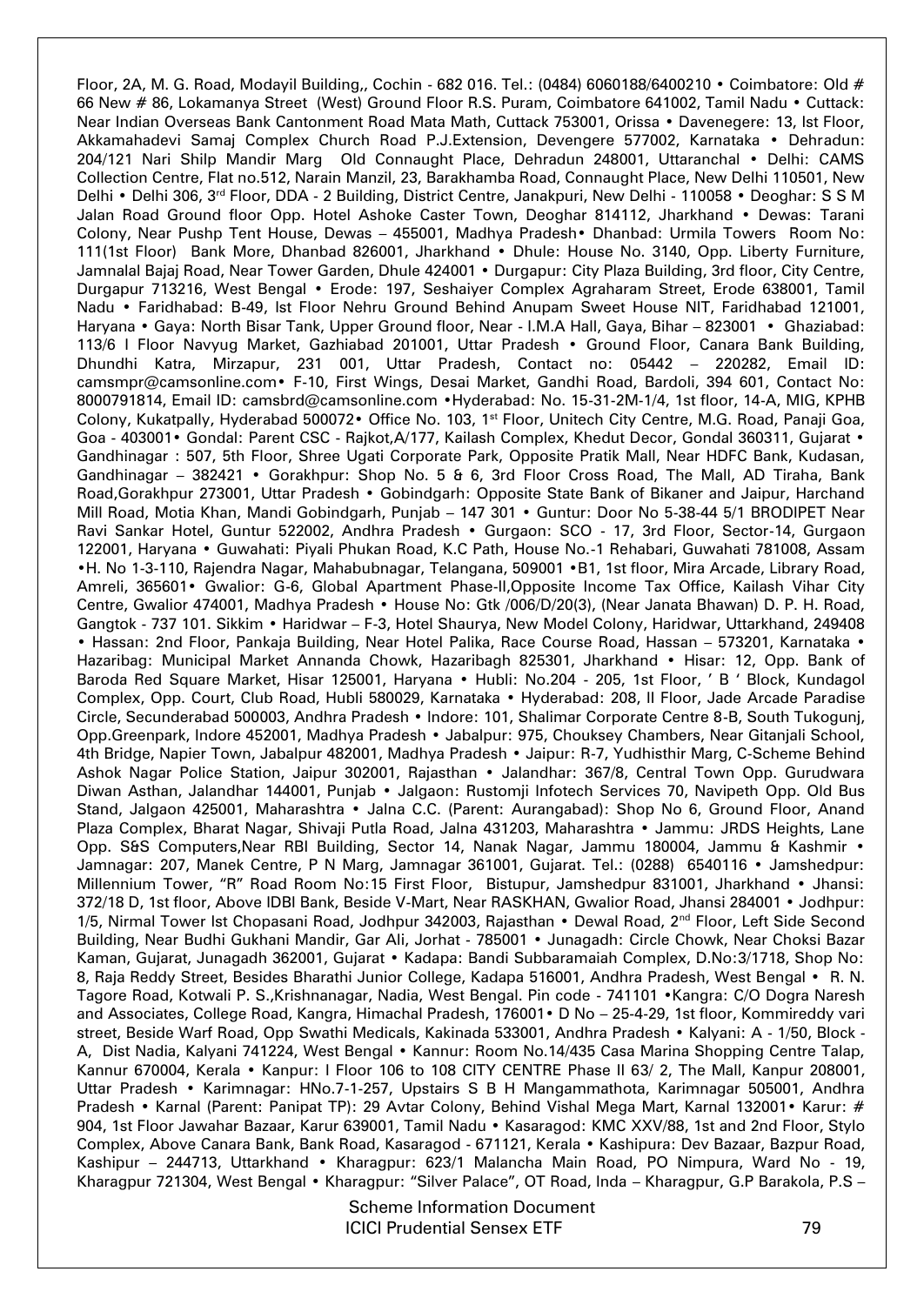Floor, 2A, M. G. Road, Modayil Building,, Cochin - 682 016. Tel.: (0484) 6060188/6400210 • Coimbatore: Old # 66 New # 86, Lokamanya Street (West) Ground Floor R.S. Puram, Coimbatore 641002, Tamil Nadu • Cuttack: Near Indian Overseas Bank Cantonment Road Mata Math, Cuttack 753001, Orissa • Davenegere: 13, Ist Floor, Akkamahadevi Samaj Complex Church Road P.J.Extension, Devengere 577002, Karnataka • Dehradun: 204/121 Nari Shilp Mandir Marg Old Connaught Place, Dehradun 248001, Uttaranchal • Delhi: CAMS Collection Centre, Flat no.512, Narain Manzil, 23, Barakhamba Road, Connaught Place, New Delhi 110501, New Delhi • Delhi 306, 3rd Floor, DDA - 2 Building, District Centre, Janakpuri, New Delhi - 110058 • Deoghar: S S M Jalan Road Ground floor Opp. Hotel Ashoke Caster Town, Deoghar 814112, Jharkhand • Dewas: Tarani Colony, Near Pushp Tent House, Dewas – 455001, Madhya Pradesh• Dhanbad: Urmila Towers Room No: 111(1st Floor) Bank More, Dhanbad 826001, Jharkhand • Dhule: House No. 3140, Opp. Liberty Furniture, Jamnalal Bajaj Road, Near Tower Garden, Dhule 424001 • Durgapur: City Plaza Building, 3rd floor, City Centre, Durgapur 713216, West Bengal • Erode: 197, Seshaiyer Complex Agraharam Street, Erode 638001, Tamil Nadu • Faridhabad: B-49, Ist Floor Nehru Ground Behind Anupam Sweet House NIT, Faridhabad 121001, Haryana • Gaya: North Bisar Tank, Upper Ground floor, Near - I.M.A Hall, Gaya, Bihar – 823001 • Ghaziabad: 113/6 I Floor Navyug Market, Gazhiabad 201001, Uttar Pradesh • Ground Floor, Canara Bank Building, Dhundhi Katra, Mirzapur, 231 001, Uttar Pradesh, Contact no: 05442 – 220282, Email ID: camsmpr@camsonline.com• F-10, First Wings, Desai Market, Gandhi Road, Bardoli, 394 601, Contact No: 8000791814, Email ID: camsbrd@camsonline.com •Hyderabad: No. 15-31-2M-1/4, 1st floor, 14-A, MIG, KPHB Colony, Kukatpally, Hyderabad 500072• Office No. 103, 1st Floor, Unitech City Centre, M.G. Road, Panaji Goa, Goa - 403001• Gondal: Parent CSC - Rajkot,A/177, Kailash Complex, Khedut Decor, Gondal 360311, Gujarat • Gandhinagar : 507, 5th Floor, Shree Ugati Corporate Park, Opposite Pratik Mall, Near HDFC Bank, Kudasan, Gandhinagar – 382421 • Gorakhpur: Shop No. 5 & 6, 3rd Floor Cross Road, The Mall, AD Tiraha, Bank Road,Gorakhpur 273001, Uttar Pradesh • Gobindgarh: Opposite State Bank of Bikaner and Jaipur, Harchand Mill Road, Motia Khan, Mandi Gobindgarh, Punjab – 147 301 • Guntur: Door No 5-38-44 5/1 BRODIPET Near Ravi Sankar Hotel, Guntur 522002, Andhra Pradesh • Gurgaon: SCO - 17, 3rd Floor, Sector-14, Gurgaon 122001, Haryana • Guwahati: Piyali Phukan Road, K.C Path, House No.-1 Rehabari, Guwahati 781008, Assam •H. No 1-3-110, Rajendra Nagar, Mahabubnagar, Telangana, 509001 •B1, 1st floor, Mira Arcade, Library Road, Amreli, 365601• Gwalior: G-6, Global Apartment Phase-II,Opposite Income Tax Office, Kailash Vihar City Centre, Gwalior 474001, Madhya Pradesh • House No: Gtk /006/D/20(3), (Near Janata Bhawan) D. P. H. Road, Gangtok - 737 101. Sikkim • Haridwar – F-3, Hotel Shaurya, New Model Colony, Haridwar, Uttarkhand, 249408 • Hassan: 2nd Floor, Pankaja Building, Near Hotel Palika, Race Course Road, Hassan – 573201, Karnataka • Hazaribag: Municipal Market Annanda Chowk, Hazaribagh 825301, Jharkhand • Hisar: 12, Opp. Bank of Baroda Red Square Market, Hisar 125001, Haryana • Hubli: No.204 - 205, 1st Floor, ' B ' Block, Kundagol Complex, Opp. Court, Club Road, Hubli 580029, Karnataka • Hyderabad: 208, II Floor, Jade Arcade Paradise Circle, Secunderabad 500003, Andhra Pradesh • Indore: 101, Shalimar Corporate Centre 8-B, South Tukogunj, Opp.Greenpark, Indore 452001, Madhya Pradesh • Jabalpur: 975, Chouksey Chambers, Near Gitanjali School, 4th Bridge, Napier Town, Jabalpur 482001, Madhya Pradesh • Jaipur: R-7, Yudhisthir Marg, C-Scheme Behind Ashok Nagar Police Station, Jaipur 302001, Rajasthan • Jalandhar: 367/8, Central Town Opp. Gurudwara Diwan Asthan, Jalandhar 144001, Punjab • Jalgaon: Rustomji Infotech Services 70, Navipeth Opp. Old Bus Stand, Jalgaon 425001, Maharashtra • Jalna C.C. (Parent: Aurangabad): Shop No 6, Ground Floor, Anand Plaza Complex, Bharat Nagar, Shivaji Putla Road, Jalna 431203, Maharashtra • Jammu: JRDS Heights, Lane Opp. S&S Computers,Near RBI Building, Sector 14, Nanak Nagar, Jammu 180004, Jammu & Kashmir • Jamnagar: 207, Manek Centre, P N Marg, Jamnagar 361001, Gujarat. Tel.: (0288) 6540116 • Jamshedpur: Millennium Tower, "R" Road Room No:15 First Floor, Bistupur, Jamshedpur 831001, Jharkhand • Jhansi: 372/18 D, 1st floor, Above IDBI Bank, Beside V-Mart, Near RASKHAN, Gwalior Road, Jhansi 284001 • Jodhpur: 1/5, Nirmal Tower Ist Chopasani Road, Jodhpur 342003, Rajasthan • Dewal Road, 2nd Floor, Left Side Second Building, Near Budhi Gukhani Mandir, Gar Ali, Jorhat - 785001 • Junagadh: Circle Chowk, Near Choksi Bazar Kaman, Gujarat, Junagadh 362001, Gujarat • Kadapa: Bandi Subbaramaiah Complex, D.No:3/1718, Shop No: 8, Raja Reddy Street, Besides Bharathi Junior College, Kadapa 516001, Andhra Pradesh, West Bengal • R. N. Tagore Road, Kotwali P. S.,Krishnanagar, Nadia, West Bengal. Pin code - 741101 •Kangra: C/O Dogra Naresh and Associates, College Road, Kangra, Himachal Pradesh, 176001• D No – 25-4-29, 1st floor, Kommireddy vari street, Beside Warf Road, Opp Swathi Medicals, Kakinada 533001, Andhra Pradesh • Kalyani: A - 1/50, Block - A, Dist Nadia, Kalyani 741224, West Bengal • Kannur: Room No.14/435 Casa Marina Shopping Centre Talap, Kannur 670004, Kerala • Kanpur: I Floor 106 to 108 CITY CENTRE Phase II 63/ 2, The Mall, Kanpur 208001, Uttar Pradesh • Karimnagar: HNo.7-1-257, Upstairs S B H Mangammathota, Karimnagar 505001, Andhra Pradesh • Karnal (Parent: Panipat TP): 29 Avtar Colony, Behind Vishal Mega Mart, Karnal 132001• Karur: # 904, 1st Floor Jawahar Bazaar, Karur 639001, Tamil Nadu • Kasaragod: KMC XXV/88, 1st and 2nd Floor, Stylo Complex, Above Canara Bank, Bank Road, Kasaragod - 671121, Kerala • Kashipura: Dev Bazaar, Bazpur Road, Kashipur – 244713, Uttarkhand • Kharagpur: 623/1 Malancha Main Road, PO Nimpura, Ward No - 19, Kharagpur 721304, West Bengal • Kharagpur: "Silver Palace", OT Road, Inda – Kharagpur, G.P Barakola, P.S –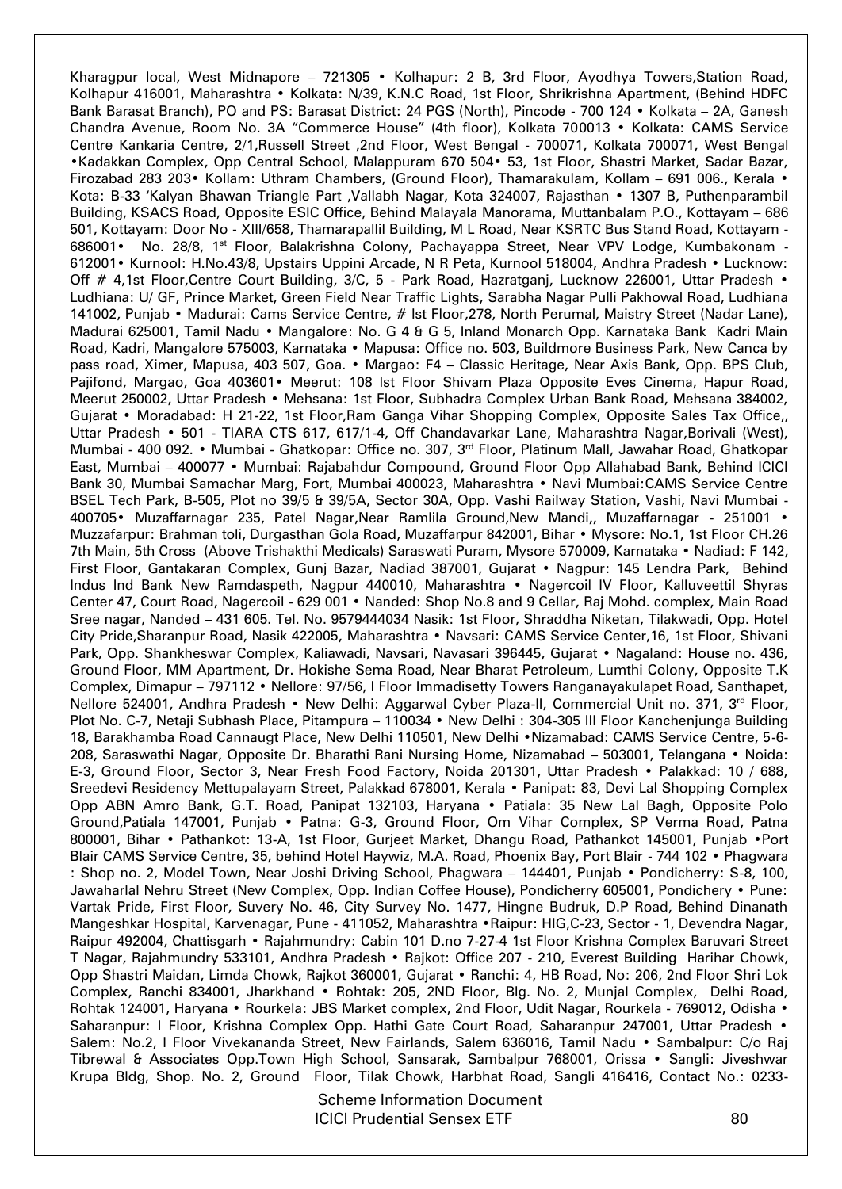Kharagpur local, West Midnapore – 721305 • Kolhapur: 2 B, 3rd Floor, Ayodhya Towers,Station Road, Kolhapur 416001, Maharashtra • Kolkata: N/39, K.N.C Road, 1st Floor, Shrikrishna Apartment, (Behind HDFC Bank Barasat Branch), PO and PS: Barasat District: 24 PGS (North), Pincode - 700 124 • Kolkata – 2A, Ganesh Chandra Avenue, Room No. 3A "Commerce House" (4th floor), Kolkata 700013 • Kolkata: CAMS Service Centre Kankaria Centre, 2/1,Russell Street ,2nd Floor, West Bengal - 700071, Kolkata 700071, West Bengal •Kadakkan Complex, Opp Central School, Malappuram 670 504• 53, 1st Floor, Shastri Market, Sadar Bazar, Firozabad 283 203• Kollam: Uthram Chambers, (Ground Floor), Thamarakulam, Kollam – 691 006., Kerala • Kota: B-33 'Kalyan Bhawan Triangle Part ,Vallabh Nagar, Kota 324007, Rajasthan • 1307 B, Puthenparambil Building, KSACS Road, Opposite ESIC Office, Behind Malayala Manorama, Muttanbalam P.O., Kottayam – 686 501, Kottayam: Door No - XIII/658, Thamarapallil Building, M L Road, Near KSRTC Bus Stand Road, Kottayam - 686001• No. 28/8, 1st Floor, Balakrishna Colony, Pachayappa Street, Near VPV Lodge, Kumbakonam - 612001• Kurnool: H.No.43/8, Upstairs Uppini Arcade, N R Peta, Kurnool 518004, Andhra Pradesh • Lucknow: Off # 4,1st Floor,Centre Court Building, 3/C, 5 - Park Road, Hazratganj, Lucknow 226001, Uttar Pradesh • Ludhiana: U/ GF, Prince Market, Green Field Near Traffic Lights, Sarabha Nagar Pulli Pakhowal Road, Ludhiana 141002, Punjab • Madurai: Cams Service Centre, # Ist Floor,278, North Perumal, Maistry Street (Nadar Lane), Madurai 625001, Tamil Nadu • Mangalore: No. G 4 & G 5, Inland Monarch Opp. Karnataka Bank Kadri Main Road, Kadri, Mangalore 575003, Karnataka • Mapusa: Office no. 503, Buildmore Business Park, New Canca by pass road, Ximer, Mapusa, 403 507, Goa. • Margao: F4 – Classic Heritage, Near Axis Bank, Opp. BPS Club, Pajifond, Margao, Goa 403601• Meerut: 108 Ist Floor Shivam Plaza Opposite Eves Cinema, Hapur Road, Meerut 250002, Uttar Pradesh • Mehsana: 1st Floor, Subhadra Complex Urban Bank Road, Mehsana 384002, Gujarat • Moradabad: H 21-22, 1st Floor,Ram Ganga Vihar Shopping Complex, Opposite Sales Tax Office,, Uttar Pradesh • 501 - TIARA CTS 617, 617/1-4, Off Chandavarkar Lane, Maharashtra Nagar,Borivali (West), Mumbai - 400 092. • Mumbai - Ghatkopar: Office no. 307, 3rd Floor, Platinum Mall, Jawahar Road, Ghatkopar East, Mumbai – 400077 • Mumbai: Rajabahdur Compound, Ground Floor Opp Allahabad Bank, Behind ICICI Bank 30, Mumbai Samachar Marg, Fort, Mumbai 400023, Maharashtra • Navi Mumbai:CAMS Service Centre BSEL Tech Park, B-505, Plot no 39/5 & 39/5A, Sector 30A, Opp. Vashi Railway Station, Vashi, Navi Mumbai - 400705• Muzaffarnagar 235, Patel Nagar,Near Ramlila Ground,New Mandi,, Muzaffarnagar - 251001 • Muzzafarpur: Brahman toli, Durgasthan Gola Road, Muzaffarpur 842001, Bihar • Mysore: No.1, 1st Floor CH.26 7th Main, 5th Cross (Above Trishakthi Medicals) Saraswati Puram, Mysore 570009, Karnataka • Nadiad: F 142, First Floor, Gantakaran Complex, Gunj Bazar, Nadiad 387001, Gujarat • Nagpur: 145 Lendra Park, Behind Indus Ind Bank New Ramdaspeth, Nagpur 440010, Maharashtra • Nagercoil IV Floor, Kalluveettil Shyras Center 47, Court Road, Nagercoil - 629 001 • Nanded: Shop No.8 and 9 Cellar, Raj Mohd. complex, Main Road Sree nagar, Nanded – 431 605. Tel. No. 9579444034 Nasik: 1st Floor, Shraddha Niketan, Tilakwadi, Opp. Hotel City Pride,Sharanpur Road, Nasik 422005, Maharashtra • Navsari: CAMS Service Center,16, 1st Floor, Shivani Park, Opp. Shankheswar Complex, Kaliawadi, Navsari, Navasari 396445, Gujarat • Nagaland: House no. 436, Ground Floor, MM Apartment, Dr. Hokishe Sema Road, Near Bharat Petroleum, Lumthi Colony, Opposite T.K Complex, Dimapur – 797112 • Nellore: 97/56, I Floor Immadisetty Towers Ranganayakulapet Road, Santhapet, Nellore 524001, Andhra Pradesh • New Delhi: Aggarwal Cyber Plaza-II, Commercial Unit no. 371, 3rd Floor, Plot No. C-7, Netaji Subhash Place, Pitampura – 110034 • New Delhi : 304-305 III Floor Kanchenjunga Building 18, Barakhamba Road Cannaugt Place, New Delhi 110501, New Delhi •Nizamabad: CAMS Service Centre, 5-6-208, Saraswathi Nagar, Opposite Dr. Bharathi Rani Nursing Home, Nizamabad – 503001, Telangana • Noida: E-3, Ground Floor, Sector 3, Near Fresh Food Factory, Noida 201301, Uttar Pradesh • Palakkad: 10 / 688, Sreedevi Residency Mettupalayam Street, Palakkad 678001, Kerala • Panipat: 83, Devi Lal Shopping Complex Opp ABN Amro Bank, G.T. Road, Panipat 132103, Haryana • Patiala: 35 New Lal Bagh, Opposite Polo Ground,Patiala 147001, Punjab • Patna: G-3, Ground Floor, Om Vihar Complex, SP Verma Road, Patna 800001, Bihar • Pathankot: 13-A, 1st Floor, Gurjeet Market, Dhangu Road, Pathankot 145001, Punjab •Port Blair CAMS Service Centre, 35, behind Hotel Haywiz, M.A. Road, Phoenix Bay, Port Blair - 744 102 • Phagwara : Shop no. 2, Model Town, Near Joshi Driving School, Phagwara – 144401, Punjab • Pondicherry: S-8, 100, Jawaharlal Nehru Street (New Complex, Opp. Indian Coffee House), Pondicherry 605001, Pondichery • Pune: Vartak Pride, First Floor, Suvery No. 46, City Survey No. 1477, Hingne Budruk, D.P Road, Behind Dinanath Mangeshkar Hospital, Karvenagar, Pune - 411052, Maharashtra •Raipur: HIG,C-23, Sector - 1, Devendra Nagar, Raipur 492004, Chattisgarh • Rajahmundry: Cabin 101 D.no 7-27-4 1st Floor Krishna Complex Baruvari Street T Nagar, Rajahmundry 533101, Andhra Pradesh • Rajkot: Office 207 - 210, Everest Building Harihar Chowk, Opp Shastri Maidan, Limda Chowk, Rajkot 360001, Gujarat • Ranchi: 4, HB Road, No: 206, 2nd Floor Shri Lok Complex, Ranchi 834001, Jharkhand • Rohtak: 205, 2ND Floor, Blg. No. 2, Munjal Complex, Delhi Road, Rohtak 124001, Haryana • Rourkela: JBS Market complex, 2nd Floor, Udit Nagar, Rourkela - 769012, Odisha • Saharanpur: I Floor, Krishna Complex Opp. Hathi Gate Court Road, Saharanpur 247001, Uttar Pradesh • Salem: No.2, I Floor Vivekananda Street, New Fairlands, Salem 636016, Tamil Nadu • Sambalpur: C/o Raj Tibrewal & Associates Opp.Town High School, Sansarak, Sambalpur 768001, Orissa • Sangli: Jiveshwar Krupa Bldg, Shop. No. 2, Ground Floor, Tilak Chowk, Harbhat Road, Sangli 416416, Contact No.: 0233-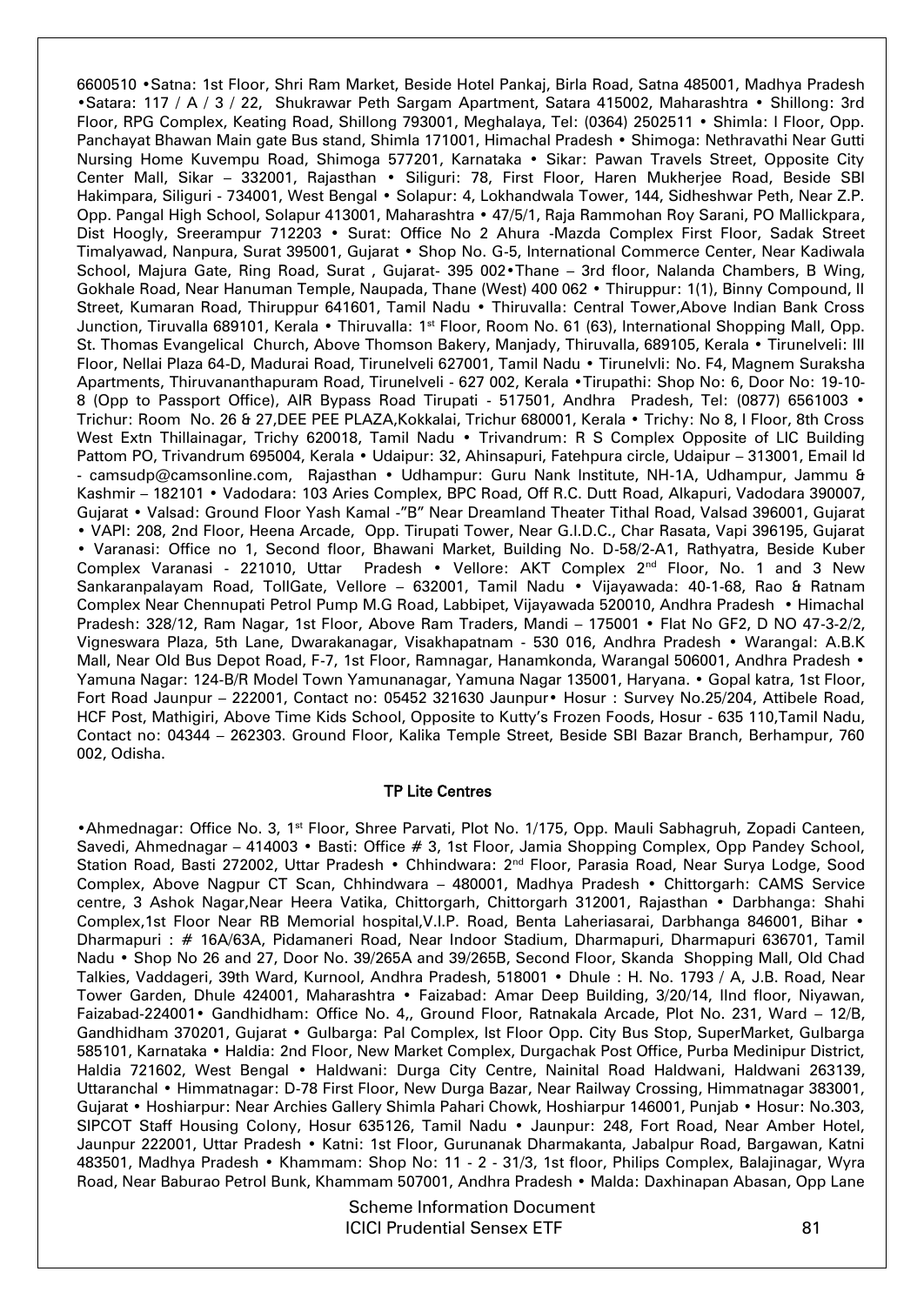6600510 •Satna: 1st Floor, Shri Ram Market, Beside Hotel Pankaj, Birla Road, Satna 485001, Madhya Pradesh •Satara: 117 / A / 3 / 22, Shukrawar Peth Sargam Apartment, Satara 415002, Maharashtra • Shillong: 3rd Floor, RPG Complex, Keating Road, Shillong 793001, Meghalaya, Tel: (0364) 2502511 • Shimla: I Floor, Opp. Panchayat Bhawan Main gate Bus stand, Shimla 171001, Himachal Pradesh • Shimoga: Nethravathi Near Gutti Nursing Home Kuvempu Road, Shimoga 577201, Karnataka • Sikar: Pawan Travels Street, Opposite City Center Mall, Sikar – 332001, Rajasthan • Siliguri: 78, First Floor, Haren Mukherjee Road, Beside SBI Hakimpara, Siliguri - 734001, West Bengal • Solapur: 4, Lokhandwala Tower, 144, Sidheshwar Peth, Near Z.P. Opp. Pangal High School, Solapur 413001, Maharashtra • 47/5/1, Raja Rammohan Roy Sarani, PO Mallickpara, Dist Hoogly, Sreerampur 712203 • Surat: Office No 2 Ahura -Mazda Complex First Floor, Sadak Street Timalyawad, Nanpura, Surat 395001, Gujarat • Shop No. G-5, International Commerce Center, Near Kadiwala School, Majura Gate, Ring Road, Surat , Gujarat- 395 002•Thane – 3rd floor, Nalanda Chambers, B Wing, Gokhale Road, Near Hanuman Temple, Naupada, Thane (West) 400 062 • Thiruppur: 1(1), Binny Compound, II Street, Kumaran Road, Thiruppur 641601, Tamil Nadu • Thiruvalla: Central Tower,Above Indian Bank Cross Junction, Tiruvalla 689101, Kerala • Thiruvalla: 1st Floor, Room No. 61 (63), International Shopping Mall, Opp. St. Thomas Evangelical Church, Above Thomson Bakery, Manjady, Thiruvalla, 689105, Kerala • Tirunelveli: III Floor, Nellai Plaza 64-D, Madurai Road, Tirunelveli 627001, Tamil Nadu • Tirunelvli: No. F4, Magnem Suraksha Apartments, Thiruvananthapuram Road, Tirunelveli - 627 002, Kerala •Tirupathi: Shop No: 6, Door No: 19-10-8 (Opp to Passport Office), AIR Bypass Road Tirupati - 517501, Andhra Pradesh, Tel: (0877) 6561003 • Trichur: Room No. 26 & 27,DEE PEE PLAZA,Kokkalai, Trichur 680001, Kerala • Trichy: No 8, I Floor, 8th Cross West Extn Thillainagar, Trichy 620018, Tamil Nadu • Trivandrum: R S Complex Opposite of LIC Building Pattom PO, Trivandrum 695004, Kerala • Udaipur: 32, Ahinsapuri, Fatehpura circle, Udaipur – 313001, Email Id - camsudp@camsonline.com, Rajasthan • Udhampur: Guru Nank Institute, NH-1A, Udhampur, Jammu & Kashmir – 182101 • Vadodara: 103 Aries Complex, BPC Road, Off R.C. Dutt Road, Alkapuri, Vadodara 390007, Gujarat • Valsad: Ground Floor Yash Kamal -"B" Near Dreamland Theater Tithal Road, Valsad 396001, Gujarat • VAPI: 208, 2nd Floor, Heena Arcade, Opp. Tirupati Tower, Near G.I.D.C., Char Rasata, Vapi 396195, Gujarat • Varanasi: Office no 1, Second floor, Bhawani Market, Building No. D-58/2-A1, Rathyatra, Beside Kuber Complex Varanasi - 221010, Uttar Pradesh • Vellore: AKT Complex 2nd Floor, No. 1 and 3 New Sankaranpalayam Road, TollGate, Vellore – 632001, Tamil Nadu • Vijayawada: 40-1-68, Rao & Ratnam Complex Near Chennupati Petrol Pump M.G Road, Labbipet, Vijayawada 520010, Andhra Pradesh • Himachal Pradesh: 328/12, Ram Nagar, 1st Floor, Above Ram Traders, Mandi – 175001 • Flat No GF2, D NO 47-3-2/2, Vigneswara Plaza, 5th Lane, Dwarakanagar, Visakhapatnam - 530 016, Andhra Pradesh • Warangal: A.B.K Mall, Near Old Bus Depot Road, F-7, 1st Floor, Ramnagar, Hanamkonda, Warangal 506001, Andhra Pradesh • Yamuna Nagar: 124-B/R Model Town Yamunanagar, Yamuna Nagar 135001, Haryana. • Gopal katra, 1st Floor, Fort Road Jaunpur – 222001, Contact no: 05452 321630 Jaunpur• Hosur : Survey No.25/204, Attibele Road, HCF Post, Mathigiri, Above Time Kids School, Opposite to Kutty's Frozen Foods, Hosur - 635 110,Tamil Nadu, Contact no: 04344 – 262303. Ground Floor, Kalika Temple Street, Beside SBI Bazar Branch, Berhampur, 760 002, Odisha.

## TP Lite Centres

•Ahmednagar: Office No. 3, 1st Floor, Shree Parvati, Plot No. 1/175, Opp. Mauli Sabhagruh, Zopadi Canteen, Savedi, Ahmednagar – 414003 • Basti: Office # 3, 1st Floor, Jamia Shopping Complex, Opp Pandey School, Station Road, Basti 272002, Uttar Pradesh • Chhindwara: 2nd Floor, Parasia Road, Near Surya Lodge, Sood Complex, Above Nagpur CT Scan, Chhindwara – 480001, Madhya Pradesh • Chittorgarh: CAMS Service centre, 3 Ashok Nagar,Near Heera Vatika, Chittorgarh, Chittorgarh 312001, Rajasthan • Darbhanga: Shahi Complex,1st Floor Near RB Memorial hospital,V.I.P. Road, Benta Laheriasarai, Darbhanga 846001, Bihar • Dharmapuri : # 16A/63A, Pidamaneri Road, Near Indoor Stadium, Dharmapuri, Dharmapuri 636701, Tamil Nadu • Shop No 26 and 27, Door No. 39/265A and 39/265B, Second Floor, Skanda Shopping Mall, Old Chad Talkies, Vaddageri, 39th Ward, Kurnool, Andhra Pradesh, 518001 • Dhule : H. No. 1793 / A, J.B. Road, Near Tower Garden, Dhule 424001, Maharashtra • Faizabad: Amar Deep Building, 3/20/14, IInd floor, Niyawan, Faizabad-224001• Gandhidham: Office No. 4,, Ground Floor, Ratnakala Arcade, Plot No. 231, Ward – 12/B, Gandhidham 370201, Gujarat • Gulbarga: Pal Complex, Ist Floor Opp. City Bus Stop, SuperMarket, Gulbarga 585101, Karnataka • Haldia: 2nd Floor, New Market Complex, Durgachak Post Office, Purba Medinipur District, Haldia 721602, West Bengal • Haldwani: Durga City Centre, Nainital Road Haldwani, Haldwani 263139, Uttaranchal • Himmatnagar: D-78 First Floor, New Durga Bazar, Near Railway Crossing, Himmatnagar 383001, Gujarat • Hoshiarpur: Near Archies Gallery Shimla Pahari Chowk, Hoshiarpur 146001, Punjab • Hosur: No.303, SIPCOT Staff Housing Colony, Hosur 635126, Tamil Nadu • Jaunpur: 248, Fort Road, Near Amber Hotel, Jaunpur 222001, Uttar Pradesh • Katni: 1st Floor, Gurunanak Dharmakanta, Jabalpur Road, Bargawan, Katni 483501, Madhya Pradesh • Khammam: Shop No: 11 - 2 - 31/3, 1st floor, Philips Complex, Balajinagar, Wyra Road, Near Baburao Petrol Bunk, Khammam 507001, Andhra Pradesh • Malda: Daxhinapan Abasan, Opp Lane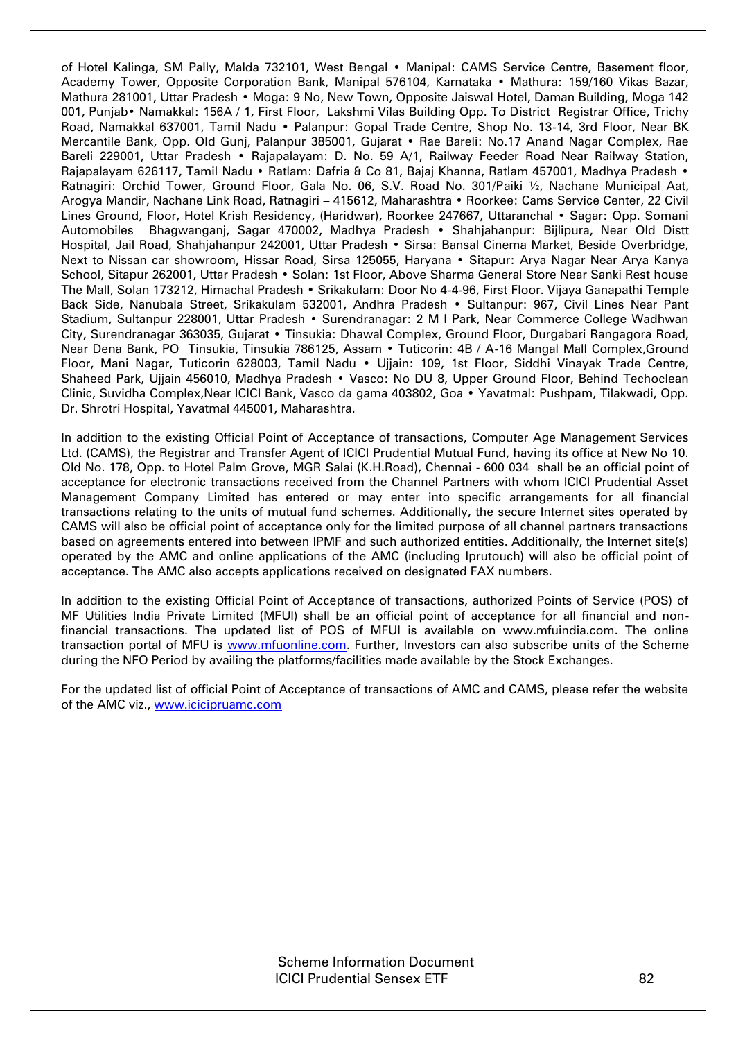of Hotel Kalinga, SM Pally, Malda 732101, West Bengal • Manipal: CAMS Service Centre, Basement floor, Academy Tower, Opposite Corporation Bank, Manipal 576104, Karnataka • Mathura: 159/160 Vikas Bazar, Mathura 281001, Uttar Pradesh • Moga: 9 No, New Town, Opposite Jaiswal Hotel, Daman Building, Moga 142 001, Punjab• Namakkal: 156A / 1, First Floor, Lakshmi Vilas Building Opp. To District Registrar Office, Trichy Road, Namakkal 637001, Tamil Nadu • Palanpur: Gopal Trade Centre, Shop No. 13-14, 3rd Floor, Near BK Mercantile Bank, Opp. Old Gunj, Palanpur 385001, Gujarat • Rae Bareli: No.17 Anand Nagar Complex, Rae Bareli 229001, Uttar Pradesh • Rajapalayam: D. No. 59 A/1, Railway Feeder Road Near Railway Station, Rajapalayam 626117, Tamil Nadu • Ratlam: Dafria & Co 81, Bajaj Khanna, Ratlam 457001, Madhya Pradesh • Ratnagiri: Orchid Tower, Ground Floor, Gala No. 06, S.V. Road No. 301/Paiki ½, Nachane Municipal Aat, Arogya Mandir, Nachane Link Road, Ratnagiri – 415612, Maharashtra • Roorkee: Cams Service Center, 22 Civil Lines Ground, Floor, Hotel Krish Residency, (Haridwar), Roorkee 247667, Uttaranchal • Sagar: Opp. Somani Automobiles Bhagwanganj, Sagar 470002, Madhya Pradesh • Shahjahanpur: Bijlipura, Near Old Distt Hospital, Jail Road, Shahjahanpur 242001, Uttar Pradesh • Sirsa: Bansal Cinema Market, Beside Overbridge, Next to Nissan car showroom, Hissar Road, Sirsa 125055, Haryana • Sitapur: Arya Nagar Near Arya Kanya School, Sitapur 262001, Uttar Pradesh • Solan: 1st Floor, Above Sharma General Store Near Sanki Rest house The Mall, Solan 173212, Himachal Pradesh • Srikakulam: Door No 4-4-96, First Floor. Vijaya Ganapathi Temple Back Side, Nanubala Street, Srikakulam 532001, Andhra Pradesh • Sultanpur: 967, Civil Lines Near Pant Stadium, Sultanpur 228001, Uttar Pradesh • Surendranagar: 2 M I Park, Near Commerce College Wadhwan City, Surendranagar 363035, Gujarat • Tinsukia: Dhawal Complex, Ground Floor, Durgabari Rangagora Road, Near Dena Bank, PO Tinsukia, Tinsukia 786125, Assam • Tuticorin: 4B / A-16 Mangal Mall Complex,Ground Floor, Mani Nagar, Tuticorin 628003, Tamil Nadu • Ujjain: 109, 1st Floor, Siddhi Vinayak Trade Centre, Shaheed Park, Ujjain 456010, Madhya Pradesh • Vasco: No DU 8, Upper Ground Floor, Behind Techoclean Clinic, Suvidha Complex,Near ICICI Bank, Vasco da gama 403802, Goa • Yavatmal: Pushpam, Tilakwadi, Opp. Dr. Shrotri Hospital, Yavatmal 445001, Maharashtra.

In addition to the existing Official Point of Acceptance of transactions, Computer Age Management Services Ltd. (CAMS), the Registrar and Transfer Agent of ICICI Prudential Mutual Fund, having its office at New No 10. Old No. 178, Opp. to Hotel Palm Grove, MGR Salai (K.H.Road), Chennai - 600 034 shall be an official point of acceptance for electronic transactions received from the Channel Partners with whom ICICI Prudential Asset Management Company Limited has entered or may enter into specific arrangements for all financial transactions relating to the units of mutual fund schemes. Additionally, the secure Internet sites operated by CAMS will also be official point of acceptance only for the limited purpose of all channel partners transactions based on agreements entered into between IPMF and such authorized entities. Additionally, the Internet site(s) operated by the AMC and online applications of the AMC (including Iprutouch) will also be official point of acceptance. The AMC also accepts applications received on designated FAX numbers.

In addition to the existing Official Point of Acceptance of transactions, authorized Points of Service (POS) of MF Utilities India Private Limited (MFUI) shall be an official point of acceptance for all financial and non-financial transactions. The updated list of POS of MFUI is available on www.mfuindia.com. The online transaction portal of MFU is [www.mfuonline.com](http://www.mfuonline.com). Further, Investors can also subscribe units of the Scheme during the NFO Period by availing the platforms/facilities made available by the Stock Exchanges.

For the updated list of official Point of Acceptance of transactions of AMC and CAMS, please refer the website of the AMC viz., [www.icicipruamc.com](http://www.icicipruamc.com)